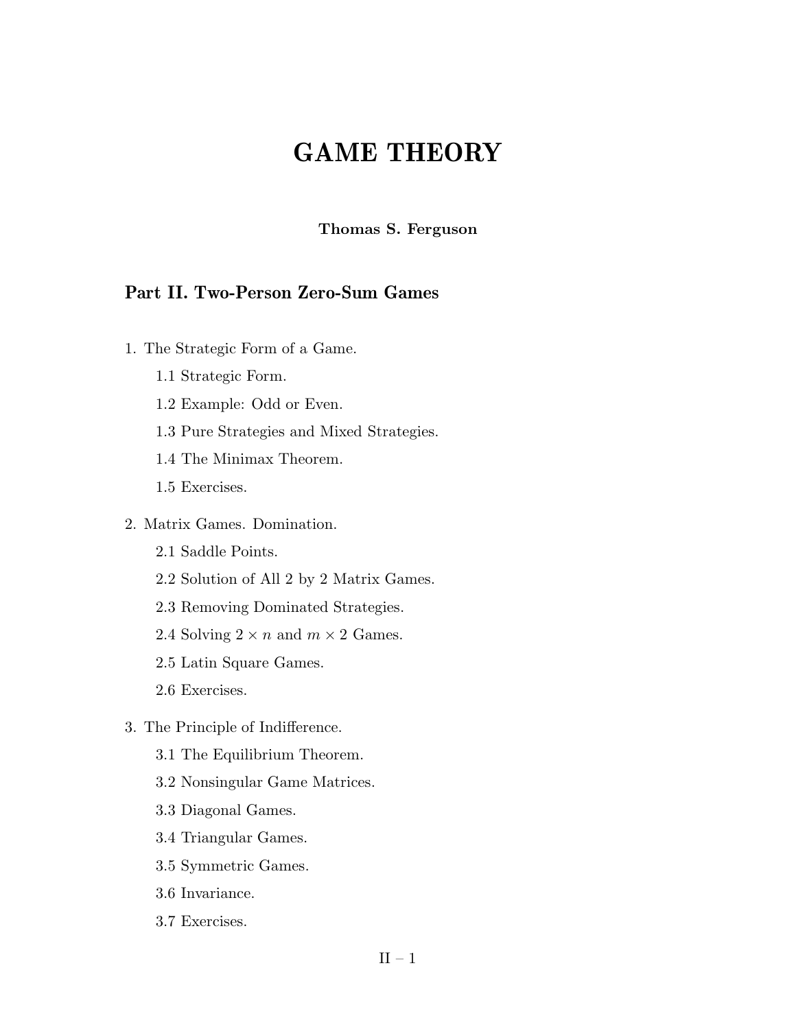# GAME THEORY

**Thomas S. Ferguson**

## Part II. Two-Person Zero-Sum Games

1. The Strategic Form of a Game.
   - 1.1 Strategic Form.
   - 1.2 Example: Odd or Even.
   - 1.3 Pure Strategies and Mixed Strategies.
   - 1.4 The Minimax Theorem.
   - 1.5 Exercises.

2. Matrix Games. Domination.
   - 2.1 Saddle Points.
   - 2.2 Solution of All 2 by 2 Matrix Games.
   - 2.3 Removing Dominated Strategies.
   - 2.4 Solving $2 \times n$ and $m \times 2$ Games.
   - 2.5 Latin Square Games.
   - 2.6 Exercises.

3. The Principle of Indifference.
   - 3.1 The Equilibrium Theorem.
   - 3.2 Nonsingular Game Matrices.
   - 3.3 Diagonal Games.
   - 3.4 Triangular Games.
   - 3.5 Symmetric Games.
   - 3.6 Invariance.
   - 3.7 Exercises.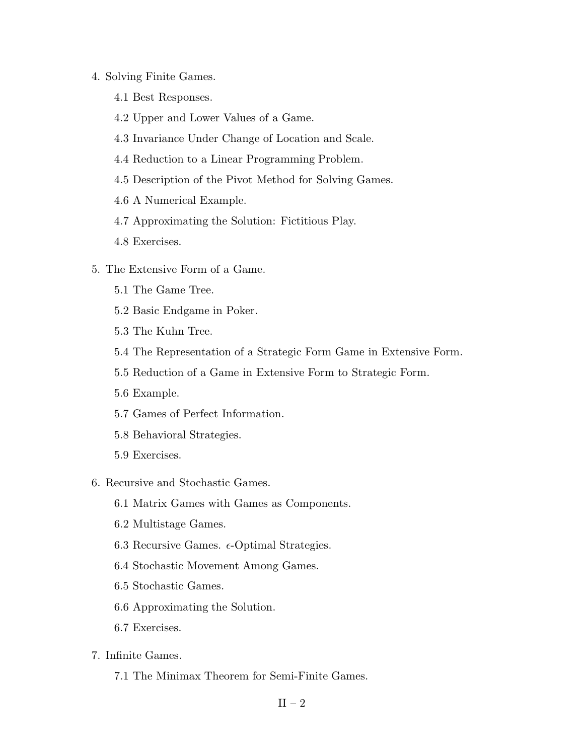4. Solving Finite Games.

   4.1 Best Responses.

   4.2 Upper and Lower Values of a Game.

   4.3 Invariance Under Change of Location and Scale.

   4.4 Reduction to a Linear Programming Problem.

   4.5 Description of the Pivot Method for Solving Games.

   4.6 A Numerical Example.

   4.7 Approximating the Solution: Fictitious Play.

   4.8 Exercises.

5. The Extensive Form of a Game.

   5.1 The Game Tree.

   5.2 Basic Endgame in Poker.

   5.3 The Kuhn Tree.

   5.4 The Representation of a Strategic Form Game in Extensive Form.

   5.5 Reduction of a Game in Extensive Form to Strategic Form.

   5.6 Example.

   5.7 Games of Perfect Information.

   5.8 Behavioral Strategies.

   5.9 Exercises.

6. Recursive and Stochastic Games.

   6.1 Matrix Games with Games as Components.

   6.2 Multistage Games.

   6.3 Recursive Games. $\epsilon$-Optimal Strategies.

   6.4 Stochastic Movement Among Games.

   6.5 Stochastic Games.

   6.6 Approximating the Solution.

   6.7 Exercises.

7. Infinite Games.

   7.1 The Minimax Theorem for Semi-Finite Games.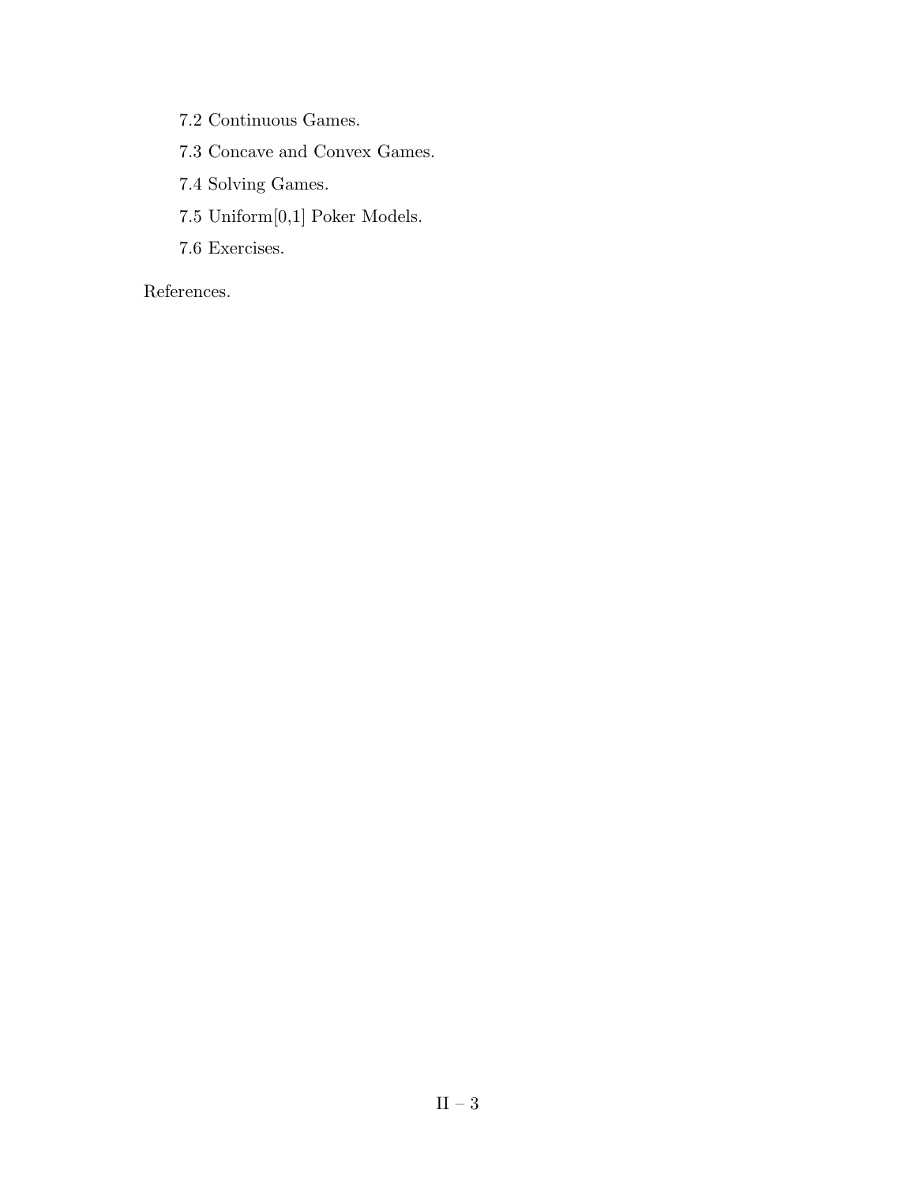7.2 Continuous Games.

7.3 Concave and Convex Games.

7.4 Solving Games.

7.5 Uniform[0,1] Poker Models.

7.6 Exercises.

References.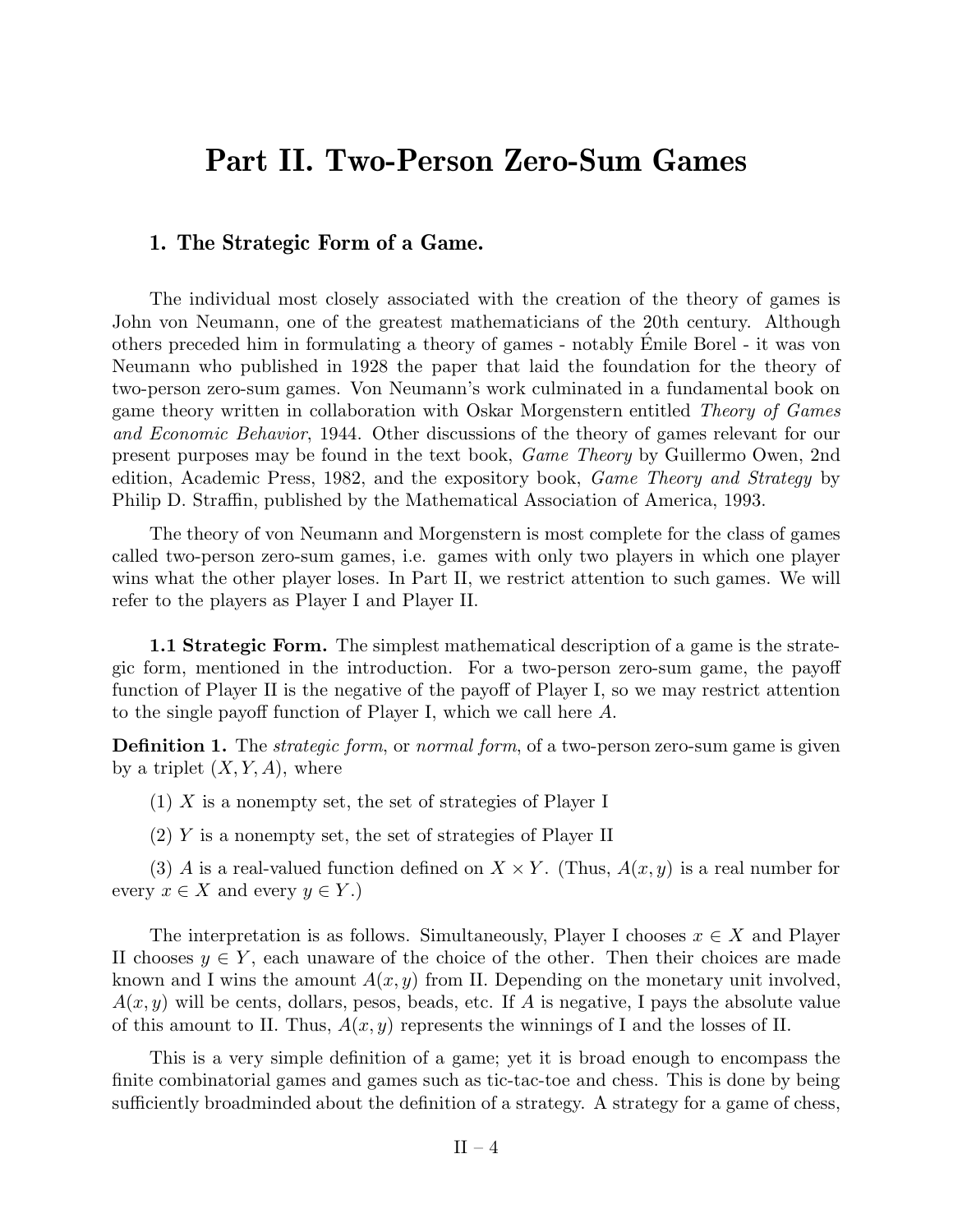# Part II. Two-Person Zero-Sum Games

## 1. The Strategic Form of a Game.

The individual most closely associated with the creation of the theory of games is John von Neumann, one of the greatest mathematicians of the 20th century. Although others preceded him in formulating a theory of games - notably Émile Borel - it was von Neumann who published in 1928 the paper that laid the foundation for the theory of two-person zero-sum games. Von Neumann's work culminated in a fundamental book on game theory written in collaboration with Oskar Morgenstern entitled *Theory of Games and Economic Behavior*, 1944. Other discussions of the theory of games relevant for our present purposes may be found in the text book, *Game Theory* by Guillermo Owen, 2nd edition, Academic Press, 1982, and the expository book, *Game Theory and Strategy* by Philip D. Straffin, published by the Mathematical Association of America, 1993.

The theory of von Neumann and Morgenstern is most complete for the class of games called two-person zero-sum games, i.e. games with only two players in which one player wins what the other player loses. In Part II, we restrict attention to such games. We will refer to the players as Player I and Player II.

**1.1 Strategic Form.** The simplest mathematical description of a game is the strategic form, mentioned in the introduction. For a two-person zero-sum game, the payoff function of Player II is the negative of the payoff of Player I, so we may restrict attention to the single payoff function of Player I, which we call here $A$.

**Definition 1.** The *strategic form*, or *normal form*, of a two-person zero-sum game is given by a triplet $(X, Y, A)$, where

(1) $X$ is a nonempty set, the set of strategies of Player I

(2) $Y$ is a nonempty set, the set of strategies of Player II

(3) $A$ is a real-valued function defined on $X \times Y$. (Thus, $A(x, y)$ is a real number for every $x \in X$ and every $y \in Y$.)

The interpretation is as follows. Simultaneously, Player I chooses $x \in X$ and Player II chooses $y \in Y$, each unaware of the choice of the other. Then their choices are made known and I wins the amount $A(x, y)$ from II. Depending on the monetary unit involved, $A(x, y)$ will be cents, dollars, pesos, beads, etc. If $A$ is negative, I pays the absolute value of this amount to II. Thus, $A(x, y)$ represents the winnings of I and the losses of II.

This is a very simple definition of a game; yet it is broad enough to encompass the finite combinatorial games and games such as tic-tac-toe and chess. This is done by being sufficiently broadminded about the definition of a strategy. A strategy for a game of chess,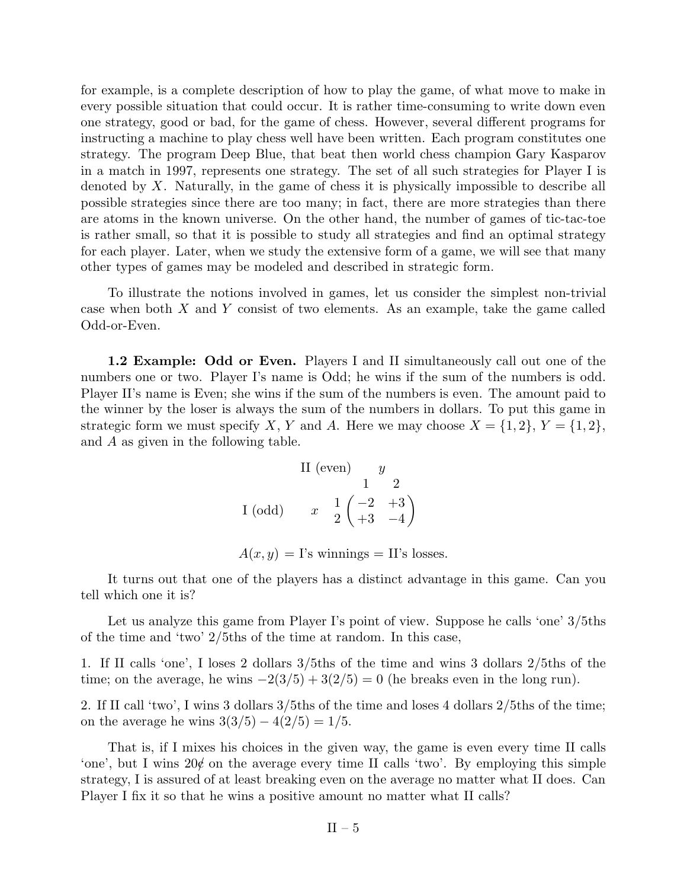for example, is a complete description of how to play the game, of what move to make in every possible situation that could occur. It is rather time-consuming to write down even one strategy, good or bad, for the game of chess. However, several different programs for instructing a machine to play chess well have been written. Each program constitutes one strategy. The program Deep Blue, that beat then world chess champion Gary Kasparov in a match in 1997, represents one strategy. The set of all such strategies for Player I is denoted by $X$. Naturally, in the game of chess it is physically impossible to describe all possible strategies since there are too many; in fact, there are more strategies than there are atoms in the known universe. On the other hand, the number of games of tic-tac-toe is rather small, so that it is possible to study all strategies and find an optimal strategy for each player. Later, when we study the extensive form of a game, we will see that many other types of games may be modeled and described in strategic form.

To illustrate the notions involved in games, let us consider the simplest non-trivial case when both $X$ and $Y$ consist of two elements. As an example, take the game called Odd-or-Even.

**1.2 Example: Odd or Even.** Players I and II simultaneously call out one of the numbers one or two. Player I's name is Odd; he wins if the sum of the numbers is odd. Player II's name is Even; she wins if the sum of the numbers is even. The amount paid to the winner by the loser is always the sum of the numbers in dollars. To put this game in strategic form we must specify $X$, $Y$ and $A$. Here we may choose $X = \{1, 2\}$, $Y = \{1, 2\}$, and $A$ as given in the following table.

$$
\begin{array}{cc}
 & \text{II (even)} \quad y \\
 & \quad\quad\quad\quad\quad 1 \quad\;\; 2 \\
\text{I (odd)} \quad x & \begin{array}{c} 1 \\ 2 \end{array} \begin{pmatrix} -2 & +3 \\ +3 & -4 \end{pmatrix}
\end{array}
$$

$$A(x, y) = \text{I's winnings} = \text{II's losses}.$$

It turns out that one of the players has a distinct advantage in this game. Can you tell which one it is?

Let us analyze this game from Player I's point of view. Suppose he calls 'one' 3/5ths of the time and 'two' 2/5ths of the time at random. In this case,

1. If II calls 'one', I loses 2 dollars 3/5ths of the time and wins 3 dollars 2/5ths of the time; on the average, he wins $-2(3/5) + 3(2/5) = 0$ (he breaks even in the long run).

2. If II call 'two', I wins 3 dollars 3/5ths of the time and loses 4 dollars 2/5ths of the time; on the average he wins $3(3/5) - 4(2/5) = 1/5$.

That is, if I mixes his choices in the given way, the game is even every time II calls 'one', but I wins 20¢ on the average every time II calls 'two'. By employing this simple strategy, I is assured of at least breaking even on the average no matter what II does. Can Player I fix it so that he wins a positive amount no matter what II calls?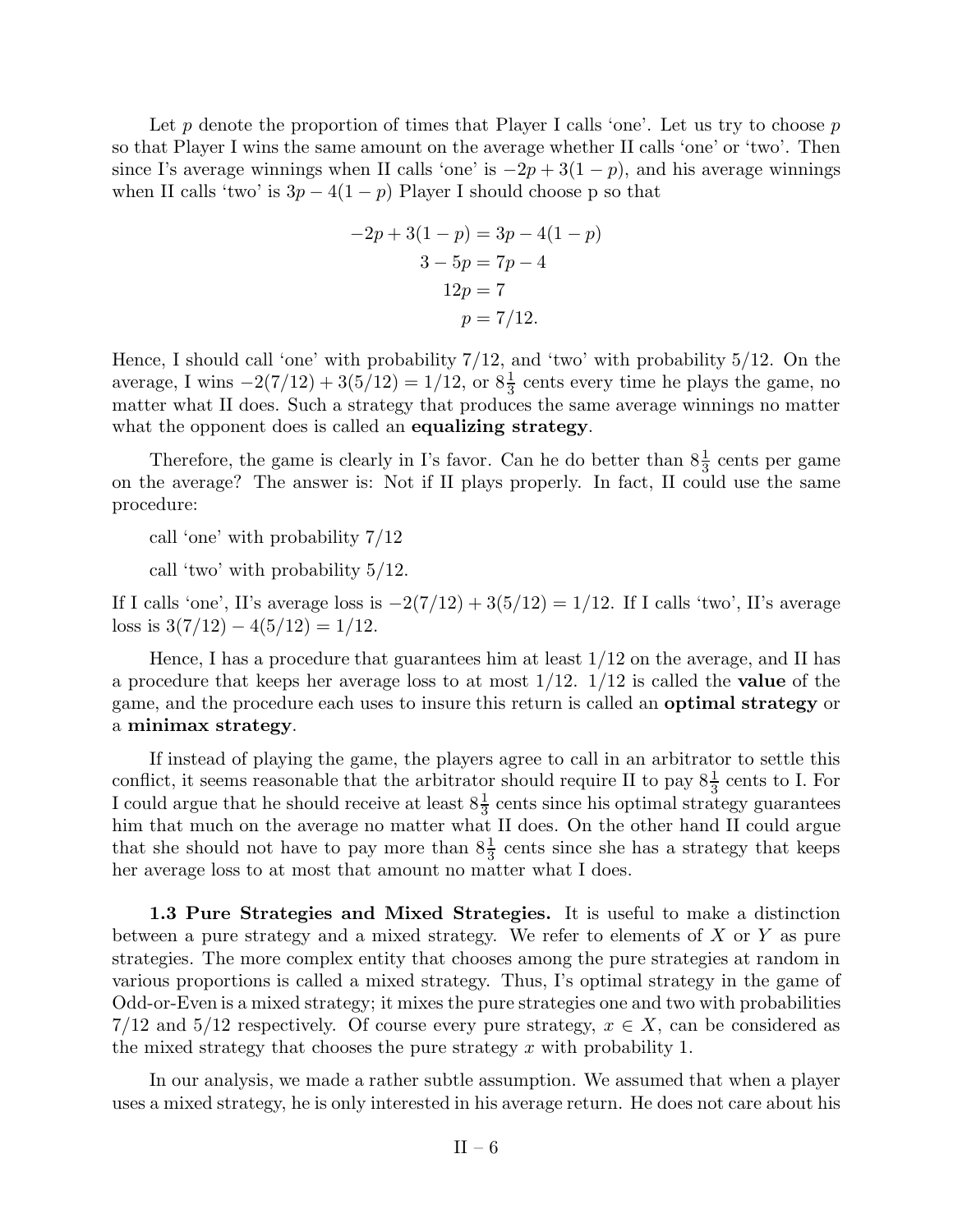Let $p$ denote the proportion of times that Player I calls 'one'. Let us try to choose $p$ so that Player I wins the same amount on the average whether II calls 'one' or 'two'. Then since I's average winnings when II calls 'one' is $-2p + 3(1-p)$, and his average winnings when II calls 'two' is $3p - 4(1-p)$ Player I should choose p so that

$$\begin{aligned}
-2p + 3(1-p) &= 3p - 4(1-p) \\
3 - 5p &= 7p - 4 \\
12p &= 7 \\
p &= 7/12.
\end{aligned}$$

Hence, I should call 'one' with probability 7/12, and 'two' with probability 5/12. On the average, I wins $-2(7/12) + 3(5/12) = 1/12$, or $8\frac{1}{3}$ cents every time he plays the game, no matter what II does. Such a strategy that produces the same average winnings no matter what the opponent does is called an **equalizing strategy**.

Therefore, the game is clearly in I's favor. Can he do better than $8\frac{1}{3}$ cents per game on the average? The answer is: Not if II plays properly. In fact, II could use the same procedure:

call 'one' with probability 7/12

call 'two' with probability 5/12.

If I calls 'one', II's average loss is $-2(7/12) + 3(5/12) = 1/12$. If I calls 'two', II's average loss is $3(7/12) - 4(5/12) = 1/12$.

Hence, I has a procedure that guarantees him at least 1/12 on the average, and II has a procedure that keeps her average loss to at most 1/12. 1/12 is called the **value** of the game, and the procedure each uses to insure this return is called an **optimal strategy** or a **minimax strategy**.

If instead of playing the game, the players agree to call in an arbitrator to settle this conflict, it seems reasonable that the arbitrator should require II to pay $8\frac{1}{3}$ cents to I. For I could argue that he should receive at least $8\frac{1}{3}$ cents since his optimal strategy guarantees him that much on the average no matter what II does. On the other hand II could argue that she should not have to pay more than $8\frac{1}{3}$ cents since she has a strategy that keeps her average loss to at most that amount no matter what I does.

**1.3 Pure Strategies and Mixed Strategies.** It is useful to make a distinction between a pure strategy and a mixed strategy. We refer to elements of $X$ or $Y$ as pure strategies. The more complex entity that chooses among the pure strategies at random in various proportions is called a mixed strategy. Thus, I's optimal strategy in the game of Odd-or-Even is a mixed strategy; it mixes the pure strategies one and two with probabilities 7/12 and 5/12 respectively. Of course every pure strategy, $x \in X$, can be considered as the mixed strategy that chooses the pure strategy $x$ with probability 1.

In our analysis, we made a rather subtle assumption. We assumed that when a player uses a mixed strategy, he is only interested in his average return. He does not care about his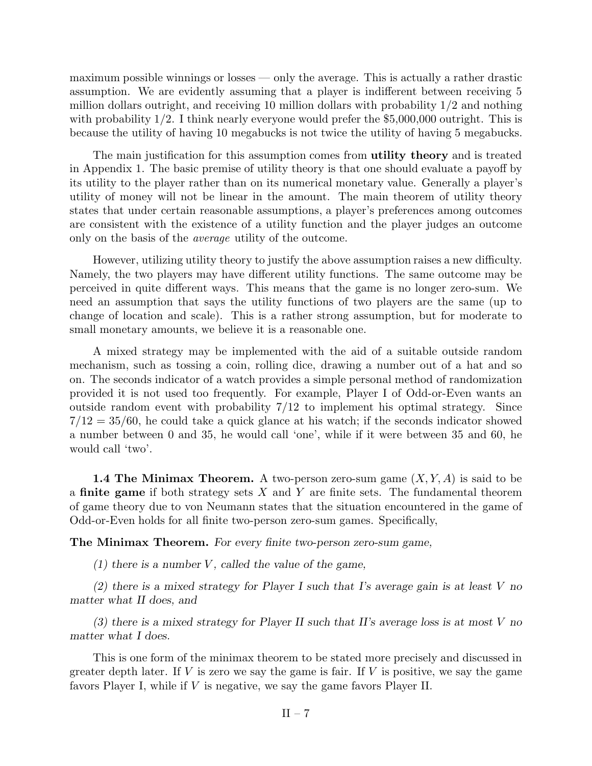maximum possible winnings or losses — only the average. This is actually a rather drastic assumption. We are evidently assuming that a player is indifferent between receiving 5 million dollars outright, and receiving 10 million dollars with probability 1/2 and nothing with probability 1/2. I think nearly everyone would prefer the $5,000,000 outright. This is because the utility of having 10 megabucks is not twice the utility of having 5 megabucks.

The main justification for this assumption comes from **utility theory** and is treated in Appendix 1. The basic premise of utility theory is that one should evaluate a payoff by its utility to the player rather than on its numerical monetary value. Generally a player's utility of money will not be linear in the amount. The main theorem of utility theory states that under certain reasonable assumptions, a player's preferences among outcomes are consistent with the existence of a utility function and the player judges an outcome only on the basis of the *average* utility of the outcome.

However, utilizing utility theory to justify the above assumption raises a new difficulty. Namely, the two players may have different utility functions. The same outcome may be perceived in quite different ways. This means that the game is no longer zero-sum. We need an assumption that says the utility functions of two players are the same (up to change of location and scale). This is a rather strong assumption, but for moderate to small monetary amounts, we believe it is a reasonable one.

A mixed strategy may be implemented with the aid of a suitable outside random mechanism, such as tossing a coin, rolling dice, drawing a number out of a hat and so on. The seconds indicator of a watch provides a simple personal method of randomization provided it is not used too frequently. For example, Player I of Odd-or-Even wants an outside random event with probability $7/12$ to implement his optimal strategy. Since $7/12 = 35/60$, he could take a quick glance at his watch; if the seconds indicator showed a number between 0 and 35, he would call 'one', while if it were between 35 and 60, he would call 'two'.

**1.4 The Minimax Theorem.** A two-person zero-sum game $(X, Y, A)$ is said to be a **finite game** if both strategy sets $X$ and $Y$ are finite sets. The fundamental theorem of game theory due to von Neumann states that the situation encountered in the game of Odd-or-Even holds for all finite two-person zero-sum games. Specifically,

**The Minimax Theorem.** *For every finite two-person zero-sum game,*

*(1) there is a number $V$, called the value of the game,*

*(2) there is a mixed strategy for Player I such that I's average gain is at least $V$ no matter what II does, and*

*(3) there is a mixed strategy for Player II such that II's average loss is at most $V$ no matter what I does.*

This is one form of the minimax theorem to be stated more precisely and discussed in greater depth later. If $V$ is zero we say the game is fair. If $V$ is positive, we say the game favors Player I, while if $V$ is negative, we say the game favors Player II.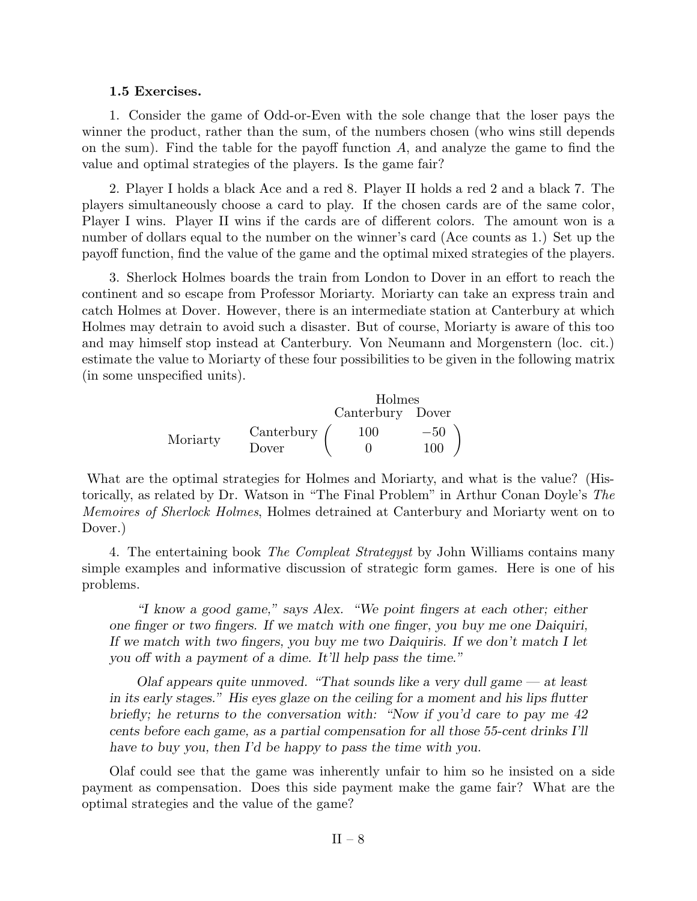**1.5 Exercises.**

1. Consider the game of Odd-or-Even with the sole change that the loser pays the winner the product, rather than the sum, of the numbers chosen (who wins still depends on the sum). Find the table for the payoff function $A$, and analyze the game to find the value and optimal strategies of the players. Is the game fair?

2. Player I holds a black Ace and a red 8. Player II holds a red 2 and a black 7. The players simultaneously choose a card to play. If the chosen cards are of the same color, Player I wins. Player II wins if the cards are of different colors. The amount won is a number of dollars equal to the number on the winner's card (Ace counts as 1.) Set up the payoff function, find the value of the game and the optimal mixed strategies of the players.

3. Sherlock Holmes boards the train from London to Dover in an effort to reach the continent and so escape from Professor Moriarty. Moriarty can take an express train and catch Holmes at Dover. However, there is an intermediate station at Canterbury at which Holmes may detrain to avoid such a disaster. But of course, Moriarty is aware of this too and may himself stop instead at Canterbury. Von Neumann and Morgenstern (loc. cit.) estimate the value to Moriarty of these four possibilities to be given in the following matrix (in some unspecified units).

| | | Holmes | |
|---|---|---|---|
| | | Canterbury | Dover |
| Moriarty | Canterbury | 100 | −50 |
| | Dover | 0 | 100 |

What are the optimal strategies for Holmes and Moriarty, and what is the value? (Historically, as related by Dr. Watson in "The Final Problem" in Arthur Conan Doyle's *The Memoires of Sherlock Holmes*, Holmes detrained at Canterbury and Moriarty went on to Dover.)

4. The entertaining book *The Compleat Strategyst* by John Williams contains many simple examples and informative discussion of strategic form games. Here is one of his problems.

> *"I know a good game," says Alex. "We point fingers at each other; either one finger or two fingers. If we match with one finger, you buy me one Daiquiri, If we match with two fingers, you buy me two Daiquiris. If we don't match I let you off with a payment of a dime. It'll help pass the time."*
>
> *Olaf appears quite unmoved. "That sounds like a very dull game — at least in its early stages." His eyes glaze on the ceiling for a moment and his lips flutter briefly; he returns to the conversation with: "Now if you'd care to pay me 42 cents before each game, as a partial compensation for all those 55-cent drinks I'll have to buy you, then I'd be happy to pass the time with you.*

Olaf could see that the game was inherently unfair to him so he insisted on a side payment as compensation. Does this side payment make the game fair? What are the optimal strategies and the value of the game?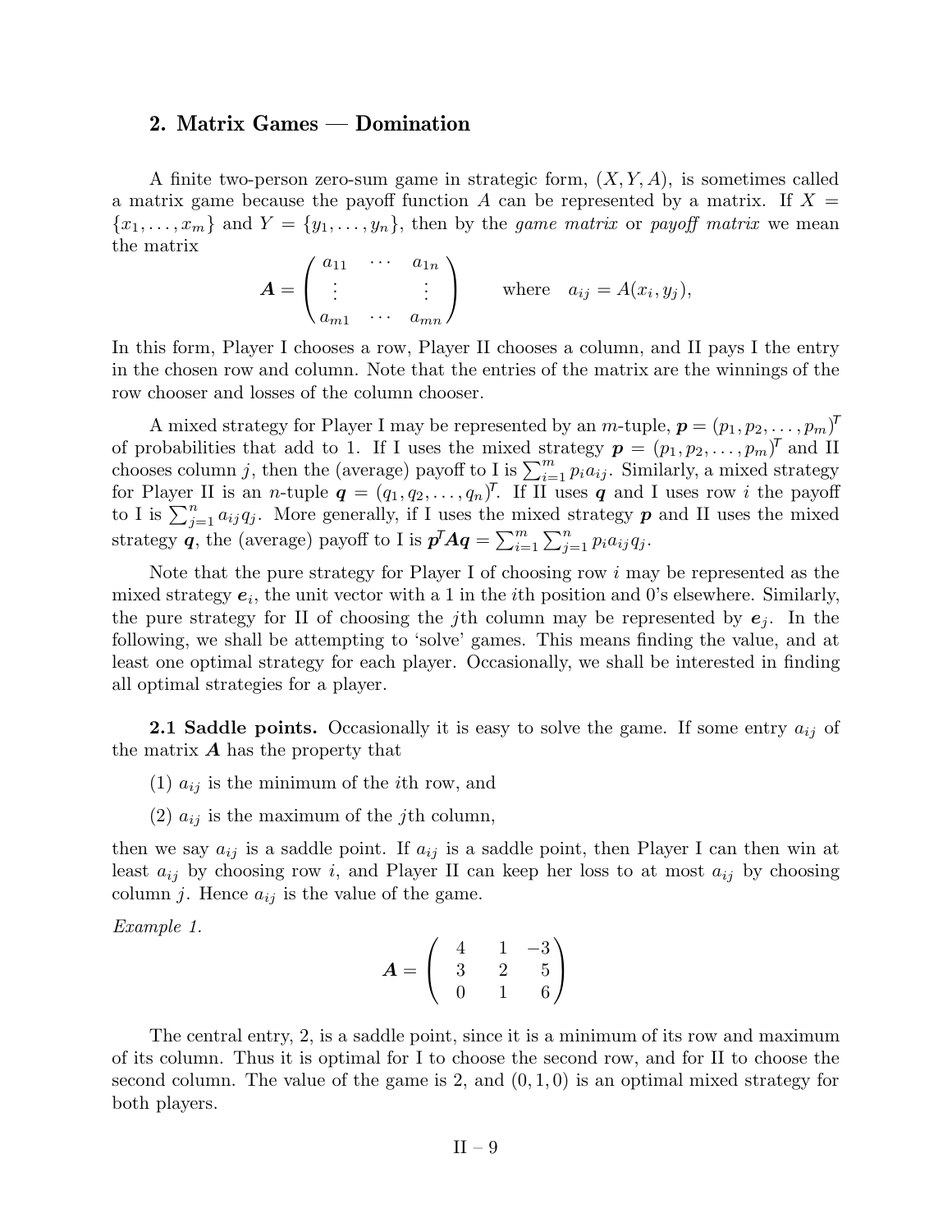## 2. Matrix Games — Domination

A finite two-person zero-sum game in strategic form, $(X, Y, A)$, is sometimes called a matrix game because the payoff function $A$ can be represented by a matrix. If $X = \{x_1, \ldots, x_m\}$ and $Y = \{y_1, \ldots, y_n\}$, then by the *game matrix* or *payoff matrix* we mean the matrix

$$\boldsymbol{A} = \begin{pmatrix} a_{11} & \cdots & a_{1n} \\ \vdots & & \vdots \\ a_{m1} & \cdots & a_{mn} \end{pmatrix} \qquad \text{where} \quad a_{ij} = A(x_i, y_j),$$

In this form, Player I chooses a row, Player II chooses a column, and II pays I the entry in the chosen row and column. Note that the entries of the matrix are the winnings of the row chooser and losses of the column chooser.

A mixed strategy for Player I may be represented by an $m$-tuple, $\boldsymbol{p} = (p_1, p_2, \ldots, p_m)^\mathsf{T}$ of probabilities that add to 1. If I uses the mixed strategy $\boldsymbol{p} = (p_1, p_2, \ldots, p_m)^\mathsf{T}$ and II chooses column $j$, then the (average) payoff to I is $\sum_{i=1}^m p_i a_{ij}$. Similarly, a mixed strategy for Player II is an $n$-tuple $\boldsymbol{q} = (q_1, q_2, \ldots, q_n)^\mathsf{T}$. If II uses $\boldsymbol{q}$ and I uses row $i$ the payoff to I is $\sum_{j=1}^n a_{ij} q_j$. More generally, if I uses the mixed strategy $\boldsymbol{p}$ and II uses the mixed strategy $\boldsymbol{q}$, the (average) payoff to I is $\boldsymbol{p}^\mathsf{T} \boldsymbol{A} \boldsymbol{q} = \sum_{i=1}^m \sum_{j=1}^n p_i a_{ij} q_j$.

Note that the pure strategy for Player I of choosing row $i$ may be represented as the mixed strategy $\boldsymbol{e}_i$, the unit vector with a 1 in the $i$th position and 0's elsewhere. Similarly, the pure strategy for II of choosing the $j$th column may be represented by $\boldsymbol{e}_j$. In the following, we shall be attempting to 'solve' games. This means finding the value, and at least one optimal strategy for each player. Occasionally, we shall be interested in finding all optimal strategies for a player.

**2.1 Saddle points.** Occasionally it is easy to solve the game. If some entry $a_{ij}$ of the matrix $\boldsymbol{A}$ has the property that

(1) $a_{ij}$ is the minimum of the $i$th row, and

(2) $a_{ij}$ is the maximum of the $j$th column,

then we say $a_{ij}$ is a saddle point. If $a_{ij}$ is a saddle point, then Player I can then win at least $a_{ij}$ by choosing row $i$, and Player II can keep her loss to at most $a_{ij}$ by choosing column $j$. Hence $a_{ij}$ is the value of the game.

*Example 1.*

$$\boldsymbol{A} = \begin{pmatrix} 4 & 1 & -3 \\ 3 & 2 & 5 \\ 0 & 1 & 6 \end{pmatrix}$$

The central entry, 2, is a saddle point, since it is a minimum of its row and maximum of its column. Thus it is optimal for I to choose the second row, and for II to choose the second column. The value of the game is 2, and $(0, 1, 0)$ is an optimal mixed strategy for both players.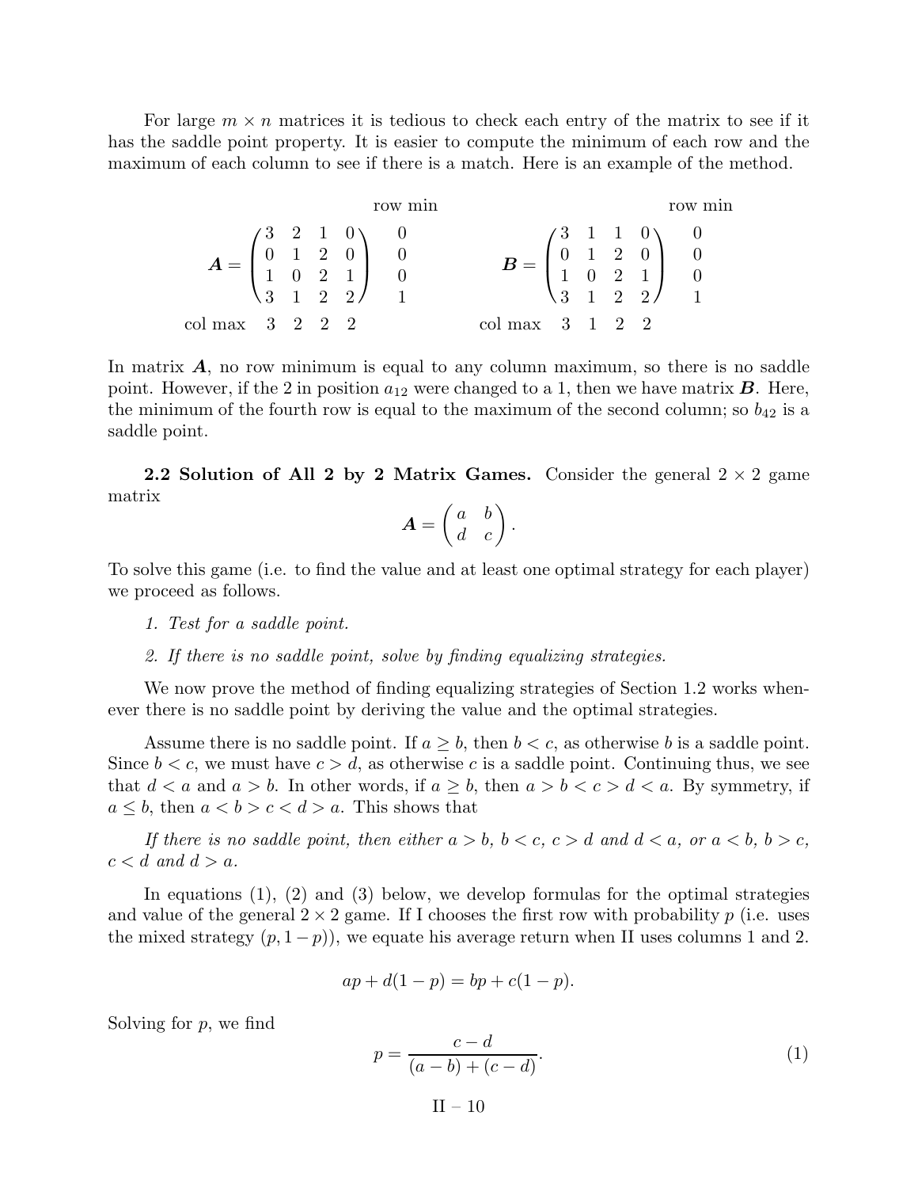For large $m \times n$ matrices it is tedious to check each entry of the matrix to see if it has the saddle point property. It is easier to compute the minimum of each row and the maximum of each column to see if there is a match. Here is an example of the method.

$$
\begin{array}{cc}
\boldsymbol{A} = \begin{pmatrix} 3 & 2 & 1 & 0 \\ 0 & 1 & 2 & 0 \\ 1 & 0 & 2 & 1 \\ 3 & 1 & 2 & 2 \end{pmatrix} & \begin{matrix} \text{row min} \\ 0 \\ 0 \\ 0 \\ 1 \end{matrix} \\
\text{col max} \quad 3 \quad 2 \quad 2 \quad 2 &
\end{array}
\qquad
\begin{array}{cc}
\boldsymbol{B} = \begin{pmatrix} 3 & 1 & 1 & 0 \\ 0 & 1 & 2 & 0 \\ 1 & 0 & 2 & 1 \\ 3 & 1 & 2 & 2 \end{pmatrix} & \begin{matrix} \text{row min} \\ 0 \\ 0 \\ 0 \\ 1 \end{matrix} \\
\text{col max} \quad 3 \quad 1 \quad 2 \quad 2 &
\end{array}
$$

In matrix $\boldsymbol{A}$, no row minimum is equal to any column maximum, so there is no saddle point. However, if the 2 in position $a_{12}$ were changed to a 1, then we have matrix $\boldsymbol{B}$. Here, the minimum of the fourth row is equal to the maximum of the second column; so $b_{42}$ is a saddle point.

**2.2 Solution of All 2 by 2 Matrix Games.** Consider the general $2 \times 2$ game matrix

$$\boldsymbol{A} = \begin{pmatrix} a & b \\ d & c \end{pmatrix}.$$

To solve this game (i.e. to find the value and at least one optimal strategy for each player) we proceed as follows.

*1. Test for a saddle point.*

*2. If there is no saddle point, solve by finding equalizing strategies.*

We now prove the method of finding equalizing strategies of Section 1.2 works whenever there is no saddle point by deriving the value and the optimal strategies.

Assume there is no saddle point. If $a \geq b$, then $b < c$, as otherwise $b$ is a saddle point. Since $b < c$, we must have $c > d$, as otherwise $c$ is a saddle point. Continuing thus, we see that $d < a$ and $a > b$. In other words, if $a \geq b$, then $a > b < c > d < a$. By symmetry, if $a \leq b$, then $a < b > c < d > a$. This shows that

*If there is no saddle point, then either $a > b$, $b < c$, $c > d$ and $d < a$, or $a < b$, $b > c$, $c < d$ and $d > a$.*

In equations (1), (2) and (3) below, we develop formulas for the optimal strategies and value of the general $2 \times 2$ game. If I chooses the first row with probability $p$ (i.e. uses the mixed strategy $(p, 1-p)$), we equate his average return when II uses columns 1 and 2.

$$ap + d(1-p) = bp + c(1-p).$$

Solving for $p$, we find

$$p = \frac{c-d}{(a-b)+(c-d)}. \tag{1}$$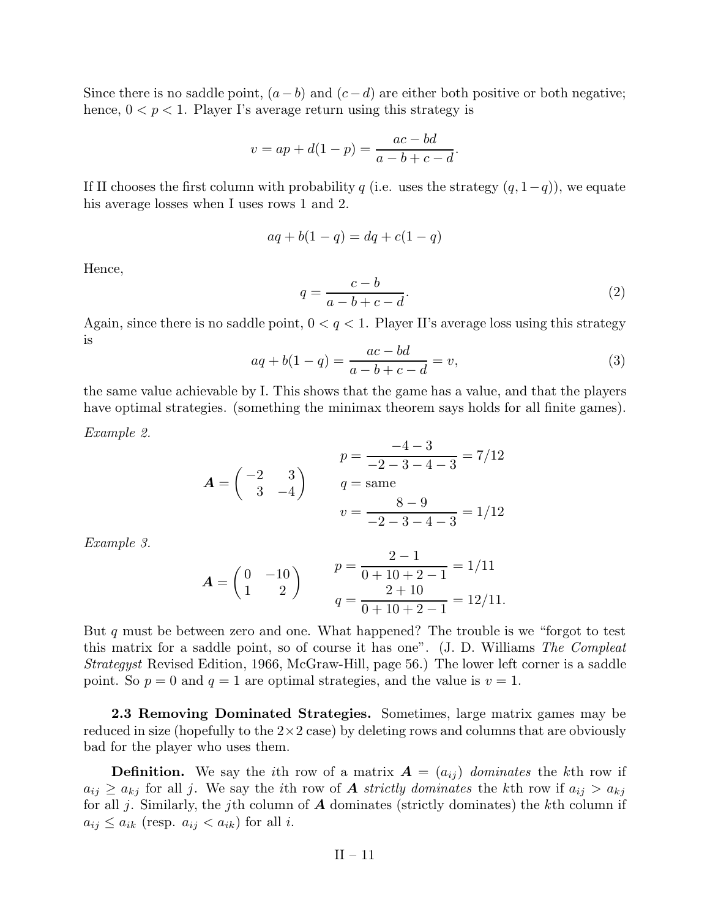Since there is no saddle point, $(a-b)$ and $(c-d)$ are either both positive or both negative; hence, $0 < p < 1$. Player I's average return using this strategy is

$$v = ap + d(1-p) = \frac{ac - bd}{a - b + c - d}.$$

If II chooses the first column with probability $q$ (i.e. uses the strategy $(q, 1-q)$), we equate his average losses when I uses rows 1 and 2.

$$aq + b(1-q) = dq + c(1-q)$$

Hence,

$$q = \frac{c - b}{a - b + c - d}. \tag{2}$$

Again, since there is no saddle point, $0 < q < 1$. Player II's average loss using this strategy is

$$aq + b(1-q) = \frac{ac - bd}{a - b + c - d} = v, \tag{3}$$

the same value achievable by I. This shows that the game has a value, and that the players have optimal strategies. (something the minimax theorem says holds for all finite games).

*Example 2.*

$$\boldsymbol{A} = \begin{pmatrix} -2 & 3 \\ 3 & -4 \end{pmatrix} \qquad \begin{aligned} p &= \frac{-4-3}{-2-3-4-3} = 7/12 \\ q &= \text{same} \\ v &= \frac{8-9}{-2-3-4-3} = 1/12 \end{aligned}$$

*Example 3.*

$$\boldsymbol{A} = \begin{pmatrix} 0 & -10 \\ 1 & 2 \end{pmatrix} \qquad \begin{aligned} p &= \frac{2-1}{0+10+2-1} = 1/11 \\ q &= \frac{2+10}{0+10+2-1} = 12/11. \end{aligned}$$

But $q$ must be between zero and one. What happened? The trouble is we "forgot to test this matrix for a saddle point, so of course it has one". (J. D. Williams *The Compleat Strategyst* Revised Edition, 1966, McGraw-Hill, page 56.) The lower left corner is a saddle point. So $p = 0$ and $q = 1$ are optimal strategies, and the value is $v = 1$.

**2.3 Removing Dominated Strategies.** Sometimes, large matrix games may be reduced in size (hopefully to the $2 \times 2$ case) by deleting rows and columns that are obviously bad for the player who uses them.

**Definition.** We say the $i$th row of a matrix $\boldsymbol{A} = (a_{ij})$ *dominates* the $k$th row if $a_{ij} \ge a_{kj}$ for all $j$. We say the $i$th row of $\boldsymbol{A}$ *strictly dominates* the $k$th row if $a_{ij} > a_{kj}$ for all $j$. Similarly, the $j$th column of $\boldsymbol{A}$ dominates (strictly dominates) the $k$th column if $a_{ij} \le a_{ik}$ (resp. $a_{ij} < a_{ik}$) for all $i$.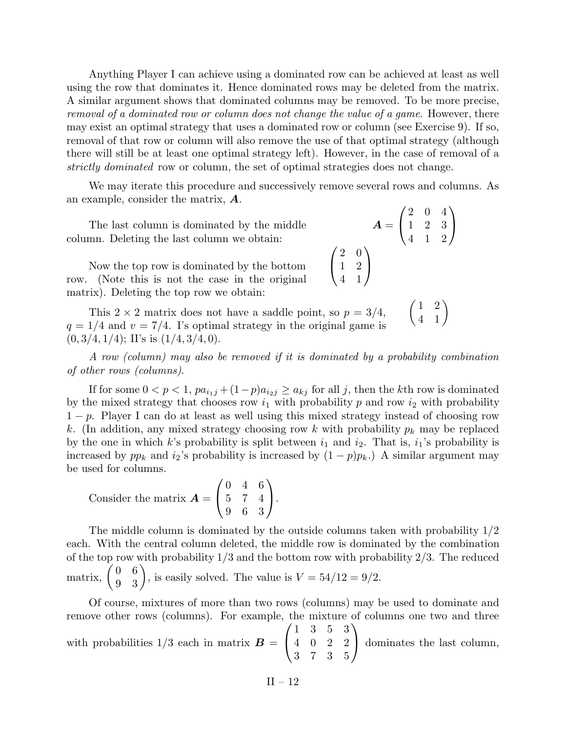Anything Player I can achieve using a dominated row can be achieved at least as well using the row that dominates it. Hence dominated rows may be deleted from the matrix. A similar argument shows that dominated columns may be removed. To be more precise, *removal of a dominated row or column does not change the value of a game*. However, there may exist an optimal strategy that uses a dominated row or column (see Exercise 9). If so, removal of that row or column will also remove the use of that optimal strategy (although there will still be at least one optimal strategy left). However, in the case of removal of a *strictly dominated* row or column, the set of optimal strategies does not change.

We may iterate this procedure and successively remove several rows and columns. As an example, consider the matrix, $\boldsymbol{A}$.

$$\boldsymbol{A} = \begin{pmatrix} 2 & 0 & 4 \\ 1 & 2 & 3 \\ 4 & 1 & 2 \end{pmatrix}$$

The last column is dominated by the middle column. Deleting the last column we obtain:

$$\begin{pmatrix} 2 & 0 \\ 1 & 2 \\ 4 & 1 \end{pmatrix}$$

Now the top row is dominated by the bottom row. (Note this is not the case in the original matrix). Deleting the top row we obtain:

$$\begin{pmatrix} 1 & 2 \\ 4 & 1 \end{pmatrix}$$

This $2 \times 2$ matrix does not have a saddle point, so $p = 3/4$, $q = 1/4$ and $v = 7/4$. I's optimal strategy in the original game is $(0, 3/4, 1/4)$; II's is $(1/4, 3/4, 0)$.

*A row (column) may also be removed if it is dominated by a probability combination of other rows (columns).*

If for some $0 < p < 1$, $pa_{i_1j} + (1-p)a_{i_2j} \geq a_{kj}$ for all $j$, then the $k$th row is dominated by the mixed strategy that chooses row $i_1$ with probability $p$ and row $i_2$ with probability $1-p$. Player I can do at least as well using this mixed strategy instead of choosing row $k$. (In addition, any mixed strategy choosing row $k$ with probability $p_k$ may be replaced by the one in which $k$'s probability is split between $i_1$ and $i_2$. That is, $i_1$'s probability is increased by $pp_k$ and $i_2$'s probability is increased by $(1-p)p_k$.) A similar argument may be used for columns.

Consider the matrix $\boldsymbol{A} = \begin{pmatrix} 0 & 4 & 6 \\ 5 & 7 & 4 \\ 9 & 6 & 3 \end{pmatrix}$.

The middle column is dominated by the outside columns taken with probability 1/2 each. With the central column deleted, the middle row is dominated by the combination of the top row with probability 1/3 and the bottom row with probability 2/3. The reduced matrix, $\begin{pmatrix} 0 & 6 \\ 9 & 3 \end{pmatrix}$, is easily solved. The value is $V = 54/12 = 9/2$.

Of course, mixtures of more than two rows (columns) may be used to dominate and remove other rows (columns). For example, the mixture of columns one two and three with probabilities 1/3 each in matrix $\boldsymbol{B} = \begin{pmatrix} 1 & 3 & 5 & 3 \\ 4 & 0 & 2 & 2 \\ 3 & 7 & 3 & 5 \end{pmatrix}$ dominates the last column,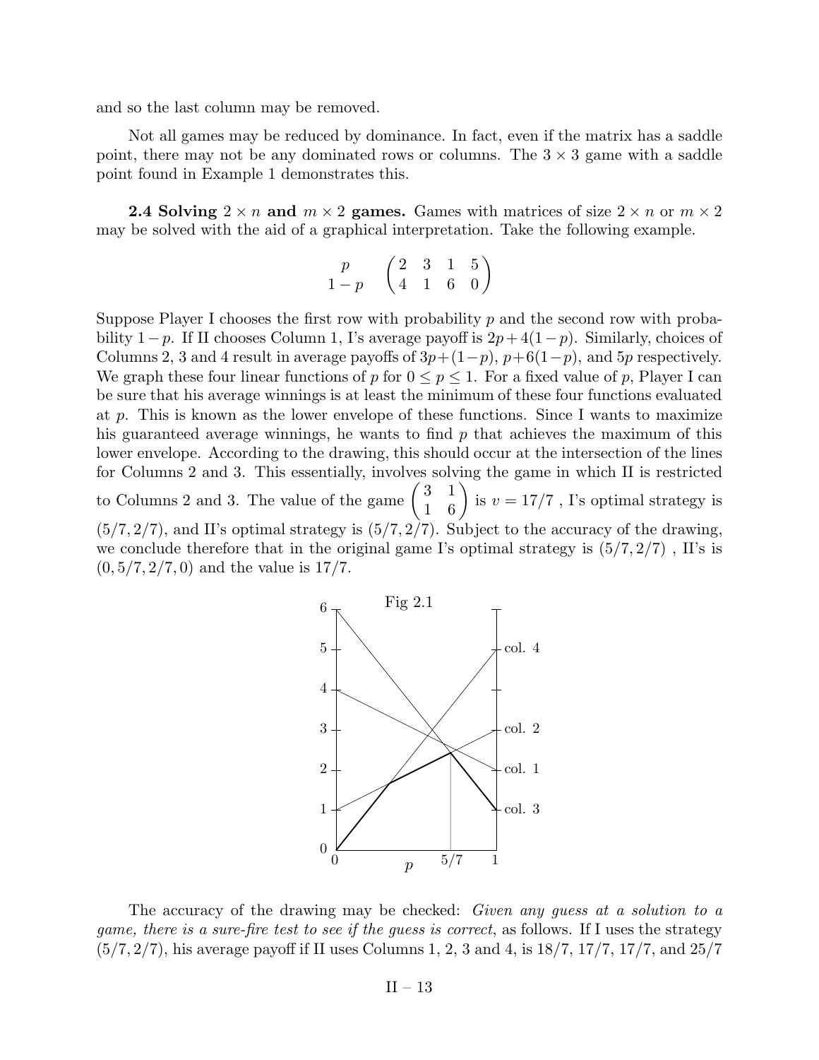and so the last column may be removed.

Not all games may be reduced by dominance. In fact, even if the matrix has a saddle point, there may not be any dominated rows or columns. The $3 \times 3$ game with a saddle point found in Example 1 demonstrates this.

**2.4 Solving $2 \times n$ and $m \times 2$ games.** Games with matrices of size $2 \times n$ or $m \times 2$ may be solved with the aid of a graphical interpretation. Take the following example.

$$\begin{matrix} p \\ 1-p \end{matrix} \quad \begin{pmatrix} 2 & 3 & 1 & 5 \\ 4 & 1 & 6 & 0 \end{pmatrix}$$

Suppose Player I chooses the first row with probability $p$ and the second row with probability $1-p$. If II chooses Column 1, I's average payoff is $2p+4(1-p)$. Similarly, choices of Columns 2, 3 and 4 result in average payoffs of $3p+(1-p)$, $p+6(1-p)$, and $5p$ respectively. We graph these four linear functions of $p$ for $0 \le p \le 1$. For a fixed value of $p$, Player I can be sure that his average winnings is at least the minimum of these four functions evaluated at $p$. This is known as the lower envelope of these functions. Since I wants to maximize his guaranteed average winnings, he wants to find $p$ that achieves the maximum of this lower envelope. According to the drawing, this should occur at the intersection of the lines for Columns 2 and 3. This essentially, involves solving the game in which II is restricted to Columns 2 and 3. The value of the game $\begin{pmatrix} 3 & 1 \\ 1 & 6 \end{pmatrix}$ is $v = 17/7$ , I's optimal strategy is $(5/7, 2/7)$, and II's optimal strategy is $(5/7, 2/7)$. Subject to the accuracy of the drawing, we conclude therefore that in the original game I's optimal strategy is $(5/7, 2/7)$ , II's is $(0, 5/7, 2/7, 0)$ and the value is $17/7$.

Fig 2.1

The accuracy of the drawing may be checked: *Given any guess at a solution to a game, there is a sure-fire test to see if the guess is correct*, as follows. If I uses the strategy $(5/7, 2/7)$, his average payoff if II uses Columns 1, 2, 3 and 4, is $18/7$, $17/7$, $17/7$, and $25/7$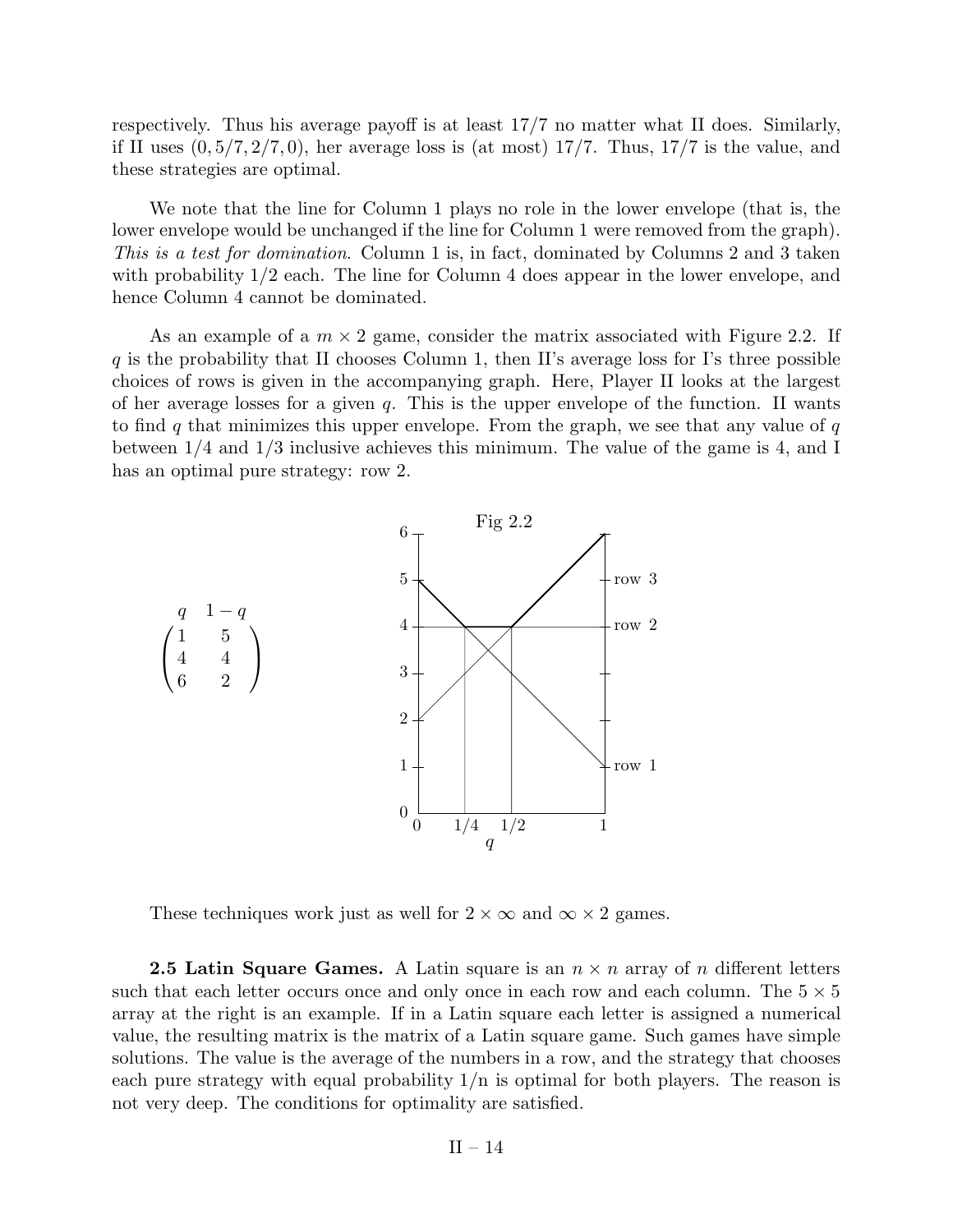respectively. Thus his average payoff is at least $17/7$ no matter what II does. Similarly, if II uses $(0, 5/7, 2/7, 0)$, her average loss is (at most) $17/7$. Thus, $17/7$ is the value, and these strategies are optimal.

We note that the line for Column 1 plays no role in the lower envelope (that is, the lower envelope would be unchanged if the line for Column 1 were removed from the graph). *This is a test for domination*. Column 1 is, in fact, dominated by Columns 2 and 3 taken with probability 1/2 each. The line for Column 4 does appear in the lower envelope, and hence Column 4 cannot be dominated.

As an example of a $m \times 2$ game, consider the matrix associated with Figure 2.2. If $q$ is the probability that II chooses Column 1, then II's average loss for I's three possible choices of rows is given in the accompanying graph. Here, Player II looks at the largest of her average losses for a given $q$. This is the upper envelope of the function. II wants to find $q$ that minimizes this upper envelope. From the graph, we see that any value of $q$ between 1/4 and 1/3 inclusive achieves this minimum. The value of the game is 4, and I has an optimal pure strategy: row 2.

$$
\begin{array}{cc} q & 1-q \end{array}
$$
$$
\begin{pmatrix} 1 & 5 \\ 4 & 4 \\ 6 & 2 \end{pmatrix}
$$

Fig 2.2

These techniques work just as well for $2 \times \infty$ and $\infty \times 2$ games.

**2.5 Latin Square Games.** A Latin square is an $n \times n$ array of $n$ different letters such that each letter occurs once and only once in each row and each column. The $5 \times 5$ array at the right is an example. If in a Latin square each letter is assigned a numerical value, the resulting matrix is the matrix of a Latin square game. Such games have simple solutions. The value is the average of the numbers in a row, and the strategy that chooses each pure strategy with equal probability $1/n$ is optimal for both players. The reason is not very deep. The conditions for optimality are satisfied.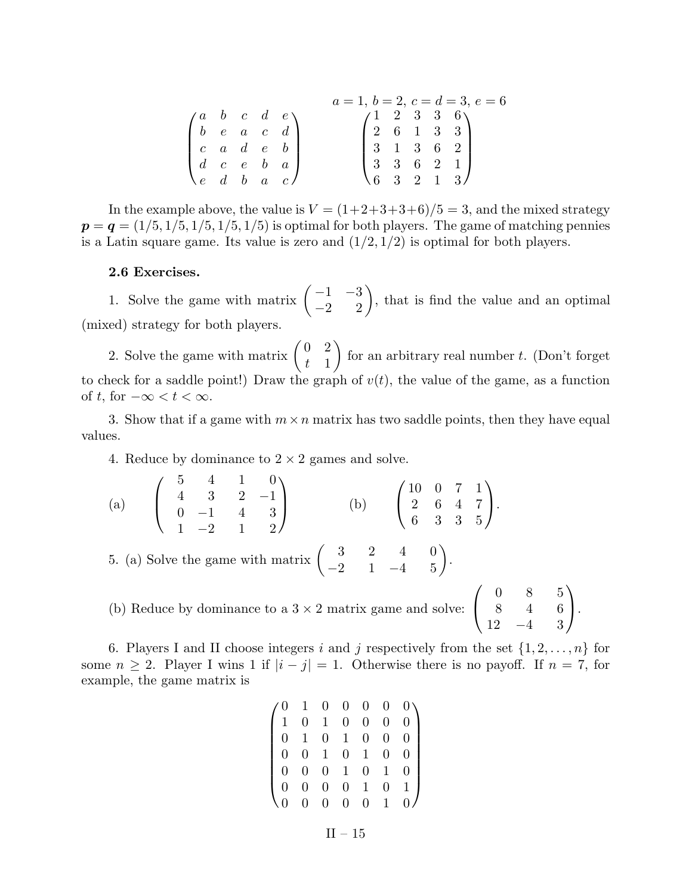$$
\begin{pmatrix}
a & b & c & d & e \\
b & e & a & c & d \\
c & a & d & e & b \\
d & c & e & b & a \\
e & d & b & a & c
\end{pmatrix}
\qquad
\begin{matrix} a = 1,\ b = 2,\ c = d = 3,\ e = 6 \\
\begin{pmatrix}
1 & 2 & 3 & 3 & 6 \\
2 & 6 & 1 & 3 & 3 \\
3 & 1 & 3 & 6 & 2 \\
3 & 3 & 6 & 2 & 1 \\
6 & 3 & 2 & 1 & 3
\end{pmatrix}
\end{matrix}
$$

In the example above, the value is $V = (1{+}2{+}3{+}3{+}6)/5 = 3$, and the mixed strategy $\boldsymbol{p} = \boldsymbol{q} = (1/5, 1/5, 1/5, 1/5, 1/5)$ is optimal for both players. The game of matching pennies is a Latin square game. Its value is zero and $(1/2, 1/2)$ is optimal for both players.

**2.6 Exercises.**

1. Solve the game with matrix $\begin{pmatrix} -1 & -3 \\ -2 & 2 \end{pmatrix}$, that is find the value and an optimal (mixed) strategy for both players.

2. Solve the game with matrix $\begin{pmatrix} 0 & 2 \\ t & 1 \end{pmatrix}$ for an arbitrary real number $t$. (Don't forget to check for a saddle point!) Draw the graph of $v(t)$, the value of the game, as a function of $t$, for $-\infty < t < \infty$.

3. Show that if a game with $m \times n$ matrix has two saddle points, then they have equal values.

4. Reduce by dominance to $2 \times 2$ games and solve.

$$
\text{(a)} \quad \begin{pmatrix} 5 & 4 & 1 & 0 \\ 4 & 3 & 2 & -1 \\ 0 & -1 & 4 & 3 \\ 1 & -2 & 1 & 2 \end{pmatrix}
\qquad\qquad
\text{(b)} \quad \begin{pmatrix} 10 & 0 & 7 & 1 \\ 2 & 6 & 4 & 7 \\ 6 & 3 & 3 & 5 \end{pmatrix}.
$$

5. (a) Solve the game with matrix $\begin{pmatrix} 3 & 2 & 4 & 0 \\ -2 & 1 & -4 & 5 \end{pmatrix}$.

(b) Reduce by dominance to a $3 \times 2$ matrix game and solve: $\begin{pmatrix} 0 & 8 & 5 \\ 8 & 4 & 6 \\ 12 & -4 & 3 \end{pmatrix}$.

6. Players I and II choose integers $i$ and $j$ respectively from the set $\{1, 2, \ldots, n\}$ for some $n \geq 2$. Player I wins 1 if $|i - j| = 1$. Otherwise there is no payoff. If $n = 7$, for example, the game matrix is

$$
\begin{pmatrix}
0 & 1 & 0 & 0 & 0 & 0 & 0 \\
1 & 0 & 1 & 0 & 0 & 0 & 0 \\
0 & 1 & 0 & 1 & 0 & 0 & 0 \\
0 & 0 & 1 & 0 & 1 & 0 & 0 \\
0 & 0 & 0 & 1 & 0 & 1 & 0 \\
0 & 0 & 0 & 0 & 1 & 0 & 1 \\
0 & 0 & 0 & 0 & 0 & 1 & 0
\end{pmatrix}
$$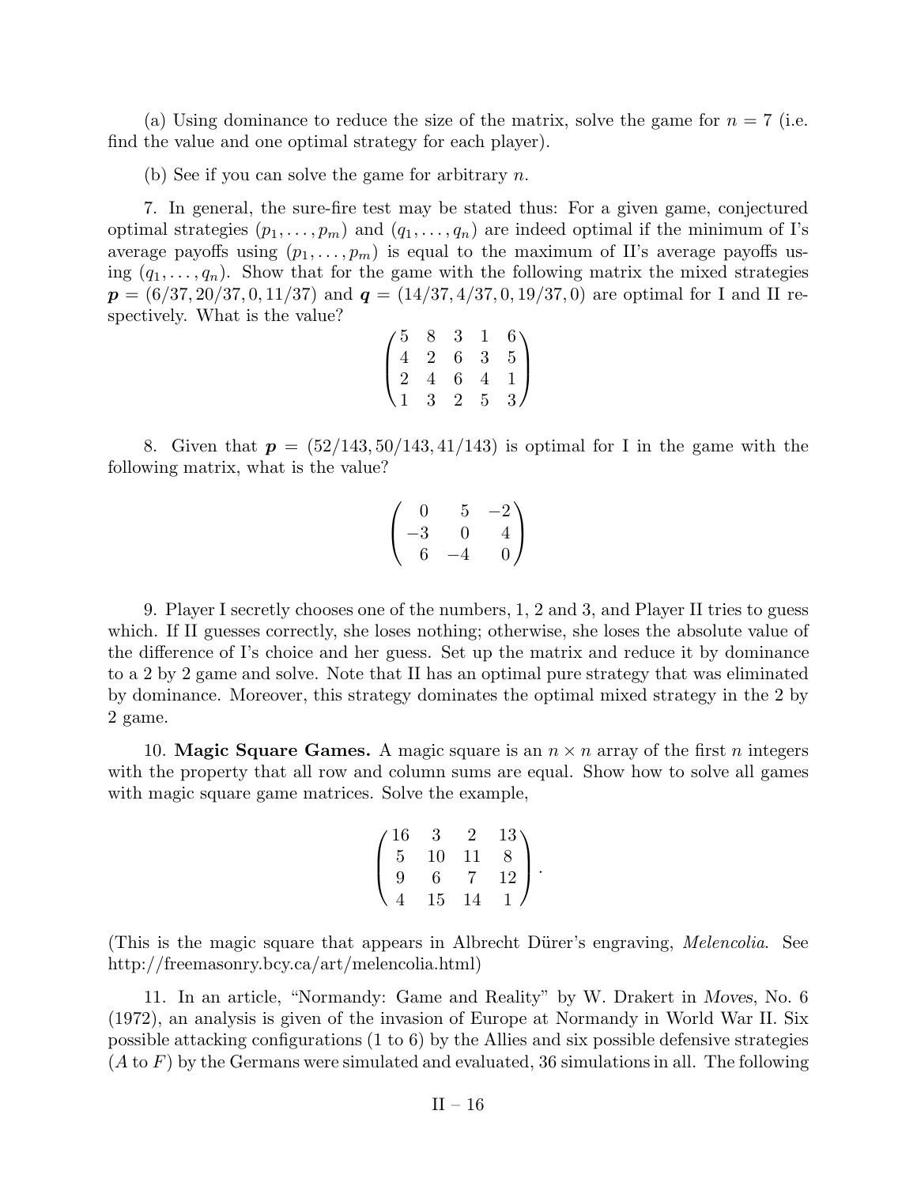(a) Using dominance to reduce the size of the matrix, solve the game for $n = 7$ (i.e. find the value and one optimal strategy for each player).

(b) See if you can solve the game for arbitrary $n$.

7. In general, the sure-fire test may be stated thus: For a given game, conjectured optimal strategies $(p_1, \ldots, p_m)$ and $(q_1, \ldots, q_n)$ are indeed optimal if the minimum of I's average payoffs using $(p_1, \ldots, p_m)$ is equal to the maximum of II's average payoffs using $(q_1, \ldots, q_n)$. Show that for the game with the following matrix the mixed strategies $\boldsymbol{p} = (6/37, 20/37, 0, 11/37)$ and $\boldsymbol{q} = (14/37, 4/37, 0, 19/37, 0)$ are optimal for I and II respectively. What is the value?

$$\begin{pmatrix} 5 & 8 & 3 & 1 & 6 \\ 4 & 2 & 6 & 3 & 5 \\ 2 & 4 & 6 & 4 & 1 \\ 1 & 3 & 2 & 5 & 3 \end{pmatrix}$$

8. Given that $\boldsymbol{p} = (52/143, 50/143, 41/143)$ is optimal for I in the game with the following matrix, what is the value?

$$\begin{pmatrix} 0 & 5 & -2 \\ -3 & 0 & 4 \\ 6 & -4 & 0 \end{pmatrix}$$

9. Player I secretly chooses one of the numbers, 1, 2 and 3, and Player II tries to guess which. If II guesses correctly, she loses nothing; otherwise, she loses the absolute value of the difference of I's choice and her guess. Set up the matrix and reduce it by dominance to a 2 by 2 game and solve. Note that II has an optimal pure strategy that was eliminated by dominance. Moreover, this strategy dominates the optimal mixed strategy in the 2 by 2 game.

10. **Magic Square Games.** A magic square is an $n \times n$ array of the first $n$ integers with the property that all row and column sums are equal. Show how to solve all games with magic square game matrices. Solve the example,

$$\begin{pmatrix} 16 & 3 & 2 & 13 \\ 5 & 10 & 11 & 8 \\ 9 & 6 & 7 & 12 \\ 4 & 15 & 14 & 1 \end{pmatrix}.$$

(This is the magic square that appears in Albrecht Dürer's engraving, *Melencolia*. See http://freemasonry.bcy.ca/art/melencolia.html)

11. In an article, "Normandy: Game and Reality" by W. Drakert in *Moves*, No. 6 (1972), an analysis is given of the invasion of Europe at Normandy in World War II. Six possible attacking configurations (1 to 6) by the Allies and six possible defensive strategies ($A$ to $F$) by the Germans were simulated and evaluated, 36 simulations in all. The following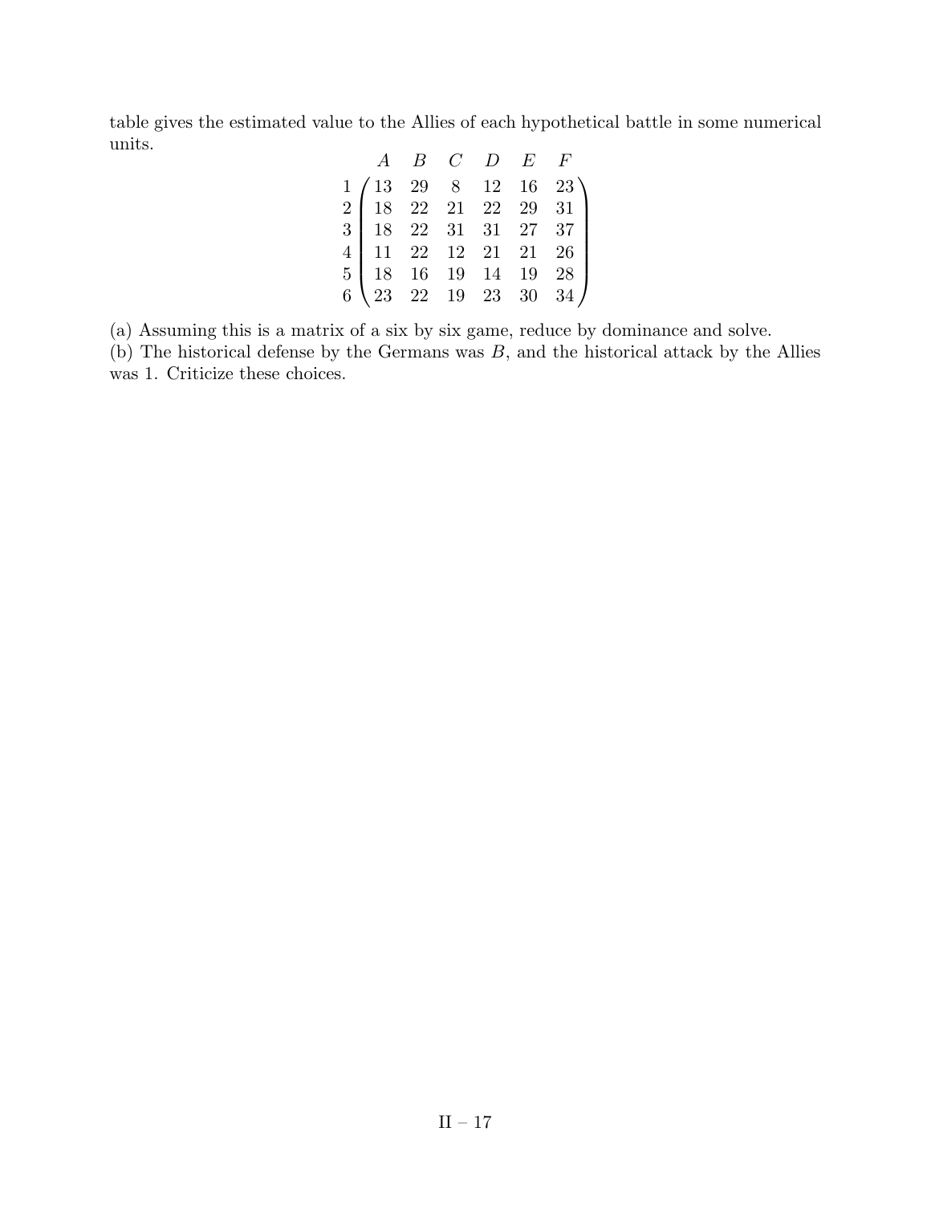table gives the estimated value to the Allies of each hypothetical battle in some numerical units.

$$
\begin{array}{c}
 \\
1 \\
2 \\
3 \\
4 \\
5 \\
6
\end{array}
\begin{array}{c}
\begin{array}{cccccc}
A & B & C & D & E & F
\end{array} \\
\begin{pmatrix}
13 & 29 & 8 & 12 & 16 & 23 \\
18 & 22 & 21 & 22 & 29 & 31 \\
18 & 22 & 31 & 31 & 27 & 37 \\
11 & 22 & 12 & 21 & 21 & 26 \\
18 & 16 & 19 & 14 & 19 & 28 \\
23 & 22 & 19 & 23 & 30 & 34
\end{pmatrix}
\end{array}
$$

(a) Assuming this is a matrix of a six by six game, reduce by dominance and solve.
(b) The historical defense by the Germans was $B$, and the historical attack by the Allies was 1. Criticize these choices.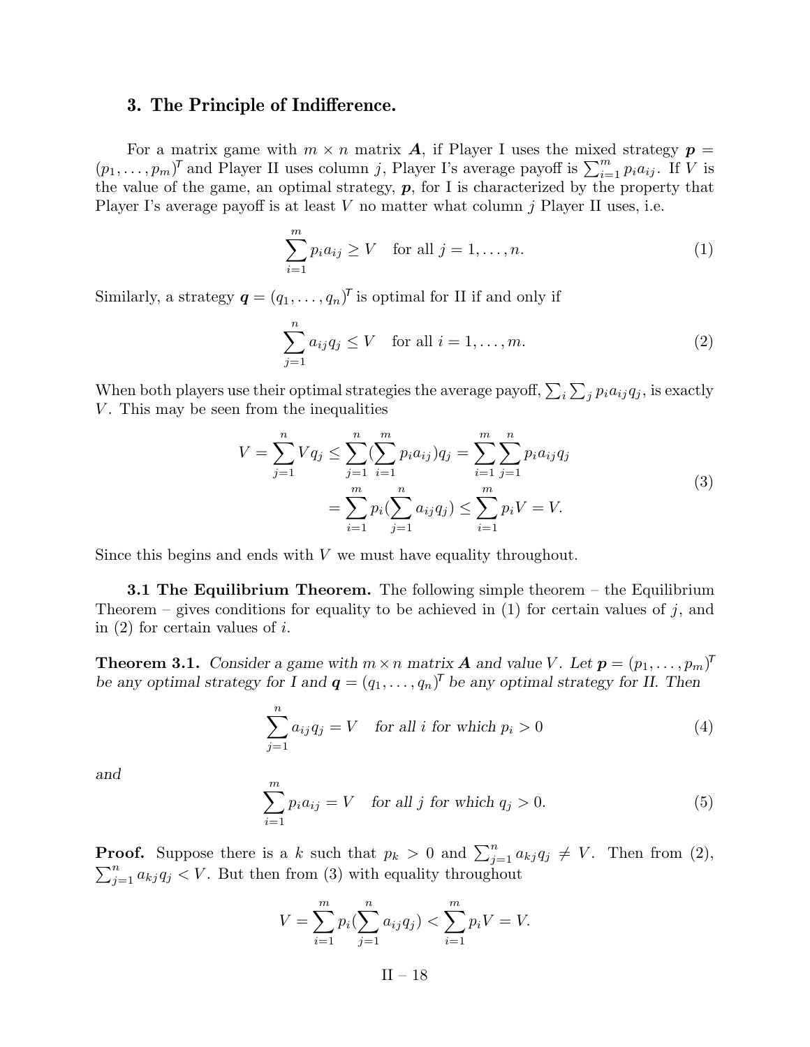## 3. The Principle of Indifference.

For a matrix game with $m \times n$ matrix $\boldsymbol{A}$, if Player I uses the mixed strategy $\boldsymbol{p} = (p_1, \ldots, p_m)^\mathsf{T}$ and Player II uses column $j$, Player I's average payoff is $\sum_{i=1}^m p_i a_{ij}$. If $V$ is the value of the game, an optimal strategy, $\boldsymbol{p}$, for I is characterized by the property that Player I's average payoff is at least $V$ no matter what column $j$ Player II uses, i.e.

$$\sum_{i=1}^m p_i a_{ij} \geq V \quad \text{for all } j = 1, \ldots, n. \tag{1}$$

Similarly, a strategy $\boldsymbol{q} = (q_1, \ldots, q_n)^\mathsf{T}$ is optimal for II if and only if

$$\sum_{j=1}^n a_{ij} q_j \leq V \quad \text{for all } i = 1, \ldots, m. \tag{2}$$

When both players use their optimal strategies the average payoff, $\sum_i \sum_j p_i a_{ij} q_j$, is exactly $V$. This may be seen from the inequalities

$$\begin{aligned} V = \sum_{j=1}^n V q_j \leq \sum_{j=1}^n (\sum_{i=1}^m p_i a_{ij}) q_j &= \sum_{i=1}^m \sum_{j=1}^n p_i a_{ij} q_j \\ &= \sum_{i=1}^m p_i (\sum_{j=1}^n a_{ij} q_j) \leq \sum_{i=1}^m p_i V = V. \end{aligned} \tag{3}$$

Since this begins and ends with $V$ we must have equality throughout.

**3.1 The Equilibrium Theorem.** The following simple theorem – the Equilibrium Theorem – gives conditions for equality to be achieved in (1) for certain values of $j$, and in (2) for certain values of $i$.

**Theorem 3.1.** *Consider a game with $m \times n$ matrix $\boldsymbol{A}$ and value $V$. Let $\boldsymbol{p} = (p_1, \ldots, p_m)^\mathsf{T}$ be any optimal strategy for I and $\boldsymbol{q} = (q_1, \ldots, q_n)^\mathsf{T}$ be any optimal strategy for II. Then*

$$\sum_{j=1}^n a_{ij} q_j = V \quad \text{for all } i \text{ for which } p_i > 0 \tag{4}$$

*and*

$$\sum_{i=1}^m p_i a_{ij} = V \quad \text{for all } j \text{ for which } q_j > 0. \tag{5}$$

**Proof.** Suppose there is a $k$ such that $p_k > 0$ and $\sum_{j=1}^n a_{kj} q_j \neq V$. Then from (2), $\sum_{j=1}^n a_{kj} q_j < V$. But then from (3) with equality throughout

$$V = \sum_{i=1}^m p_i (\sum_{j=1}^n a_{ij} q_j) < \sum_{i=1}^m p_i V = V.$$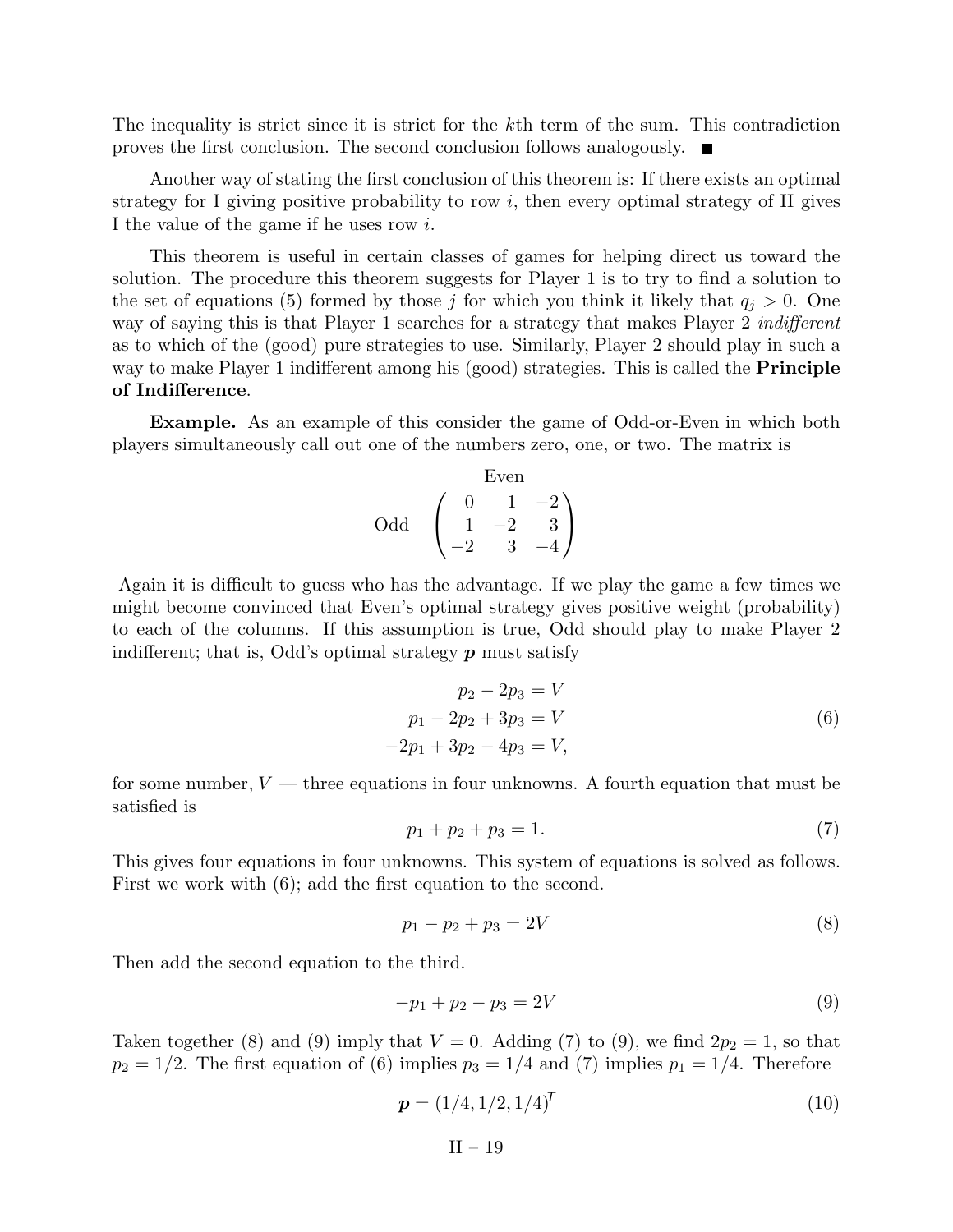The inequality is strict since it is strict for the $k$th term of the sum. This contradiction proves the first conclusion. The second conclusion follows analogously. ■

Another way of stating the first conclusion of this theorem is: If there exists an optimal strategy for I giving positive probability to row $i$, then every optimal strategy of II gives I the value of the game if he uses row $i$.

This theorem is useful in certain classes of games for helping direct us toward the solution. The procedure this theorem suggests for Player 1 is to try to find a solution to the set of equations (5) formed by those $j$ for which you think it likely that $q_j > 0$. One way of saying this is that Player 1 searches for a strategy that makes Player 2 *indifferent* as to which of the (good) pure strategies to use. Similarly, Player 2 should play in such a way to make Player 1 indifferent among his (good) strategies. This is called the **Principle of Indifference**.

**Example.** As an example of this consider the game of Odd-or-Even in which both players simultaneously call out one of the numbers zero, one, or two. The matrix is

$$\begin{array}{cc} & \text{Even} \\ \text{Odd} & \begin{pmatrix} 0 & 1 & -2 \\ 1 & -2 & 3 \\ -2 & 3 & -4 \end{pmatrix} \end{array}$$

Again it is difficult to guess who has the advantage. If we play the game a few times we might become convinced that Even's optimal strategy gives positive weight (probability) to each of the columns. If this assumption is true, Odd should play to make Player 2 indifferent; that is, Odd's optimal strategy $\boldsymbol{p}$ must satisfy

$$\begin{aligned} p_2 - 2p_3 &= V \\ p_1 - 2p_2 + 3p_3 &= V \\ -2p_1 + 3p_2 - 4p_3 &= V, \end{aligned} \tag{6}$$

for some number, $V$ — three equations in four unknowns. A fourth equation that must be satisfied is

$$p_1 + p_2 + p_3 = 1. \tag{7}$$

This gives four equations in four unknowns. This system of equations is solved as follows. First we work with (6); add the first equation to the second.

$$p_1 - p_2 + p_3 = 2V \tag{8}$$

Then add the second equation to the third.

$$-p_1 + p_2 - p_3 = 2V \tag{9}$$

Taken together (8) and (9) imply that $V = 0$. Adding (7) to (9), we find $2p_2 = 1$, so that $p_2 = 1/2$. The first equation of (6) implies $p_3 = 1/4$ and (7) implies $p_1 = 1/4$. Therefore

$$\boldsymbol{p} = (1/4, 1/2, 1/4)^{\mathsf{T}} \tag{10}$$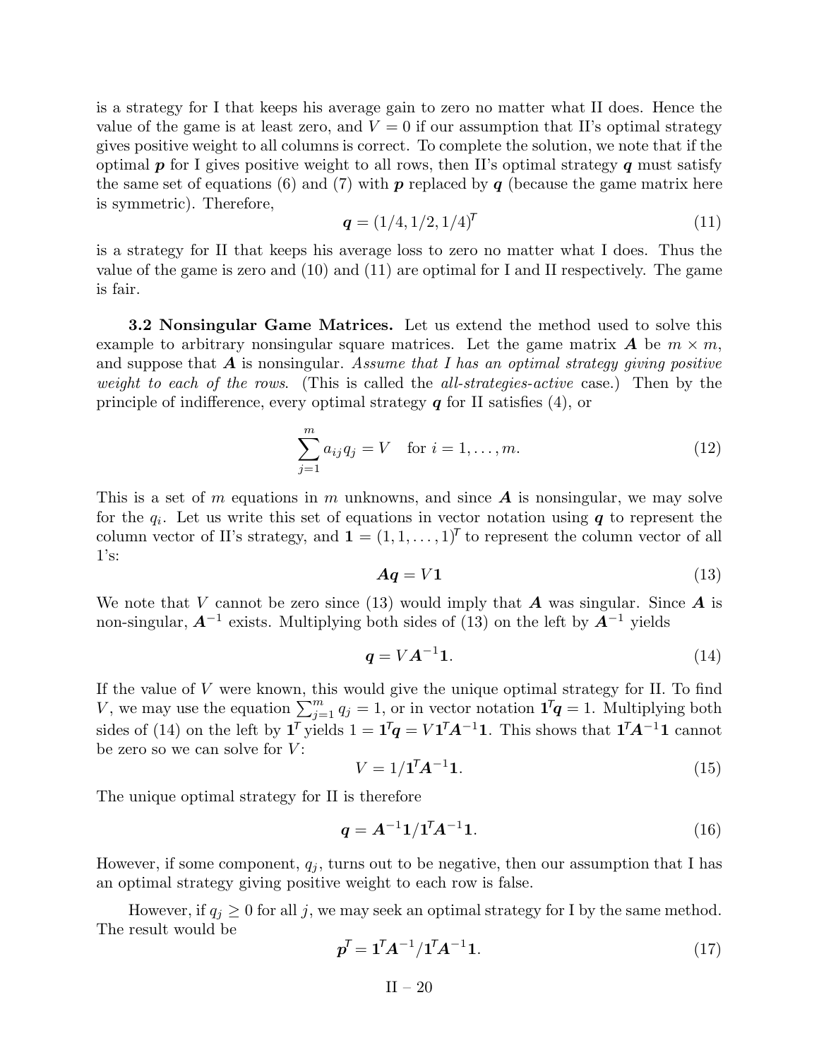is a strategy for I that keeps his average gain to zero no matter what II does. Hence the value of the game is at least zero, and $V = 0$ if our assumption that II's optimal strategy gives positive weight to all columns is correct. To complete the solution, we note that if the optimal $\boldsymbol{p}$ for I gives positive weight to all rows, then II's optimal strategy $\boldsymbol{q}$ must satisfy the same set of equations (6) and (7) with $\boldsymbol{p}$ replaced by $\boldsymbol{q}$ (because the game matrix here is symmetric). Therefore,

$$\boldsymbol{q} = (1/4, 1/2, 1/4)^{\mathsf{T}} \tag{11}$$

is a strategy for II that keeps his average loss to zero no matter what I does. Thus the value of the game is zero and (10) and (11) are optimal for I and II respectively. The game is fair.

**3.2 Nonsingular Game Matrices.** Let us extend the method used to solve this example to arbitrary nonsingular square matrices. Let the game matrix $\boldsymbol{A}$ be $m \times m$, and suppose that $\boldsymbol{A}$ is nonsingular. *Assume that I has an optimal strategy giving positive weight to each of the rows.* (This is called the *all-strategies-active* case.) Then by the principle of indifference, every optimal strategy $\boldsymbol{q}$ for II satisfies (4), or

$$\sum_{j=1}^{m} a_{ij} q_j = V \quad \text{for } i = 1, \ldots, m. \tag{12}$$

This is a set of $m$ equations in $m$ unknowns, and since $\boldsymbol{A}$ is nonsingular, we may solve for the $q_i$. Let us write this set of equations in vector notation using $\boldsymbol{q}$ to represent the column vector of II's strategy, and $\mathbf{1} = (1, 1, \ldots, 1)^{\mathsf{T}}$ to represent the column vector of all 1's:

$$\boldsymbol{A}\boldsymbol{q} = V\mathbf{1} \tag{13}$$

We note that $V$ cannot be zero since (13) would imply that $\boldsymbol{A}$ was singular. Since $\boldsymbol{A}$ is non-singular, $\boldsymbol{A}^{-1}$ exists. Multiplying both sides of (13) on the left by $\boldsymbol{A}^{-1}$ yields

$$\boldsymbol{q} = V\boldsymbol{A}^{-1}\mathbf{1}. \tag{14}$$

If the value of $V$ were known, this would give the unique optimal strategy for II. To find $V$, we may use the equation $\sum_{j=1}^{m} q_j = 1$, or in vector notation $\mathbf{1}^{\mathsf{T}}\boldsymbol{q} = 1$. Multiplying both sides of (14) on the left by $\mathbf{1}^{\mathsf{T}}$ yields $1 = \mathbf{1}^{\mathsf{T}}\boldsymbol{q} = V\mathbf{1}^{\mathsf{T}}\boldsymbol{A}^{-1}\mathbf{1}$. This shows that $\mathbf{1}^{\mathsf{T}}\boldsymbol{A}^{-1}\mathbf{1}$ cannot be zero so we can solve for $V$:

$$V = 1/\mathbf{1}^{\mathsf{T}}\boldsymbol{A}^{-1}\mathbf{1}. \tag{15}$$

The unique optimal strategy for II is therefore

$$\boldsymbol{q} = \boldsymbol{A}^{-1}\mathbf{1}/\mathbf{1}^{\mathsf{T}}\boldsymbol{A}^{-1}\mathbf{1}. \tag{16}$$

However, if some component, $q_j$, turns out to be negative, then our assumption that I has an optimal strategy giving positive weight to each row is false.

However, if $q_j \geq 0$ for all $j$, we may seek an optimal strategy for I by the same method. The result would be

$$\boldsymbol{p}^{\mathsf{T}} = \mathbf{1}^{\mathsf{T}}\boldsymbol{A}^{-1}/\mathbf{1}^{\mathsf{T}}\boldsymbol{A}^{-1}\mathbf{1}. \tag{17}$$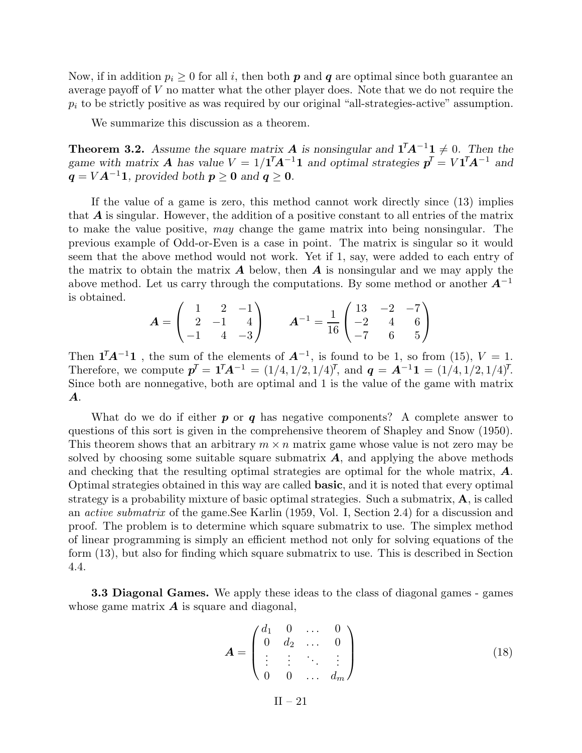Now, if in addition $p_i \geq 0$ for all $i$, then both $\boldsymbol{p}$ and $\boldsymbol{q}$ are optimal since both guarantee an average payoff of $V$ no matter what the other player does. Note that we do not require the $p_i$ to be strictly positive as was required by our original "all-strategies-active" assumption.

We summarize this discussion as a theorem.

**Theorem 3.2.** *Assume the square matrix $\boldsymbol{A}$ is nonsingular and $\mathbf{1}^T\boldsymbol{A}^{-1}\mathbf{1} \neq 0$. Then the game with matrix $\boldsymbol{A}$ has value $V = 1/\mathbf{1}^T\boldsymbol{A}^{-1}\mathbf{1}$ and optimal strategies $\boldsymbol{p}^T = V\mathbf{1}^T\boldsymbol{A}^{-1}$ and $\boldsymbol{q} = V\boldsymbol{A}^{-1}\mathbf{1}$, provided both $\boldsymbol{p} \geq \mathbf{0}$ and $\boldsymbol{q} \geq \mathbf{0}$.*

If the value of a game is zero, this method cannot work directly since (13) implies that $\boldsymbol{A}$ is singular. However, the addition of a positive constant to all entries of the matrix to make the value positive, *may* change the game matrix into being nonsingular. The previous example of Odd-or-Even is a case in point. The matrix is singular so it would seem that the above method would not work. Yet if 1, say, were added to each entry of the matrix to obtain the matrix $\boldsymbol{A}$ below, then $\boldsymbol{A}$ is nonsingular and we may apply the above method. Let us carry through the computations. By some method or another $\boldsymbol{A}^{-1}$ is obtained.

$$\boldsymbol{A} = \begin{pmatrix} 1 & 2 & -1 \\ 2 & -1 & 4 \\ -1 & 4 & -3 \end{pmatrix} \qquad \boldsymbol{A}^{-1} = \frac{1}{16}\begin{pmatrix} 13 & -2 & -7 \\ -2 & 4 & 6 \\ -7 & 6 & 5 \end{pmatrix}$$

Then $\mathbf{1}^T\boldsymbol{A}^{-1}\mathbf{1}$ , the sum of the elements of $\boldsymbol{A}^{-1}$, is found to be 1, so from (15), $V = 1$. Therefore, we compute $\boldsymbol{p}^T = \mathbf{1}^T\boldsymbol{A}^{-1} = (1/4, 1/2, 1/4)^T$, and $\boldsymbol{q} = \boldsymbol{A}^{-1}\mathbf{1} = (1/4, 1/2, 1/4)^T$. Since both are nonnegative, both are optimal and 1 is the value of the game with matrix $\boldsymbol{A}$.

What do we do if either $\boldsymbol{p}$ or $\boldsymbol{q}$ has negative components? A complete answer to questions of this sort is given in the comprehensive theorem of Shapley and Snow (1950). This theorem shows that an arbitrary $m \times n$ matrix game whose value is not zero may be solved by choosing some suitable square submatrix $\boldsymbol{A}$, and applying the above methods and checking that the resulting optimal strategies are optimal for the whole matrix, $\boldsymbol{A}$. Optimal strategies obtained in this way are called **basic**, and it is noted that every optimal strategy is a probability mixture of basic optimal strategies. Such a submatrix, $\mathbf{A}$, is called an *active submatrix* of the game.See Karlin (1959, Vol. I, Section 2.4) for a discussion and proof. The problem is to determine which square submatrix to use. The simplex method of linear programming is simply an efficient method not only for solving equations of the form (13), but also for finding which square submatrix to use. This is described in Section 4.4.

**3.3 Diagonal Games.** We apply these ideas to the class of diagonal games - games whose game matrix $\boldsymbol{A}$ is square and diagonal,

$$\boldsymbol{A} = \begin{pmatrix} d_1 & 0 & \dots & 0 \\ 0 & d_2 & \dots & 0 \\ \vdots & \vdots & \ddots & \vdots \\ 0 & 0 & \dots & d_m \end{pmatrix} \tag{18}$$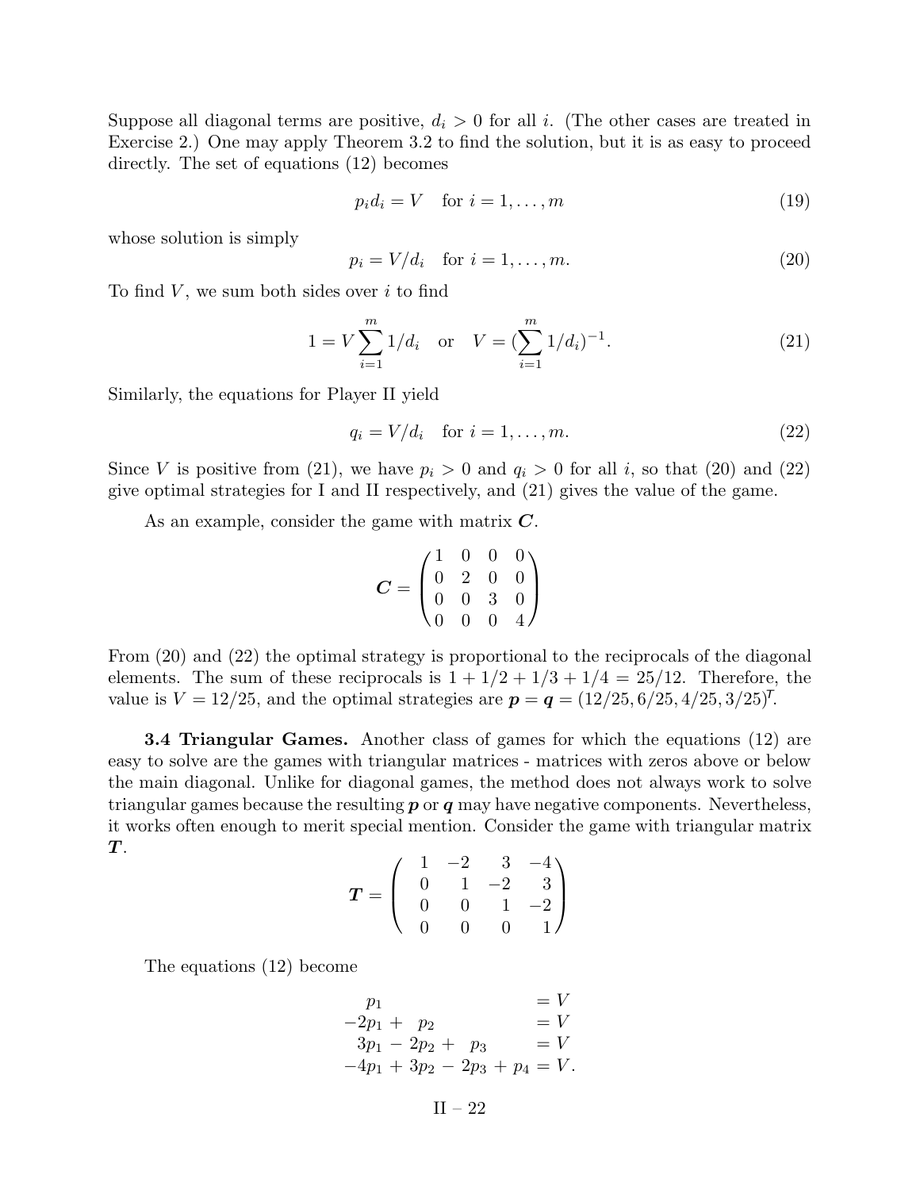Suppose all diagonal terms are positive, $d_i > 0$ for all $i$. (The other cases are treated in Exercise 2.) One may apply Theorem 3.2 to find the solution, but it is as easy to proceed directly. The set of equations (12) becomes

$$p_i d_i = V \quad \text{for } i = 1, \ldots, m \tag{19}$$

whose solution is simply

$$p_i = V/d_i \quad \text{for } i = 1, \ldots, m. \tag{20}$$

To find $V$, we sum both sides over $i$ to find

$$1 = V \sum_{i=1}^{m} 1/d_i \quad \text{or} \quad V = (\sum_{i=1}^{m} 1/d_i)^{-1}. \tag{21}$$

Similarly, the equations for Player II yield

$$q_i = V/d_i \quad \text{for } i = 1, \ldots, m. \tag{22}$$

Since $V$ is positive from (21), we have $p_i > 0$ and $q_i > 0$ for all $i$, so that (20) and (22) give optimal strategies for I and II respectively, and (21) gives the value of the game.

As an example, consider the game with matrix $\boldsymbol{C}$.

$$\boldsymbol{C} = \begin{pmatrix} 1 & 0 & 0 & 0 \\ 0 & 2 & 0 & 0 \\ 0 & 0 & 3 & 0 \\ 0 & 0 & 0 & 4 \end{pmatrix}$$

From (20) and (22) the optimal strategy is proportional to the reciprocals of the diagonal elements. The sum of these reciprocals is $1 + 1/2 + 1/3 + 1/4 = 25/12$. Therefore, the value is $V = 12/25$, and the optimal strategies are $\boldsymbol{p} = \boldsymbol{q} = (12/25, 6/25, 4/25, 3/25)^T$.

**3.4 Triangular Games.** Another class of games for which the equations (12) are easy to solve are the games with triangular matrices - matrices with zeros above or below the main diagonal. Unlike for diagonal games, the method does not always work to solve triangular games because the resulting $\boldsymbol{p}$ or $\boldsymbol{q}$ may have negative components. Nevertheless, it works often enough to merit special mention. Consider the game with triangular matrix $\boldsymbol{T}$.

$$\boldsymbol{T} = \begin{pmatrix} 1 & -2 & 3 & -4 \\ 0 & 1 & -2 & 3 \\ 0 & 0 & 1 & -2 \\ 0 & 0 & 0 & 1 \end{pmatrix}$$

The equations (12) become

$$\begin{aligned} p_1 \qquad\qquad\qquad\qquad &= V \\ -2p_1 + \ \ p_2 \qquad\qquad\quad &= V \\ 3p_1 - 2p_2 + \ \ p_3 \qquad &= V \\ -4p_1 + 3p_2 - 2p_3 + p_4 &= V. \end{aligned}$$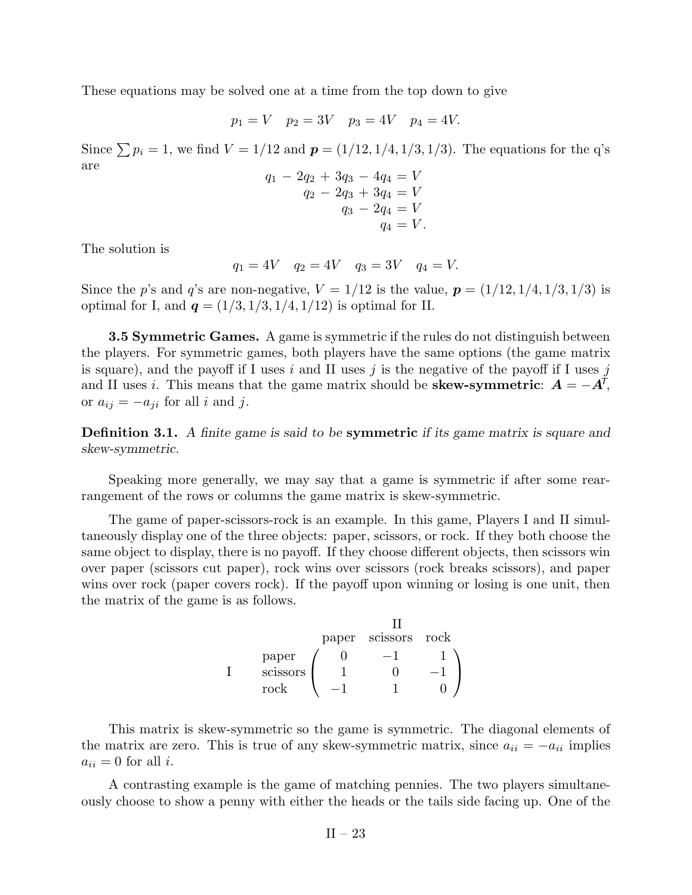These equations may be solved one at a time from the top down to give

$$p_1 = V \quad p_2 = 3V \quad p_3 = 4V \quad p_4 = 4V.$$

Since $\sum p_i = 1$, we find $V = 1/12$ and $\boldsymbol{p} = (1/12, 1/4, 1/3, 1/3)$. The equations for the q's are

$$\begin{aligned} q_1 - 2q_2 + 3q_3 - 4q_4 &= V \\ q_2 - 2q_3 + 3q_4 &= V \\ q_3 - 2q_4 &= V \\ q_4 &= V. \end{aligned}$$

The solution is

$$q_1 = 4V \quad q_2 = 4V \quad q_3 = 3V \quad q_4 = V.$$

Since the $p$'s and $q$'s are non-negative, $V = 1/12$ is the value, $\boldsymbol{p} = (1/12, 1/4, 1/3, 1/3)$ is optimal for I, and $\boldsymbol{q} = (1/3, 1/3, 1/4, 1/12)$ is optimal for II.

**3.5 Symmetric Games.** A game is symmetric if the rules do not distinguish between the players. For symmetric games, both players have the same options (the game matrix is square), and the payoff if I uses $i$ and II uses $j$ is the negative of the payoff if I uses $j$ and II uses $i$. This means that the game matrix should be **skew-symmetric**: $\boldsymbol{A} = -\boldsymbol{A}^T$, or $a_{ij} = -a_{ji}$ for all $i$ and $j$.

**Definition 3.1.** *A finite game is said to be* **symmetric** *if its game matrix is square and skew-symmetric.*

Speaking more generally, we may say that a game is symmetric if after some rearrangement of the rows or columns the game matrix is skew-symmetric.

The game of paper-scissors-rock is an example. In this game, Players I and II simultaneously display one of the three objects: paper, scissors, or rock. If they both choose the same object to display, there is no payoff. If they choose different objects, then scissors win over paper (scissors cut paper), rock wins over scissors (rock breaks scissors), and paper wins over rock (paper covers rock). If the payoff upon winning or losing is one unit, then the matrix of the game is as follows.

$$\text{I} \quad \begin{array}{c} \\ \text{paper} \\ \text{scissors} \\ \text{rock} \end{array} \begin{array}{c} \text{II} \\ \begin{array}{ccc} \text{paper} & \text{scissors} & \text{rock} \end{array} \\ \begin{pmatrix} 0 & -1 & 1 \\ 1 & 0 & -1 \\ -1 & 1 & 0 \end{pmatrix} \end{array}$$

This matrix is skew-symmetric so the game is symmetric. The diagonal elements of the matrix are zero. This is true of any skew-symmetric matrix, since $a_{ii} = -a_{ii}$ implies $a_{ii} = 0$ for all $i$.

A contrasting example is the game of matching pennies. The two players simultaneously choose to show a penny with either the heads or the tails side facing up. One of the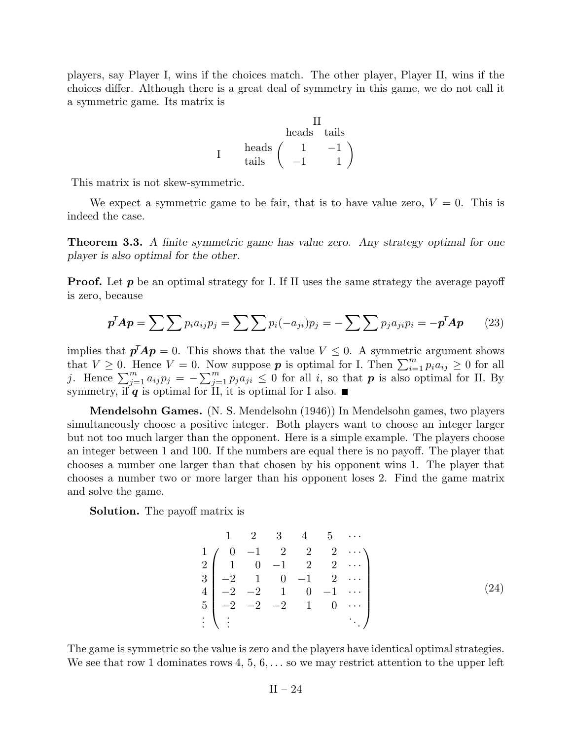players, say Player I, wins if the choices match. The other player, Player II, wins if the choices differ. Although there is a great deal of symmetry in this game, we do not call it a symmetric game. Its matrix is

$$
\begin{array}{c c} & \text{II} \\ & \begin{array}{cc} \text{heads} & \text{tails} \end{array} \\ \text{I} \quad \begin{array}{c} \text{heads} \\ \text{tails} \end{array} & \begin{pmatrix} 1 & -1 \\ -1 & 1 \end{pmatrix} \end{array}
$$

This matrix is not skew-symmetric.

We expect a symmetric game to be fair, that is to have value zero, $V = 0$. This is indeed the case.

**Theorem 3.3.** *A finite symmetric game has value zero. Any strategy optimal for one player is also optimal for the other.*

**Proof.** Let $\boldsymbol{p}$ be an optimal strategy for I. If II uses the same strategy the average payoff is zero, because

$$
\boldsymbol{p}^T \boldsymbol{A} \boldsymbol{p} = \sum \sum p_i a_{ij} p_j = \sum \sum p_i(-a_{ji}) p_j = -\sum \sum p_j a_{ji} p_i = -\boldsymbol{p}^T \boldsymbol{A} \boldsymbol{p} \tag{23}
$$

implies that $\boldsymbol{p}^T \boldsymbol{A} \boldsymbol{p} = 0$. This shows that the value $V \le 0$. A symmetric argument shows that $V \ge 0$. Hence $V = 0$. Now suppose $\boldsymbol{p}$ is optimal for I. Then $\sum_{i=1}^m p_i a_{ij} \ge 0$ for all $j$. Hence $\sum_{j=1}^m a_{ij} p_j = -\sum_{j=1}^m p_j a_{ji} \le 0$ for all $i$, so that $\boldsymbol{p}$ is also optimal for II. By symmetry, if $\boldsymbol{q}$ is optimal for II, it is optimal for I also. ■

**Mendelsohn Games.** (N. S. Mendelsohn (1946)) In Mendelsohn games, two players simultaneously choose a positive integer. Both players want to choose an integer larger but not too much larger than the opponent. Here is a simple example. The players choose an integer between 1 and 100. If the numbers are equal there is no payoff. The player that chooses a number one larger than that chosen by his opponent wins 1. The player that chooses a number two or more larger than his opponent loses 2. Find the game matrix and solve the game.

**Solution.** The payoff matrix is

$$
\begin{array}{c} \\ 1 \\ 2 \\ 3 \\ 4 \\ 5 \\ \vdots \end{array}
\begin{array}{c}
\begin{array}{cccccc} 1 & 2 & 3 & 4 & 5 & \cdots \end{array} \\
\begin{pmatrix}
0 & -1 & 2 & 2 & 2 & \cdots \\
1 & 0 & -1 & 2 & 2 & \cdots \\
-2 & 1 & 0 & -1 & 2 & \cdots \\
-2 & -2 & 1 & 0 & -1 & \cdots \\
-2 & -2 & -2 & 1 & 0 & \cdots \\
\vdots & & & & & \ddots
\end{pmatrix}
\end{array}
\tag{24}
$$

The game is symmetric so the value is zero and the players have identical optimal strategies. We see that row 1 dominates rows 4, 5, 6, ... so we may restrict attention to the upper left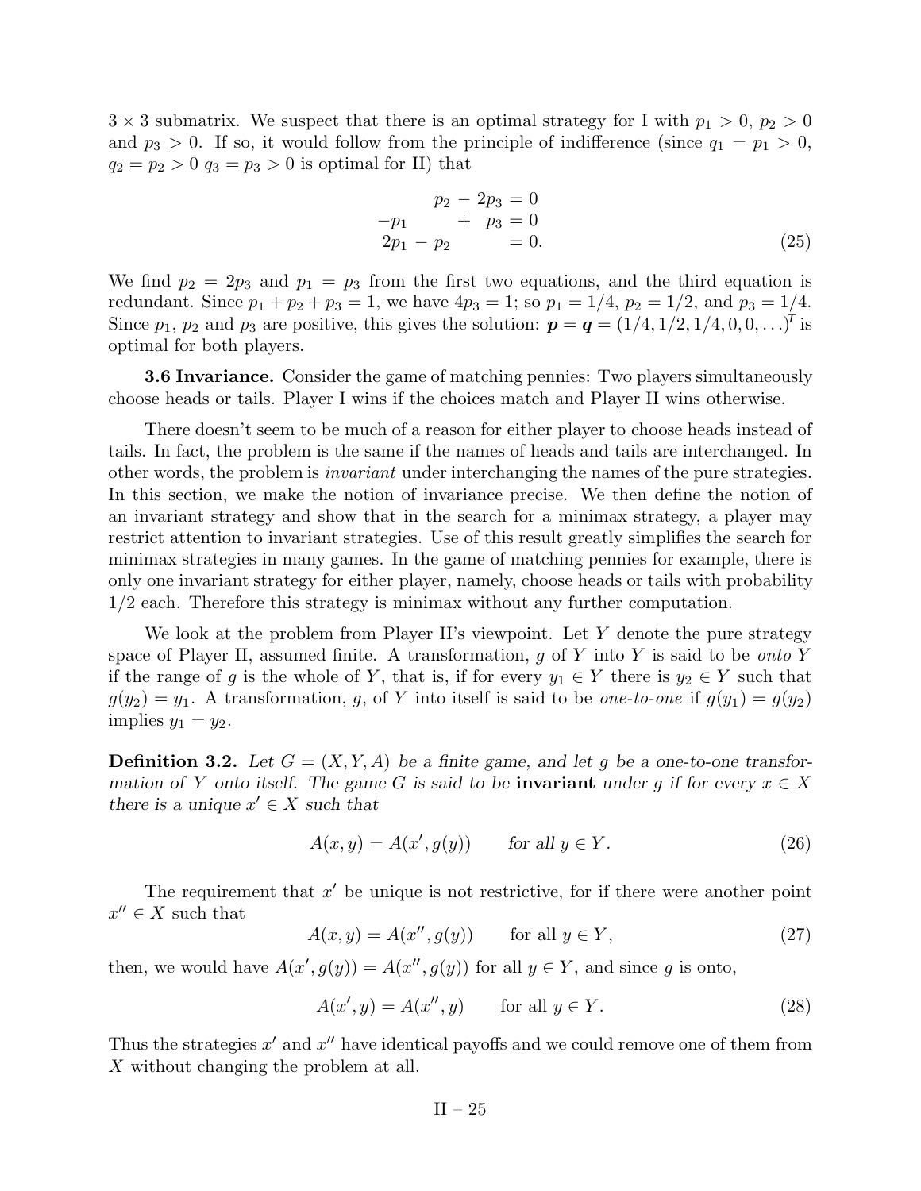$3 \times 3$ submatrix. We suspect that there is an optimal strategy for I with $p_1 > 0$, $p_2 > 0$ and $p_3 > 0$. If so, it would follow from the principle of indifference (since $q_1 = p_1 > 0$, $q_2 = p_2 > 0$ $q_3 = p_3 > 0$ is optimal for II) that

$$
\begin{aligned}
p_2 - 2p_3 &= 0 \\
-p_1 \qquad + \; p_3 &= 0 \\
2p_1 - p_2 \qquad &= 0.
\end{aligned}
\tag{25}
$$

We find $p_2 = 2p_3$ and $p_1 = p_3$ from the first two equations, and the third equation is redundant. Since $p_1 + p_2 + p_3 = 1$, we have $4p_3 = 1$; so $p_1 = 1/4$, $p_2 = 1/2$, and $p_3 = 1/4$. Since $p_1$, $p_2$ and $p_3$ are positive, this gives the solution: $\boldsymbol{p} = \boldsymbol{q} = (1/4, 1/2, 1/4, 0, 0, \ldots)^T$ is optimal for both players.

**3.6 Invariance.** Consider the game of matching pennies: Two players simultaneously choose heads or tails. Player I wins if the choices match and Player II wins otherwise.

There doesn't seem to be much of a reason for either player to choose heads instead of tails. In fact, the problem is the same if the names of heads and tails are interchanged. In other words, the problem is *invariant* under interchanging the names of the pure strategies. In this section, we make the notion of invariance precise. We then define the notion of an invariant strategy and show that in the search for a minimax strategy, a player may restrict attention to invariant strategies. Use of this result greatly simplifies the search for minimax strategies in many games. In the game of matching pennies for example, there is only one invariant strategy for either player, namely, choose heads or tails with probability 1/2 each. Therefore this strategy is minimax without any further computation.

We look at the problem from Player II's viewpoint. Let $Y$ denote the pure strategy space of Player II, assumed finite. A transformation, $g$ of $Y$ into $Y$ is said to be *onto* $Y$ if the range of $g$ is the whole of $Y$, that is, if for every $y_1 \in Y$ there is $y_2 \in Y$ such that $g(y_2) = y_1$. A transformation, $g$, of $Y$ into itself is said to be *one-to-one* if $g(y_1) = g(y_2)$ implies $y_1 = y_2$.

**Definition 3.2.** *Let $G = (X, Y, A)$ be a finite game, and let $g$ be a one-to-one transformation of $Y$ onto itself. The game $G$ is said to be* **invariant** *under $g$ if for every $x \in X$ there is a unique $x' \in X$ such that*

$$
A(x, y) = A(x', g(y)) \qquad \text{for all } y \in Y. \tag{26}
$$

The requirement that $x'$ be unique is not restrictive, for if there were another point $x'' \in X$ such that

$$
A(x, y) = A(x'', g(y)) \qquad \text{for all } y \in Y, \tag{27}
$$

then, we would have $A(x', g(y)) = A(x'', g(y))$ for all $y \in Y$, and since $g$ is onto,

$$
A(x', y) = A(x'', y) \qquad \text{for all } y \in Y. \tag{28}
$$

Thus the strategies $x'$ and $x''$ have identical payoffs and we could remove one of them from $X$ without changing the problem at all.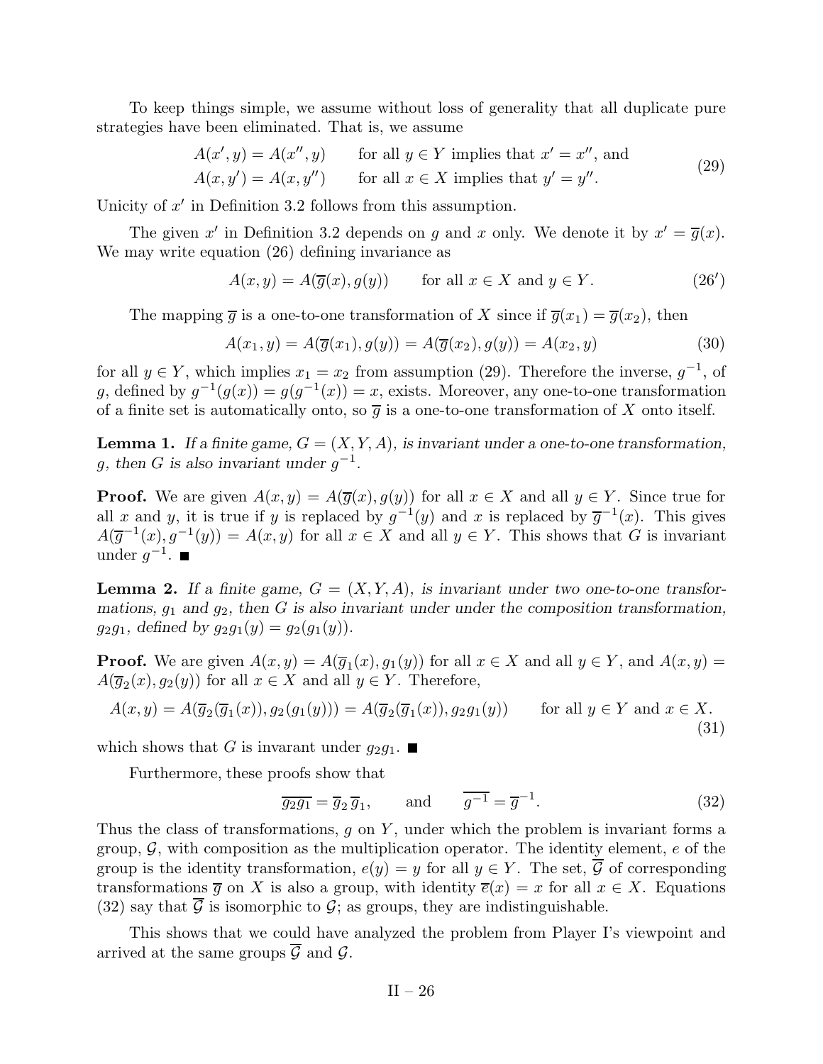To keep things simple, we assume without loss of generality that all duplicate pure strategies have been eliminated. That is, we assume

$$
\begin{aligned}
&A(x', y) = A(x'', y) \qquad \text{for all } y \in Y \text{ implies that } x' = x'', \text{ and} \\
&A(x, y') = A(x, y'') \qquad \text{for all } x \in X \text{ implies that } y' = y''.
\end{aligned}
\tag{29}
$$

Unicity of $x'$ in Definition 3.2 follows from this assumption.

The given $x'$ in Definition 3.2 depends on $g$ and $x$ only. We denote it by $x' = \overline{g}(x)$. We may write equation (26) defining invariance as

$$
A(x, y) = A(\overline{g}(x), g(y)) \qquad \text{for all } x \in X \text{ and } y \in Y. \tag{26$'$}
$$

The mapping $\overline{g}$ is a one-to-one transformation of $X$ since if $\overline{g}(x_1) = \overline{g}(x_2)$, then

$$
A(x_1, y) = A(\overline{g}(x_1), g(y)) = A(\overline{g}(x_2), g(y)) = A(x_2, y) \tag{30}
$$

for all $y \in Y$, which implies $x_1 = x_2$ from assumption (29). Therefore the inverse, $g^{-1}$, of $g$, defined by $g^{-1}(g(x)) = g(g^{-1}(x)) = x$, exists. Moreover, any one-to-one transformation of a finite set is automatically onto, so $\overline{g}$ is a one-to-one transformation of $X$ onto itself.

**Lemma 1.** *If a finite game, $G = (X, Y, A)$, is invariant under a one-to-one transformation, $g$, then $G$ is also invariant under $g^{-1}$.*

**Proof.** We are given $A(x, y) = A(\overline{g}(x), g(y))$ for all $x \in X$ and all $y \in Y$. Since true for all $x$ and $y$, it is true if $y$ is replaced by $g^{-1}(y)$ and $x$ is replaced by $\overline{g}^{-1}(x)$. This gives $A(\overline{g}^{-1}(x), g^{-1}(y)) = A(x, y)$ for all $x \in X$ and all $y \in Y$. This shows that $G$ is invariant under $g^{-1}$. ■

**Lemma 2.** *If a finite game, $G = (X, Y, A)$, is invariant under two one-to-one transformations, $g_1$ and $g_2$, then $G$ is also invariant under under the composition transformation, $g_2 g_1$, defined by $g_2 g_1(y) = g_2(g_1(y))$.*

**Proof.** We are given $A(x, y) = A(\overline{g}_1(x), g_1(y))$ for all $x \in X$ and all $y \in Y$, and $A(x, y) = A(\overline{g}_2(x), g_2(y))$ for all $x \in X$ and all $y \in Y$. Therefore,

$$
A(x, y) = A(\overline{g}_2(\overline{g}_1(x)), g_2(g_1(y))) = A(\overline{g}_2(\overline{g}_1(x)), g_2 g_1(y)) \qquad \text{for all } y \in Y \text{ and } x \in X. \tag{31}
$$

which shows that $G$ is invarant under $g_2 g_1$. ■

Furthermore, these proofs show that

$$
\overline{g_2 g_1} = \overline{g}_2\, \overline{g}_1, \qquad \text{and} \qquad \overline{g^{-1}} = \overline{g}^{-1}. \tag{32}
$$

Thus the class of transformations, $g$ on $Y$, under which the problem is invariant forms a group, $\mathcal{G}$, with composition as the multiplication operator. The identity element, $e$ of the group is the identity transformation, $e(y) = y$ for all $y \in Y$. The set, $\overline{\mathcal{G}}$ of corresponding transformations $\overline{g}$ on $X$ is also a group, with identity $\overline{e}(x) = x$ for all $x \in X$. Equations (32) say that $\overline{\mathcal{G}}$ is isomorphic to $\mathcal{G}$; as groups, they are indistinguishable.

This shows that we could have analyzed the problem from Player I's viewpoint and arrived at the same groups $\overline{\mathcal{G}}$ and $\mathcal{G}$.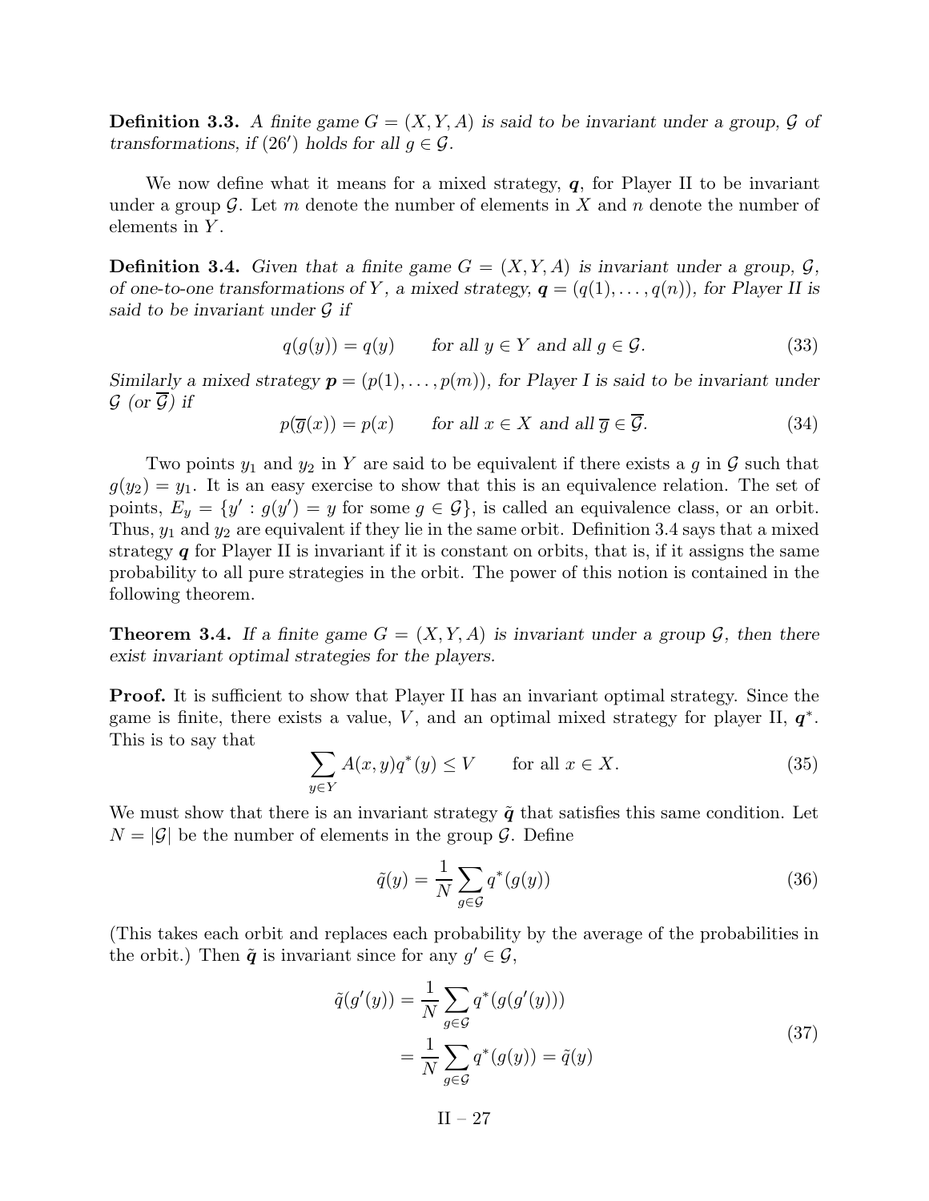**Definition 3.3.** *A finite game $G = (X, Y, A)$ is said to be invariant under a group, $\mathcal{G}$ of transformations, if $(26')$ holds for all $g \in \mathcal{G}$.*

We now define what it means for a mixed strategy, $\boldsymbol{q}$, for Player II to be invariant under a group $\mathcal{G}$. Let $m$ denote the number of elements in $X$ and $n$ denote the number of elements in $Y$.

**Definition 3.4.** *Given that a finite game $G = (X, Y, A)$ is invariant under a group, $\mathcal{G}$, of one-to-one transformations of $Y$, a mixed strategy, $\boldsymbol{q} = (q(1), \ldots, q(n))$, for Player II is said to be invariant under $\mathcal{G}$ if*

$$q(g(y)) = q(y) \qquad \text{for all } y \in Y \text{ and all } g \in \mathcal{G}. \tag{33}$$

*Similarly a mixed strategy $\boldsymbol{p} = (p(1), \ldots, p(m))$, for Player I is said to be invariant under $\mathcal{G}$ (or $\overline{\mathcal{G}}$) if*

$$p(\overline{g}(x)) = p(x) \qquad \text{for all } x \in X \text{ and all } \overline{g} \in \overline{\mathcal{G}}. \tag{34}$$

Two points $y_1$ and $y_2$ in $Y$ are said to be equivalent if there exists a $g$ in $\mathcal{G}$ such that $g(y_2) = y_1$. It is an easy exercise to show that this is an equivalence relation. The set of points, $E_y = \{y' : g(y') = y \text{ for some } g \in \mathcal{G}\}$, is called an equivalence class, or an orbit. Thus, $y_1$ and $y_2$ are equivalent if they lie in the same orbit. Definition 3.4 says that a mixed strategy $\boldsymbol{q}$ for Player II is invariant if it is constant on orbits, that is, if it assigns the same probability to all pure strategies in the orbit. The power of this notion is contained in the following theorem.

**Theorem 3.4.** *If a finite game $G = (X, Y, A)$ is invariant under a group $\mathcal{G}$, then there exist invariant optimal strategies for the players.*

**Proof.** It is sufficient to show that Player II has an invariant optimal strategy. Since the game is finite, there exists a value, $V$, and an optimal mixed strategy for player II, $\boldsymbol{q}^*$. This is to say that

$$\sum_{y \in Y} A(x, y) q^*(y) \leq V \qquad \text{for all } x \in X. \tag{35}$$

We must show that there is an invariant strategy $\tilde{\boldsymbol{q}}$ that satisfies this same condition. Let $N = |\mathcal{G}|$ be the number of elements in the group $\mathcal{G}$. Define

$$\tilde{q}(y) = \frac{1}{N} \sum_{g \in \mathcal{G}} q^*(g(y)) \tag{36}$$

(This takes each orbit and replaces each probability by the average of the probabilities in the orbit.) Then $\tilde{\boldsymbol{q}}$ is invariant since for any $g' \in \mathcal{G}$,

$$\begin{aligned} \tilde{q}(g'(y)) &= \frac{1}{N} \sum_{g \in \mathcal{G}} q^*(g(g'(y))) \\ &= \frac{1}{N} \sum_{g \in \mathcal{G}} q^*(g(y)) = \tilde{q}(y) \end{aligned} \tag{37}$$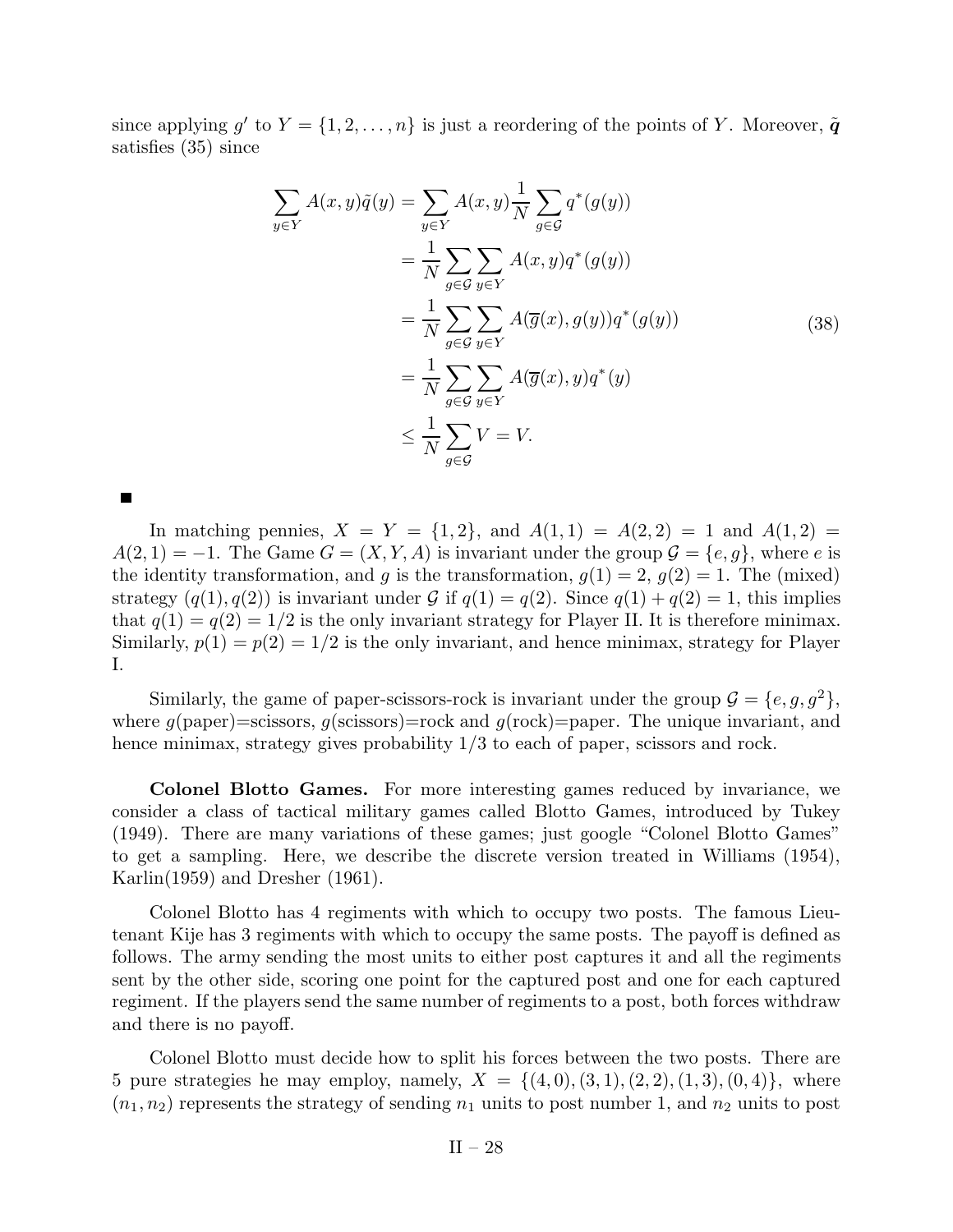since applying $g'$ to $Y = \{1, 2, \ldots, n\}$ is just a reordering of the points of $Y$. Moreover, $\tilde{\boldsymbol{q}}$ satisfies (35) since

$$
\begin{aligned}
\sum_{y \in Y} A(x,y)\tilde{q}(y) &= \sum_{y \in Y} A(x,y) \frac{1}{N} \sum_{g \in \mathcal{G}} q^*(g(y)) \\
&= \frac{1}{N} \sum_{g \in \mathcal{G}} \sum_{y \in Y} A(x,y) q^*(g(y)) \\
&= \frac{1}{N} \sum_{g \in \mathcal{G}} \sum_{y \in Y} A(\overline{g}(x), g(y)) q^*(g(y)) \\
&= \frac{1}{N} \sum_{g \in \mathcal{G}} \sum_{y \in Y} A(\overline{g}(x), y) q^*(y) \\
&\le \frac{1}{N} \sum_{g \in \mathcal{G}} V = V.
\end{aligned} \tag{38}
$$

■

In matching pennies, $X = Y = \{1, 2\}$, and $A(1,1) = A(2,2) = 1$ and $A(1,2) = A(2,1) = -1$. The Game $G = (X, Y, A)$ is invariant under the group $\mathcal{G} = \{e, g\}$, where $e$ is the identity transformation, and $g$ is the transformation, $g(1) = 2$, $g(2) = 1$. The (mixed) strategy $(q(1), q(2))$ is invariant under $\mathcal{G}$ if $q(1) = q(2)$. Since $q(1) + q(2) = 1$, this implies that $q(1) = q(2) = 1/2$ is the only invariant strategy for Player II. It is therefore minimax. Similarly, $p(1) = p(2) = 1/2$ is the only invariant, and hence minimax, strategy for Player I.

Similarly, the game of paper-scissors-rock is invariant under the group $\mathcal{G} = \{e, g, g^2\}$, where $g$(paper)=scissors, $g$(scissors)=rock and $g$(rock)=paper. The unique invariant, and hence minimax, strategy gives probability 1/3 to each of paper, scissors and rock.

**Colonel Blotto Games.** For more interesting games reduced by invariance, we consider a class of tactical military games called Blotto Games, introduced by Tukey (1949). There are many variations of these games; just google "Colonel Blotto Games" to get a sampling. Here, we describe the discrete version treated in Williams (1954), Karlin(1959) and Dresher (1961).

Colonel Blotto has 4 regiments with which to occupy two posts. The famous Lieutenant Kije has 3 regiments with which to occupy the same posts. The payoff is defined as follows. The army sending the most units to either post captures it and all the regiments sent by the other side, scoring one point for the captured post and one for each captured regiment. If the players send the same number of regiments to a post, both forces withdraw and there is no payoff.

Colonel Blotto must decide how to split his forces between the two posts. There are 5 pure strategies he may employ, namely, $X = \{(4,0), (3,1), (2,2), (1,3), (0,4)\}$, where $(n_1, n_2)$ represents the strategy of sending $n_1$ units to post number 1, and $n_2$ units to post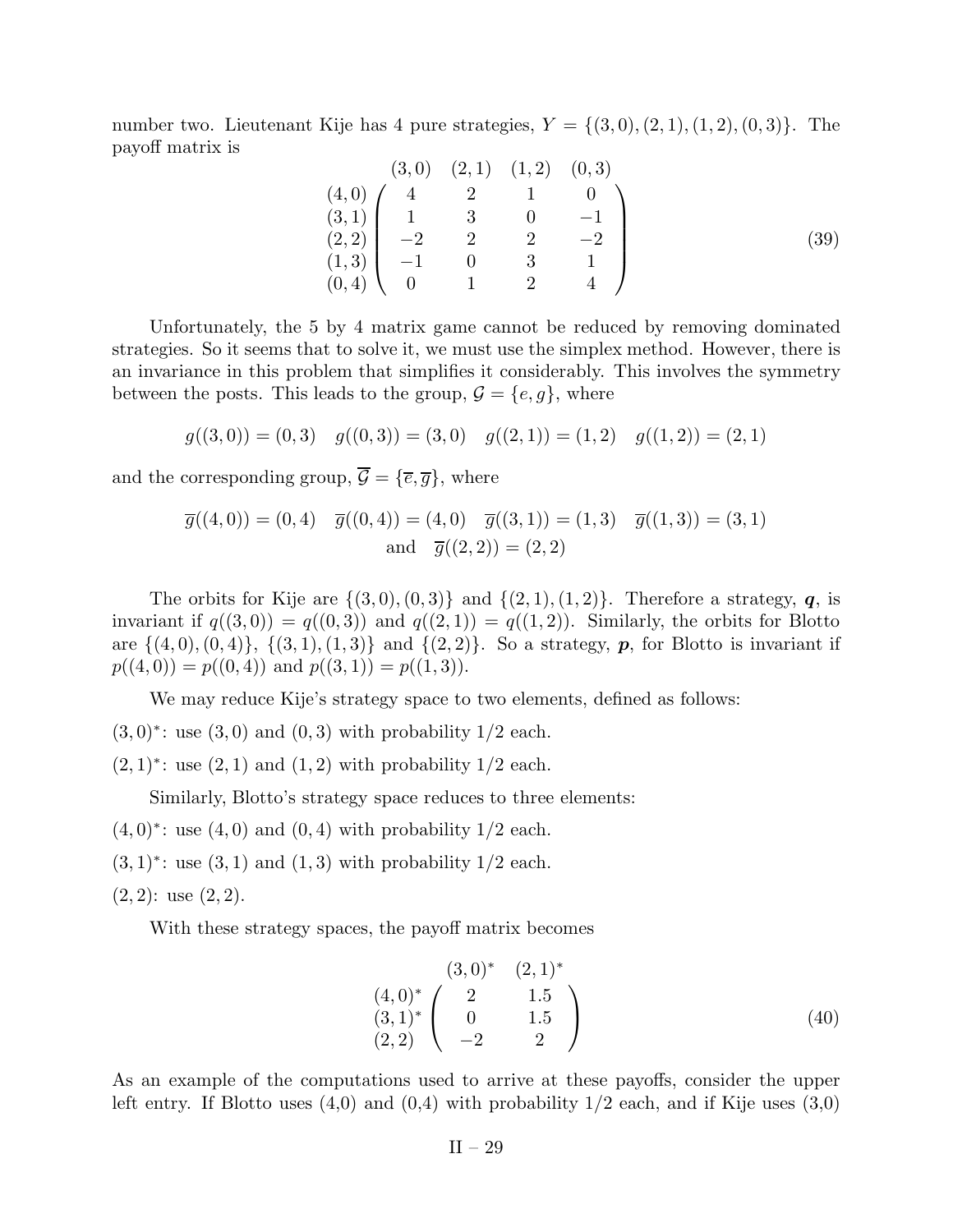number two. Lieutenant Kije has 4 pure strategies, $Y = \{(3,0),(2,1),(1,2),(0,3)\}$. The payoff matrix is

$$
\begin{array}{c} \\ (4,0) \\ (3,1) \\ (2,2) \\ (1,3) \\ (0,4) \end{array}
\begin{array}{c}
\begin{array}{cccc} (3,0) & (2,1) & (1,2) & (0,3) \end{array} \\
\left(\begin{array}{cccc}
4 & 2 & 1 & 0 \\
1 & 3 & 0 & -1 \\
-2 & 2 & 2 & -2 \\
-1 & 0 & 3 & 1 \\
0 & 1 & 2 & 4
\end{array}\right)
\end{array}
\tag{39}
$$

Unfortunately, the 5 by 4 matrix game cannot be reduced by removing dominated strategies. So it seems that to solve it, we must use the simplex method. However, there is an invariance in this problem that simplifies it considerably. This involves the symmetry between the posts. This leads to the group, $\mathcal{G} = \{e, g\}$, where

$$
g((3,0)) = (0,3) \quad g((0,3)) = (3,0) \quad g((2,1)) = (1,2) \quad g((1,2)) = (2,1)
$$

and the corresponding group, $\overline{\mathcal{G}} = \{\overline{e}, \overline{g}\}$, where

$$
\overline{g}((4,0)) = (0,4) \quad \overline{g}((0,4)) = (4,0) \quad \overline{g}((3,1)) = (1,3) \quad \overline{g}((1,3)) = (3,1)
$$
$$
\text{and} \quad \overline{g}((2,2)) = (2,2)
$$

The orbits for Kije are $\{(3,0),(0,3)\}$ and $\{(2,1),(1,2)\}$. Therefore a strategy, $\boldsymbol{q}$, is invariant if $q((3,0)) = q((0,3))$ and $q((2,1)) = q((1,2))$. Similarly, the orbits for Blotto are $\{(4,0),(0,4)\}$, $\{(3,1),(1,3)\}$ and $\{(2,2)\}$. So a strategy, $\boldsymbol{p}$, for Blotto is invariant if $p((4,0)) = p((0,4))$ and $p((3,1)) = p((1,3))$.

We may reduce Kije's strategy space to two elements, defined as follows:

$(3,0)^*$: use $(3,0)$ and $(0,3)$ with probability 1/2 each.

$(2,1)^*$: use $(2,1)$ and $(1,2)$ with probability 1/2 each.

Similarly, Blotto's strategy space reduces to three elements:

$(4,0)^*$: use $(4,0)$ and $(0,4)$ with probability 1/2 each.

$(3,1)^*$: use $(3,1)$ and $(1,3)$ with probability 1/2 each.

$(2,2)$: use $(2,2)$.

With these strategy spaces, the payoff matrix becomes

$$
\begin{array}{c} \\ (4,0)^* \\ (3,1)^* \\ (2,2) \end{array}
\begin{array}{c}
\begin{array}{cc} (3,0)^* & (2,1)^* \end{array} \\
\left(\begin{array}{cc}
2 & 1.5 \\
0 & 1.5 \\
-2 & 2
\end{array}\right)
\end{array}
\tag{40}
$$

As an example of the computations used to arrive at these payoffs, consider the upper left entry. If Blotto uses (4,0) and (0,4) with probability 1/2 each, and if Kije uses (3,0)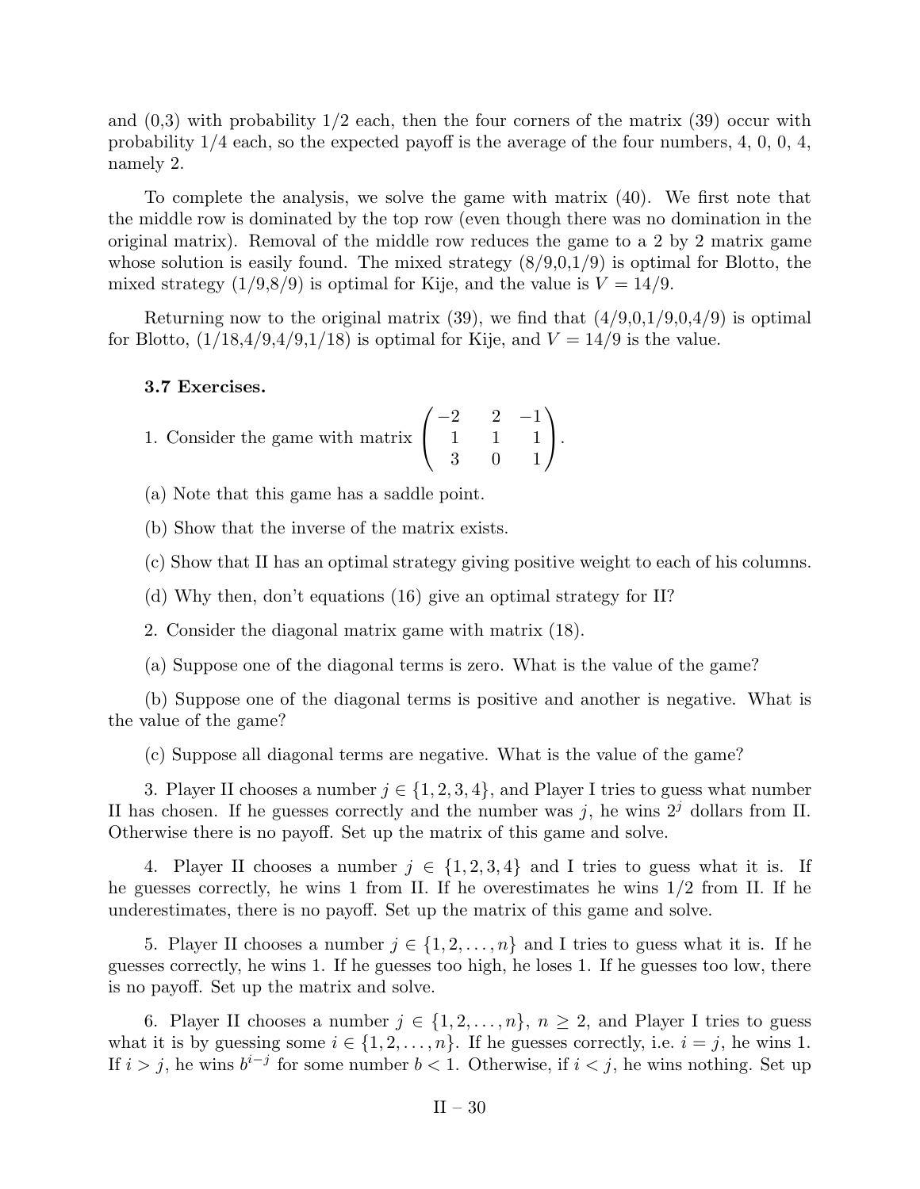and (0,3) with probability 1/2 each, then the four corners of the matrix (39) occur with probability 1/4 each, so the expected payoff is the average of the four numbers, 4, 0, 0, 4, namely 2.

To complete the analysis, we solve the game with matrix (40). We first note that the middle row is dominated by the top row (even though there was no domination in the original matrix). Removal of the middle row reduces the game to a 2 by 2 matrix game whose solution is easily found. The mixed strategy (8/9,0,1/9) is optimal for Blotto, the mixed strategy (1/9,8/9) is optimal for Kije, and the value is $V = 14/9$.

Returning now to the original matrix (39), we find that (4/9,0,1/9,0,4/9) is optimal for Blotto, (1/18,4/9,4/9,1/18) is optimal for Kije, and $V = 14/9$ is the value.

### 3.7 Exercises.

1. Consider the game with matrix $\begin{pmatrix} -2 & 2 & -1 \\ 1 & 1 & 1 \\ 3 & 0 & 1 \end{pmatrix}$.

(a) Note that this game has a saddle point.

(b) Show that the inverse of the matrix exists.

(c) Show that II has an optimal strategy giving positive weight to each of his columns.

(d) Why then, don't equations (16) give an optimal strategy for II?

2. Consider the diagonal matrix game with matrix (18).

(a) Suppose one of the diagonal terms is zero. What is the value of the game?

(b) Suppose one of the diagonal terms is positive and another is negative. What is the value of the game?

(c) Suppose all diagonal terms are negative. What is the value of the game?

3. Player II chooses a number $j \in \{1, 2, 3, 4\}$, and Player I tries to guess what number II has chosen. If he guesses correctly and the number was $j$, he wins $2^j$ dollars from II. Otherwise there is no payoff. Set up the matrix of this game and solve.

4. Player II chooses a number $j \in \{1, 2, 3, 4\}$ and I tries to guess what it is. If he guesses correctly, he wins 1 from II. If he overestimates he wins 1/2 from II. If he underestimates, there is no payoff. Set up the matrix of this game and solve.

5. Player II chooses a number $j \in \{1, 2, \ldots, n\}$ and I tries to guess what it is. If he guesses correctly, he wins 1. If he guesses too high, he loses 1. If he guesses too low, there is no payoff. Set up the matrix and solve.

6. Player II chooses a number $j \in \{1, 2, \ldots, n\}$, $n \geq 2$, and Player I tries to guess what it is by guessing some $i \in \{1, 2, \ldots, n\}$. If he guesses correctly, i.e. $i = j$, he wins 1. If $i > j$, he wins $b^{i-j}$ for some number $b < 1$. Otherwise, if $i < j$, he wins nothing. Set up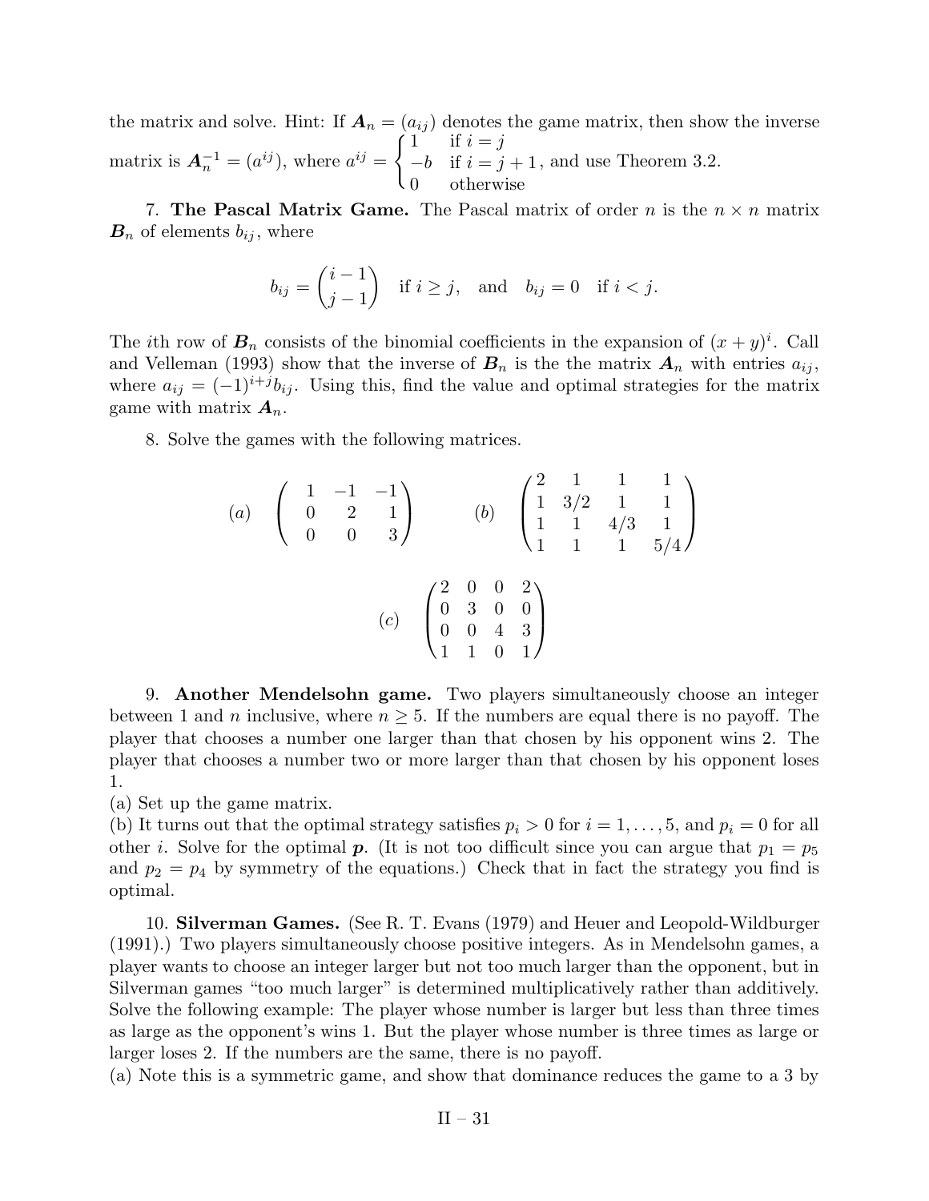the matrix and solve. Hint: If $\boldsymbol{A}_n = (a_{ij})$ denotes the game matrix, then show the inverse matrix is $\boldsymbol{A}_n^{-1} = (a^{ij})$, where $a^{ij} = \begin{cases} 1 & \text{if } i = j \\ -b & \text{if } i = j+1 \\ 0 & \text{otherwise} \end{cases}$, and use Theorem 3.2.

7. **The Pascal Matrix Game.** The Pascal matrix of order $n$ is the $n \times n$ matrix $\boldsymbol{B}_n$ of elements $b_{ij}$, where

$$b_{ij} = \binom{i-1}{j-1} \quad \text{if } i \geq j, \quad \text{and} \quad b_{ij} = 0 \quad \text{if } i < j.$$

The $i$th row of $\boldsymbol{B}_n$ consists of the binomial coefficients in the expansion of $(x+y)^i$. Call and Velleman (1993) show that the inverse of $\boldsymbol{B}_n$ is the the matrix $\boldsymbol{A}_n$ with entries $a_{ij}$, where $a_{ij} = (-1)^{i+j} b_{ij}$. Using this, find the value and optimal strategies for the matrix game with matrix $\boldsymbol{A}_n$.

8. Solve the games with the following matrices.

$$(a) \quad \begin{pmatrix} 1 & -1 & -1 \\ 0 & 2 & 1 \\ 0 & 0 & 3 \end{pmatrix} \qquad (b) \quad \begin{pmatrix} 2 & 1 & 1 & 1 \\ 1 & 3/2 & 1 & 1 \\ 1 & 1 & 4/3 & 1 \\ 1 & 1 & 1 & 5/4 \end{pmatrix}$$

$$(c) \quad \begin{pmatrix} 2 & 0 & 0 & 2 \\ 0 & 3 & 0 & 0 \\ 0 & 0 & 4 & 3 \\ 1 & 1 & 0 & 1 \end{pmatrix}$$

9. **Another Mendelsohn game.** Two players simultaneously choose an integer between 1 and $n$ inclusive, where $n \geq 5$. If the numbers are equal there is no payoff. The player that chooses a number one larger than that chosen by his opponent wins 2. The player that chooses a number two or more larger than that chosen by his opponent loses 1.
(a) Set up the game matrix.
(b) It turns out that the optimal strategy satisfies $p_i > 0$ for $i = 1, \ldots, 5$, and $p_i = 0$ for all other $i$. Solve for the optimal $\boldsymbol{p}$. (It is not too difficult since you can argue that $p_1 = p_5$ and $p_2 = p_4$ by symmetry of the equations.) Check that in fact the strategy you find is optimal.

10. **Silverman Games.** (See R. T. Evans (1979) and Heuer and Leopold-Wildburger (1991).) Two players simultaneously choose positive integers. As in Mendelsohn games, a player wants to choose an integer larger but not too much larger than the opponent, but in Silverman games "too much larger" is determined multiplicatively rather than additively. Solve the following example: The player whose number is larger but less than three times as large as the opponent's wins 1. But the player whose number is three times as large or larger loses 2. If the numbers are the same, there is no payoff.
(a) Note this is a symmetric game, and show that dominance reduces the game to a 3 by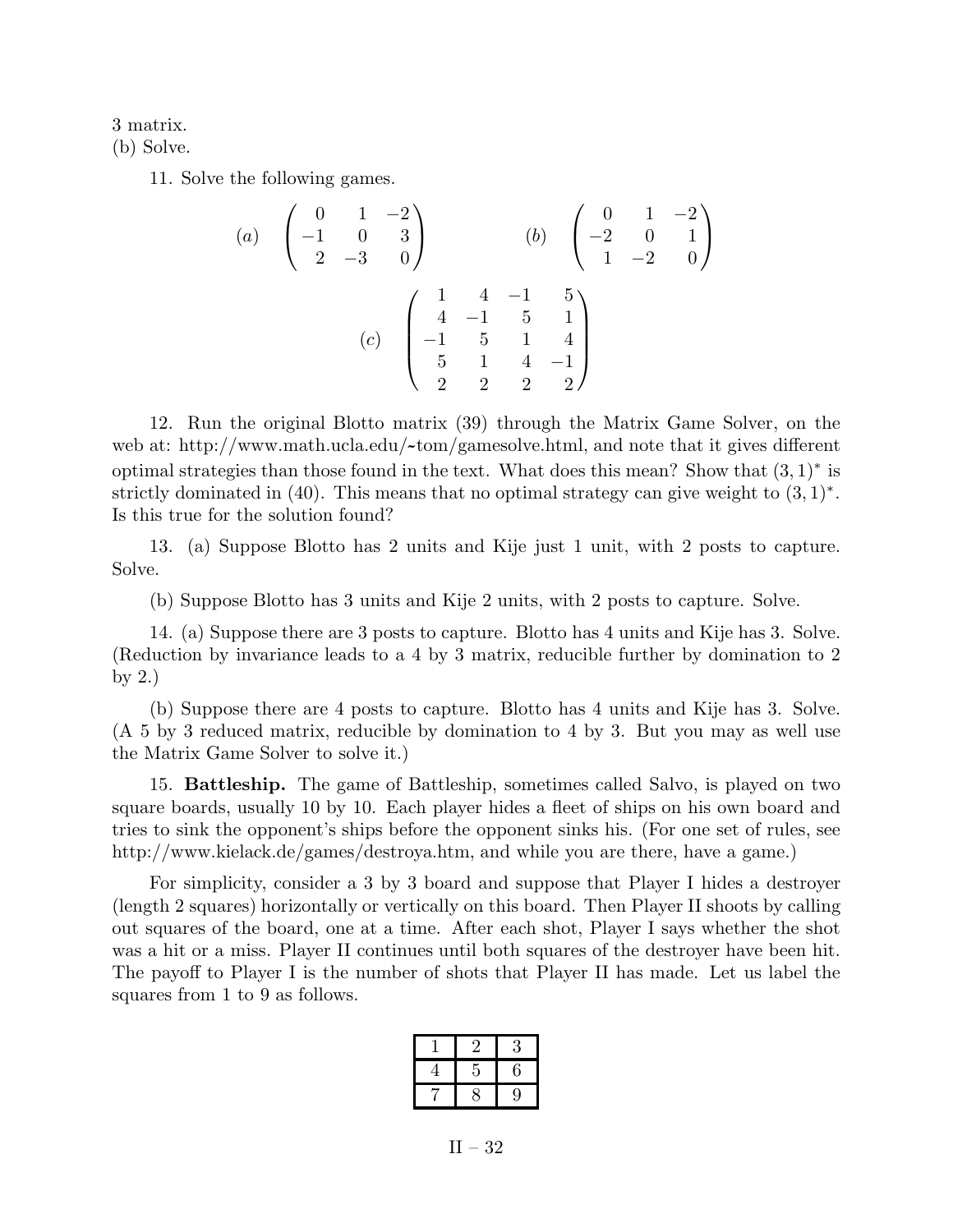3 matrix.
(b) Solve.

11. Solve the following games.

$$(a)\quad \begin{pmatrix} 0 & 1 & -2 \\ -1 & 0 & 3 \\ 2 & -3 & 0 \end{pmatrix} \qquad\qquad (b)\quad \begin{pmatrix} 0 & 1 & -2 \\ -2 & 0 & 1 \\ 1 & -2 & 0 \end{pmatrix}$$

$$(c)\quad \begin{pmatrix} 1 & 4 & -1 & 5 \\ 4 & -1 & 5 & 1 \\ -1 & 5 & 1 & 4 \\ 5 & 1 & 4 & -1 \\ 2 & 2 & 2 & 2 \end{pmatrix}$$

12. Run the original Blotto matrix (39) through the Matrix Game Solver, on the web at: http://www.math.ucla.edu/~tom/gamesolve.html, and note that it gives different optimal strategies than those found in the text. What does this mean? Show that $(3,1)^*$ is strictly dominated in (40). This means that no optimal strategy can give weight to $(3,1)^*$. Is this true for the solution found?

13. (a) Suppose Blotto has 2 units and Kije just 1 unit, with 2 posts to capture. Solve.

(b) Suppose Blotto has 3 units and Kije 2 units, with 2 posts to capture. Solve.

14. (a) Suppose there are 3 posts to capture. Blotto has 4 units and Kije has 3. Solve. (Reduction by invariance leads to a 4 by 3 matrix, reducible further by domination to 2 by 2.)

(b) Suppose there are 4 posts to capture. Blotto has 4 units and Kije has 3. Solve. (A 5 by 3 reduced matrix, reducible by domination to 4 by 3. But you may as well use the Matrix Game Solver to solve it.)

15. **Battleship.** The game of Battleship, sometimes called Salvo, is played on two square boards, usually 10 by 10. Each player hides a fleet of ships on his own board and tries to sink the opponent's ships before the opponent sinks his. (For one set of rules, see http://www.kielack.de/games/destroya.htm, and while you are there, have a game.)

For simplicity, consider a 3 by 3 board and suppose that Player I hides a destroyer (length 2 squares) horizontally or vertically on this board. Then Player II shoots by calling out squares of the board, one at a time. After each shot, Player I says whether the shot was a hit or a miss. Player II continues until both squares of the destroyer have been hit. The payoff to Player I is the number of shots that Player II has made. Let us label the squares from 1 to 9 as follows.

| 1 | 2 | 3 |
|---|---|---|
| 4 | 5 | 6 |
| 7 | 8 | 9 |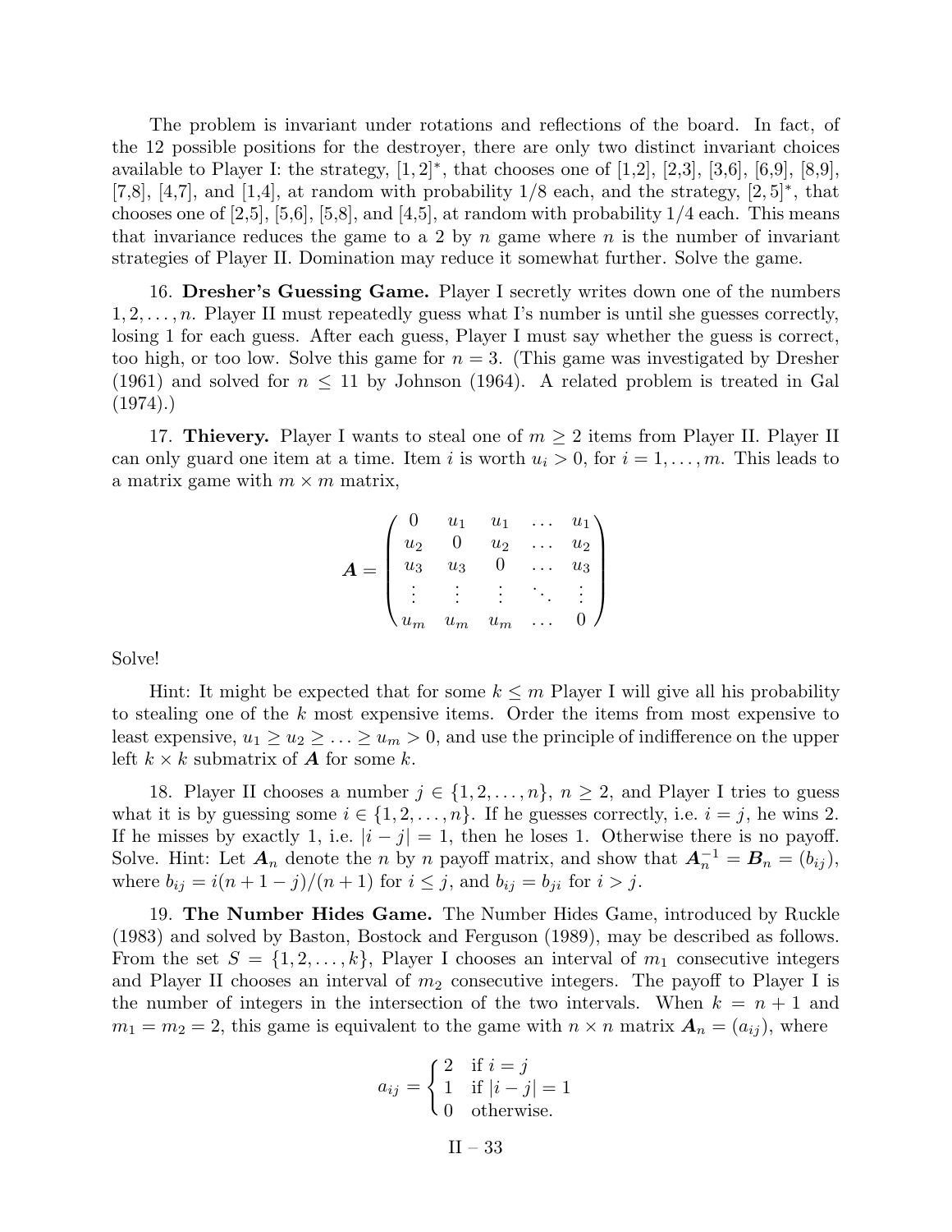The problem is invariant under rotations and reflections of the board. In fact, of the 12 possible positions for the destroyer, there are only two distinct invariant choices available to Player I: the strategy, $[1,2]^*$, that chooses one of [1,2], [2,3], [3,6], [6,9], [8,9], [7,8], [4,7], and [1,4], at random with probability 1/8 each, and the strategy, $[2,5]^*$, that chooses one of [2,5], [5,6], [5,8], and [4,5], at random with probability 1/4 each. This means that invariance reduces the game to a 2 by $n$ game where $n$ is the number of invariant strategies of Player II. Domination may reduce it somewhat further. Solve the game.

16. **Dresher's Guessing Game.** Player I secretly writes down one of the numbers $1, 2, \ldots, n$. Player II must repeatedly guess what I's number is until she guesses correctly, losing 1 for each guess. After each guess, Player I must say whether the guess is correct, too high, or too low. Solve this game for $n = 3$. (This game was investigated by Dresher (1961) and solved for $n \le 11$ by Johnson (1964). A related problem is treated in Gal (1974).)

17. **Thievery.** Player I wants to steal one of $m \ge 2$ items from Player II. Player II can only guard one item at a time. Item $i$ is worth $u_i > 0$, for $i = 1, \ldots, m$. This leads to a matrix game with $m \times m$ matrix,

$$\boldsymbol{A} = \begin{pmatrix} 0 & u_1 & u_1 & \ldots & u_1 \\ u_2 & 0 & u_2 & \ldots & u_2 \\ u_3 & u_3 & 0 & \ldots & u_3 \\ \vdots & \vdots & \vdots & \ddots & \vdots \\ u_m & u_m & u_m & \ldots & 0 \end{pmatrix}$$

Solve!

Hint: It might be expected that for some $k \le m$ Player I will give all his probability to stealing one of the $k$ most expensive items. Order the items from most expensive to least expensive, $u_1 \ge u_2 \ge \ldots \ge u_m > 0$, and use the principle of indifference on the upper left $k \times k$ submatrix of $\boldsymbol{A}$ for some $k$.

18. Player II chooses a number $j \in \{1, 2, \ldots, n\}$, $n \ge 2$, and Player I tries to guess what it is by guessing some $i \in \{1, 2, \ldots, n\}$. If he guesses correctly, i.e. $i = j$, he wins 2. If he misses by exactly 1, i.e. $|i - j| = 1$, then he loses 1. Otherwise there is no payoff. Solve. Hint: Let $\boldsymbol{A}_n$ denote the $n$ by $n$ payoff matrix, and show that $\boldsymbol{A}_n^{-1} = \boldsymbol{B}_n = (b_{ij})$, where $b_{ij} = i(n + 1 - j)/(n + 1)$ for $i \le j$, and $b_{ij} = b_{ji}$ for $i > j$.

19. **The Number Hides Game.** The Number Hides Game, introduced by Ruckle (1983) and solved by Baston, Bostock and Ferguson (1989), may be described as follows. From the set $S = \{1, 2, \ldots, k\}$, Player I chooses an interval of $m_1$ consecutive integers and Player II chooses an interval of $m_2$ consecutive integers. The payoff to Player I is the number of integers in the intersection of the two intervals. When $k = n + 1$ and $m_1 = m_2 = 2$, this game is equivalent to the game with $n \times n$ matrix $\boldsymbol{A}_n = (a_{ij})$, where

$$a_{ij} = \begin{cases} 2 & \text{if } i = j \\ 1 & \text{if } |i - j| = 1 \\ 0 & \text{otherwise.} \end{cases}$$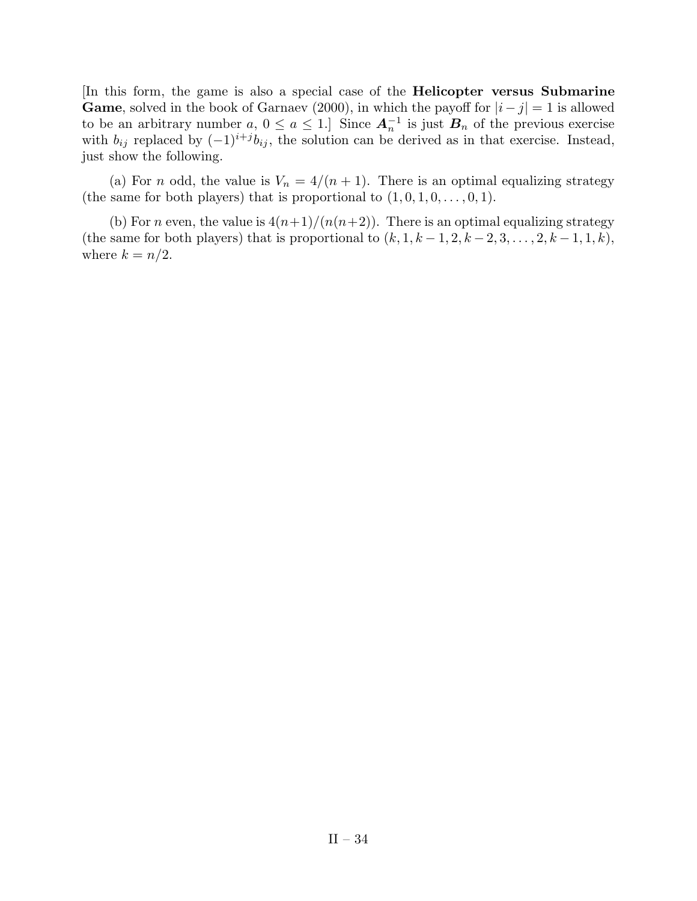[In this form, the game is also a special case of the **Helicopter versus Submarine Game**, solved in the book of Garnaev (2000), in which the payoff for $|i-j|=1$ is allowed to be an arbitrary number $a$, $0 \le a \le 1$.] Since $\boldsymbol{A}_n^{-1}$ is just $\boldsymbol{B}_n$ of the previous exercise with $b_{ij}$ replaced by $(-1)^{i+j}b_{ij}$, the solution can be derived as in that exercise. Instead, just show the following.

(a) For $n$ odd, the value is $V_n = 4/(n+1)$. There is an optimal equalizing strategy (the same for both players) that is proportional to $(1,0,1,0,\ldots,0,1)$.

(b) For $n$ even, the value is $4(n+1)/(n(n+2))$. There is an optimal equalizing strategy (the same for both players) that is proportional to $(k,1,k-1,2,k-2,3,\ldots,2,k-1,1,k)$, where $k=n/2$.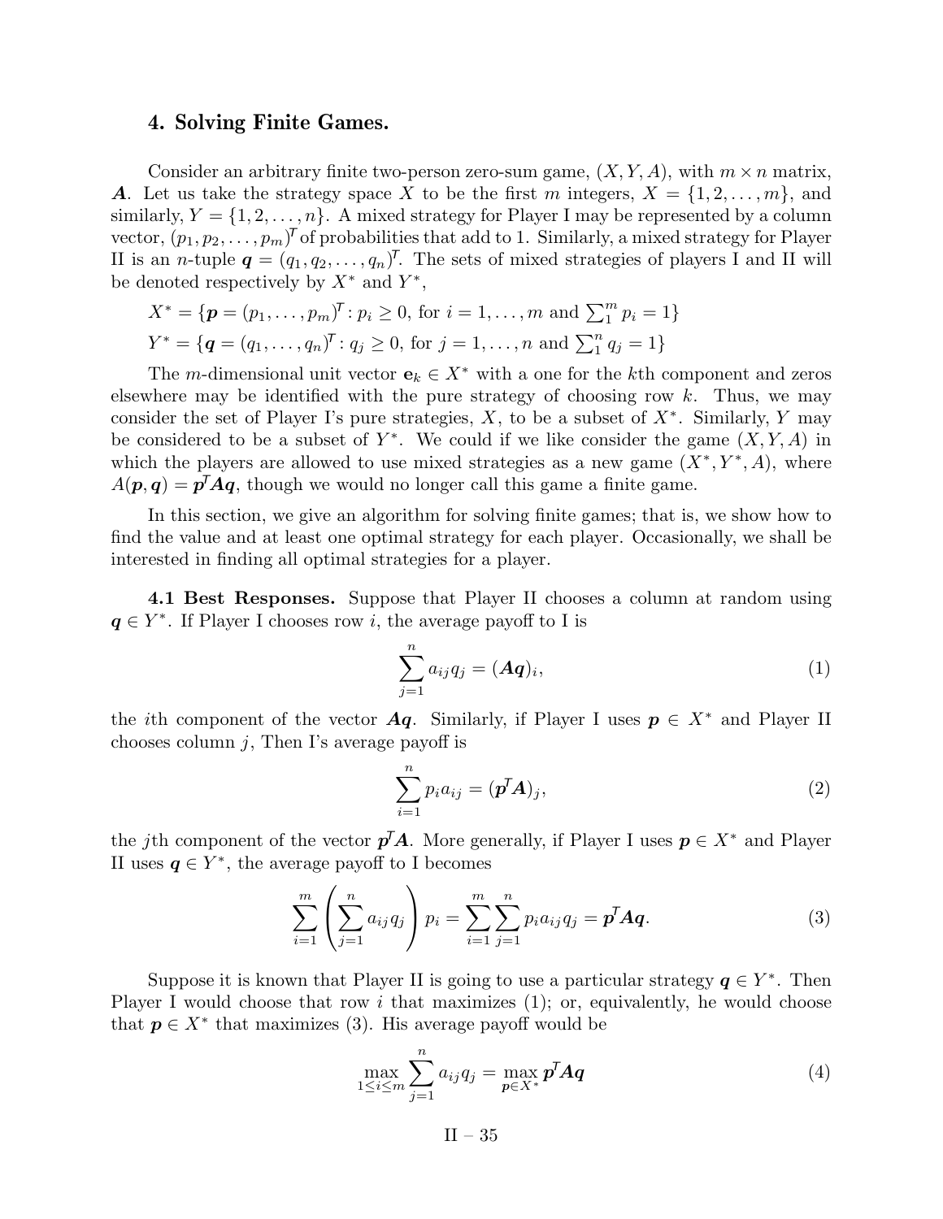## 4. Solving Finite Games.

Consider an arbitrary finite two-person zero-sum game, $(X, Y, A)$, with $m \times n$ matrix, $\boldsymbol{A}$. Let us take the strategy space $X$ to be the first $m$ integers, $X = \{1, 2, \ldots, m\}$, and similarly, $Y = \{1, 2, \ldots, n\}$. A mixed strategy for Player I may be represented by a column vector, $(p_1, p_2, \ldots, p_m)^{\mathsf{T}}$ of probabilities that add to 1. Similarly, a mixed strategy for Player II is an $n$-tuple $\boldsymbol{q} = (q_1, q_2, \ldots, q_n)^{\mathsf{T}}$. The sets of mixed strategies of players I and II will be denoted respectively by $X^*$ and $Y^*$,

$$X^* = \{\boldsymbol{p} = (p_1, \ldots, p_m)^{\mathsf{T}} : p_i \geq 0, \text{ for } i = 1, \ldots, m \text{ and } \textstyle\sum_1^m p_i = 1\}$$

$$Y^* = \{\boldsymbol{q} = (q_1, \ldots, q_n)^{\mathsf{T}} : q_j \geq 0, \text{ for } j = 1, \ldots, n \text{ and } \textstyle\sum_1^n q_j = 1\}$$

The $m$-dimensional unit vector $\mathbf{e}_k \in X^*$ with a one for the $k$th component and zeros elsewhere may be identified with the pure strategy of choosing row $k$. Thus, we may consider the set of Player I's pure strategies, $X$, to be a subset of $X^*$. Similarly, $Y$ may be considered to be a subset of $Y^*$. We could if we like consider the game $(X, Y, A)$ in which the players are allowed to use mixed strategies as a new game $(X^*, Y^*, A)$, where $A(\boldsymbol{p}, \boldsymbol{q}) = \boldsymbol{p}^{\mathsf{T}}\boldsymbol{A}\boldsymbol{q}$, though we would no longer call this game a finite game.

In this section, we give an algorithm for solving finite games; that is, we show how to find the value and at least one optimal strategy for each player. Occasionally, we shall be interested in finding all optimal strategies for a player.

**4.1 Best Responses.** Suppose that Player II chooses a column at random using $\boldsymbol{q} \in Y^*$. If Player I chooses row $i$, the average payoff to I is

$$\sum_{j=1}^{n} a_{ij} q_j = (\boldsymbol{A}\boldsymbol{q})_i, \tag{1}$$

the $i$th component of the vector $\boldsymbol{A}\boldsymbol{q}$. Similarly, if Player I uses $\boldsymbol{p} \in X^*$ and Player II chooses column $j$, Then I's average payoff is

$$\sum_{i=1}^{n} p_i a_{ij} = (\boldsymbol{p}^{\mathsf{T}}\boldsymbol{A})_j, \tag{2}$$

the $j$th component of the vector $\boldsymbol{p}^{\mathsf{T}}\boldsymbol{A}$. More generally, if Player I uses $\boldsymbol{p} \in X^*$ and Player II uses $\boldsymbol{q} \in Y^*$, the average payoff to I becomes

$$\sum_{i=1}^{m} \left( \sum_{j=1}^{n} a_{ij} q_j \right) p_i = \sum_{i=1}^{m} \sum_{j=1}^{n} p_i a_{ij} q_j = \boldsymbol{p}^{\mathsf{T}}\boldsymbol{A}\boldsymbol{q}. \tag{3}$$

Suppose it is known that Player II is going to use a particular strategy $\boldsymbol{q} \in Y^*$. Then Player I would choose that row $i$ that maximizes (1); or, equivalently, he would choose that $\boldsymbol{p} \in X^*$ that maximizes (3). His average payoff would be

$$\max_{1 \leq i \leq m} \sum_{j=1}^{n} a_{ij} q_j = \max_{\boldsymbol{p} \in X^*} \boldsymbol{p}^{\mathsf{T}}\boldsymbol{A}\boldsymbol{q} \tag{4}$$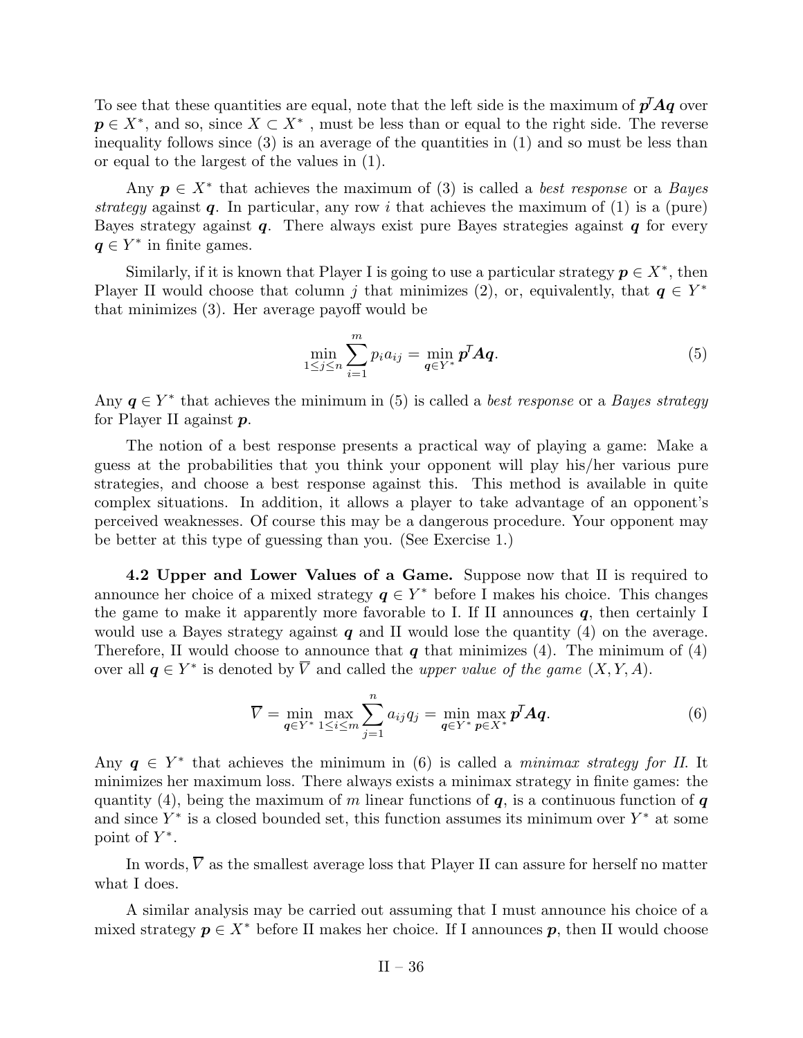To see that these quantities are equal, note that the left side is the maximum of $\boldsymbol{p}^T\boldsymbol{A}\boldsymbol{q}$ over $\boldsymbol{p} \in X^*$, and so, since $X \subset X^*$ , must be less than or equal to the right side. The reverse inequality follows since (3) is an average of the quantities in (1) and so must be less than or equal to the largest of the values in (1).

Any $\boldsymbol{p} \in X^*$ that achieves the maximum of (3) is called a *best response* or a *Bayes strategy* against $\boldsymbol{q}$. In particular, any row $i$ that achieves the maximum of (1) is a (pure) Bayes strategy against $\boldsymbol{q}$. There always exist pure Bayes strategies against $\boldsymbol{q}$ for every $\boldsymbol{q} \in Y^*$ in finite games.

Similarly, if it is known that Player I is going to use a particular strategy $\boldsymbol{p} \in X^*$, then Player II would choose that column $j$ that minimizes (2), or, equivalently, that $\boldsymbol{q} \in Y^*$ that minimizes (3). Her average payoff would be

$$\min_{1 \le j \le n} \sum_{i=1}^{m} p_i a_{ij} = \min_{\boldsymbol{q} \in Y^*} \boldsymbol{p}^T\boldsymbol{A}\boldsymbol{q}. \tag{5}$$

Any $\boldsymbol{q} \in Y^*$ that achieves the minimum in (5) is called a *best response* or a *Bayes strategy* for Player II against $\boldsymbol{p}$.

The notion of a best response presents a practical way of playing a game: Make a guess at the probabilities that you think your opponent will play his/her various pure strategies, and choose a best response against this. This method is available in quite complex situations. In addition, it allows a player to take advantage of an opponent's perceived weaknesses. Of course this may be a dangerous procedure. Your opponent may be better at this type of guessing than you. (See Exercise 1.)

**4.2 Upper and Lower Values of a Game.** Suppose now that II is required to announce her choice of a mixed strategy $\boldsymbol{q} \in Y^*$ before I makes his choice. This changes the game to make it apparently more favorable to I. If II announces $\boldsymbol{q}$, then certainly I would use a Bayes strategy against $\boldsymbol{q}$ and II would lose the quantity (4) on the average. Therefore, II would choose to announce that $\boldsymbol{q}$ that minimizes (4). The minimum of (4) over all $\boldsymbol{q} \in Y^*$ is denoted by $\overline{V}$ and called the *upper value of the game* $(X, Y, A)$.

$$\overline{V} = \min_{\boldsymbol{q} \in Y^*} \max_{1 \le i \le m} \sum_{j=1}^{n} a_{ij} q_j = \min_{\boldsymbol{q} \in Y^*} \max_{\boldsymbol{p} \in X^*} \boldsymbol{p}^T\boldsymbol{A}\boldsymbol{q}. \tag{6}$$

Any $\boldsymbol{q} \in Y^*$ that achieves the minimum in (6) is called a *minimax strategy for II*. It minimizes her maximum loss. There always exists a minimax strategy in finite games: the quantity (4), being the maximum of $m$ linear functions of $\boldsymbol{q}$, is a continuous function of $\boldsymbol{q}$ and since $Y^*$ is a closed bounded set, this function assumes its minimum over $Y^*$ at some point of $Y^*$.

In words, $\overline{V}$ as the smallest average loss that Player II can assure for herself no matter what I does.

A similar analysis may be carried out assuming that I must announce his choice of a mixed strategy $\boldsymbol{p} \in X^*$ before II makes her choice. If I announces $\boldsymbol{p}$, then II would choose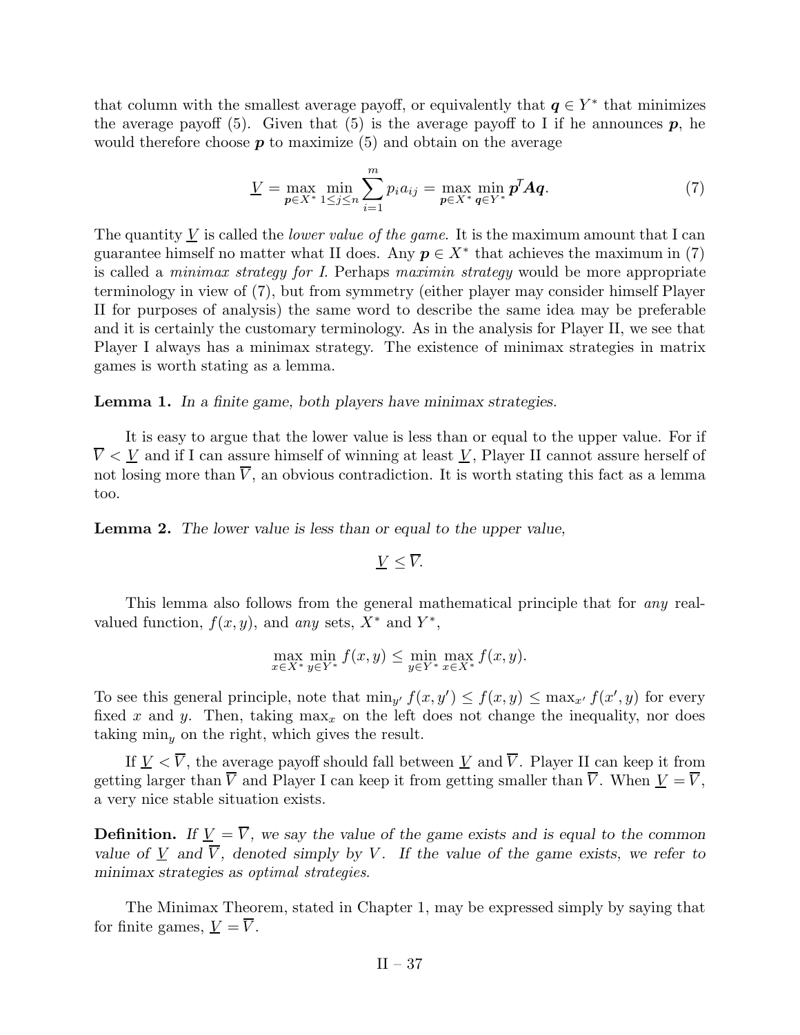that column with the smallest average payoff, or equivalently that $\boldsymbol{q} \in Y^*$ that minimizes the average payoff (5). Given that (5) is the average payoff to I if he announces $\boldsymbol{p}$, he would therefore choose $\boldsymbol{p}$ to maximize (5) and obtain on the average

$$\underline{V} = \max_{\boldsymbol{p} \in X^*} \min_{1 \le j \le n} \sum_{i=1}^{m} p_i a_{ij} = \max_{\boldsymbol{p} \in X^*} \min_{\boldsymbol{q} \in Y^*} \boldsymbol{p}^T \boldsymbol{A} \boldsymbol{q}. \tag{7}$$

The quantity $\underline{V}$ is called the *lower value of the game*. It is the maximum amount that I can guarantee himself no matter what II does. Any $\boldsymbol{p} \in X^*$ that achieves the maximum in (7) is called a *minimax strategy for I*. Perhaps *maximin strategy* would be more appropriate terminology in view of (7), but from symmetry (either player may consider himself Player II for purposes of analysis) the same word to describe the same idea may be preferable and it is certainly the customary terminology. As in the analysis for Player II, we see that Player I always has a minimax strategy. The existence of minimax strategies in matrix games is worth stating as a lemma.

**Lemma 1.** *In a finite game, both players have minimax strategies.*

It is easy to argue that the lower value is less than or equal to the upper value. For if $\overline{V} < \underline{V}$ and if I can assure himself of winning at least $\underline{V}$, Player II cannot assure herself of not losing more than $\overline{V}$, an obvious contradiction. It is worth stating this fact as a lemma too.

**Lemma 2.** *The lower value is less than or equal to the upper value,*

$$\underline{V} \le \overline{V}.$$

This lemma also follows from the general mathematical principle that for *any* real-valued function, $f(x, y)$, and *any* sets, $X^*$ and $Y^*$,

$$\max_{x \in X^*} \min_{y \in Y^*} f(x, y) \le \min_{y \in Y^*} \max_{x \in X^*} f(x, y).$$

To see this general principle, note that $\min_{y'} f(x, y') \le f(x, y) \le \max_{x'} f(x', y)$ for every fixed $x$ and $y$. Then, taking $\max_x$ on the left does not change the inequality, nor does taking $\min_y$ on the right, which gives the result.

If $\underline{V} < \overline{V}$, the average payoff should fall between $\underline{V}$ and $\overline{V}$. Player II can keep it from getting larger than $\overline{V}$ and Player I can keep it from getting smaller than $\overline{V}$. When $\underline{V} = \overline{V}$, a very nice stable situation exists.

**Definition.** *If $\underline{V} = \overline{V}$, we say the value of the game exists and is equal to the common value of $\underline{V}$ and $\overline{V}$, denoted simply by $V$. If the value of the game exists, we refer to minimax strategies as optimal strategies.*

The Minimax Theorem, stated in Chapter 1, may be expressed simply by saying that for finite games, $\underline{V} = \overline{V}$.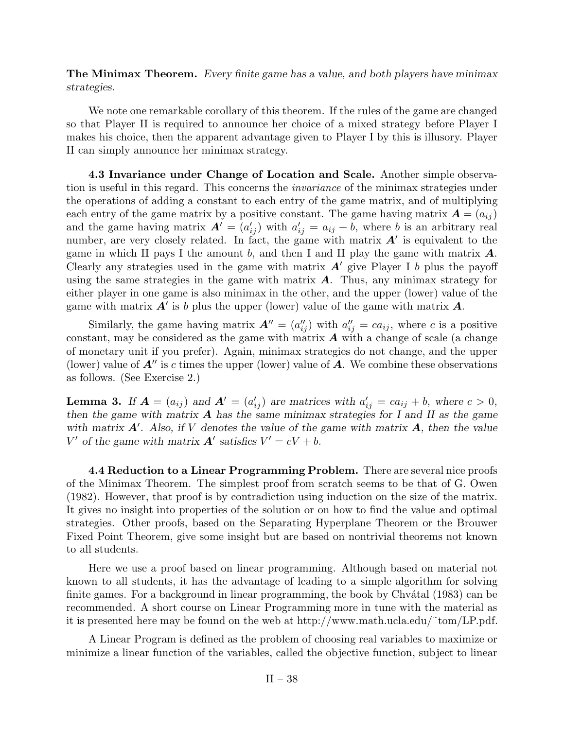**The Minimax Theorem.** *Every finite game has a value, and both players have minimax strategies.*

We note one remarkable corollary of this theorem. If the rules of the game are changed so that Player II is required to announce her choice of a mixed strategy before Player I makes his choice, then the apparent advantage given to Player I by this is illusory. Player II can simply announce her minimax strategy.

**4.3 Invariance under Change of Location and Scale.** Another simple observation is useful in this regard. This concerns the *invariance* of the minimax strategies under the operations of adding a constant to each entry of the game matrix, and of multiplying each entry of the game matrix by a positive constant. The game having matrix $\boldsymbol{A} = (a_{ij})$ and the game having matrix $\boldsymbol{A}' = (a'_{ij})$ with $a'_{ij} = a_{ij} + b$, where $b$ is an arbitrary real number, are very closely related. In fact, the game with matrix $\boldsymbol{A}'$ is equivalent to the game in which II pays I the amount $b$, and then I and II play the game with matrix $\boldsymbol{A}$. Clearly any strategies used in the game with matrix $\boldsymbol{A}'$ give Player I $b$ plus the payoff using the same strategies in the game with matrix $\boldsymbol{A}$. Thus, any minimax strategy for either player in one game is also minimax in the other, and the upper (lower) value of the game with matrix $\boldsymbol{A}'$ is $b$ plus the upper (lower) value of the game with matrix $\boldsymbol{A}$.

Similarly, the game having matrix $\boldsymbol{A}'' = (a''_{ij})$ with $a''_{ij} = ca_{ij}$, where $c$ is a positive constant, may be considered as the game with matrix $\boldsymbol{A}$ with a change of scale (a change of monetary unit if you prefer). Again, minimax strategies do not change, and the upper (lower) value of $\boldsymbol{A}''$ is $c$ times the upper (lower) value of $\boldsymbol{A}$. We combine these observations as follows. (See Exercise 2.)

**Lemma 3.** *If $\boldsymbol{A} = (a_{ij})$ and $\boldsymbol{A}' = (a'_{ij})$ are matrices with $a'_{ij} = ca_{ij} + b$, where $c > 0$, then the game with matrix $\boldsymbol{A}$ has the same minimax strategies for I and II as the game with matrix $\boldsymbol{A}'$. Also, if $V$ denotes the value of the game with matrix $\boldsymbol{A}$, then the value $V'$ of the game with matrix $\boldsymbol{A}'$ satisfies $V' = cV + b$.*

**4.4 Reduction to a Linear Programming Problem.** There are several nice proofs of the Minimax Theorem. The simplest proof from scratch seems to be that of G. Owen (1982). However, that proof is by contradiction using induction on the size of the matrix. It gives no insight into properties of the solution or on how to find the value and optimal strategies. Other proofs, based on the Separating Hyperplane Theorem or the Brouwer Fixed Point Theorem, give some insight but are based on nontrivial theorems not known to all students.

Here we use a proof based on linear programming. Although based on material not known to all students, it has the advantage of leading to a simple algorithm for solving finite games. For a background in linear programming, the book by Chvátal (1983) can be recommended. A short course on Linear Programming more in tune with the material as it is presented here may be found on the web at http://www.math.ucla.edu/~tom/LP.pdf.

A Linear Program is defined as the problem of choosing real variables to maximize or minimize a linear function of the variables, called the objective function, subject to linear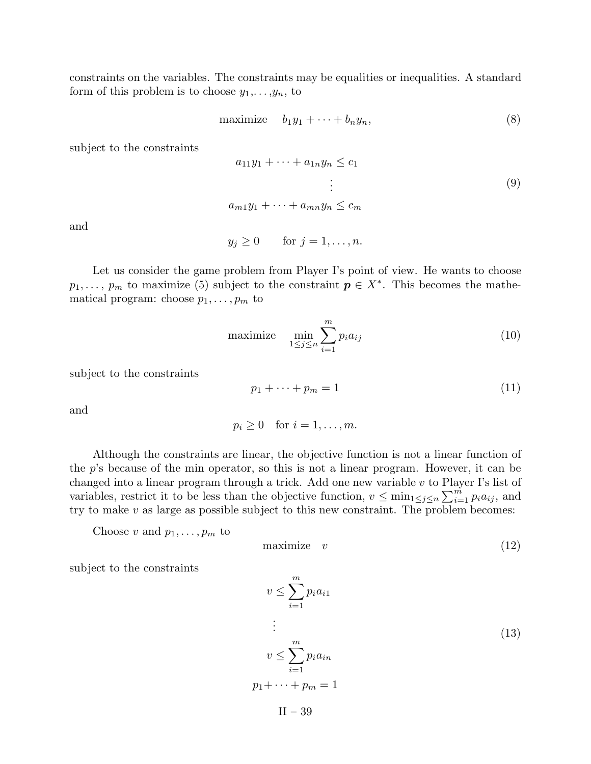constraints on the variables. The constraints may be equalities or inequalities. A standard form of this problem is to choose $y_1,\ldots,y_n$, to

$$\text{maximize} \quad b_1y_1 + \cdots + b_ny_n, \tag{8}$$

subject to the constraints

$$\begin{aligned} a_{11}y_1 + \cdots + a_{1n}y_n &\le c_1 \\ &\vdots \\ a_{m1}y_1 + \cdots + a_{mn}y_n &\le c_m \end{aligned} \tag{9}$$

and

$$y_j \ge 0 \qquad \text{for } j = 1, \ldots, n.$$

Let us consider the game problem from Player I's point of view. He wants to choose $p_1, \ldots, p_m$ to maximize (5) subject to the constraint $\boldsymbol{p} \in X^*$. This becomes the mathematical program: choose $p_1, \ldots, p_m$ to

$$\text{maximize} \quad \min_{1\le j\le n} \sum_{i=1}^{m} p_i a_{ij} \tag{10}$$

subject to the constraints

$$p_1 + \cdots + p_m = 1 \tag{11}$$

and

$$p_i \ge 0 \quad \text{for } i = 1, \ldots, m.$$

Although the constraints are linear, the objective function is not a linear function of the $p$'s because of the min operator, so this is not a linear program. However, it can be changed into a linear program through a trick. Add one new variable $v$ to Player I's list of variables, restrict it to be less than the objective function, $v \le \min_{1\le j\le n} \sum_{i=1}^{m} p_i a_{ij}$, and try to make $v$ as large as possible subject to this new constraint. The problem becomes:

Choose $v$ and $p_1, \ldots, p_m$ to

$$\text{maximize} \quad v \tag{12}$$

subject to the constraints

$$\begin{aligned} v &\le \sum_{i=1}^{m} p_i a_{i1} \\ &\vdots \\ v &\le \sum_{i=1}^{m} p_i a_{in} \\ p_1 + &\cdots + p_m = 1 \end{aligned} \tag{13}$$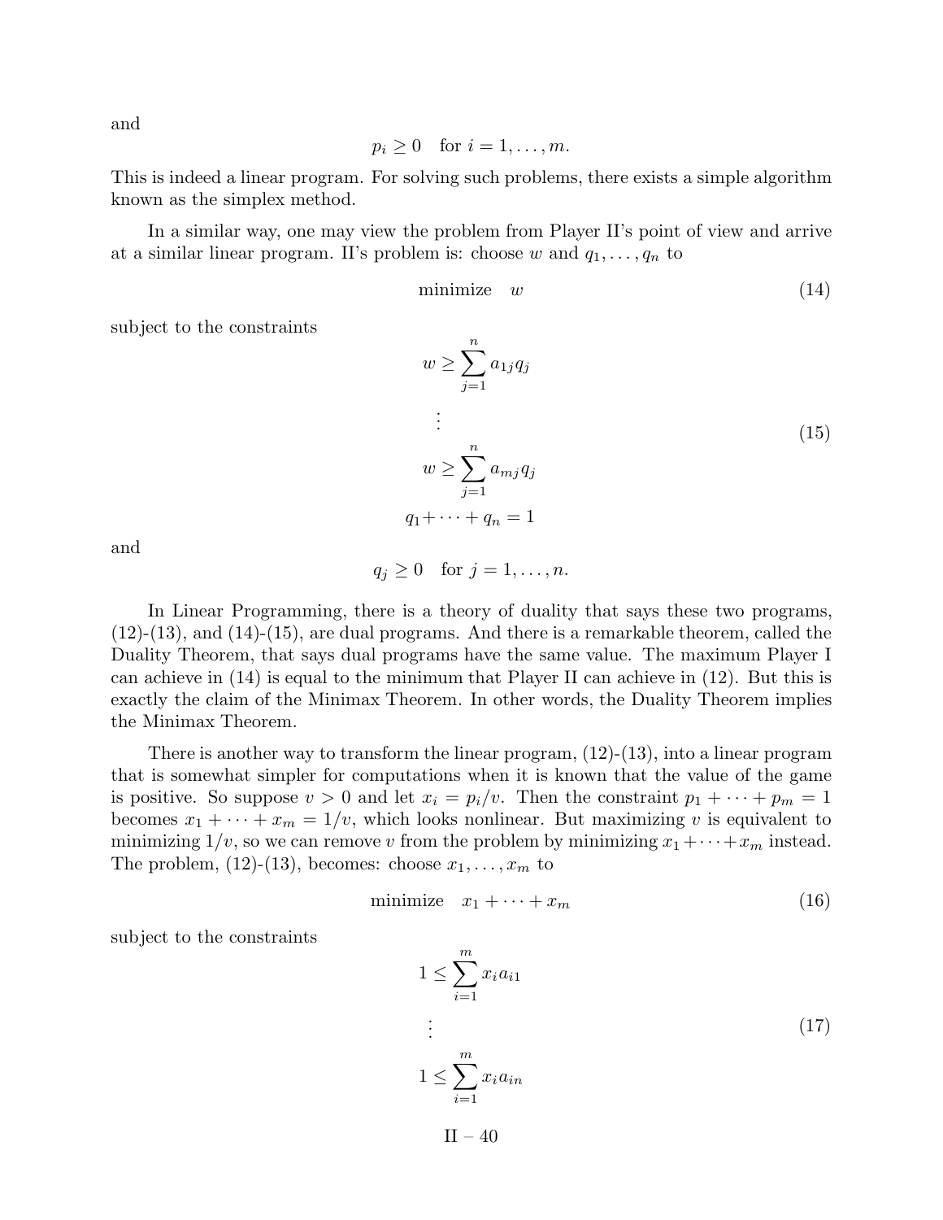and

$$p_i \geq 0 \quad \text{for } i = 1, \ldots, m.$$

This is indeed a linear program. For solving such problems, there exists a simple algorithm known as the simplex method.

In a similar way, one may view the problem from Player II's point of view and arrive at a similar linear program. II's problem is: choose $w$ and $q_1, \ldots, q_n$ to

$$\text{minimize} \quad w \tag{14}$$

subject to the constraints

$$\begin{aligned} w &\geq \sum_{j=1}^{n} a_{1j} q_j \\ &\vdots \\ w &\geq \sum_{j=1}^{n} a_{mj} q_j \\ q_1 + &\cdots + q_n = 1 \end{aligned} \tag{15}$$

and

$$q_j \geq 0 \quad \text{for } j = 1, \ldots, n.$$

In Linear Programming, there is a theory of duality that says these two programs, (12)-(13), and (14)-(15), are dual programs. And there is a remarkable theorem, called the Duality Theorem, that says dual programs have the same value. The maximum Player I can achieve in (14) is equal to the minimum that Player II can achieve in (12). But this is exactly the claim of the Minimax Theorem. In other words, the Duality Theorem implies the Minimax Theorem.

There is another way to transform the linear program, (12)-(13), into a linear program that is somewhat simpler for computations when it is known that the value of the game is positive. So suppose $v > 0$ and let $x_i = p_i/v$. Then the constraint $p_1 + \cdots + p_m = 1$ becomes $x_1 + \cdots + x_m = 1/v$, which looks nonlinear. But maximizing $v$ is equivalent to minimizing $1/v$, so we can remove $v$ from the problem by minimizing $x_1 + \cdots + x_m$ instead. The problem, (12)-(13), becomes: choose $x_1, \ldots, x_m$ to

$$\text{minimize} \quad x_1 + \cdots + x_m \tag{16}$$

subject to the constraints

$$\begin{aligned} 1 &\leq \sum_{i=1}^{m} x_i a_{i1} \\ &\vdots \\ 1 &\leq \sum_{i=1}^{m} x_i a_{in} \end{aligned} \tag{17}$$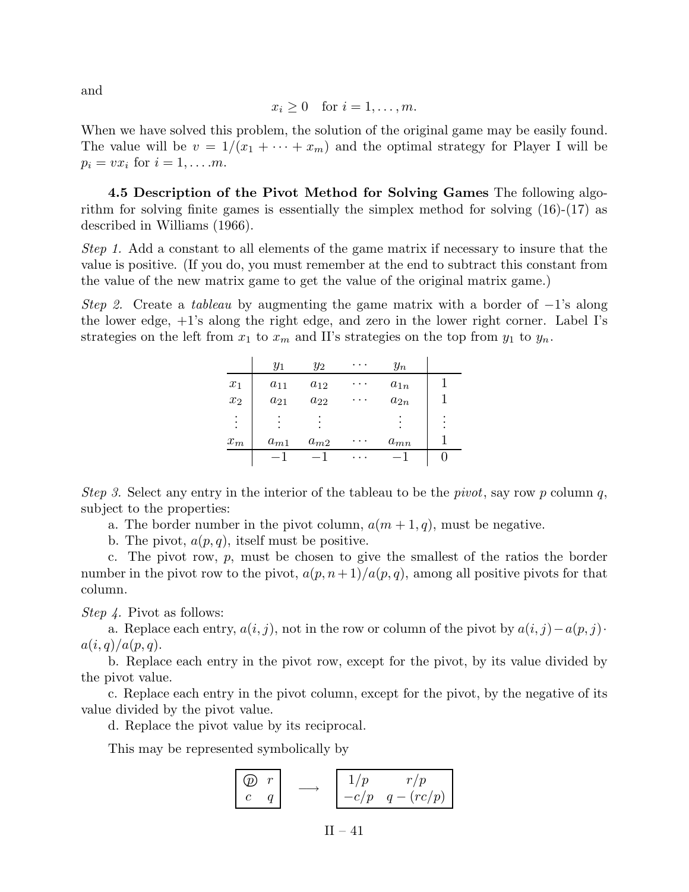and

$$x_i \geq 0 \quad \text{for } i = 1, \ldots, m.$$

When we have solved this problem, the solution of the original game may be easily found. The value will be $v = 1/(x_1 + \cdots + x_m)$ and the optimal strategy for Player I will be $p_i = vx_i$ for $i = 1, \ldots .m$.

**4.5 Description of the Pivot Method for Solving Games** The following algorithm for solving finite games is essentially the simplex method for solving (16)-(17) as described in Williams (1966).

*Step 1.* Add a constant to all elements of the game matrix if necessary to insure that the value is positive. (If you do, you must remember at the end to subtract this constant from the value of the new matrix game to get the value of the original matrix game.)

*Step 2.* Create a *tableau* by augmenting the game matrix with a border of $-1$'s along the lower edge, $+1$'s along the right edge, and zero in the lower right corner. Label I's strategies on the left from $x_1$ to $x_m$ and II's strategies on the top from $y_1$ to $y_n$.

| | $y_1$ | $y_2$ | $\cdots$ | $y_n$ | |
|---|---|---|---|---|---|
| $x_1$ | $a_{11}$ | $a_{12}$ | $\cdots$ | $a_{1n}$ | 1 |
| $x_2$ | $a_{21}$ | $a_{22}$ | $\cdots$ | $a_{2n}$ | 1 |
| $\vdots$ | $\vdots$ | $\vdots$ | | $\vdots$ | $\vdots$ |
| $x_m$ | $a_{m1}$ | $a_{m2}$ | $\cdots$ | $a_{mn}$ | 1 |
| | $-1$ | $-1$ | $\cdots$ | $-1$ | 0 |

*Step 3.* Select any entry in the interior of the tableau to be the *pivot*, say row $p$ column $q$, subject to the properties:

a. The border number in the pivot column, $a(m+1, q)$, must be negative.

b. The pivot, $a(p, q)$, itself must be positive.

c. The pivot row, $p$, must be chosen to give the smallest of the ratios the border number in the pivot row to the pivot, $a(p, n+1)/a(p, q)$, among all positive pivots for that column.

*Step 4.* Pivot as follows:

a. Replace each entry, $a(i, j)$, not in the row or column of the pivot by $a(i, j) - a(p, j) \cdot a(i, q)/a(p, q)$.

b. Replace each entry in the pivot row, except for the pivot, by its value divided by the pivot value.

c. Replace each entry in the pivot column, except for the pivot, by the negative of its value divided by the pivot value.

d. Replace the pivot value by its reciprocal.

This may be represented symbolically by

$$\boxed{\begin{matrix} \textcircled{p} & r \\ c & q \end{matrix}} \quad \longrightarrow \quad \boxed{\begin{matrix} 1/p & r/p \\ -c/p & q - (rc/p) \end{matrix}}$$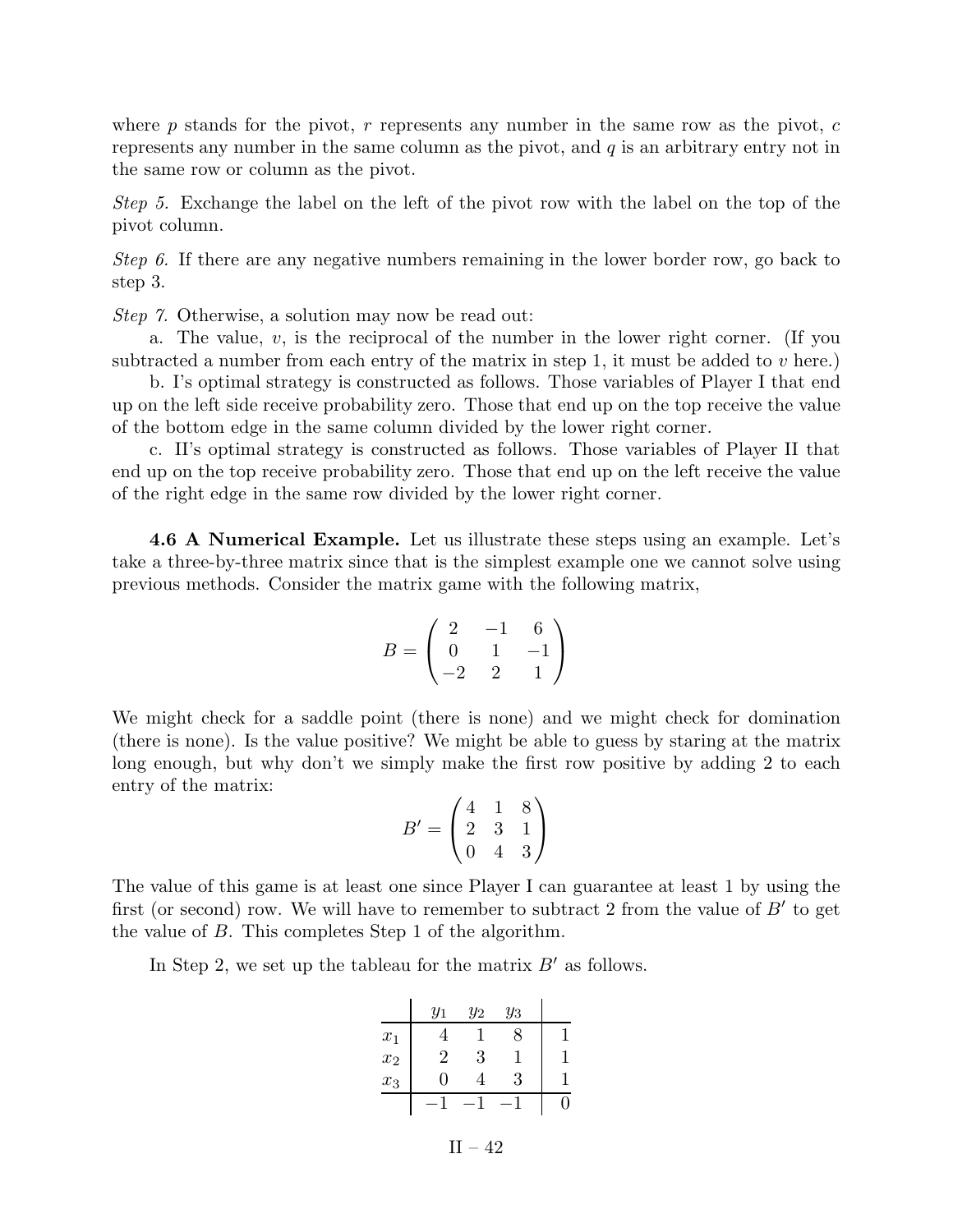where $p$ stands for the pivot, $r$ represents any number in the same row as the pivot, $c$ represents any number in the same column as the pivot, and $q$ is an arbitrary entry not in the same row or column as the pivot.

*Step 5.* Exchange the label on the left of the pivot row with the label on the top of the pivot column.

*Step 6.* If there are any negative numbers remaining in the lower border row, go back to step 3.

*Step 7.* Otherwise, a solution may now be read out:

a. The value, $v$, is the reciprocal of the number in the lower right corner. (If you subtracted a number from each entry of the matrix in step 1, it must be added to $v$ here.)

b. I's optimal strategy is constructed as follows. Those variables of Player I that end up on the left side receive probability zero. Those that end up on the top receive the value of the bottom edge in the same column divided by the lower right corner.

c. II's optimal strategy is constructed as follows. Those variables of Player II that end up on the top receive probability zero. Those that end up on the left receive the value of the right edge in the same row divided by the lower right corner.

**4.6 A Numerical Example.** Let us illustrate these steps using an example. Let's take a three-by-three matrix since that is the simplest example one we cannot solve using previous methods. Consider the matrix game with the following matrix,

$$B = \begin{pmatrix} 2 & -1 & 6 \\ 0 & 1 & -1 \\ -2 & 2 & 1 \end{pmatrix}$$

We might check for a saddle point (there is none) and we might check for domination (there is none). Is the value positive? We might be able to guess by staring at the matrix long enough, but why don't we simply make the first row positive by adding 2 to each entry of the matrix:

$$B' = \begin{pmatrix} 4 & 1 & 8 \\ 2 & 3 & 1 \\ 0 & 4 & 3 \end{pmatrix}$$

The value of this game is at least one since Player I can guarantee at least 1 by using the first (or second) row. We will have to remember to subtract 2 from the value of $B'$ to get the value of $B$. This completes Step 1 of the algorithm.

In Step 2, we set up the tableau for the matrix $B'$ as follows.

| | $y_1$ | $y_2$ | $y_3$ | |
|---|---|---|---|---|
| $x_1$ | 4 | 1 | 8 | 1 |
| $x_2$ | 2 | 3 | 1 | 1 |
| $x_3$ | 0 | 4 | 3 | 1 |
| | $-1$ | $-1$ | $-1$ | 0 |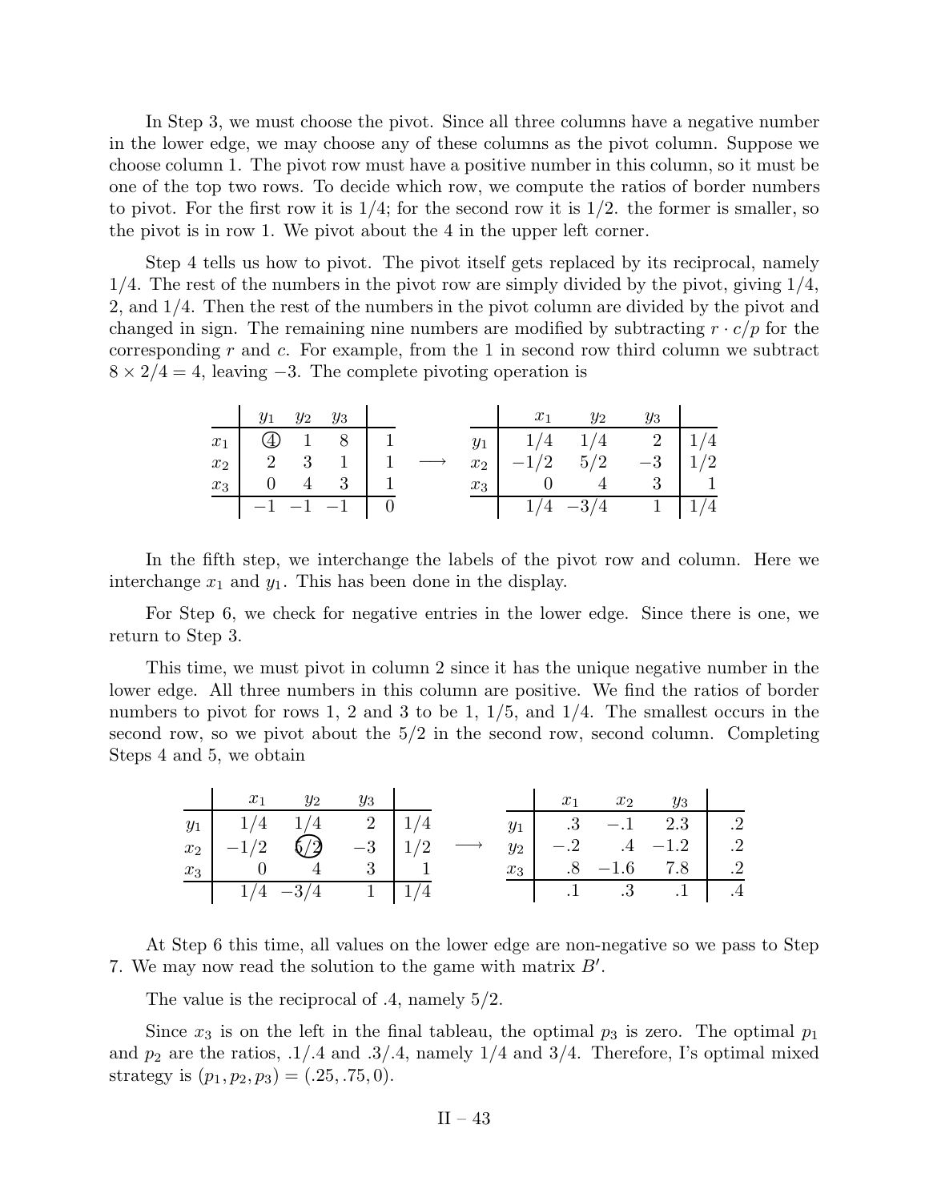In Step 3, we must choose the pivot. Since all three columns have a negative number in the lower edge, we may choose any of these columns as the pivot column. Suppose we choose column 1. The pivot row must have a positive number in this column, so it must be one of the top two rows. To decide which row, we compute the ratios of border numbers to pivot. For the first row it is 1/4; for the second row it is 1/2. the former is smaller, so the pivot is in row 1. We pivot about the 4 in the upper left corner.

Step 4 tells us how to pivot. The pivot itself gets replaced by its reciprocal, namely 1/4. The rest of the numbers in the pivot row are simply divided by the pivot, giving 1/4, 2, and 1/4. Then the rest of the numbers in the pivot column are divided by the pivot and changed in sign. The remaining nine numbers are modified by subtracting $r \cdot c/p$ for the corresponding $r$ and $c$. For example, from the 1 in second row third column we subtract $8 \times 2/4 = 4$, leaving $-3$. The complete pivoting operation is

|  | $y_1$ | $y_2$ | $y_3$ |  |
|---|---|---|---|---|
| $x_1$ | (4) | 1 | 8 | 1 |
| $x_2$ | 2 | 3 | 1 | 1 |
| $x_3$ | 0 | 4 | 3 | 1 |
|  | $-1$ | $-1$ | $-1$ | 0 |

$\longrightarrow$

|  | $x_1$ | $y_2$ | $y_3$ |  |
|---|---|---|---|---|
| $y_1$ | $1/4$ | $1/4$ | 2 | $1/4$ |
| $x_2$ | $-1/2$ | $5/2$ | $-3$ | $1/2$ |
| $x_3$ | 0 | 4 | 3 | 1 |
|  | $1/4$ | $-3/4$ | 1 | $1/4$ |

In the fifth step, we interchange the labels of the pivot row and column. Here we interchange $x_1$ and $y_1$. This has been done in the display.

For Step 6, we check for negative entries in the lower edge. Since there is one, we return to Step 3.

This time, we must pivot in column 2 since it has the unique negative number in the lower edge. All three numbers in this column are positive. We find the ratios of border numbers to pivot for rows 1, 2 and 3 to be 1, 1/5, and 1/4. The smallest occurs in the second row, so we pivot about the 5/2 in the second row, second column. Completing Steps 4 and 5, we obtain

|  | $x_1$ | $y_2$ | $y_3$ |  |
|---|---|---|---|---|
| $y_1$ | $1/4$ | $1/4$ | 2 | $1/4$ |
| $x_2$ | $-1/2$ | (5/2) | $-3$ | $1/2$ |
| $x_3$ | 0 | 4 | 3 | 1 |
|  | $1/4$ | $-3/4$ | 1 | $1/4$ |

$\longrightarrow$

|  | $x_1$ | $x_2$ | $y_3$ |  |
|---|---|---|---|---|
| $y_1$ | .3 | $-.1$ | 2.3 | .2 |
| $y_2$ | $-.2$ | .4 | $-1.2$ | .2 |
| $x_3$ | .8 | $-1.6$ | 7.8 | .2 |
|  | .1 | .3 | .1 | .4 |

At Step 6 this time, all values on the lower edge are non-negative so we pass to Step 7. We may now read the solution to the game with matrix $B'$.

The value is the reciprocal of .4, namely 5/2.

Since $x_3$ is on the left in the final tableau, the optimal $p_3$ is zero. The optimal $p_1$ and $p_2$ are the ratios, .1/.4 and .3/.4, namely 1/4 and 3/4. Therefore, I's optimal mixed strategy is $(p_1, p_2, p_3) = (.25, .75, 0)$.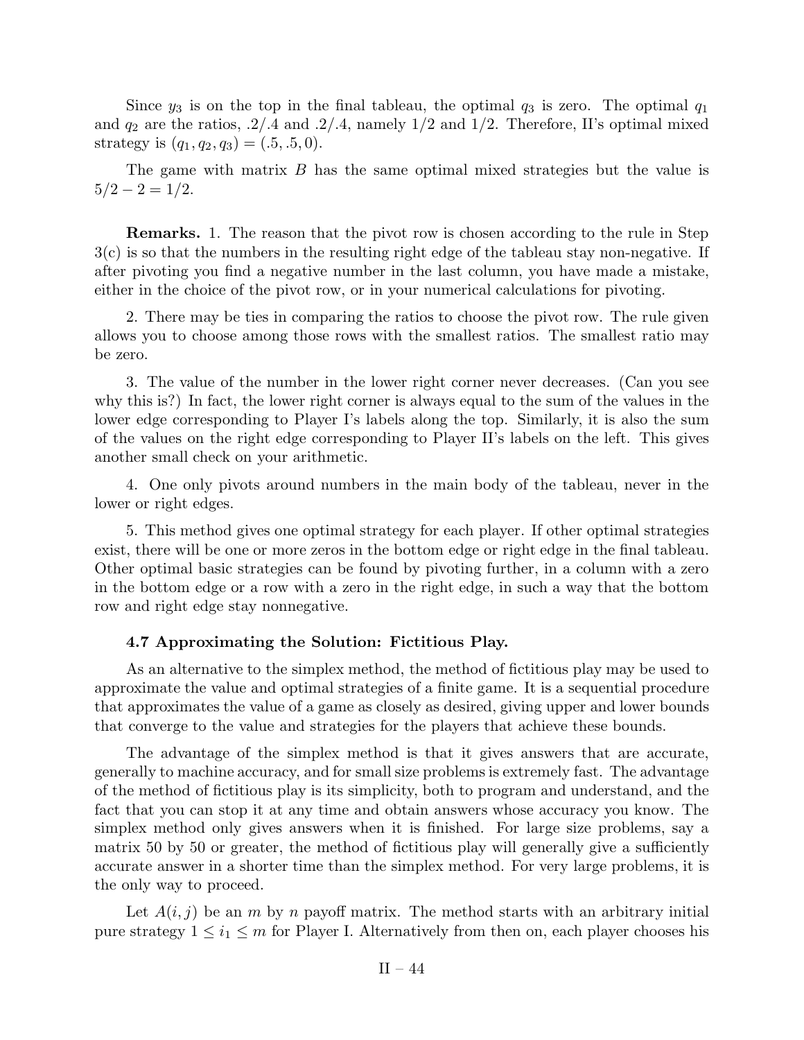Since $y_3$ is on the top in the final tableau, the optimal $q_3$ is zero. The optimal $q_1$ and $q_2$ are the ratios, $.2/.4$ and $.2/.4$, namely $1/2$ and $1/2$. Therefore, II's optimal mixed strategy is $(q_1, q_2, q_3) = (.5, .5, 0)$.

The game with matrix $B$ has the same optimal mixed strategies but the value is $5/2 - 2 = 1/2$.

**Remarks.** 1. The reason that the pivot row is chosen according to the rule in Step 3(c) is so that the numbers in the resulting right edge of the tableau stay non-negative. If after pivoting you find a negative number in the last column, you have made a mistake, either in the choice of the pivot row, or in your numerical calculations for pivoting.

2. There may be ties in comparing the ratios to choose the pivot row. The rule given allows you to choose among those rows with the smallest ratios. The smallest ratio may be zero.

3. The value of the number in the lower right corner never decreases. (Can you see why this is?) In fact, the lower right corner is always equal to the sum of the values in the lower edge corresponding to Player I's labels along the top. Similarly, it is also the sum of the values on the right edge corresponding to Player II's labels on the left. This gives another small check on your arithmetic.

4. One only pivots around numbers in the main body of the tableau, never in the lower or right edges.

5. This method gives one optimal strategy for each player. If other optimal strategies exist, there will be one or more zeros in the bottom edge or right edge in the final tableau. Other optimal basic strategies can be found by pivoting further, in a column with a zero in the bottom edge or a row with a zero in the right edge, in such a way that the bottom row and right edge stay nonnegative.

### 4.7 Approximating the Solution: Fictitious Play.

As an alternative to the simplex method, the method of fictitious play may be used to approximate the value and optimal strategies of a finite game. It is a sequential procedure that approximates the value of a game as closely as desired, giving upper and lower bounds that converge to the value and strategies for the players that achieve these bounds.

The advantage of the simplex method is that it gives answers that are accurate, generally to machine accuracy, and for small size problems is extremely fast. The advantage of the method of fictitious play is its simplicity, both to program and understand, and the fact that you can stop it at any time and obtain answers whose accuracy you know. The simplex method only gives answers when it is finished. For large size problems, say a matrix 50 by 50 or greater, the method of fictitious play will generally give a sufficiently accurate answer in a shorter time than the simplex method. For very large problems, it is the only way to proceed.

Let $A(i, j)$ be an $m$ by $n$ payoff matrix. The method starts with an arbitrary initial pure strategy $1 \le i_1 \le m$ for Player I. Alternatively from then on, each player chooses his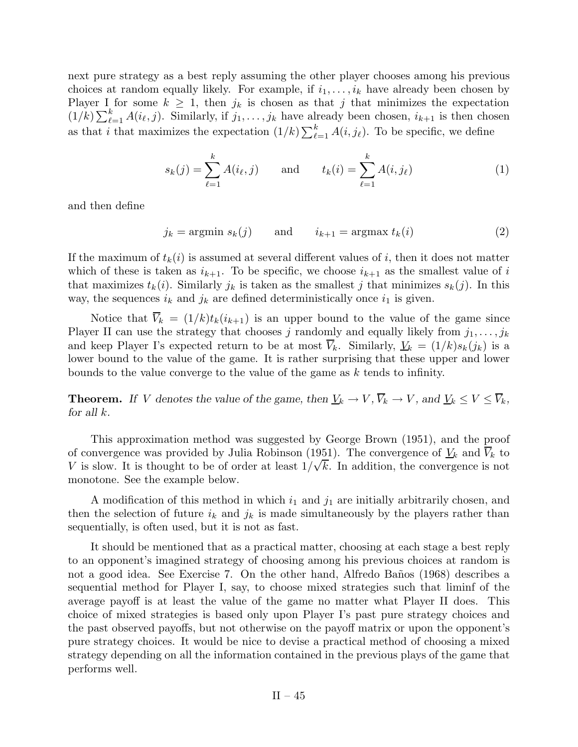next pure strategy as a best reply assuming the other player chooses among his previous choices at random equally likely. For example, if $i_1, \ldots, i_k$ have already been chosen by Player I for some $k \geq 1$, then $j_k$ is chosen as that $j$ that minimizes the expectation $(1/k)\sum_{\ell=1}^{k} A(i_\ell, j)$. Similarly, if $j_1, \ldots, j_k$ have already been chosen, $i_{k+1}$ is then chosen as that $i$ that maximizes the expectation $(1/k)\sum_{\ell=1}^{k} A(i, j_\ell)$. To be specific, we define

$$s_k(j) = \sum_{\ell=1}^{k} A(i_\ell, j) \qquad \text{and} \qquad t_k(i) = \sum_{\ell=1}^{k} A(i, j_\ell) \tag{1}$$

and then define

$$j_k = \text{argmin } s_k(j) \qquad \text{and} \qquad i_{k+1} = \text{argmax } t_k(i) \tag{2}$$

If the maximum of $t_k(i)$ is assumed at several different values of $i$, then it does not matter which of these is taken as $i_{k+1}$. To be specific, we choose $i_{k+1}$ as the smallest value of $i$ that maximizes $t_k(i)$. Similarly $j_k$ is taken as the smallest $j$ that minimizes $s_k(j)$. In this way, the sequences $i_k$ and $j_k$ are defined deterministically once $i_1$ is given.

Notice that $\overline{V}_k = (1/k)t_k(i_{k+1})$ is an upper bound to the value of the game since Player II can use the strategy that chooses $j$ randomly and equally likely from $j_1, \ldots, j_k$ and keep Player I's expected return to be at most $\overline{V}_k$. Similarly, $\underline{V}_k = (1/k)s_k(j_k)$ is a lower bound to the value of the game. It is rather surprising that these upper and lower bounds to the value converge to the value of the game as $k$ tends to infinity.

**Theorem.** *If $V$ denotes the value of the game, then $\underline{V}_k \to V$, $\overline{V}_k \to V$, and $\underline{V}_k \leq V \leq \overline{V}_k$, for all $k$.*

This approximation method was suggested by George Brown (1951), and the proof of convergence was provided by Julia Robinson (1951). The convergence of $\underline{V}_k$ and $\overline{V}_k$ to $V$ is slow. It is thought to be of order at least $1/\sqrt{k}$. In addition, the convergence is not monotone. See the example below.

A modification of this method in which $i_1$ and $j_1$ are initially arbitrarily chosen, and then the selection of future $i_k$ and $j_k$ is made simultaneously by the players rather than sequentially, is often used, but it is not as fast.

It should be mentioned that as a practical matter, choosing at each stage a best reply to an opponent's imagined strategy of choosing among his previous choices at random is not a good idea. See Exercise 7. On the other hand, Alfredo Baños (1968) describes a sequential method for Player I, say, to choose mixed strategies such that liminf of the average payoff is at least the value of the game no matter what Player II does. This choice of mixed strategies is based only upon Player I's past pure strategy choices and the past observed payoffs, but not otherwise on the payoff matrix or upon the opponent's pure strategy choices. It would be nice to devise a practical method of choosing a mixed strategy depending on all the information contained in the previous plays of the game that performs well.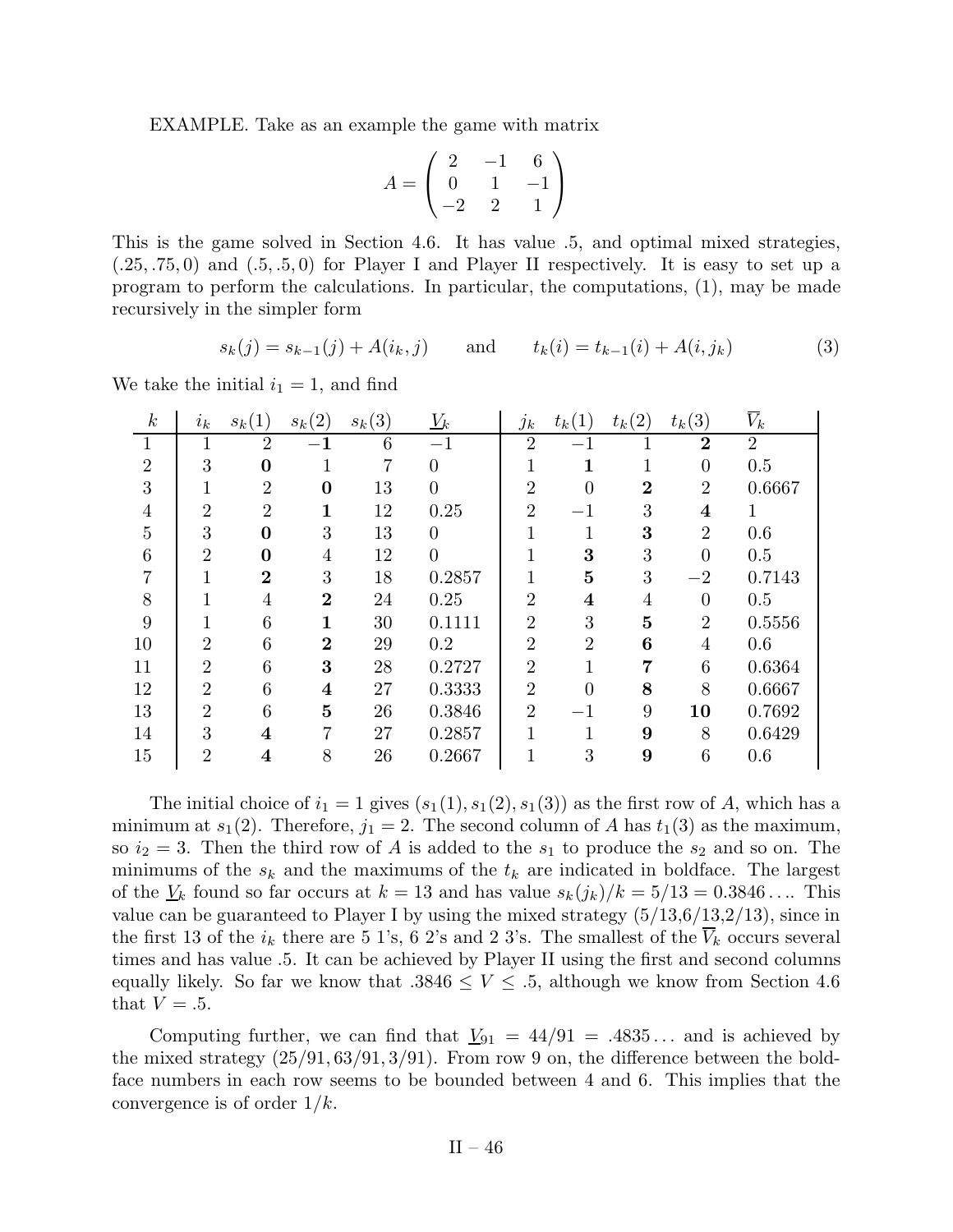EXAMPLE. Take as an example the game with matrix

$$A = \begin{pmatrix} 2 & -1 & 6 \\ 0 & 1 & -1 \\ -2 & 2 & 1 \end{pmatrix}$$

This is the game solved in Section 4.6. It has value .5, and optimal mixed strategies, $(.25, .75, 0)$ and $(.5, .5, 0)$ for Player I and Player II respectively. It is easy to set up a program to perform the calculations. In particular, the computations, (1), may be made recursively in the simpler form

$$s_k(j) = s_{k-1}(j) + A(i_k, j) \qquad \text{and} \qquad t_k(i) = t_{k-1}(i) + A(i, j_k) \tag{3}$$

We take the initial $i_1 = 1$, and find

| $k$ | $i_k$ | $s_k(1)$ | $s_k(2)$ | $s_k(3)$ | $\underline{V}_k$ | $j_k$ | $t_k(1)$ | $t_k(2)$ | $t_k(3)$ | $\overline{V}_k$ |
|---|---|---|---|---|---|---|---|---|---|---|
| 1 | 1 | 2 | **−1** | 6 | −1 | 2 | −1 | 1 | **2** | 2 |
| 2 | 3 | **0** | 1 | 7 | 0 | 1 | **1** | 1 | 0 | 0.5 |
| 3 | 1 | 2 | **0** | 13 | 0 | 2 | 0 | **2** | 2 | 0.6667 |
| 4 | 2 | 2 | **1** | 12 | 0.25 | 2 | −1 | 3 | **4** | 1 |
| 5 | 3 | **0** | 3 | 13 | 0 | 1 | 1 | **3** | 2 | 0.6 |
| 6 | 2 | **0** | 4 | 12 | 0 | 1 | **3** | 3 | 0 | 0.5 |
| 7 | 1 | **2** | 3 | 18 | 0.2857 | 1 | **5** | 3 | −2 | 0.7143 |
| 8 | 1 | 4 | **2** | 24 | 0.25 | 2 | **4** | 4 | 0 | 0.5 |
| 9 | 1 | 6 | **1** | 30 | 0.1111 | 2 | 3 | **5** | 2 | 0.5556 |
| 10 | 2 | 6 | **2** | 29 | 0.2 | 2 | 2 | **6** | 4 | 0.6 |
| 11 | 2 | 6 | **3** | 28 | 0.2727 | 2 | 1 | **7** | 6 | 0.6364 |
| 12 | 2 | 6 | **4** | 27 | 0.3333 | 2 | 0 | **8** | 8 | 0.6667 |
| 13 | 2 | 6 | **5** | 26 | 0.3846 | 2 | −1 | 9 | **10** | 0.7692 |
| 14 | 3 | **4** | 7 | 27 | 0.2857 | 1 | 1 | **9** | 8 | 0.6429 |
| 15 | 2 | **4** | 8 | 26 | 0.2667 | 1 | 3 | **9** | 6 | 0.6 |

The initial choice of $i_1 = 1$ gives $(s_1(1), s_1(2), s_1(3))$ as the first row of $A$, which has a minimum at $s_1(2)$. Therefore, $j_1 = 2$. The second column of $A$ has $t_1(3)$ as the maximum, so $i_2 = 3$. Then the third row of $A$ is added to the $s_1$ to produce the $s_2$ and so on. The minimums of the $s_k$ and the maximums of the $t_k$ are indicated in boldface. The largest of the $\underline{V}_k$ found so far occurs at $k = 13$ and has value $s_k(j_k)/k = 5/13 = 0.3846\ldots$. This value can be guaranteed to Player I by using the mixed strategy (5/13,6/13,2/13), since in the first 13 of the $i_k$ there are 5 1's, 6 2's and 2 3's. The smallest of the $\overline{V}_k$ occurs several times and has value .5. It can be achieved by Player II using the first and second columns equally likely. So far we know that $.3846 \le V \le .5$, although we know from Section 4.6 that $V = .5$.

Computing further, we can find that $\underline{V}_{91} = 44/91 = .4835\ldots$ and is achieved by the mixed strategy $(25/91, 63/91, 3/91)$. From row 9 on, the difference between the boldface numbers in each row seems to be bounded between 4 and 6. This implies that the convergence is of order $1/k$.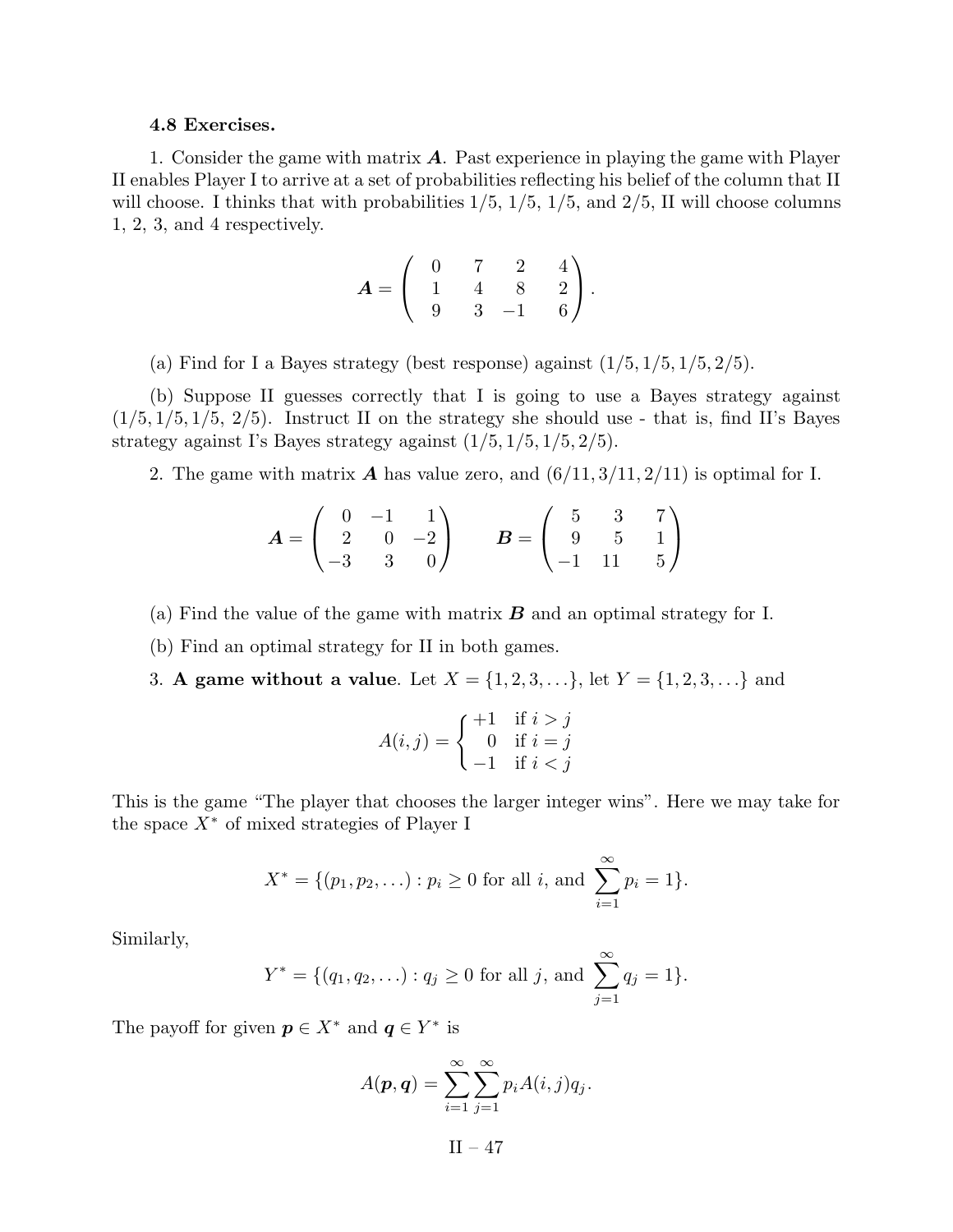### 4.8 Exercises.

1. Consider the game with matrix $\boldsymbol{A}$. Past experience in playing the game with Player II enables Player I to arrive at a set of probabilities reflecting his belief of the column that II will choose. I thinks that with probabilities 1/5, 1/5, 1/5, and 2/5, II will choose columns 1, 2, 3, and 4 respectively.

$$\boldsymbol{A} = \begin{pmatrix} 0 & 7 & 2 & 4 \\ 1 & 4 & 8 & 2 \\ 9 & 3 & -1 & 6 \end{pmatrix}.$$

(a) Find for I a Bayes strategy (best response) against $(1/5, 1/5, 1/5, 2/5)$.

(b) Suppose II guesses correctly that I is going to use a Bayes strategy against $(1/5, 1/5, 1/5, 2/5)$. Instruct II on the strategy she should use - that is, find II's Bayes strategy against I's Bayes strategy against $(1/5, 1/5, 1/5, 2/5)$.

2. The game with matrix $\boldsymbol{A}$ has value zero, and $(6/11, 3/11, 2/11)$ is optimal for I.

$$\boldsymbol{A} = \begin{pmatrix} 0 & -1 & 1 \\ 2 & 0 & -2 \\ -3 & 3 & 0 \end{pmatrix} \qquad \boldsymbol{B} = \begin{pmatrix} 5 & 3 & 7 \\ 9 & 5 & 1 \\ -1 & 11 & 5 \end{pmatrix}$$

(a) Find the value of the game with matrix $\boldsymbol{B}$ and an optimal strategy for I.

(b) Find an optimal strategy for II in both games.

3. **A game without a value**. Let $X = \{1, 2, 3, \ldots\}$, let $Y = \{1, 2, 3, \ldots\}$ and

$$A(i,j) = \begin{cases} +1 & \text{if } i > j \\ 0 & \text{if } i = j \\ -1 & \text{if } i < j \end{cases}$$

This is the game "The player that chooses the larger integer wins". Here we may take for the space $X^*$ of mixed strategies of Player I

$$X^* = \{(p_1, p_2, \ldots) : p_i \geq 0 \text{ for all } i, \text{ and } \sum_{i=1}^{\infty} p_i = 1\}.$$

Similarly,

$$Y^* = \{(q_1, q_2, \ldots) : q_j \geq 0 \text{ for all } j, \text{ and } \sum_{j=1}^{\infty} q_j = 1\}.$$

The payoff for given $\boldsymbol{p} \in X^*$ and $\boldsymbol{q} \in Y^*$ is

$$A(\boldsymbol{p}, \boldsymbol{q}) = \sum_{i=1}^{\infty} \sum_{j=1}^{\infty} p_i A(i,j) q_j.$$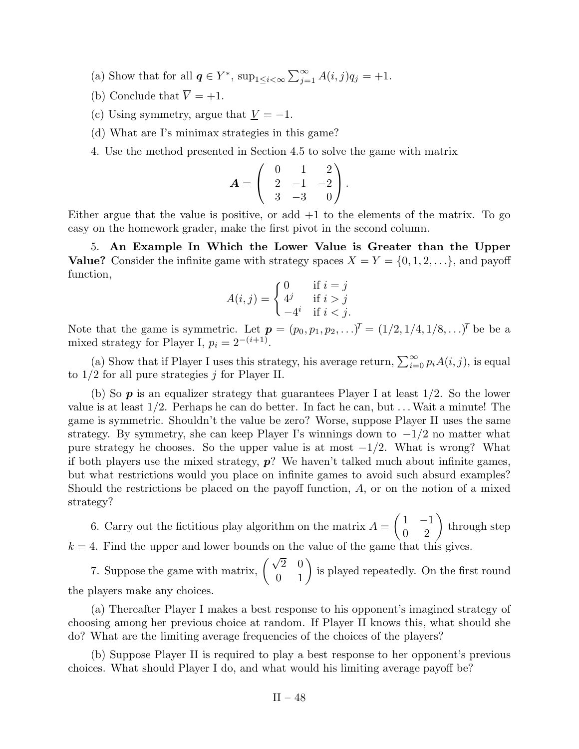(a) Show that for all $\boldsymbol{q} \in Y^*$, $\sup_{1 \le i < \infty} \sum_{j=1}^{\infty} A(i,j) q_j = +1$.

(b) Conclude that $\overline{V} = +1$.

(c) Using symmetry, argue that $\underline{V} = -1$.

(d) What are I's minimax strategies in this game?

4. Use the method presented in Section 4.5 to solve the game with matrix

$$\boldsymbol{A} = \begin{pmatrix} 0 & 1 & 2 \\ 2 & -1 & -2 \\ 3 & -3 & 0 \end{pmatrix}.$$

Either argue that the value is positive, or add +1 to the elements of the matrix. To go easy on the homework grader, make the first pivot in the second column.

5. **An Example In Which the Lower Value is Greater than the Upper Value?** Consider the infinite game with strategy spaces $X = Y = \{0, 1, 2, \ldots\}$, and payoff function,

$$A(i,j) = \begin{cases} 0 & \text{if } i = j \\ 4^j & \text{if } i > j \\ -4^i & \text{if } i < j. \end{cases}$$

Note that the game is symmetric. Let $\boldsymbol{p} = (p_0, p_1, p_2, \ldots)^\mathsf{T} = (1/2, 1/4, 1/8, \ldots)^\mathsf{T}$ be be a mixed strategy for Player I, $p_i = 2^{-(i+1)}$.

(a) Show that if Player I uses this strategy, his average return, $\sum_{i=0}^{\infty} p_i A(i,j)$, is equal to 1/2 for all pure strategies $j$ for Player II.

(b) So $\boldsymbol{p}$ is an equalizer strategy that guarantees Player I at least 1/2. So the lower value is at least 1/2. Perhaps he can do better. In fact he can, but ... Wait a minute! The game is symmetric. Shouldn't the value be zero? Worse, suppose Player II uses the same strategy. By symmetry, she can keep Player I's winnings down to $-1/2$ no matter what pure strategy he chooses. So the upper value is at most $-1/2$. What is wrong? What if both players use the mixed strategy, $\boldsymbol{p}$? We haven't talked much about infinite games, but what restrictions would you place on infinite games to avoid such absurd examples? Should the restrictions be placed on the payoff function, $A$, or on the notion of a mixed strategy?

6. Carry out the fictitious play algorithm on the matrix $A = \begin{pmatrix} 1 & -1 \\ 0 & 2 \end{pmatrix}$ through step $k = 4$. Find the upper and lower bounds on the value of the game that this gives.

7. Suppose the game with matrix, $\begin{pmatrix} \sqrt{2} & 0 \\ 0 & 1 \end{pmatrix}$ is played repeatedly. On the first round the players make any choices.

(a) Thereafter Player I makes a best response to his opponent's imagined strategy of choosing among her previous choice at random. If Player II knows this, what should she do? What are the limiting average frequencies of the choices of the players?

(b) Suppose Player II is required to play a best response to her opponent's previous choices. What should Player I do, and what would his limiting average payoff be?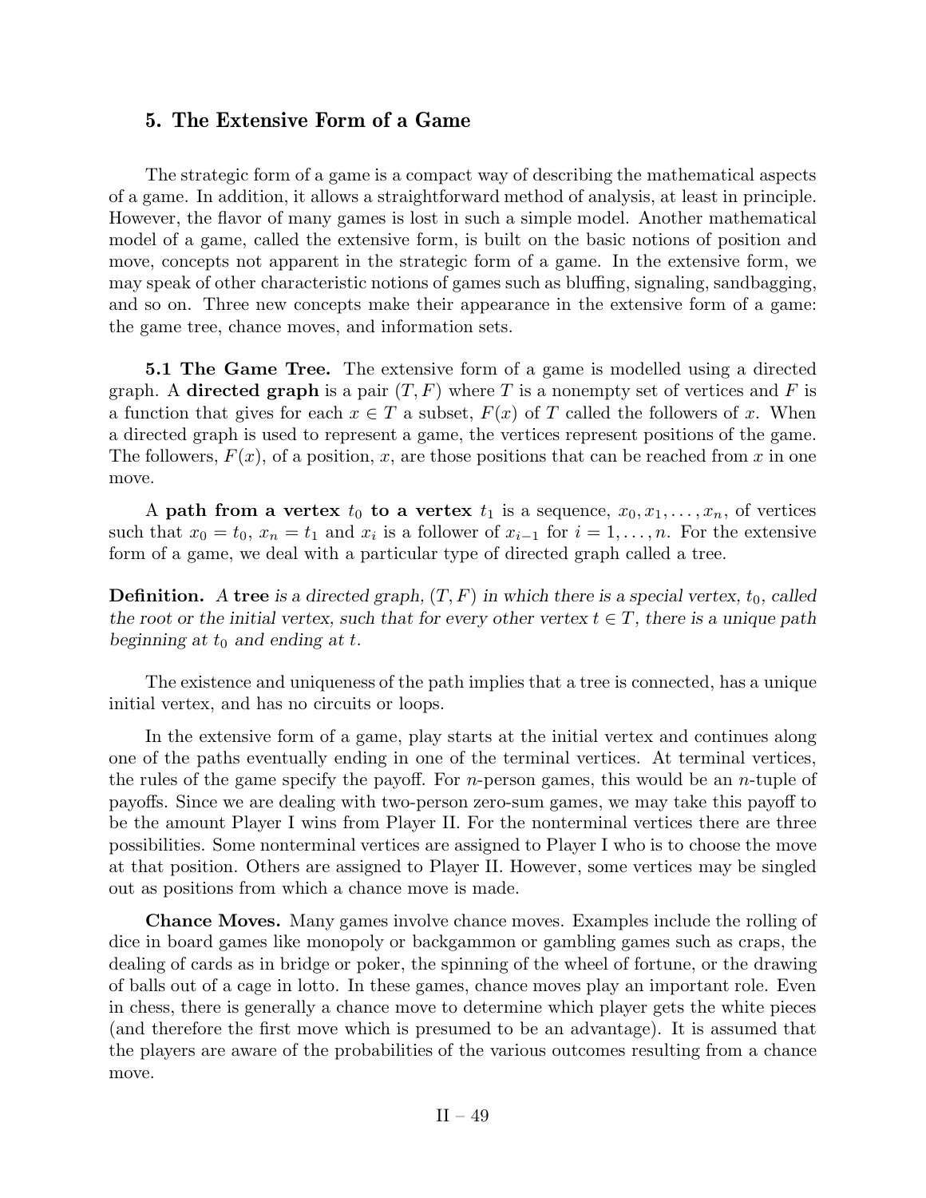## 5. The Extensive Form of a Game

The strategic form of a game is a compact way of describing the mathematical aspects of a game. In addition, it allows a straightforward method of analysis, at least in principle. However, the flavor of many games is lost in such a simple model. Another mathematical model of a game, called the extensive form, is built on the basic notions of position and move, concepts not apparent in the strategic form of a game. In the extensive form, we may speak of other characteristic notions of games such as bluffing, signaling, sandbagging, and so on. Three new concepts make their appearance in the extensive form of a game: the game tree, chance moves, and information sets.

**5.1 The Game Tree.** The extensive form of a game is modelled using a directed graph. A **directed graph** is a pair $(T, F)$ where $T$ is a nonempty set of vertices and $F$ is a function that gives for each $x \in T$ a subset, $F(x)$ of $T$ called the followers of $x$. When a directed graph is used to represent a game, the vertices represent positions of the game. The followers, $F(x)$, of a position, $x$, are those positions that can be reached from $x$ in one move.

A **path from a vertex** $t_0$ **to a vertex** $t_1$ is a sequence, $x_0, x_1, \ldots, x_n$, of vertices such that $x_0 = t_0$, $x_n = t_1$ and $x_i$ is a follower of $x_{i-1}$ for $i = 1, \ldots, n$. For the extensive form of a game, we deal with a particular type of directed graph called a tree.

**Definition.** *A* **tree** *is a directed graph, $(T, F)$ in which there is a special vertex, $t_0$, called the root or the initial vertex, such that for every other vertex $t \in T$, there is a unique path beginning at $t_0$ and ending at $t$.*

The existence and uniqueness of the path implies that a tree is connected, has a unique initial vertex, and has no circuits or loops.

In the extensive form of a game, play starts at the initial vertex and continues along one of the paths eventually ending in one of the terminal vertices. At terminal vertices, the rules of the game specify the payoff. For $n$-person games, this would be an $n$-tuple of payoffs. Since we are dealing with two-person zero-sum games, we may take this payoff to be the amount Player I wins from Player II. For the nonterminal vertices there are three possibilities. Some nonterminal vertices are assigned to Player I who is to choose the move at that position. Others are assigned to Player II. However, some vertices may be singled out as positions from which a chance move is made.

**Chance Moves.** Many games involve chance moves. Examples include the rolling of dice in board games like monopoly or backgammon or gambling games such as craps, the dealing of cards as in bridge or poker, the spinning of the wheel of fortune, or the drawing of balls out of a cage in lotto. In these games, chance moves play an important role. Even in chess, there is generally a chance move to determine which player gets the white pieces (and therefore the first move which is presumed to be an advantage). It is assumed that the players are aware of the probabilities of the various outcomes resulting from a chance move.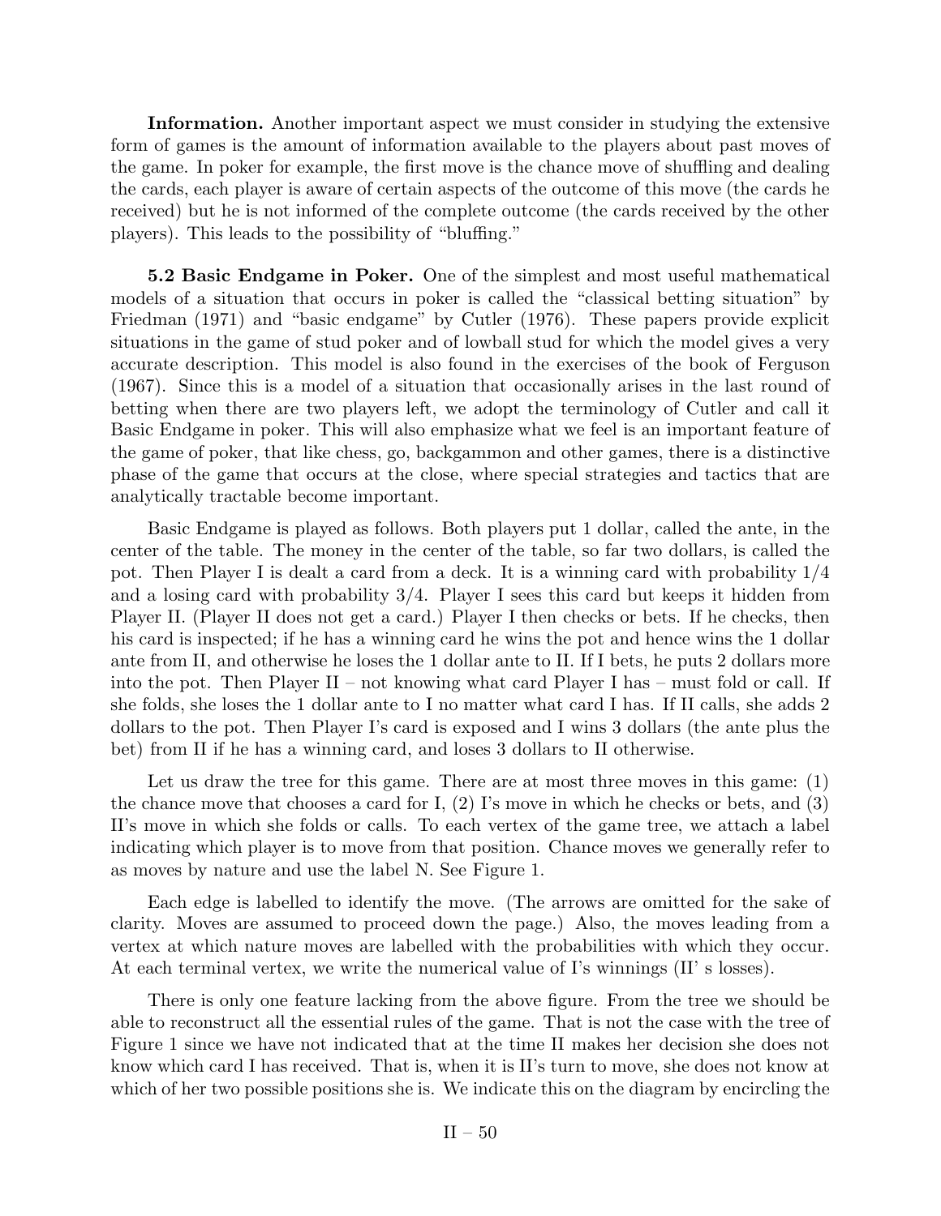**Information.** Another important aspect we must consider in studying the extensive form of games is the amount of information available to the players about past moves of the game. In poker for example, the first move is the chance move of shuffling and dealing the cards, each player is aware of certain aspects of the outcome of this move (the cards he received) but he is not informed of the complete outcome (the cards received by the other players). This leads to the possibility of "bluffing."

**5.2 Basic Endgame in Poker.** One of the simplest and most useful mathematical models of a situation that occurs in poker is called the "classical betting situation" by Friedman (1971) and "basic endgame" by Cutler (1976). These papers provide explicit situations in the game of stud poker and of lowball stud for which the model gives a very accurate description. This model is also found in the exercises of the book of Ferguson (1967). Since this is a model of a situation that occasionally arises in the last round of betting when there are two players left, we adopt the terminology of Cutler and call it Basic Endgame in poker. This will also emphasize what we feel is an important feature of the game of poker, that like chess, go, backgammon and other games, there is a distinctive phase of the game that occurs at the close, where special strategies and tactics that are analytically tractable become important.

Basic Endgame is played as follows. Both players put 1 dollar, called the ante, in the center of the table. The money in the center of the table, so far two dollars, is called the pot. Then Player I is dealt a card from a deck. It is a winning card with probability 1/4 and a losing card with probability 3/4. Player I sees this card but keeps it hidden from Player II. (Player II does not get a card.) Player I then checks or bets. If he checks, then his card is inspected; if he has a winning card he wins the pot and hence wins the 1 dollar ante from II, and otherwise he loses the 1 dollar ante to II. If I bets, he puts 2 dollars more into the pot. Then Player II – not knowing what card Player I has – must fold or call. If she folds, she loses the 1 dollar ante to I no matter what card I has. If II calls, she adds 2 dollars to the pot. Then Player I's card is exposed and I wins 3 dollars (the ante plus the bet) from II if he has a winning card, and loses 3 dollars to II otherwise.

Let us draw the tree for this game. There are at most three moves in this game: (1) the chance move that chooses a card for I, (2) I's move in which he checks or bets, and (3) II's move in which she folds or calls. To each vertex of the game tree, we attach a label indicating which player is to move from that position. Chance moves we generally refer to as moves by nature and use the label N. See Figure 1.

Each edge is labelled to identify the move. (The arrows are omitted for the sake of clarity. Moves are assumed to proceed down the page.) Also, the moves leading from a vertex at which nature moves are labelled with the probabilities with which they occur. At each terminal vertex, we write the numerical value of I's winnings (II' s losses).

There is only one feature lacking from the above figure. From the tree we should be able to reconstruct all the essential rules of the game. That is not the case with the tree of Figure 1 since we have not indicated that at the time II makes her decision she does not know which card I has received. That is, when it is II's turn to move, she does not know at which of her two possible positions she is. We indicate this on the diagram by encircling the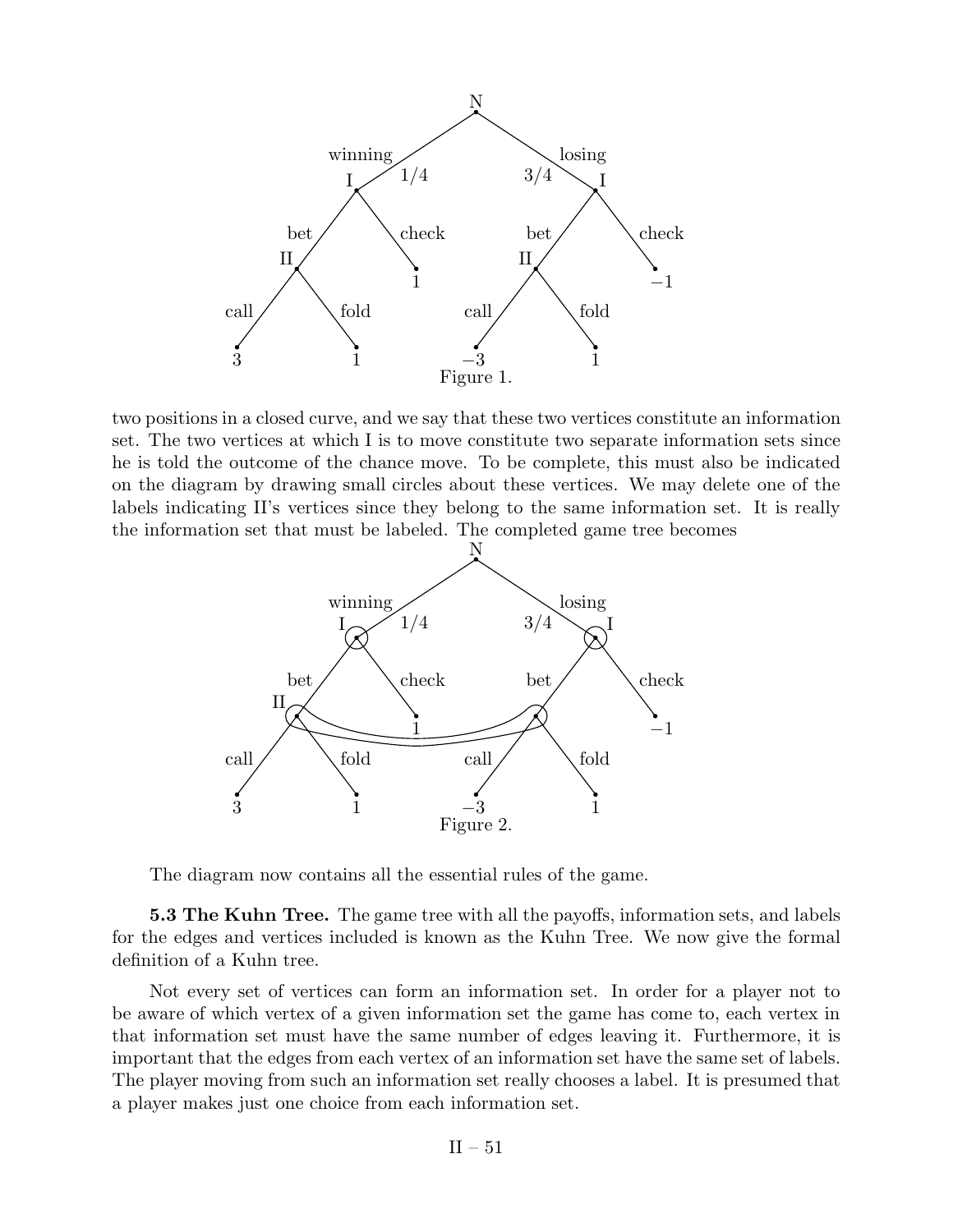Figure 1.

two positions in a closed curve, and we say that these two vertices constitute an information set. The two vertices at which I is to move constitute two separate information sets since he is told the outcome of the chance move. To be complete, this must also be indicated on the diagram by drawing small circles about these vertices. We may delete one of the labels indicating II's vertices since they belong to the same information set. It is really the information set that must be labeled. The completed game tree becomes

Figure 2.

The diagram now contains all the essential rules of the game.

**5.3 The Kuhn Tree.** The game tree with all the payoffs, information sets, and labels for the edges and vertices included is known as the Kuhn Tree. We now give the formal definition of a Kuhn tree.

Not every set of vertices can form an information set. In order for a player not to be aware of which vertex of a given information set the game has come to, each vertex in that information set must have the same number of edges leaving it. Furthermore, it is important that the edges from each vertex of an information set have the same set of labels. The player moving from such an information set really chooses a label. It is presumed that a player makes just one choice from each information set.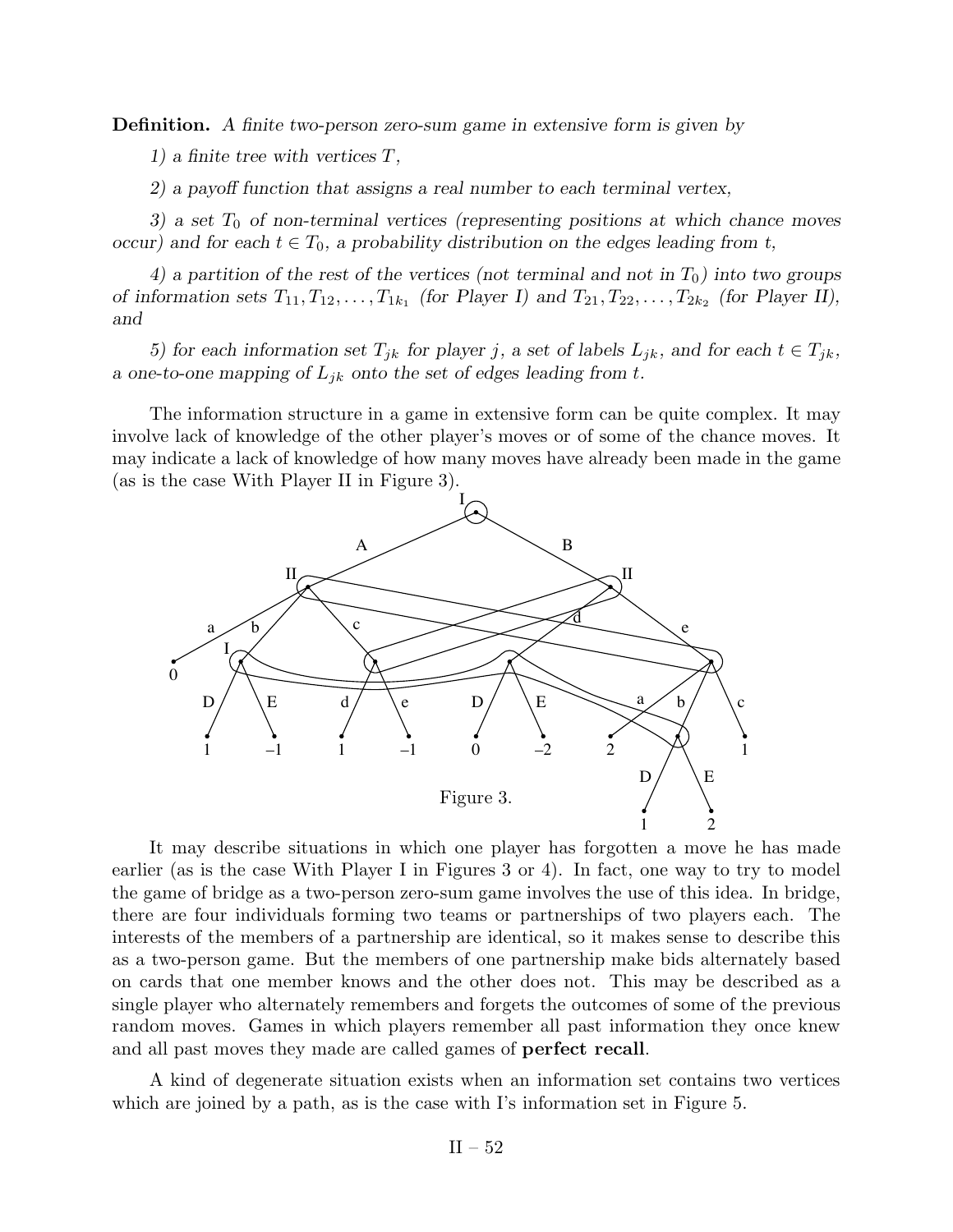**Definition.** *A finite two-person zero-sum game in extensive form is given by*

*1) a finite tree with vertices $T$,*

*2) a payoff function that assigns a real number to each terminal vertex,*

*3) a set $T_0$ of non-terminal vertices (representing positions at which chance moves occur) and for each $t \in T_0$, a probability distribution on the edges leading from $t$,*

*4) a partition of the rest of the vertices (not terminal and not in $T_0$) into two groups of information sets $T_{11}, T_{12}, \ldots, T_{1k_1}$ (for Player I) and $T_{21}, T_{22}, \ldots, T_{2k_2}$ (for Player II), and*

*5) for each information set $T_{jk}$ for player $j$, a set of labels $L_{jk}$, and for each $t \in T_{jk}$, a one-to-one mapping of $L_{jk}$ onto the set of edges leading from $t$.*

The information structure in a game in extensive form can be quite complex. It may involve lack of knowledge of the other player's moves or of some of the chance moves. It may indicate a lack of knowledge of how many moves have already been made in the game (as is the case With Player II in Figure 3).

Figure 3.

It may describe situations in which one player has forgotten a move he has made earlier (as is the case With Player I in Figures 3 or 4). In fact, one way to try to model the game of bridge as a two-person zero-sum game involves the use of this idea. In bridge, there are four individuals forming two teams or partnerships of two players each. The interests of the members of a partnership are identical, so it makes sense to describe this as a two-person game. But the members of one partnership make bids alternately based on cards that one member knows and the other does not. This may be described as a single player who alternately remembers and forgets the outcomes of some of the previous random moves. Games in which players remember all past information they once knew and all past moves they made are called games of **perfect recall**.

A kind of degenerate situation exists when an information set contains two vertices which are joined by a path, as is the case with I's information set in Figure 5.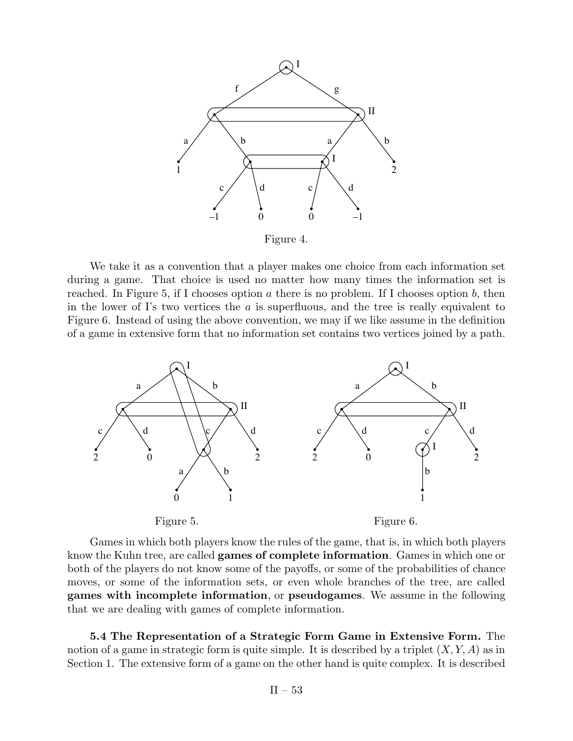Figure 4.

We take it as a convention that a player makes one choice from each information set during a game. That choice is used no matter how many times the information set is reached. In Figure 5, if I chooses option $a$ there is no problem. If I chooses option $b$, then in the lower of I's two vertices the $a$ is superfluous, and the tree is really equivalent to Figure 6. Instead of using the above convention, we may if we like assume in the definition of a game in extensive form that no information set contains two vertices joined by a path.

Figure 5.

Figure 6.

Games in which both players know the rules of the game, that is, in which both players know the Kuhn tree, are called **games of complete information**. Games in which one or both of the players do not know some of the payoffs, or some of the probabilities of chance moves, or some of the information sets, or even whole branches of the tree, are called **games with incomplete information**, or **pseudogames**. We assume in the following that we are dealing with games of complete information.

**5.4 The Representation of a Strategic Form Game in Extensive Form.** The notion of a game in strategic form is quite simple. It is described by a triplet $(X, Y, A)$ as in Section 1. The extensive form of a game on the other hand is quite complex. It is described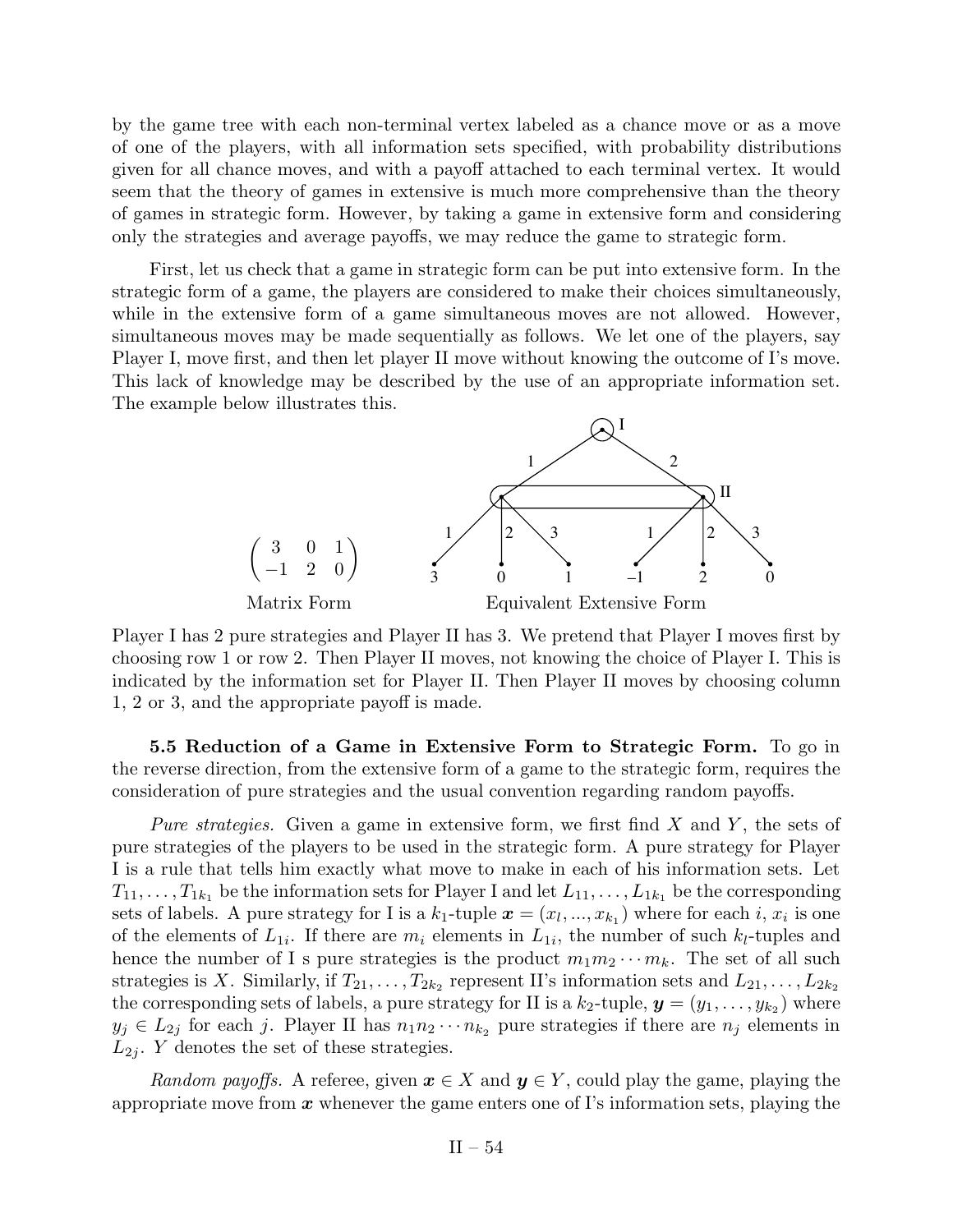by the game tree with each non-terminal vertex labeled as a chance move or as a move of one of the players, with all information sets specified, with probability distributions given for all chance moves, and with a payoff attached to each terminal vertex. It would seem that the theory of games in extensive is much more comprehensive than the theory of games in strategic form. However, by taking a game in extensive form and considering only the strategies and average payoffs, we may reduce the game to strategic form.

First, let us check that a game in strategic form can be put into extensive form. In the strategic form of a game, the players are considered to make their choices simultaneously, while in the extensive form of a game simultaneous moves are not allowed. However, simultaneous moves may be made sequentially as follows. We let one of the players, say Player I, move first, and then let player II move without knowing the outcome of I's move. This lack of knowledge may be described by the use of an appropriate information set. The example below illustrates this.

$$\begin{pmatrix} 3 & 0 & 1 \\ -1 & 2 & 0 \end{pmatrix}$$

Matrix Form

Equivalent Extensive Form

Player I has 2 pure strategies and Player II has 3. We pretend that Player I moves first by choosing row 1 or row 2. Then Player II moves, not knowing the choice of Player I. This is indicated by the information set for Player II. Then Player II moves by choosing column 1, 2 or 3, and the appropriate payoff is made.

**5.5 Reduction of a Game in Extensive Form to Strategic Form.** To go in the reverse direction, from the extensive form of a game to the strategic form, requires the consideration of pure strategies and the usual convention regarding random payoffs.

*Pure strategies.* Given a game in extensive form, we first find $X$ and $Y$, the sets of pure strategies of the players to be used in the strategic form. A pure strategy for Player I is a rule that tells him exactly what move to make in each of his information sets. Let $T_{11}, \ldots, T_{1k_1}$ be the information sets for Player I and let $L_{11}, \ldots, L_{1k_1}$ be the corresponding sets of labels. A pure strategy for I is a $k_1$-tuple $\boldsymbol{x} = (x_l, ..., x_{k_1})$ where for each $i$, $x_i$ is one of the elements of $L_{1i}$. If there are $m_i$ elements in $L_{1i}$, the number of such $k_l$-tuples and hence the number of I s pure strategies is the product $m_1 m_2 \cdots m_k$. The set of all such strategies is $X$. Similarly, if $T_{21}, \ldots, T_{2k_2}$ represent II's information sets and $L_{21}, \ldots, L_{2k_2}$ the corresponding sets of labels, a pure strategy for II is a $k_2$-tuple, $\boldsymbol{y} = (y_1, \ldots, y_{k_2})$ where $y_j \in L_{2j}$ for each $j$. Player II has $n_1 n_2 \cdots n_{k_2}$ pure strategies if there are $n_j$ elements in $L_{2j}$. $Y$ denotes the set of these strategies.

*Random payoffs.* A referee, given $\boldsymbol{x} \in X$ and $\boldsymbol{y} \in Y$, could play the game, playing the appropriate move from $\boldsymbol{x}$ whenever the game enters one of I's information sets, playing the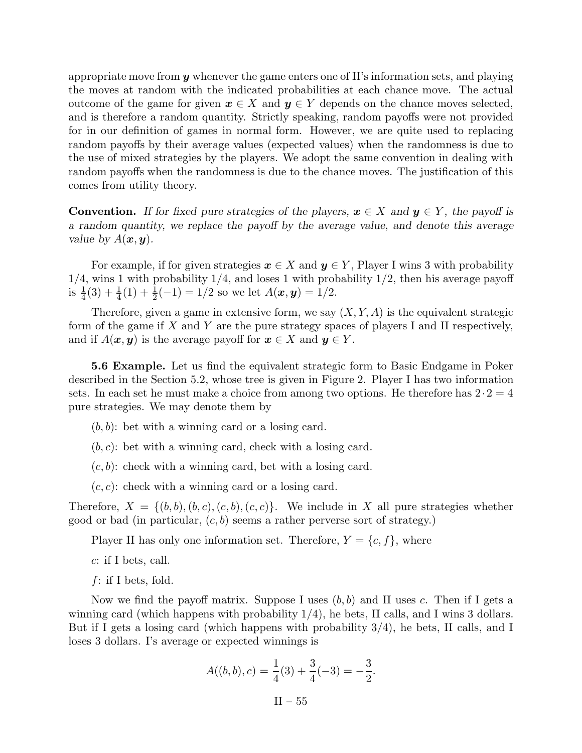appropriate move from $\boldsymbol{y}$ whenever the game enters one of II's information sets, and playing the moves at random with the indicated probabilities at each chance move. The actual outcome of the game for given $\boldsymbol{x} \in X$ and $\boldsymbol{y} \in Y$ depends on the chance moves selected, and is therefore a random quantity. Strictly speaking, random payoffs were not provided for in our definition of games in normal form. However, we are quite used to replacing random payoffs by their average values (expected values) when the randomness is due to the use of mixed strategies by the players. We adopt the same convention in dealing with random payoffs when the randomness is due to the chance moves. The justification of this comes from utility theory.

**Convention.** *If for fixed pure strategies of the players, $\boldsymbol{x} \in X$ and $\boldsymbol{y} \in Y$, the payoff is a random quantity, we replace the payoff by the average value, and denote this average value by $A(\boldsymbol{x}, \boldsymbol{y})$.*

For example, if for given strategies $\boldsymbol{x} \in X$ and $\boldsymbol{y} \in Y$, Player I wins 3 with probability $1/4$, wins 1 with probability $1/4$, and loses 1 with probability $1/2$, then his average payoff is $\frac{1}{4}(3) + \frac{1}{4}(1) + \frac{1}{2}(-1) = 1/2$ so we let $A(\boldsymbol{x}, \boldsymbol{y}) = 1/2$.

Therefore, given a game in extensive form, we say $(X, Y, A)$ is the equivalent strategic form of the game if $X$ and $Y$ are the pure strategy spaces of players I and II respectively, and if $A(\boldsymbol{x}, \boldsymbol{y})$ is the average payoff for $\boldsymbol{x} \in X$ and $\boldsymbol{y} \in Y$.

**5.6 Example.** Let us find the equivalent strategic form to Basic Endgame in Poker described in the Section 5.2, whose tree is given in Figure 2. Player I has two information sets. In each set he must make a choice from among two options. He therefore has $2 \cdot 2 = 4$ pure strategies. We may denote them by

$(b, b)$: bet with a winning card or a losing card.

$(b, c)$: bet with a winning card, check with a losing card.

$(c, b)$: check with a winning card, bet with a losing card.

$(c, c)$: check with a winning card or a losing card.

Therefore, $X = \{(b, b), (b, c), (c, b), (c, c)\}$. We include in $X$ all pure strategies whether good or bad (in particular, $(c, b)$ seems a rather perverse sort of strategy.)

Player II has only one information set. Therefore, $Y = \{c, f\}$, where

$c$: if I bets, call.

$f$: if I bets, fold.

Now we find the payoff matrix. Suppose I uses $(b, b)$ and II uses $c$. Then if I gets a winning card (which happens with probability $1/4$), he bets, II calls, and I wins 3 dollars. But if I gets a losing card (which happens with probability $3/4$), he bets, II calls, and I loses 3 dollars. I's average or expected winnings is

$$A((b, b), c) = \frac{1}{4}(3) + \frac{3}{4}(-3) = -\frac{3}{2}.$$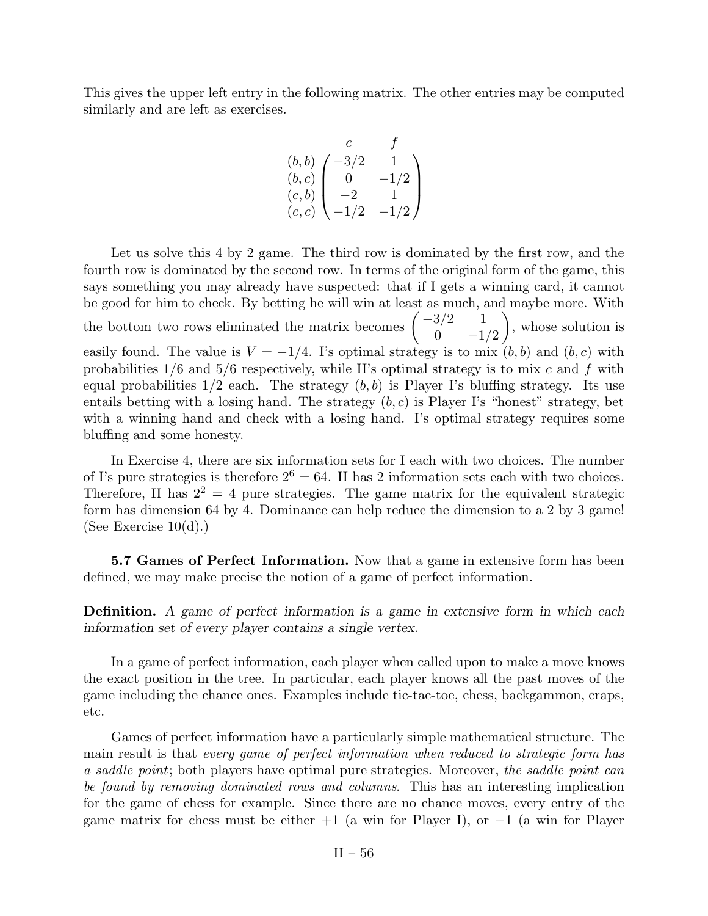This gives the upper left entry in the following matrix. The other entries may be computed similarly and are left as exercises.

$$
\begin{array}{c}
(b,b) \\ (b,c) \\ (c,b) \\ (c,c)
\end{array}
\begin{array}{c}
\begin{array}{cc} \quad c & \quad\; f \end{array} \\
\begin{pmatrix}
-3/2 & 1 \\
0 & -1/2 \\
-2 & 1 \\
-1/2 & -1/2
\end{pmatrix}
\end{array}
$$

Let us solve this 4 by 2 game. The third row is dominated by the first row, and the fourth row is dominated by the second row. In terms of the original form of the game, this says something you may already have suspected: that if I gets a winning card, it cannot be good for him to check. By betting he will win at least as much, and maybe more. With the bottom two rows eliminated the matrix becomes $\begin{pmatrix} -3/2 & 1 \\ 0 & -1/2 \end{pmatrix}$, whose solution is easily found. The value is $V = -1/4$. I's optimal strategy is to mix $(b, b)$ and $(b, c)$ with probabilities 1/6 and 5/6 respectively, while II's optimal strategy is to mix $c$ and $f$ with equal probabilities 1/2 each. The strategy $(b, b)$ is Player I's bluffing strategy. Its use entails betting with a losing hand. The strategy $(b, c)$ is Player I's "honest" strategy, bet with a winning hand and check with a losing hand. I's optimal strategy requires some bluffing and some honesty.

In Exercise 4, there are six information sets for I each with two choices. The number of I's pure strategies is therefore $2^6 = 64$. II has 2 information sets each with two choices. Therefore, II has $2^2 = 4$ pure strategies. The game matrix for the equivalent strategic form has dimension 64 by 4. Dominance can help reduce the dimension to a 2 by 3 game! (See Exercise 10(d).)

**5.7 Games of Perfect Information.** Now that a game in extensive form has been defined, we may make precise the notion of a game of perfect information.

**Definition.** *A game of perfect information is a game in extensive form in which each information set of every player contains a single vertex.*

In a game of perfect information, each player when called upon to make a move knows the exact position in the tree. In particular, each player knows all the past moves of the game including the chance ones. Examples include tic-tac-toe, chess, backgammon, craps, etc.

Games of perfect information have a particularly simple mathematical structure. The main result is that *every game of perfect information when reduced to strategic form has a saddle point*; both players have optimal pure strategies. Moreover, *the saddle point can be found by removing dominated rows and columns*. This has an interesting implication for the game of chess for example. Since there are no chance moves, every entry of the game matrix for chess must be either +1 (a win for Player I), or −1 (a win for Player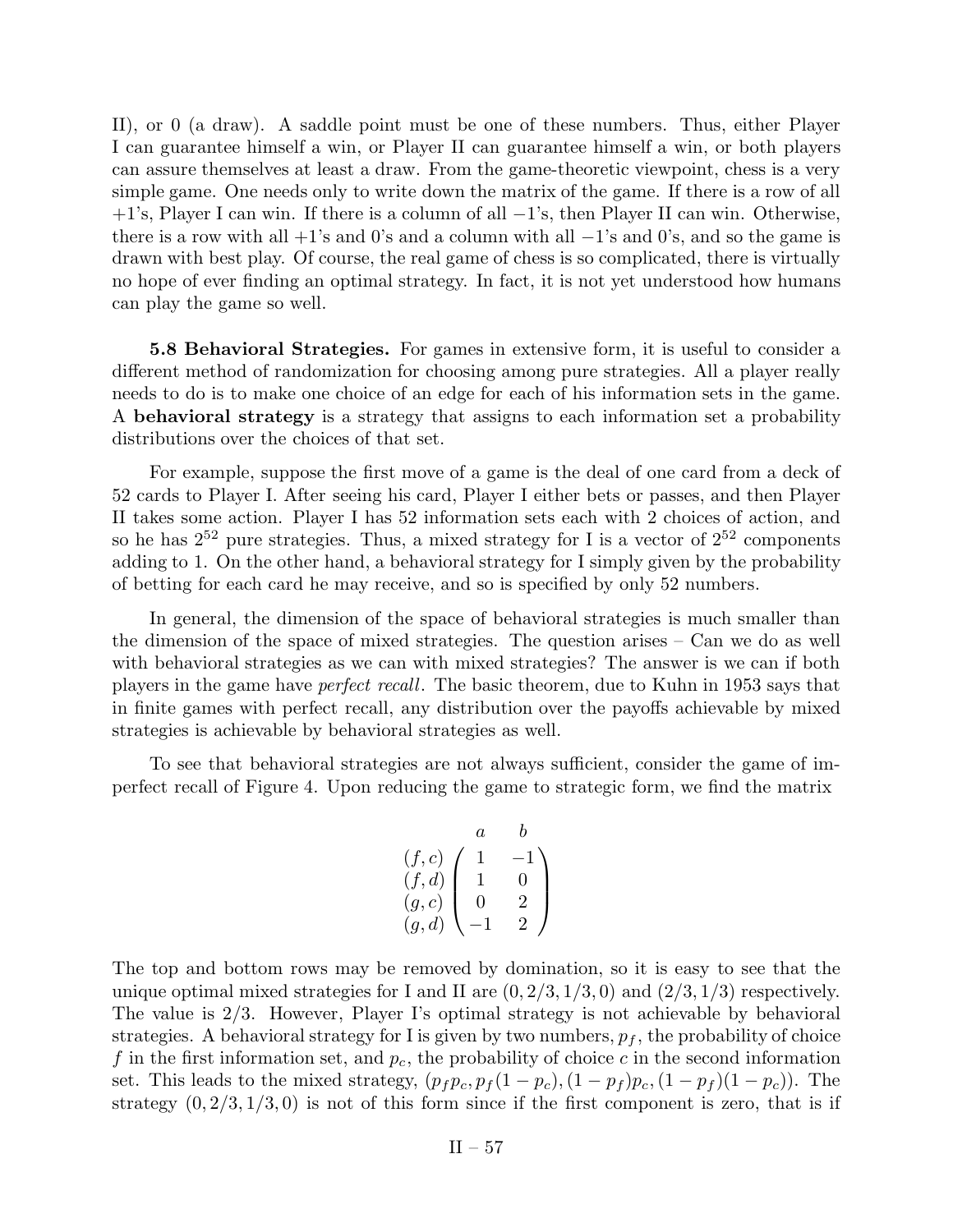II), or 0 (a draw). A saddle point must be one of these numbers. Thus, either Player I can guarantee himself a win, or Player II can guarantee himself a win, or both players can assure themselves at least a draw. From the game-theoretic viewpoint, chess is a very simple game. One needs only to write down the matrix of the game. If there is a row of all $+1$'s, Player I can win. If there is a column of all $-1$'s, then Player II can win. Otherwise, there is a row with all $+1$'s and 0's and a column with all $-1$'s and 0's, and so the game is drawn with best play. Of course, the real game of chess is so complicated, there is virtually no hope of ever finding an optimal strategy. In fact, it is not yet understood how humans can play the game so well.

**5.8 Behavioral Strategies.** For games in extensive form, it is useful to consider a different method of randomization for choosing among pure strategies. All a player really needs to do is to make one choice of an edge for each of his information sets in the game. A **behavioral strategy** is a strategy that assigns to each information set a probability distributions over the choices of that set.

For example, suppose the first move of a game is the deal of one card from a deck of 52 cards to Player I. After seeing his card, Player I either bets or passes, and then Player II takes some action. Player I has 52 information sets each with 2 choices of action, and so he has $2^{52}$ pure strategies. Thus, a mixed strategy for I is a vector of $2^{52}$ components adding to 1. On the other hand, a behavioral strategy for I simply given by the probability of betting for each card he may receive, and so is specified by only 52 numbers.

In general, the dimension of the space of behavioral strategies is much smaller than the dimension of the space of mixed strategies. The question arises – Can we do as well with behavioral strategies as we can with mixed strategies? The answer is we can if both players in the game have *perfect recall*. The basic theorem, due to Kuhn in 1953 says that in finite games with perfect recall, any distribution over the payoffs achievable by mixed strategies is achievable by behavioral strategies as well.

To see that behavioral strategies are not always sufficient, consider the game of imperfect recall of Figure 4. Upon reducing the game to strategic form, we find the matrix

$$\begin{array}{c} \\ (f,c) \\ (f,d) \\ (g,c) \\ (g,d) \end{array} \begin{array}{c} \begin{array}{cc} a & \ \ b \end{array} \\ \begin{pmatrix} 1 & -1 \\ 1 & 0 \\ 0 & 2 \\ -1 & 2 \end{pmatrix} \end{array}$$

The top and bottom rows may be removed by domination, so it is easy to see that the unique optimal mixed strategies for I and II are $(0, 2/3, 1/3, 0)$ and $(2/3, 1/3)$ respectively. The value is $2/3$. However, Player I's optimal strategy is not achievable by behavioral strategies. A behavioral strategy for I is given by two numbers, $p_f$, the probability of choice $f$ in the first information set, and $p_c$, the probability of choice $c$ in the second information set. This leads to the mixed strategy, $(p_f p_c, p_f(1-p_c), (1-p_f)p_c, (1-p_f)(1-p_c))$. The strategy $(0, 2/3, 1/3, 0)$ is not of this form since if the first component is zero, that is if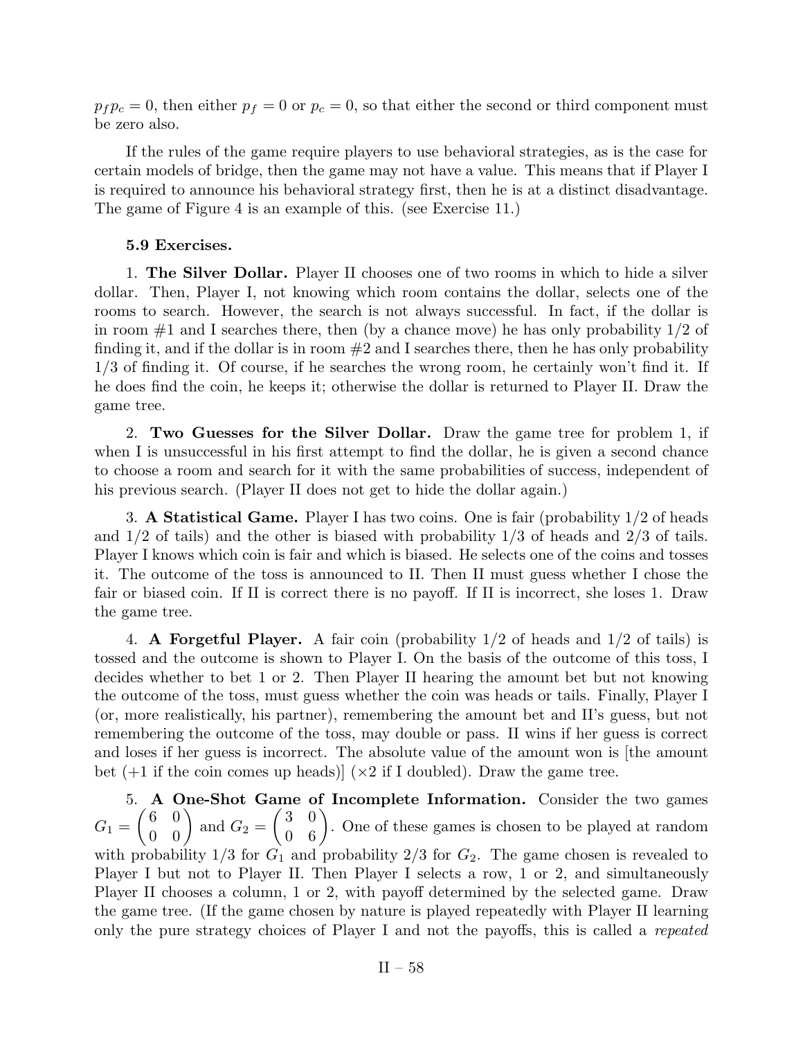$p_f p_c = 0$, then either $p_f = 0$ or $p_c = 0$, so that either the second or third component must be zero also.

If the rules of the game require players to use behavioral strategies, as is the case for certain models of bridge, then the game may not have a value. This means that if Player I is required to announce his behavioral strategy first, then he is at a distinct disadvantage. The game of Figure 4 is an example of this. (see Exercise 11.)

### 5.9 Exercises.

1. **The Silver Dollar.** Player II chooses one of two rooms in which to hide a silver dollar. Then, Player I, not knowing which room contains the dollar, selects one of the rooms to search. However, the search is not always successful. In fact, if the dollar is in room #1 and I searches there, then (by a chance move) he has only probability 1/2 of finding it, and if the dollar is in room #2 and I searches there, then he has only probability 1/3 of finding it. Of course, if he searches the wrong room, he certainly won't find it. If he does find the coin, he keeps it; otherwise the dollar is returned to Player II. Draw the game tree.

2. **Two Guesses for the Silver Dollar.** Draw the game tree for problem 1, if when I is unsuccessful in his first attempt to find the dollar, he is given a second chance to choose a room and search for it with the same probabilities of success, independent of his previous search. (Player II does not get to hide the dollar again.)

3. **A Statistical Game.** Player I has two coins. One is fair (probability 1/2 of heads and 1/2 of tails) and the other is biased with probability 1/3 of heads and 2/3 of tails. Player I knows which coin is fair and which is biased. He selects one of the coins and tosses it. The outcome of the toss is announced to II. Then II must guess whether I chose the fair or biased coin. If II is correct there is no payoff. If II is incorrect, she loses 1. Draw the game tree.

4. **A Forgetful Player.** A fair coin (probability 1/2 of heads and 1/2 of tails) is tossed and the outcome is shown to Player I. On the basis of the outcome of this toss, I decides whether to bet 1 or 2. Then Player II hearing the amount bet but not knowing the outcome of the toss, must guess whether the coin was heads or tails. Finally, Player I (or, more realistically, his partner), remembering the amount bet and II's guess, but not remembering the outcome of the toss, may double or pass. II wins if her guess is correct and loses if her guess is incorrect. The absolute value of the amount won is [the amount bet (+1 if the coin comes up heads)] (×2 if I doubled). Draw the game tree.

5. **A One-Shot Game of Incomplete Information.** Consider the two games $G_1 = \begin{pmatrix} 6 & 0 \\ 0 & 0 \end{pmatrix}$ and $G_2 = \begin{pmatrix} 3 & 0 \\ 0 & 6 \end{pmatrix}$. One of these games is chosen to be played at random with probability 1/3 for $G_1$ and probability 2/3 for $G_2$. The game chosen is revealed to Player I but not to Player II. Then Player I selects a row, 1 or 2, and simultaneously Player II chooses a column, 1 or 2, with payoff determined by the selected game. Draw the game tree. (If the game chosen by nature is played repeatedly with Player II learning only the pure strategy choices of Player I and not the payoffs, this is called a *repeated*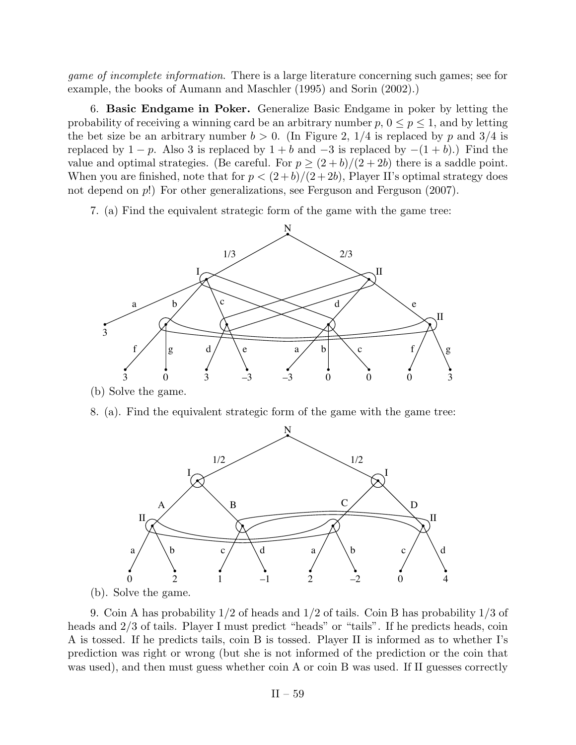*game of incomplete information*. There is a large literature concerning such games; see for example, the books of Aumann and Maschler (1995) and Sorin (2002).)

6. **Basic Endgame in Poker.** Generalize Basic Endgame in poker by letting the probability of receiving a winning card be an arbitrary number $p$, $0 \le p \le 1$, and by letting the bet size be an arbitrary number $b > 0$. (In Figure 2, 1/4 is replaced by $p$ and 3/4 is replaced by $1 - p$. Also 3 is replaced by $1 + b$ and $-3$ is replaced by $-(1 + b)$.) Find the value and optimal strategies. (Be careful. For $p \ge (2 + b)/(2 + 2b)$ there is a saddle point. When you are finished, note that for $p < (2+b)/(2+2b)$, Player II's optimal strategy does not depend on $p$!) For other generalizations, see Ferguson and Ferguson (2007).

7. (a) Find the equivalent strategic form of the game with the game tree:

(b) Solve the game.

8. (a). Find the equivalent strategic form of the game with the game tree:

(b). Solve the game.

9. Coin A has probability 1/2 of heads and 1/2 of tails. Coin B has probability 1/3 of heads and 2/3 of tails. Player I must predict "heads" or "tails". If he predicts heads, coin A is tossed. If he predicts tails, coin B is tossed. Player II is informed as to whether I's prediction was right or wrong (but she is not informed of the prediction or the coin that was used), and then must guess whether coin A or coin B was used. If II guesses correctly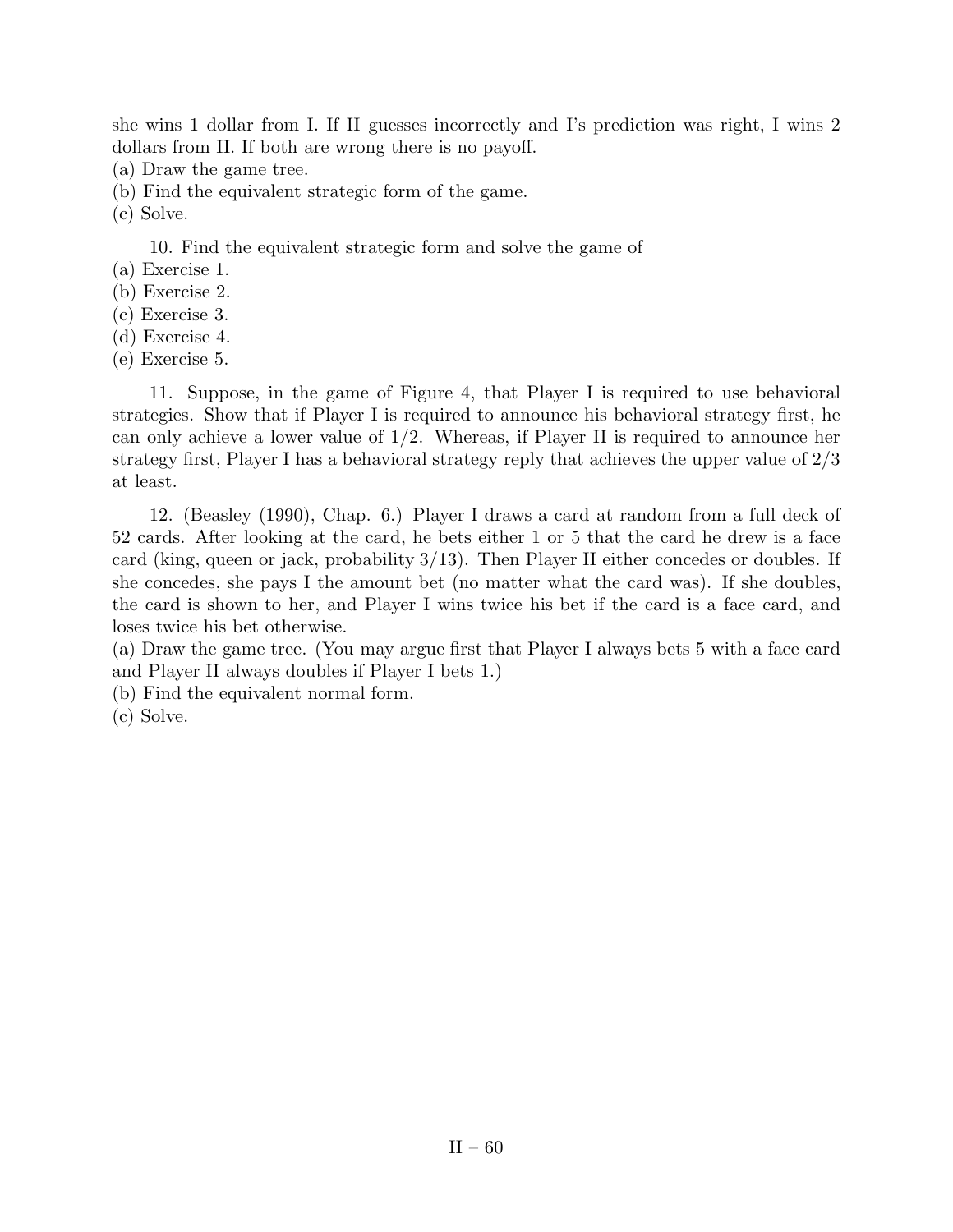she wins 1 dollar from I. If II guesses incorrectly and I's prediction was right, I wins 2 dollars from II. If both are wrong there is no payoff.
(a) Draw the game tree.
(b) Find the equivalent strategic form of the game.
(c) Solve.

10. Find the equivalent strategic form and solve the game of
(a) Exercise 1.
(b) Exercise 2.
(c) Exercise 3.
(d) Exercise 4.
(e) Exercise 5.

11. Suppose, in the game of Figure 4, that Player I is required to use behavioral strategies. Show that if Player I is required to announce his behavioral strategy first, he can only achieve a lower value of $1/2$. Whereas, if Player II is required to announce her strategy first, Player I has a behavioral strategy reply that achieves the upper value of $2/3$ at least.

12. (Beasley (1990), Chap. 6.) Player I draws a card at random from a full deck of 52 cards. After looking at the card, he bets either 1 or 5 that the card he drew is a face card (king, queen or jack, probability $3/13$). Then Player II either concedes or doubles. If she concedes, she pays I the amount bet (no matter what the card was). If she doubles, the card is shown to her, and Player I wins twice his bet if the card is a face card, and loses twice his bet otherwise.
(a) Draw the game tree. (You may argue first that Player I always bets 5 with a face card and Player II always doubles if Player I bets 1.)
(b) Find the equivalent normal form.
(c) Solve.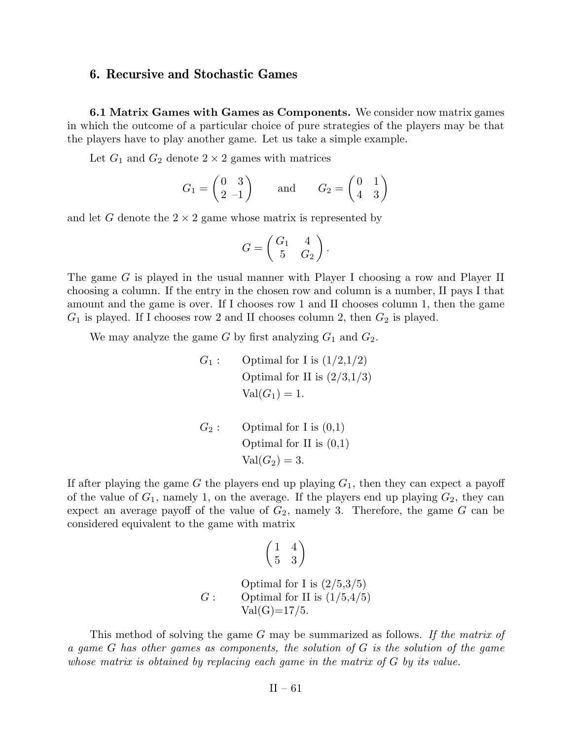## 6. Recursive and Stochastic Games

**6.1 Matrix Games with Games as Components.** We consider now matrix games in which the outcome of a particular choice of pure strategies of the players may be that the players have to play another game. Let us take a simple example.

Let $G_1$ and $G_2$ denote $2 \times 2$ games with matrices

$$G_1 = \begin{pmatrix} 0 & 3 \\ 2 & -1 \end{pmatrix} \qquad \text{and} \qquad G_2 = \begin{pmatrix} 0 & 1 \\ 4 & 3 \end{pmatrix}$$

and let $G$ denote the $2 \times 2$ game whose matrix is represented by

$$G = \begin{pmatrix} G_1 & 4 \\ 5 & G_2 \end{pmatrix}.$$

The game $G$ is played in the usual manner with Player I choosing a row and Player II choosing a column. If the entry in the chosen row and column is a number, II pays I that amount and the game is over. If I chooses row 1 and II chooses column 1, then the game $G_1$ is played. If I chooses row 2 and II chooses column 2, then $G_2$ is played.

We may analyze the game $G$ by first analyzing $G_1$ and $G_2$.

$G_1$ : Optimal for I is (1/2,1/2)
Optimal for II is (2/3,1/3)
$\text{Val}(G_1) = 1$.

$G_2$ : Optimal for I is (0,1)
Optimal for II is (0,1)
$\text{Val}(G_2) = 3$.

If after playing the game $G$ the players end up playing $G_1$, then they can expect a payoff of the value of $G_1$, namely 1, on the average. If the players end up playing $G_2$, they can expect an average payoff of the value of $G_2$, namely 3. Therefore, the game $G$ can be considered equivalent to the game with matrix

$$\begin{pmatrix} 1 & 4 \\ 5 & 3 \end{pmatrix}$$

$G$ : Optimal for I is (2/5,3/5)
Optimal for II is (1/5,4/5)
Val(G)=17/5.

This method of solving the game $G$ may be summarized as follows. *If the matrix of a game $G$ has other games as components, the solution of $G$ is the solution of the game whose matrix is obtained by replacing each game in the matrix of $G$ by its value.*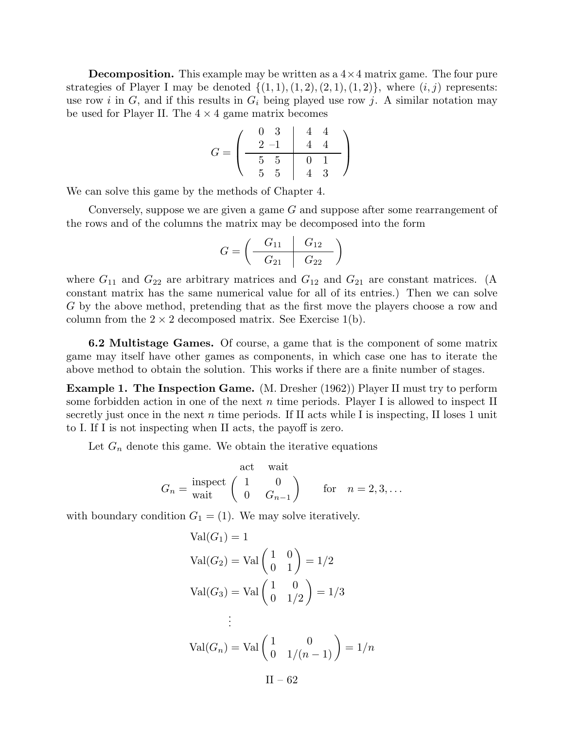**Decomposition.** This example may be written as a $4\times 4$ matrix game. The four pure strategies of Player I may be denoted $\{(1,1),(1,2),(2,1),(1,2)\}$, where $(i,j)$ represents: use row $i$ in $G$, and if this results in $G_i$ being played use row $j$. A similar notation may be used for Player II. The $4\times 4$ game matrix becomes

$$G = \left(\begin{array}{cc|cc} 0 & 3 & 4 & 4 \\ 2 & -1 & 4 & 4 \\ \hline 5 & 5 & 0 & 1 \\ 5 & 5 & 4 & 3 \end{array}\right)$$

We can solve this game by the methods of Chapter 4.

Conversely, suppose we are given a game $G$ and suppose after some rearrangement of the rows and of the columns the matrix may be decomposed into the form

$$G = \left(\begin{array}{c|c} G_{11} & G_{12} \\ \hline G_{21} & G_{22} \end{array}\right)$$

where $G_{11}$ and $G_{22}$ are arbitrary matrices and $G_{12}$ and $G_{21}$ are constant matrices. (A constant matrix has the same numerical value for all of its entries.) Then we can solve $G$ by the above method, pretending that as the first move the players choose a row and column from the $2\times 2$ decomposed matrix. See Exercise 1(b).

**6.2 Multistage Games.** Of course, a game that is the component of some matrix game may itself have other games as components, in which case one has to iterate the above method to obtain the solution. This works if there are a finite number of stages.

**Example 1. The Inspection Game.** (M. Dresher (1962)) Player II must try to perform some forbidden action in one of the next $n$ time periods. Player I is allowed to inspect II secretly just once in the next $n$ time periods. If II acts while I is inspecting, II loses 1 unit to I. If I is not inspecting when II acts, the payoff is zero.

Let $G_n$ denote this game. We obtain the iterative equations

$$G_n = \begin{array}{c} \\ \text{inspect} \\ \text{wait} \end{array} \begin{array}{c} \begin{array}{cc} \text{act} & \text{wait} \end{array} \\ \begin{pmatrix} 1 & 0 \\ 0 & G_{n-1} \end{pmatrix} \end{array} \qquad \text{for} \quad n = 2, 3, \ldots$$

with boundary condition $G_1 = (1)$. We may solve iteratively.

$$\text{Val}(G_1) = 1$$

$$\text{Val}(G_2) = \text{Val}\begin{pmatrix} 1 & 0 \\ 0 & 1 \end{pmatrix} = 1/2$$

$$\text{Val}(G_3) = \text{Val}\begin{pmatrix} 1 & 0 \\ 0 & 1/2 \end{pmatrix} = 1/3$$

$$\vdots$$

$$\text{Val}(G_n) = \text{Val}\begin{pmatrix} 1 & 0 \\ 0 & 1/(n-1) \end{pmatrix} = 1/n$$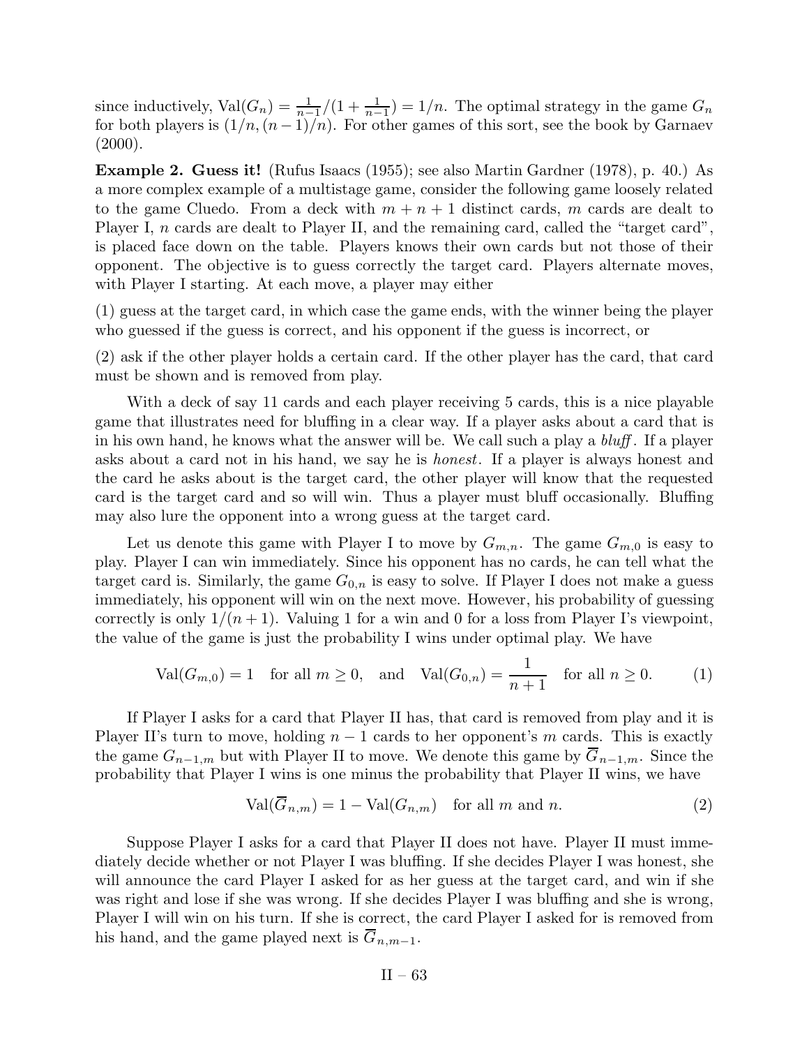since inductively, $\text{Val}(G_n) = \frac{1}{n-1}/(1 + \frac{1}{n-1}) = 1/n$. The optimal strategy in the game $G_n$ for both players is $(1/n, (n-1)/n)$. For other games of this sort, see the book by Garnaev (2000).

**Example 2. Guess it!** (Rufus Isaacs (1955); see also Martin Gardner (1978), p. 40.) As a more complex example of a multistage game, consider the following game loosely related to the game Cluedo. From a deck with $m + n + 1$ distinct cards, $m$ cards are dealt to Player I, $n$ cards are dealt to Player II, and the remaining card, called the "target card", is placed face down on the table. Players knows their own cards but not those of their opponent. The objective is to guess correctly the target card. Players alternate moves, with Player I starting. At each move, a player may either

(1) guess at the target card, in which case the game ends, with the winner being the player who guessed if the guess is correct, and his opponent if the guess is incorrect, or

(2) ask if the other player holds a certain card. If the other player has the card, that card must be shown and is removed from play.

With a deck of say 11 cards and each player receiving 5 cards, this is a nice playable game that illustrates need for bluffing in a clear way. If a player asks about a card that is in his own hand, he knows what the answer will be. We call such a play a *bluff*. If a player asks about a card not in his hand, we say he is *honest*. If a player is always honest and the card he asks about is the target card, the other player will know that the requested card is the target card and so will win. Thus a player must bluff occasionally. Bluffing may also lure the opponent into a wrong guess at the target card.

Let us denote this game with Player I to move by $G_{m,n}$. The game $G_{m,0}$ is easy to play. Player I can win immediately. Since his opponent has no cards, he can tell what the target card is. Similarly, the game $G_{0,n}$ is easy to solve. If Player I does not make a guess immediately, his opponent will win on the next move. However, his probability of guessing correctly is only $1/(n+1)$. Valuing 1 for a win and 0 for a loss from Player I's viewpoint, the value of the game is just the probability I wins under optimal play. We have

$$\text{Val}(G_{m,0}) = 1 \quad \text{for all } m \geq 0, \quad \text{and} \quad \text{Val}(G_{0,n}) = \frac{1}{n+1} \quad \text{for all } n \geq 0. \tag{1}$$

If Player I asks for a card that Player II has, that card is removed from play and it is Player II's turn to move, holding $n-1$ cards to her opponent's $m$ cards. This is exactly the game $G_{n-1,m}$ but with Player II to move. We denote this game by $\overline{G}_{n-1,m}$. Since the probability that Player I wins is one minus the probability that Player II wins, we have

$$\text{Val}(\overline{G}_{n,m}) = 1 - \text{Val}(G_{n,m}) \quad \text{for all } m \text{ and } n. \tag{2}$$

Suppose Player I asks for a card that Player II does not have. Player II must immediately decide whether or not Player I was bluffing. If she decides Player I was honest, she will announce the card Player I asked for as her guess at the target card, and win if she was right and lose if she was wrong. If she decides Player I was bluffing and she is wrong, Player I will win on his turn. If she is correct, the card Player I asked for is removed from his hand, and the game played next is $\overline{G}_{n,m-1}$.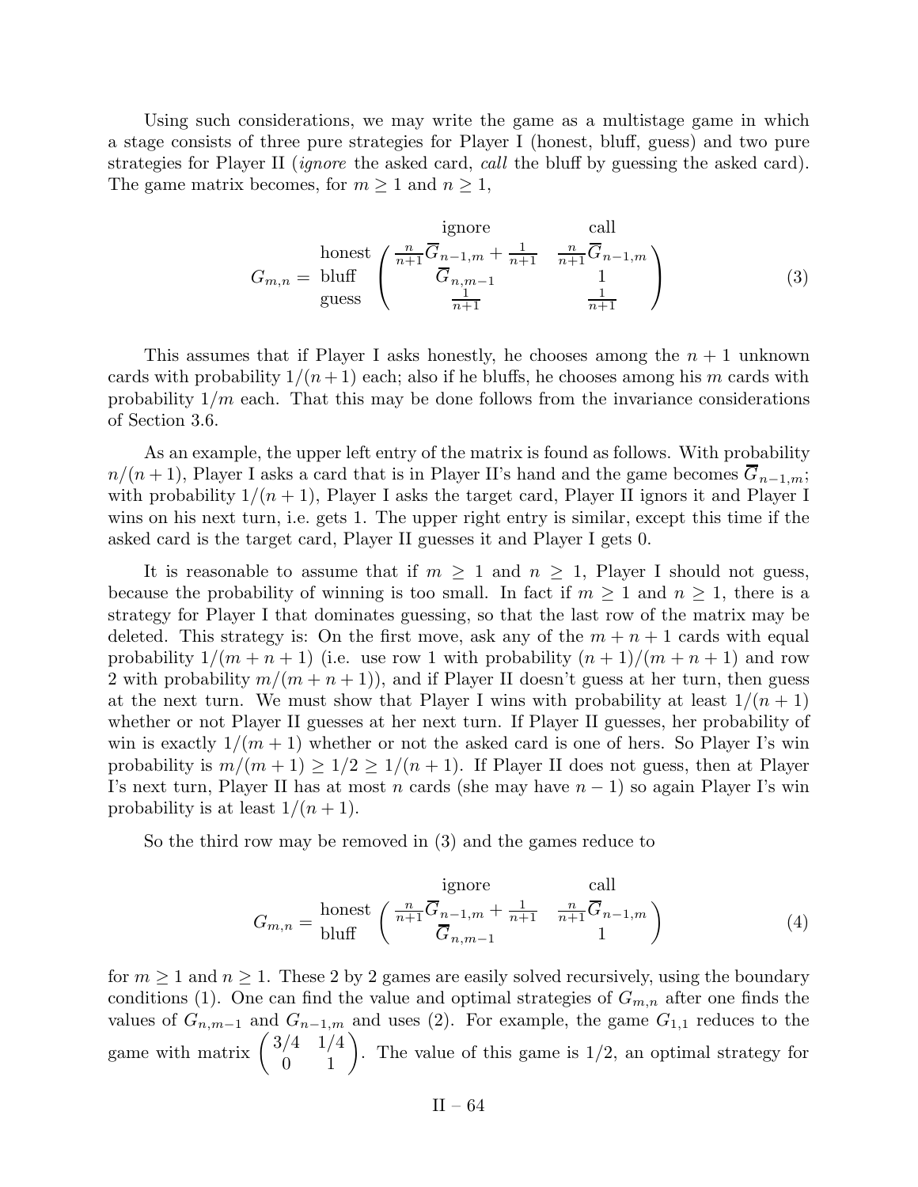Using such considerations, we may write the game as a multistage game in which a stage consists of three pure strategies for Player I (honest, bluff, guess) and two pure strategies for Player II (*ignore* the asked card, *call* the bluff by guessing the asked card). The game matrix becomes, for $m \ge 1$ and $n \ge 1$,

$$G_{m,n} = \begin{array}{c} \\ \text{honest} \\ \text{bluff} \\ \text{guess} \end{array} \begin{array}{c} \begin{array}{cc} \quad\text{ignore} \quad\quad & \quad\quad \text{call} \end{array} \\ \begin{pmatrix} \frac{n}{n+1}\overline{G}_{n-1,m} + \frac{1}{n+1} & \frac{n}{n+1}\overline{G}_{n-1,m} \\ \overline{G}_{n,m-1} & 1 \\ \frac{1}{n+1} & \frac{1}{n+1} \end{pmatrix} \end{array} \tag{3}$$

This assumes that if Player I asks honestly, he chooses among the $n+1$ unknown cards with probability $1/(n+1)$ each; also if he bluffs, he chooses among his $m$ cards with probability $1/m$ each. That this may be done follows from the invariance considerations of Section 3.6.

As an example, the upper left entry of the matrix is found as follows. With probability $n/(n+1)$, Player I asks a card that is in Player II's hand and the game becomes $\overline{G}_{n-1,m}$; with probability $1/(n+1)$, Player I asks the target card, Player II ignors it and Player I wins on his next turn, i.e. gets 1. The upper right entry is similar, except this time if the asked card is the target card, Player II guesses it and Player I gets 0.

It is reasonable to assume that if $m \ge 1$ and $n \ge 1$, Player I should not guess, because the probability of winning is too small. In fact if $m \ge 1$ and $n \ge 1$, there is a strategy for Player I that dominates guessing, so that the last row of the matrix may be deleted. This strategy is: On the first move, ask any of the $m+n+1$ cards with equal probability $1/(m+n+1)$ (i.e. use row 1 with probability $(n+1)/(m+n+1)$ and row 2 with probability $m/(m+n+1)$), and if Player II doesn't guess at her turn, then guess at the next turn. We must show that Player I wins with probability at least $1/(n+1)$ whether or not Player II guesses at her next turn. If Player II guesses, her probability of win is exactly $1/(m+1)$ whether or not the asked card is one of hers. So Player I's win probability is $m/(m+1) \ge 1/2 \ge 1/(n+1)$. If Player II does not guess, then at Player I's next turn, Player II has at most $n$ cards (she may have $n-1$) so again Player I's win probability is at least $1/(n+1)$.

So the third row may be removed in (3) and the games reduce to

$$G_{m,n} = \begin{array}{c} \\ \text{honest} \\ \text{bluff} \end{array} \begin{array}{c} \begin{array}{cc} \quad\text{ignore} \quad\quad & \quad\quad \text{call} \end{array} \\ \begin{pmatrix} \frac{n}{n+1}\overline{G}_{n-1,m} + \frac{1}{n+1} & \frac{n}{n+1}\overline{G}_{n-1,m} \\ \overline{G}_{n,m-1} & 1 \end{pmatrix} \end{array} \tag{4}$$

for $m \ge 1$ and $n \ge 1$. These 2 by 2 games are easily solved recursively, using the boundary conditions (1). One can find the value and optimal strategies of $G_{m,n}$ after one finds the values of $G_{n,m-1}$ and $G_{n-1,m}$ and uses (2). For example, the game $G_{1,1}$ reduces to the game with matrix $\begin{pmatrix} 3/4 & 1/4 \\ 0 & 1 \end{pmatrix}$. The value of this game is $1/2$, an optimal strategy for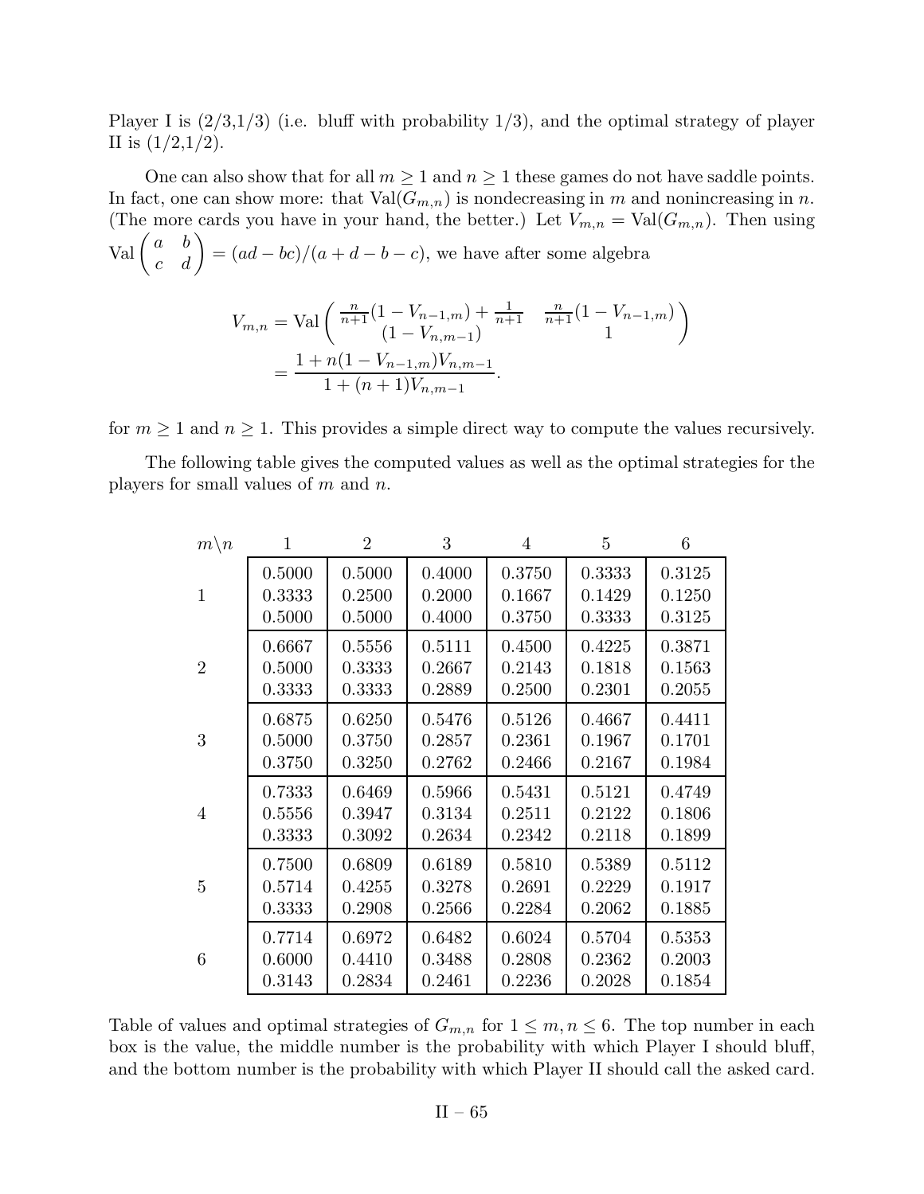Player I is (2/3,1/3) (i.e. bluff with probability 1/3), and the optimal strategy of player II is (1/2,1/2).

One can also show that for all $m \geq 1$ and $n \geq 1$ these games do not have saddle points. In fact, one can show more: that $\text{Val}(G_{m,n})$ is nondecreasing in $m$ and nonincreasing in $n$. (The more cards you have in your hand, the better.) Let $V_{m,n} = \text{Val}(G_{m,n})$. Then using $\text{Val}\begin{pmatrix} a & b \\ c & d \end{pmatrix} = (ad-bc)/(a+d-b-c)$, we have after some algebra

$$
\begin{aligned}
V_{m,n} &= \text{Val}\begin{pmatrix} \frac{n}{n+1}(1-V_{n-1,m}) + \frac{1}{n+1} & \frac{n}{n+1}(1-V_{n-1,m}) \\ (1-V_{n,m-1}) & 1 \end{pmatrix} \\
&= \frac{1 + n(1-V_{n-1,m})V_{n,m-1}}{1+(n+1)V_{n,m-1}}.
\end{aligned}
$$

for $m \geq 1$ and $n \geq 1$. This provides a simple direct way to compute the values recursively.

The following table gives the computed values as well as the optimal strategies for the players for small values of $m$ and $n$.

| $m \backslash n$ | 1 | 2 | 3 | 4 | 5 | 6 |
|---|---|---|---|---|---|---|
| 1 | 0.5000<br>0.3333<br>0.5000 | 0.5000<br>0.2500<br>0.5000 | 0.4000<br>0.2000<br>0.4000 | 0.3750<br>0.1667<br>0.3750 | 0.3333<br>0.1429<br>0.3333 | 0.3125<br>0.1250<br>0.3125 |
| 2 | 0.6667<br>0.5000<br>0.3333 | 0.5556<br>0.3333<br>0.3333 | 0.5111<br>0.2667<br>0.2889 | 0.4500<br>0.2143<br>0.2500 | 0.4225<br>0.1818<br>0.2301 | 0.3871<br>0.1563<br>0.2055 |
| 3 | 0.6875<br>0.5000<br>0.3750 | 0.6250<br>0.3750<br>0.3250 | 0.5476<br>0.2857<br>0.2762 | 0.5126<br>0.2361<br>0.2466 | 0.4667<br>0.1967<br>0.2167 | 0.4411<br>0.1701<br>0.1984 |
| 4 | 0.7333<br>0.5556<br>0.3333 | 0.6469<br>0.3947<br>0.3092 | 0.5966<br>0.3134<br>0.2634 | 0.5431<br>0.2511<br>0.2342 | 0.5121<br>0.2122<br>0.2118 | 0.4749<br>0.1806<br>0.1899 |
| 5 | 0.7500<br>0.5714<br>0.3333 | 0.6809<br>0.4255<br>0.2908 | 0.6189<br>0.3278<br>0.2566 | 0.5810<br>0.2691<br>0.2284 | 0.5389<br>0.2229<br>0.2062 | 0.5112<br>0.1917<br>0.1885 |
| 6 | 0.7714<br>0.6000<br>0.3143 | 0.6972<br>0.4410<br>0.2834 | 0.6482<br>0.3488<br>0.2461 | 0.6024<br>0.2808<br>0.2236 | 0.5704<br>0.2362<br>0.2028 | 0.5353<br>0.2003<br>0.1854 |

Table of values and optimal strategies of $G_{m,n}$ for $1 \leq m, n \leq 6$. The top number in each box is the value, the middle number is the probability with which Player I should bluff, and the bottom number is the probability with which Player II should call the asked card.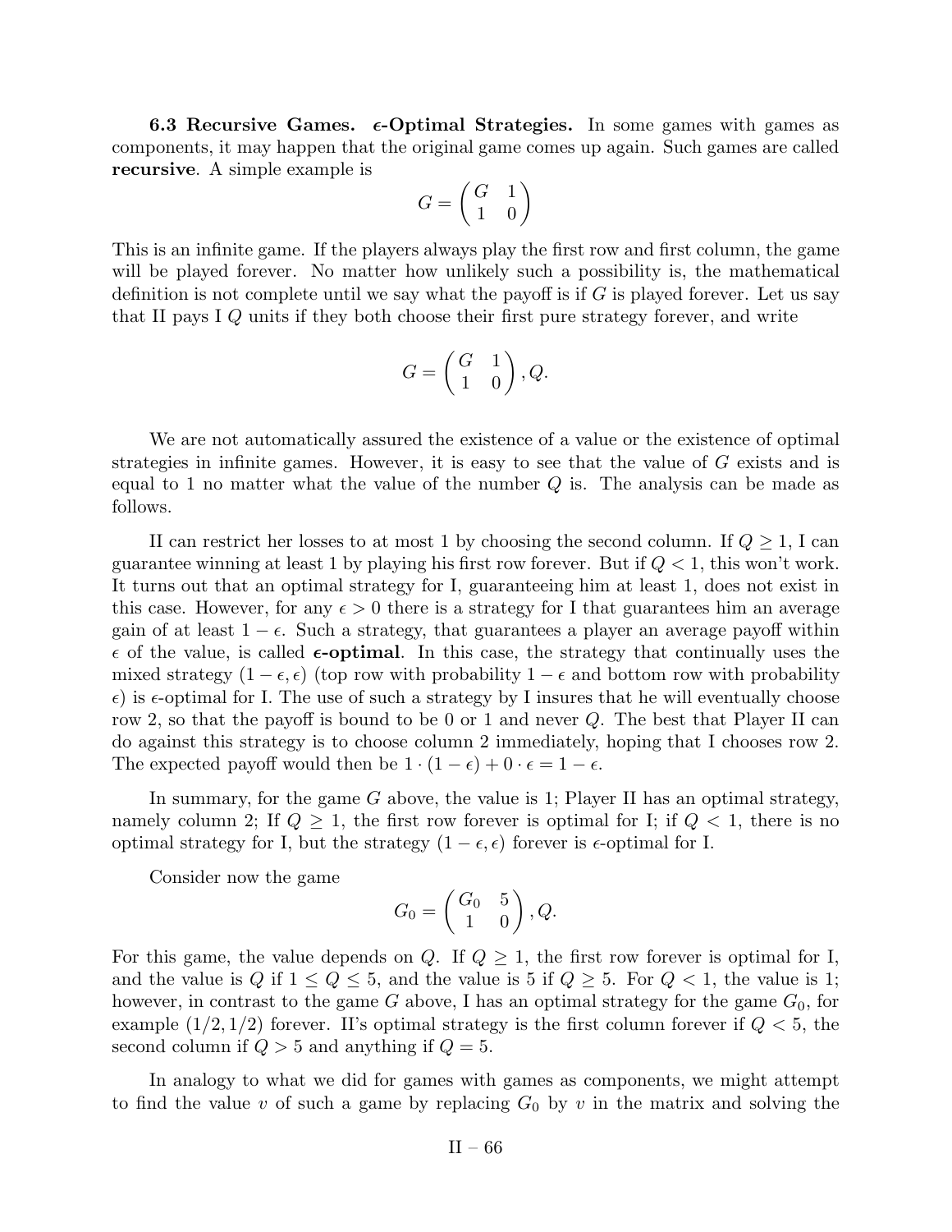**6.3 Recursive Games. $\epsilon$-Optimal Strategies.** In some games with games as components, it may happen that the original game comes up again. Such games are called **recursive**. A simple example is

$$G = \begin{pmatrix} G & 1 \\ 1 & 0 \end{pmatrix}$$

This is an infinite game. If the players always play the first row and first column, the game will be played forever. No matter how unlikely such a possibility is, the mathematical definition is not complete until we say what the payoff is if $G$ is played forever. Let us say that II pays I $Q$ units if they both choose their first pure strategy forever, and write

$$G = \begin{pmatrix} G & 1 \\ 1 & 0 \end{pmatrix}, Q.$$

We are not automatically assured the existence of a value or the existence of optimal strategies in infinite games. However, it is easy to see that the value of $G$ exists and is equal to 1 no matter what the value of the number $Q$ is. The analysis can be made as follows.

II can restrict her losses to at most 1 by choosing the second column. If $Q \geq 1$, I can guarantee winning at least 1 by playing his first row forever. But if $Q < 1$, this won't work. It turns out that an optimal strategy for I, guaranteeing him at least 1, does not exist in this case. However, for any $\epsilon > 0$ there is a strategy for I that guarantees him an average gain of at least $1 - \epsilon$. Such a strategy, that guarantees a player an average payoff within $\epsilon$ of the value, is called **$\epsilon$-optimal**. In this case, the strategy that continually uses the mixed strategy $(1 - \epsilon, \epsilon)$ (top row with probability $1 - \epsilon$ and bottom row with probability $\epsilon$) is $\epsilon$-optimal for I. The use of such a strategy by I insures that he will eventually choose row 2, so that the payoff is bound to be 0 or 1 and never $Q$. The best that Player II can do against this strategy is to choose column 2 immediately, hoping that I chooses row 2. The expected payoff would then be $1 \cdot (1 - \epsilon) + 0 \cdot \epsilon = 1 - \epsilon$.

In summary, for the game $G$ above, the value is 1; Player II has an optimal strategy, namely column 2; If $Q \geq 1$, the first row forever is optimal for I; if $Q < 1$, there is no optimal strategy for I, but the strategy $(1 - \epsilon, \epsilon)$ forever is $\epsilon$-optimal for I.

Consider now the game

$$G_0 = \begin{pmatrix} G_0 & 5 \\ 1 & 0 \end{pmatrix}, Q.$$

For this game, the value depends on $Q$. If $Q \geq 1$, the first row forever is optimal for I, and the value is $Q$ if $1 \leq Q \leq 5$, and the value is 5 if $Q \geq 5$. For $Q < 1$, the value is 1; however, in contrast to the game $G$ above, I has an optimal strategy for the game $G_0$, for example $(1/2, 1/2)$ forever. II's optimal strategy is the first column forever if $Q < 5$, the second column if $Q > 5$ and anything if $Q = 5$.

In analogy to what we did for games with games as components, we might attempt to find the value $v$ of such a game by replacing $G_0$ by $v$ in the matrix and solving the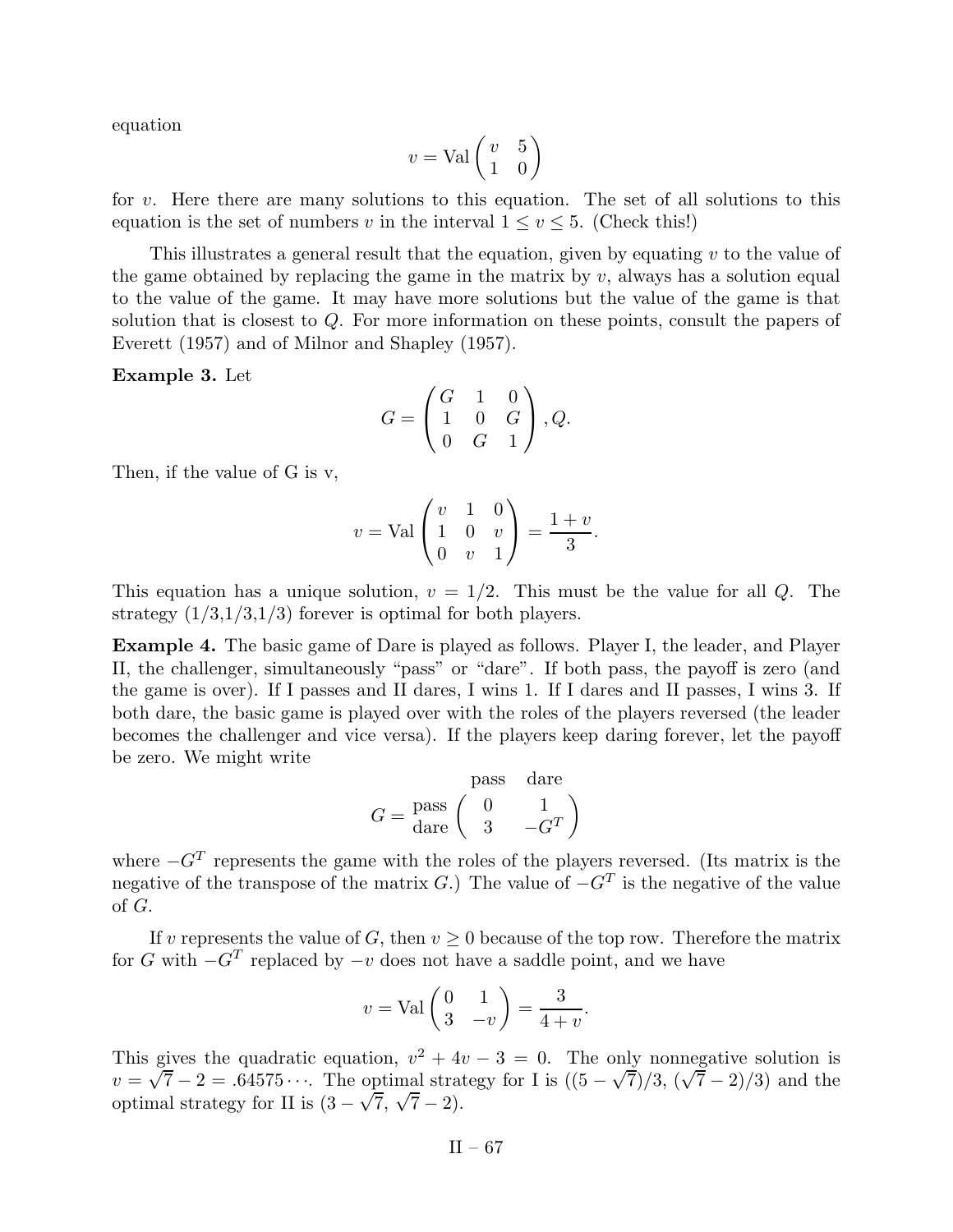equation

$$v = \text{Val}\begin{pmatrix} v & 5 \\ 1 & 0 \end{pmatrix}$$

for $v$. Here there are many solutions to this equation. The set of all solutions to this equation is the set of numbers $v$ in the interval $1 \le v \le 5$. (Check this!)

This illustrates a general result that the equation, given by equating $v$ to the value of the game obtained by replacing the game in the matrix by $v$, always has a solution equal to the value of the game. It may have more solutions but the value of the game is that solution that is closest to $Q$. For more information on these points, consult the papers of Everett (1957) and of Milnor and Shapley (1957).

**Example 3.** Let

$$G = \begin{pmatrix} G & 1 & 0 \\ 1 & 0 & G \\ 0 & G & 1 \end{pmatrix}, Q.$$

Then, if the value of G is v,

$$v = \text{Val}\begin{pmatrix} v & 1 & 0 \\ 1 & 0 & v \\ 0 & v & 1 \end{pmatrix} = \frac{1+v}{3}.$$

This equation has a unique solution, $v = 1/2$. This must be the value for all $Q$. The strategy (1/3,1/3,1/3) forever is optimal for both players.

**Example 4.** The basic game of Dare is played as follows. Player I, the leader, and Player II, the challenger, simultaneously "pass" or "dare". If both pass, the payoff is zero (and the game is over). If I passes and II dares, I wins 1. If I dares and II passes, I wins 3. If both dare, the basic game is played over with the roles of the players reversed (the leader becomes the challenger and vice versa). If the players keep daring forever, let the payoff be zero. We might write

$$G = \begin{array}{c} \\ \text{pass} \\ \text{dare} \end{array} \begin{array}{c} \begin{array}{cc} \text{pass} & \text{dare} \end{array} \\ \begin{pmatrix} 0 & 1 \\ 3 & -G^T \end{pmatrix} \end{array}$$

where $-G^T$ represents the game with the roles of the players reversed. (Its matrix is the negative of the transpose of the matrix $G$.) The value of $-G^T$ is the negative of the value of $G$.

If $v$ represents the value of $G$, then $v \ge 0$ because of the top row. Therefore the matrix for $G$ with $-G^T$ replaced by $-v$ does not have a saddle point, and we have

$$v = \text{Val}\begin{pmatrix} 0 & 1 \\ 3 & -v \end{pmatrix} = \frac{3}{4+v}.$$

This gives the quadratic equation, $v^2 + 4v - 3 = 0$. The only nonnegative solution is $v = \sqrt{7} - 2 = .64575\cdots$. The optimal strategy for I is $((5 - \sqrt{7})/3,\ (\sqrt{7} - 2)/3)$ and the optimal strategy for II is $(3 - \sqrt{7},\ \sqrt{7} - 2)$.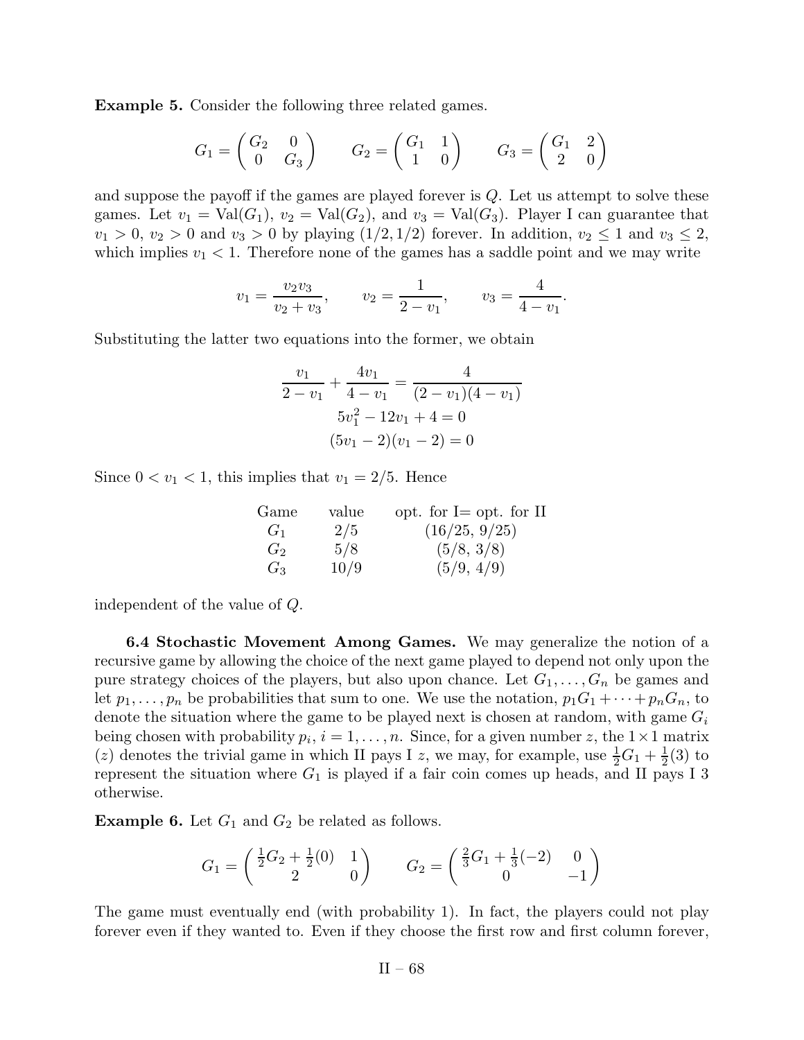**Example 5.** Consider the following three related games.

$$G_1 = \begin{pmatrix} G_2 & 0 \\ 0 & G_3 \end{pmatrix} \qquad G_2 = \begin{pmatrix} G_1 & 1 \\ 1 & 0 \end{pmatrix} \qquad G_3 = \begin{pmatrix} G_1 & 2 \\ 2 & 0 \end{pmatrix}$$

and suppose the payoff if the games are played forever is $Q$. Let us attempt to solve these games. Let $v_1 = \text{Val}(G_1)$, $v_2 = \text{Val}(G_2)$, and $v_3 = \text{Val}(G_3)$. Player I can guarantee that $v_1 > 0$, $v_2 > 0$ and $v_3 > 0$ by playing $(1/2, 1/2)$ forever. In addition, $v_2 \le 1$ and $v_3 \le 2$, which implies $v_1 < 1$. Therefore none of the games has a saddle point and we may write

$$v_1 = \frac{v_2 v_3}{v_2 + v_3}, \qquad v_2 = \frac{1}{2 - v_1}, \qquad v_3 = \frac{4}{4 - v_1}.$$

Substituting the latter two equations into the former, we obtain

$$\frac{v_1}{2 - v_1} + \frac{4v_1}{4 - v_1} = \frac{4}{(2 - v_1)(4 - v_1)}$$
$$5v_1^2 - 12v_1 + 4 = 0$$
$$(5v_1 - 2)(v_1 - 2) = 0$$

Since $0 < v_1 < 1$, this implies that $v_1 = 2/5$. Hence

| Game | value | opt. for I= opt. for II |
|---|---|---|
| $G_1$ | $2/5$ | $(16/25, 9/25)$ |
| $G_2$ | $5/8$ | $(5/8, 3/8)$ |
| $G_3$ | $10/9$ | $(5/9, 4/9)$ |

independent of the value of $Q$.

**6.4 Stochastic Movement Among Games.** We may generalize the notion of a recursive game by allowing the choice of the next game played to depend not only upon the pure strategy choices of the players, but also upon chance. Let $G_1, \ldots, G_n$ be games and let $p_1, \ldots, p_n$ be probabilities that sum to one. We use the notation, $p_1 G_1 + \cdots + p_n G_n$, to denote the situation where the game to be played next is chosen at random, with game $G_i$ being chosen with probability $p_i$, $i = 1, \ldots, n$. Since, for a given number $z$, the $1 \times 1$ matrix $(z)$ denotes the trivial game in which II pays I $z$, we may, for example, use $\frac{1}{2}G_1 + \frac{1}{2}(3)$ to represent the situation where $G_1$ is played if a fair coin comes up heads, and II pays I 3 otherwise.

**Example 6.** Let $G_1$ and $G_2$ be related as follows.

$$G_1 = \begin{pmatrix} \frac{1}{2}G_2 + \frac{1}{2}(0) & 1 \\ 2 & 0 \end{pmatrix} \qquad G_2 = \begin{pmatrix} \frac{2}{3}G_1 + \frac{1}{3}(-2) & 0 \\ 0 & -1 \end{pmatrix}$$

The game must eventually end (with probability 1). In fact, the players could not play forever even if they wanted to. Even if they choose the first row and first column forever,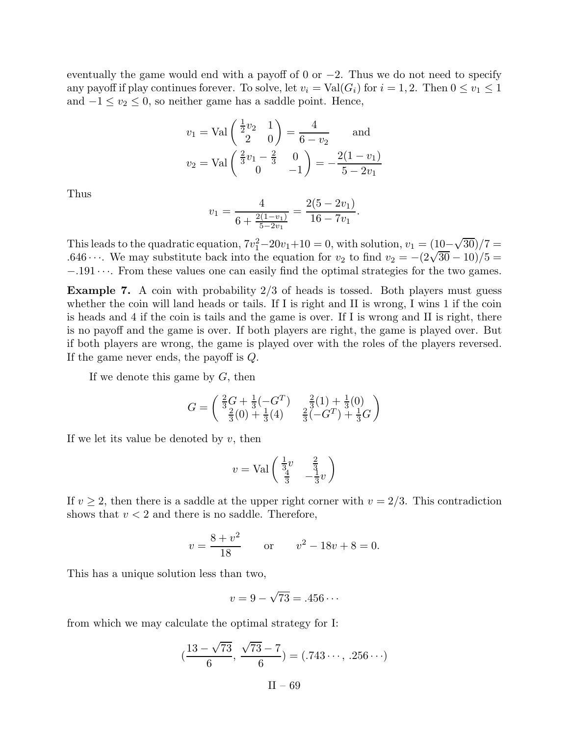eventually the game would end with a payoff of 0 or $-2$. Thus we do not need to specify any payoff if play continues forever. To solve, let $v_i = \text{Val}(G_i)$ for $i = 1, 2$. Then $0 \le v_1 \le 1$ and $-1 \le v_2 \le 0$, so neither game has a saddle point. Hence,

$$v_1 = \text{Val}\begin{pmatrix} \frac{1}{2}v_2 & 1 \\ 2 & 0 \end{pmatrix} = \frac{4}{6 - v_2} \qquad \text{and}$$

$$v_2 = \text{Val}\begin{pmatrix} \frac{2}{3}v_1 - \frac{2}{3} & 0 \\ 0 & -1 \end{pmatrix} = -\frac{2(1 - v_1)}{5 - 2v_1}$$

Thus

$$v_1 = \frac{4}{6 + \frac{2(1-v_1)}{5-2v_1}} = \frac{2(5 - 2v_1)}{16 - 7v_1}.$$

This leads to the quadratic equation, $7v_1^2 - 20v_1 + 10 = 0$, with solution, $v_1 = (10 - \sqrt{30})/7 = .646\cdots$. We may substitute back into the equation for $v_2$ to find $v_2 = -(2\sqrt{30} - 10)/5 = -.191\cdots$. From these values one can easily find the optimal strategies for the two games.

**Example 7.** A coin with probability 2/3 of heads is tossed. Both players must guess whether the coin will land heads or tails. If I is right and II is wrong, I wins 1 if the coin is heads and 4 if the coin is tails and the game is over. If I is wrong and II is right, there is no payoff and the game is over. If both players are right, the game is played over. But if both players are wrong, the game is played over with the roles of the players reversed. If the game never ends, the payoff is $Q$.

If we denote this game by $G$, then

$$G = \begin{pmatrix} \frac{2}{3}G + \frac{1}{3}(-G^T) & \frac{2}{3}(1) + \frac{1}{3}(0) \\ \frac{2}{3}(0) + \frac{1}{3}(4) & \frac{2}{3}(-G^T) + \frac{1}{3}G \end{pmatrix}$$

If we let its value be denoted by $v$, then

$$v = \text{Val}\begin{pmatrix} \frac{1}{3}v & \frac{2}{3} \\ \frac{4}{3} & -\frac{1}{3}v \end{pmatrix}$$

If $v \ge 2$, then there is a saddle at the upper right corner with $v = 2/3$. This contradiction shows that $v < 2$ and there is no saddle. Therefore,

$$v = \frac{8 + v^2}{18} \qquad \text{or} \qquad v^2 - 18v + 8 = 0.$$

This has a unique solution less than two,

$$v = 9 - \sqrt{73} = .456\cdots$$

from which we may calculate the optimal strategy for I:

$$\left(\frac{13 - \sqrt{73}}{6}, \frac{\sqrt{73} - 7}{6}\right) = (.743\cdots, .256\cdots)$$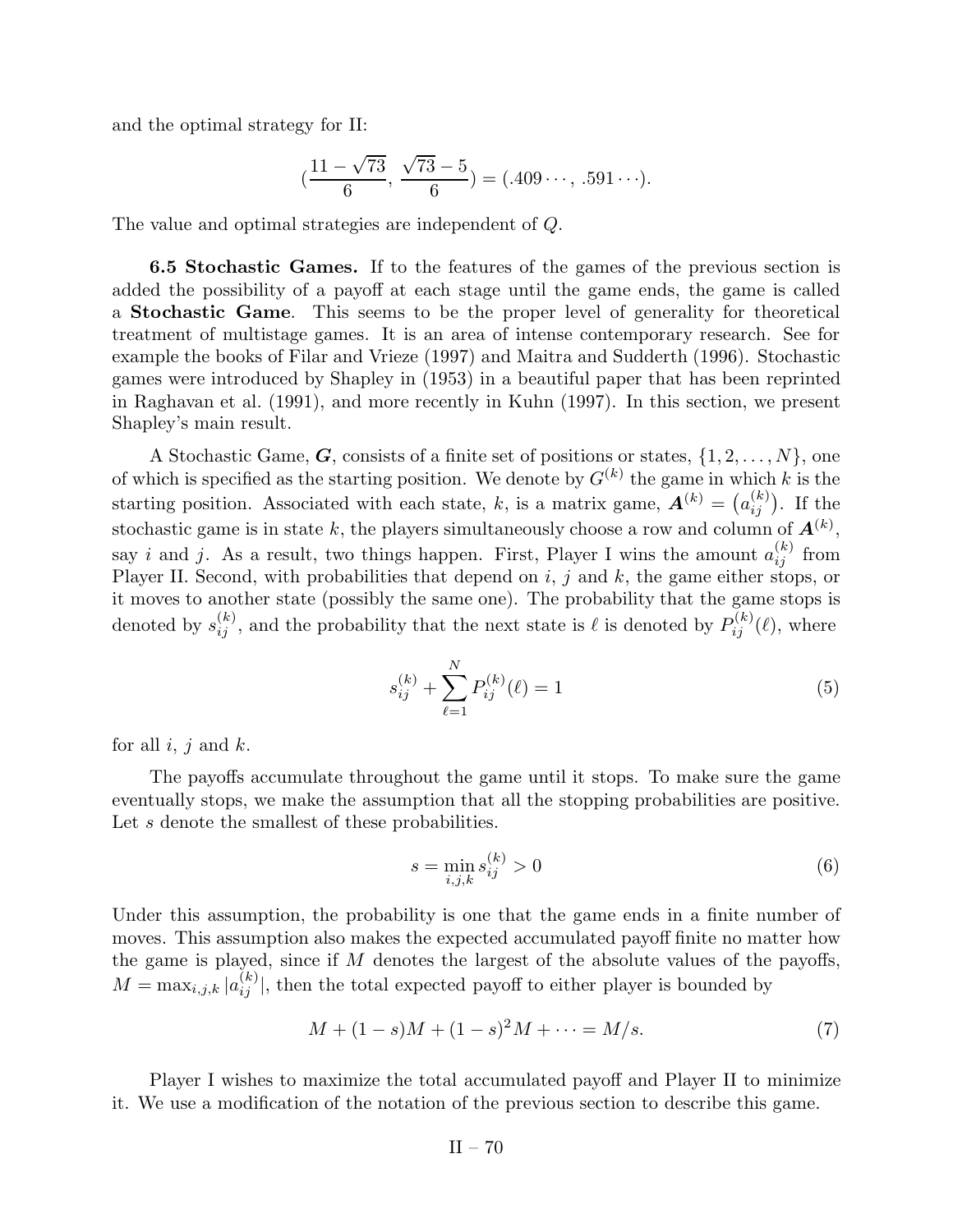and the optimal strategy for II:

$$\left(\frac{11-\sqrt{73}}{6},\ \frac{\sqrt{73}-5}{6}\right) = (.409\cdots,\ .591\cdots).$$

The value and optimal strategies are independent of $Q$.

**6.5 Stochastic Games.** If to the features of the games of the previous section is added the possibility of a payoff at each stage until the game ends, the game is called a **Stochastic Game**. This seems to be the proper level of generality for theoretical treatment of multistage games. It is an area of intense contemporary research. See for example the books of Filar and Vrieze (1997) and Maitra and Sudderth (1996). Stochastic games were introduced by Shapley in (1953) in a beautiful paper that has been reprinted in Raghavan et al. (1991), and more recently in Kuhn (1997). In this section, we present Shapley's main result.

A Stochastic Game, $\boldsymbol{G}$, consists of a finite set of positions or states, $\{1, 2, \ldots, N\}$, one of which is specified as the starting position. We denote by $G^{(k)}$ the game in which $k$ is the starting position. Associated with each state, $k$, is a matrix game, $\boldsymbol{A}^{(k)} = \left(a_{ij}^{(k)}\right)$. If the stochastic game is in state $k$, the players simultaneously choose a row and column of $\boldsymbol{A}^{(k)}$, say $i$ and $j$. As a result, two things happen. First, Player I wins the amount $a_{ij}^{(k)}$ from Player II. Second, with probabilities that depend on $i$, $j$ and $k$, the game either stops, or it moves to another state (possibly the same one). The probability that the game stops is denoted by $s_{ij}^{(k)}$, and the probability that the next state is $\ell$ is denoted by $P_{ij}^{(k)}(\ell)$, where

$$s_{ij}^{(k)} + \sum_{\ell=1}^{N} P_{ij}^{(k)}(\ell) = 1 \tag{5}$$

for all $i$, $j$ and $k$.

The payoffs accumulate throughout the game until it stops. To make sure the game eventually stops, we make the assumption that all the stopping probabilities are positive. Let $s$ denote the smallest of these probabilities.

$$s = \min_{i,j,k} s_{ij}^{(k)} > 0 \tag{6}$$

Under this assumption, the probability is one that the game ends in a finite number of moves. This assumption also makes the expected accumulated payoff finite no matter how the game is played, since if $M$ denotes the largest of the absolute values of the payoffs, $M = \max_{i,j,k} |a_{ij}^{(k)}|$, then the total expected payoff to either player is bounded by

$$M + (1-s)M + (1-s)^2 M + \cdots = M/s. \tag{7}$$

Player I wishes to maximize the total accumulated payoff and Player II to minimize it. We use a modification of the notation of the previous section to describe this game.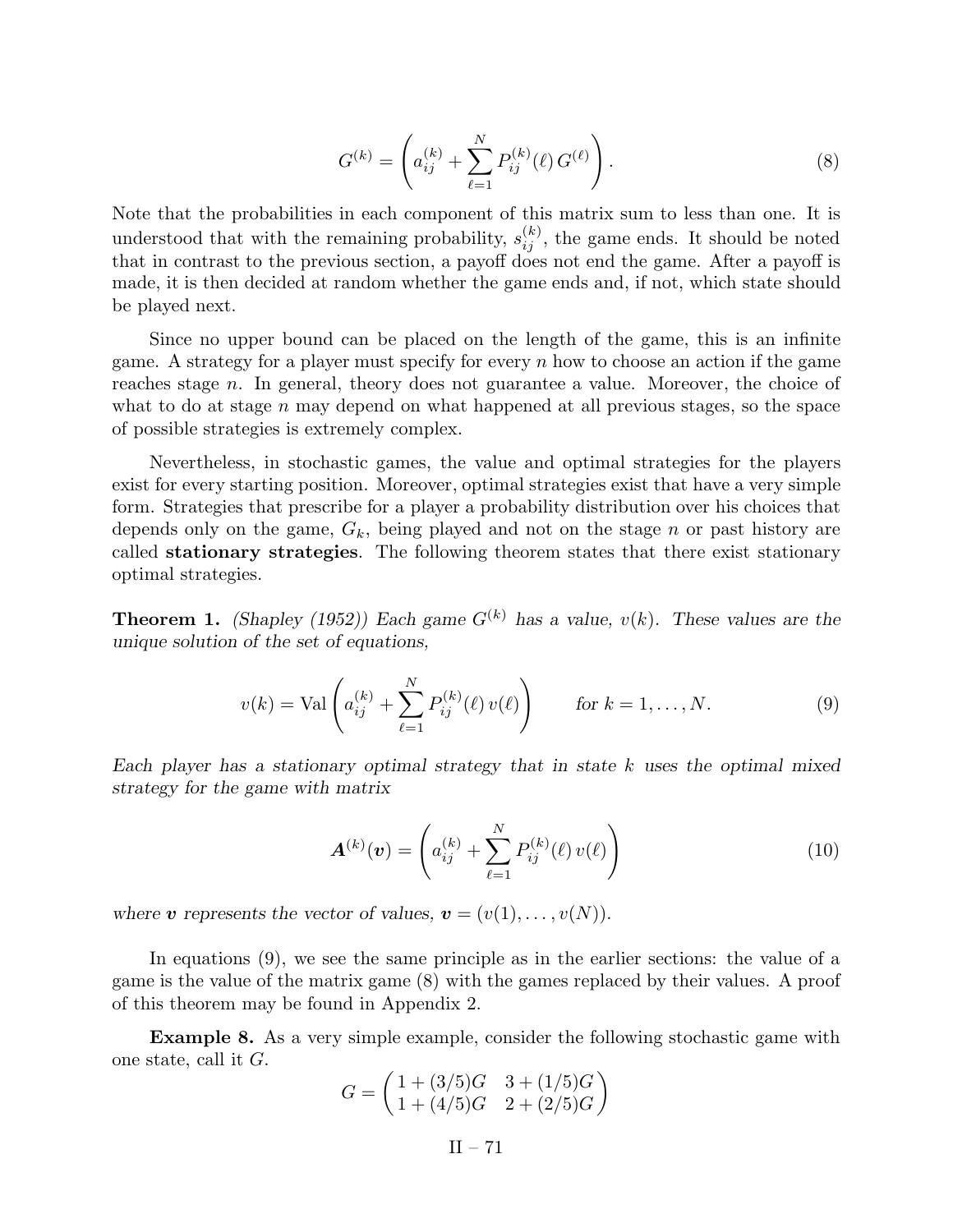$$G^{(k)} = \left( a_{ij}^{(k)} + \sum_{\ell=1}^{N} P_{ij}^{(k)}(\ell)\, G^{(\ell)} \right). \tag{8}$$

Note that the probabilities in each component of this matrix sum to less than one. It is understood that with the remaining probability, $s_{ij}^{(k)}$, the game ends. It should be noted that in contrast to the previous section, a payoff does not end the game. After a payoff is made, it is then decided at random whether the game ends and, if not, which state should be played next.

Since no upper bound can be placed on the length of the game, this is an infinite game. A strategy for a player must specify for every $n$ how to choose an action if the game reaches stage $n$. In general, theory does not guarantee a value. Moreover, the choice of what to do at stage $n$ may depend on what happened at all previous stages, so the space of possible strategies is extremely complex.

Nevertheless, in stochastic games, the value and optimal strategies for the players exist for every starting position. Moreover, optimal strategies exist that have a very simple form. Strategies that prescribe for a player a probability distribution over his choices that depends only on the game, $G_k$, being played and not on the stage $n$ or past history are called **stationary strategies**. The following theorem states that there exist stationary optimal strategies.

**Theorem 1.** *(Shapley (1952)) Each game $G^{(k)}$ has a value, $v(k)$. These values are the unique solution of the set of equations,*

$$v(k) = \text{Val}\left( a_{ij}^{(k)} + \sum_{\ell=1}^{N} P_{ij}^{(k)}(\ell)\, v(\ell) \right) \qquad \text{for } k = 1, \ldots, N. \tag{9}$$

*Each player has a stationary optimal strategy that in state $k$ uses the optimal mixed strategy for the game with matrix*

$$\boldsymbol{A}^{(k)}(\boldsymbol{v}) = \left( a_{ij}^{(k)} + \sum_{\ell=1}^{N} P_{ij}^{(k)}(\ell)\, v(\ell) \right) \tag{10}$$

*where $\boldsymbol{v}$ represents the vector of values, $\boldsymbol{v} = (v(1), \ldots, v(N))$.*

In equations (9), we see the same principle as in the earlier sections: the value of a game is the value of the matrix game (8) with the games replaced by their values. A proof of this theorem may be found in Appendix 2.

**Example 8.** As a very simple example, consider the following stochastic game with one state, call it $G$.

$$G = \begin{pmatrix} 1 + (3/5)G & 3 + (1/5)G \\ 1 + (4/5)G & 2 + (2/5)G \end{pmatrix}$$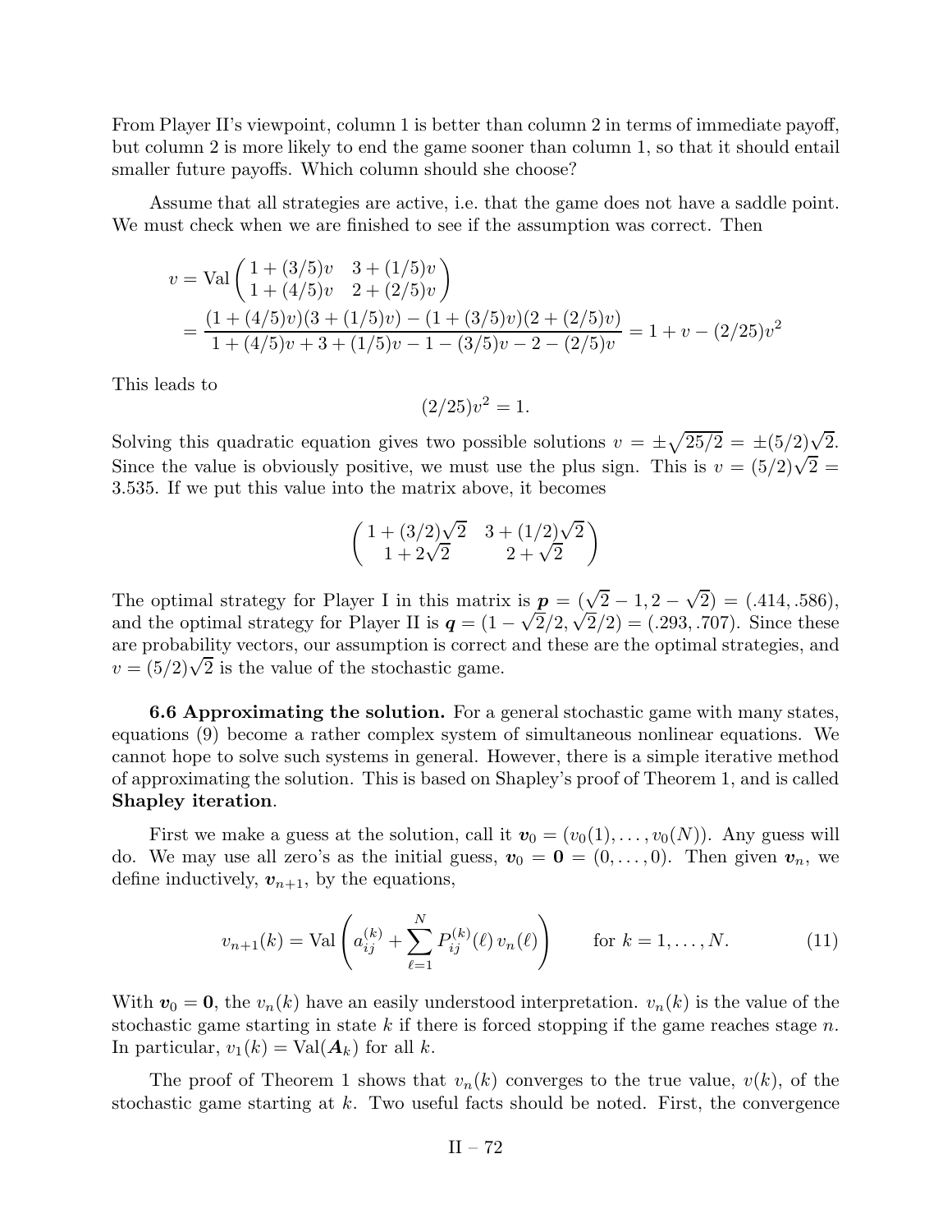From Player II's viewpoint, column 1 is better than column 2 in terms of immediate payoff, but column 2 is more likely to end the game sooner than column 1, so that it should entail smaller future payoffs. Which column should she choose?

Assume that all strategies are active, i.e. that the game does not have a saddle point. We must check when we are finished to see if the assumption was correct. Then

$$
\begin{aligned}
v &= \mathrm{Val}\begin{pmatrix} 1+(3/5)v & 3+(1/5)v \\ 1+(4/5)v & 2+(2/5)v \end{pmatrix} \\
&= \frac{(1+(4/5)v)(3+(1/5)v)-(1+(3/5)v)(2+(2/5)v)}{1+(4/5)v+3+(1/5)v-1-(3/5)v-2-(2/5)v} = 1+v-(2/25)v^2
\end{aligned}
$$

This leads to

$$
(2/25)v^2 = 1.
$$

Solving this quadratic equation gives two possible solutions $v = \pm\sqrt{25/2} = \pm(5/2)\sqrt{2}$. Since the value is obviously positive, we must use the plus sign. This is $v = (5/2)\sqrt{2} = 3.535$. If we put this value into the matrix above, it becomes

$$
\begin{pmatrix} 1+(3/2)\sqrt{2} & 3+(1/2)\sqrt{2} \\ 1+2\sqrt{2} & 2+\sqrt{2} \end{pmatrix}
$$

The optimal strategy for Player I in this matrix is $\boldsymbol{p} = (\sqrt{2}-1, 2-\sqrt{2}) = (.414, .586)$, and the optimal strategy for Player II is $\boldsymbol{q} = (1-\sqrt{2}/2, \sqrt{2}/2) = (.293, .707)$. Since these are probability vectors, our assumption is correct and these are the optimal strategies, and $v = (5/2)\sqrt{2}$ is the value of the stochastic game.

**6.6 Approximating the solution.** For a general stochastic game with many states, equations (9) become a rather complex system of simultaneous nonlinear equations. We cannot hope to solve such systems in general. However, there is a simple iterative method of approximating the solution. This is based on Shapley's proof of Theorem 1, and is called **Shapley iteration**.

First we make a guess at the solution, call it $\boldsymbol{v}_0 = (v_0(1), \ldots, v_0(N))$. Any guess will do. We may use all zero's as the initial guess, $\boldsymbol{v}_0 = \boldsymbol{0} = (0, \ldots, 0)$. Then given $\boldsymbol{v}_n$, we define inductively, $\boldsymbol{v}_{n+1}$, by the equations,

$$
v_{n+1}(k) = \mathrm{Val}\left(a_{ij}^{(k)} + \sum_{\ell=1}^{N} P_{ij}^{(k)}(\ell)\, v_n(\ell)\right) \qquad \text{for } k = 1, \ldots, N. \tag{11}
$$

With $\boldsymbol{v}_0 = \boldsymbol{0}$, the $v_n(k)$ have an easily understood interpretation. $v_n(k)$ is the value of the stochastic game starting in state $k$ if there is forced stopping if the game reaches stage $n$. In particular, $v_1(k) = \mathrm{Val}(\boldsymbol{A}_k)$ for all $k$.

The proof of Theorem 1 shows that $v_n(k)$ converges to the true value, $v(k)$, of the stochastic game starting at $k$. Two useful facts should be noted. First, the convergence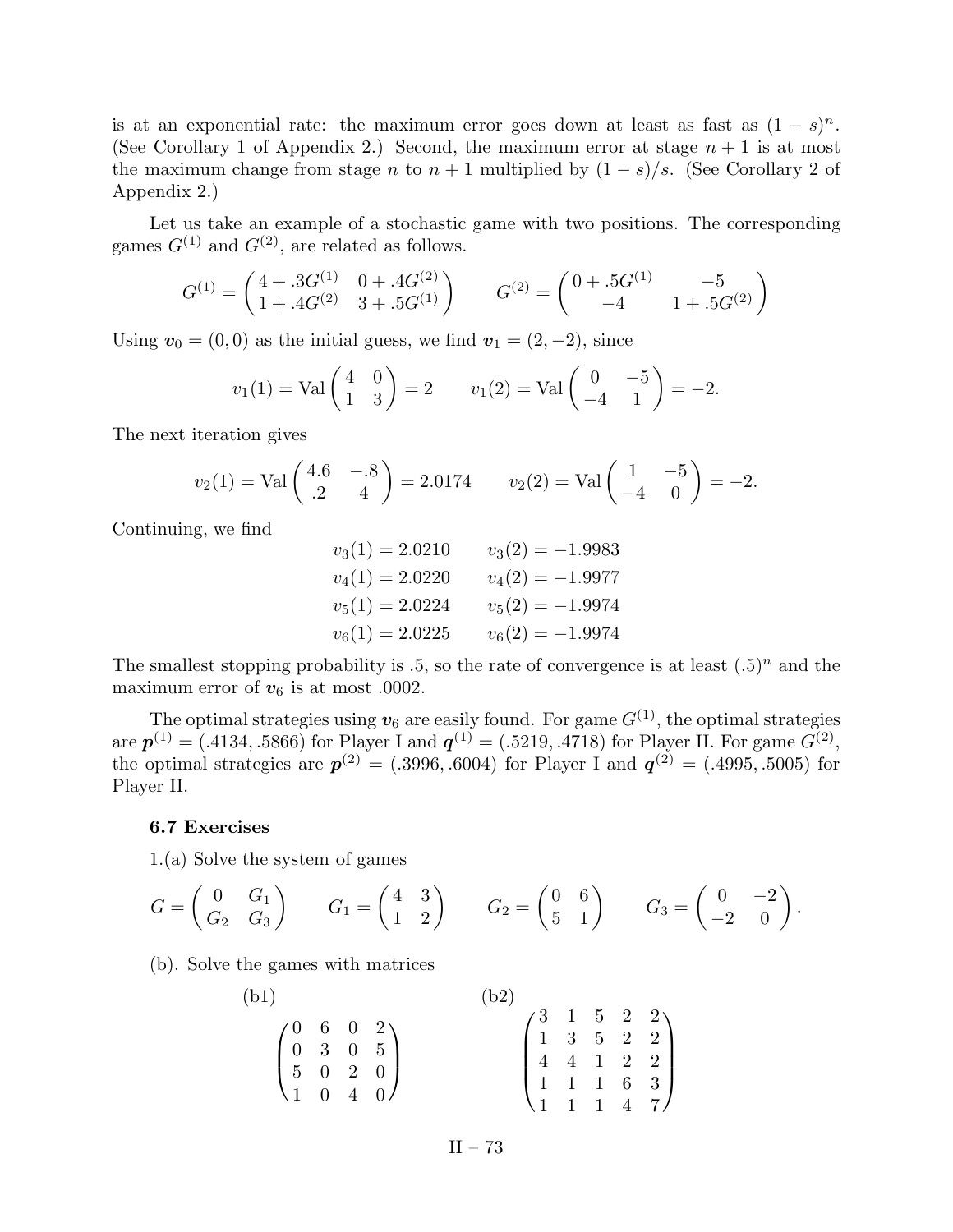is at an exponential rate: the maximum error goes down at least as fast as $(1-s)^n$. (See Corollary 1 of Appendix 2.) Second, the maximum error at stage $n+1$ is at most the maximum change from stage $n$ to $n+1$ multiplied by $(1-s)/s$. (See Corollary 2 of Appendix 2.)

Let us take an example of a stochastic game with two positions. The corresponding games $G^{(1)}$ and $G^{(2)}$, are related as follows.

$$G^{(1)} = \begin{pmatrix} 4 + .3G^{(1)} & 0 + .4G^{(2)} \\ 1 + .4G^{(2)} & 3 + .5G^{(1)} \end{pmatrix} \qquad G^{(2)} = \begin{pmatrix} 0 + .5G^{(1)} & -5 \\ -4 & 1 + .5G^{(2)} \end{pmatrix}$$

Using $\boldsymbol{v}_0 = (0,0)$ as the initial guess, we find $\boldsymbol{v}_1 = (2,-2)$, since

$$v_1(1) = \text{Val}\begin{pmatrix} 4 & 0 \\ 1 & 3 \end{pmatrix} = 2 \qquad v_1(2) = \text{Val}\begin{pmatrix} 0 & -5 \\ -4 & 1 \end{pmatrix} = -2.$$

The next iteration gives

$$v_2(1) = \text{Val}\begin{pmatrix} 4.6 & -.8 \\ .2 & 4 \end{pmatrix} = 2.0174 \qquad v_2(2) = \text{Val}\begin{pmatrix} 1 & -5 \\ -4 & 0 \end{pmatrix} = -2.$$

Continuing, we find

$$\begin{array}{ll} v_3(1) = 2.0210 & v_3(2) = -1.9983 \\ v_4(1) = 2.0220 & v_4(2) = -1.9977 \\ v_5(1) = 2.0224 & v_5(2) = -1.9974 \\ v_6(1) = 2.0225 & v_6(2) = -1.9974 \end{array}$$

The smallest stopping probability is .5, so the rate of convergence is at least $(.5)^n$ and the maximum error of $\boldsymbol{v}_6$ is at most .0002.

The optimal strategies using $\boldsymbol{v}_6$ are easily found. For game $G^{(1)}$, the optimal strategies are $\boldsymbol{p}^{(1)} = (.4134, .5866)$ for Player I and $\boldsymbol{q}^{(1)} = (.5219, .4718)$ for Player II. For game $G^{(2)}$, the optimal strategies are $\boldsymbol{p}^{(2)} = (.3996, .6004)$ for Player I and $\boldsymbol{q}^{(2)} = (.4995, .5005)$ for Player II.

### 6.7 Exercises

1.(a) Solve the system of games

$$G = \begin{pmatrix} 0 & G_1 \\ G_2 & G_3 \end{pmatrix} \qquad G_1 = \begin{pmatrix} 4 & 3 \\ 1 & 2 \end{pmatrix} \qquad G_2 = \begin{pmatrix} 0 & 6 \\ 5 & 1 \end{pmatrix} \qquad G_3 = \begin{pmatrix} 0 & -2 \\ -2 & 0 \end{pmatrix}.$$

(b). Solve the games with matrices

(b1)

$$\begin{pmatrix} 0 & 6 & 0 & 2 \\ 0 & 3 & 0 & 5 \\ 5 & 0 & 2 & 0 \\ 1 & 0 & 4 & 0 \end{pmatrix}$$

(b2)

$$\begin{pmatrix} 3 & 1 & 5 & 2 & 2 \\ 1 & 3 & 5 & 2 & 2 \\ 4 & 4 & 1 & 2 & 2 \\ 1 & 1 & 1 & 6 & 3 \\ 1 & 1 & 1 & 4 & 7 \end{pmatrix}$$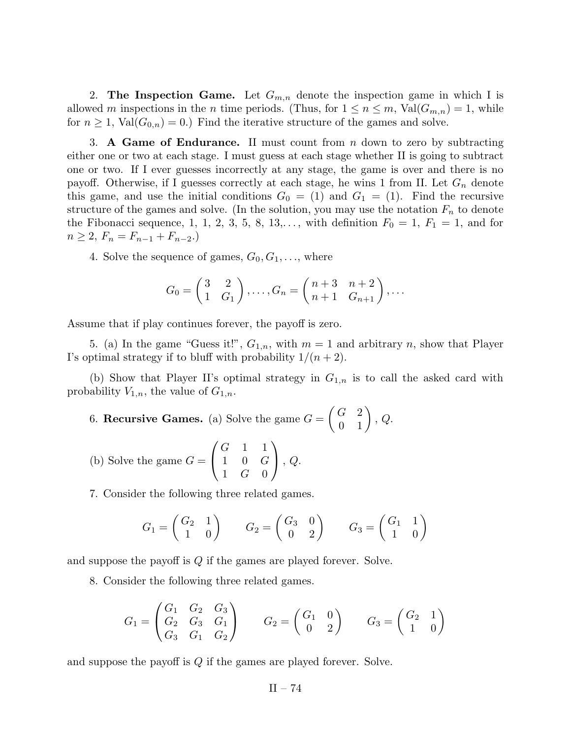2. **The Inspection Game.** Let $G_{m,n}$ denote the inspection game in which I is allowed $m$ inspections in the $n$ time periods. (Thus, for $1 \le n \le m$, $\text{Val}(G_{m,n}) = 1$, while for $n \ge 1$, $\text{Val}(G_{0,n}) = 0$.) Find the iterative structure of the games and solve.

3. **A Game of Endurance.** II must count from $n$ down to zero by subtracting either one or two at each stage. I must guess at each stage whether II is going to subtract one or two. If I ever guesses incorrectly at any stage, the game is over and there is no payoff. Otherwise, if I guesses correctly at each stage, he wins 1 from II. Let $G_n$ denote this game, and use the initial conditions $G_0 = (1)$ and $G_1 = (1)$. Find the recursive structure of the games and solve. (In the solution, you may use the notation $F_n$ to denote the Fibonacci sequence, 1, 1, 2, 3, 5, 8, 13,..., with definition $F_0 = 1$, $F_1 = 1$, and for $n \ge 2$, $F_n = F_{n-1} + F_{n-2}$.)

4. Solve the sequence of games, $G_0, G_1, \ldots$, where

$$G_0 = \begin{pmatrix} 3 & 2 \\ 1 & G_1 \end{pmatrix}, \ldots, G_n = \begin{pmatrix} n+3 & n+2 \\ n+1 & G_{n+1} \end{pmatrix}, \ldots$$

Assume that if play continues forever, the payoff is zero.

5. (a) In the game "Guess it!", $G_{1,n}$, with $m = 1$ and arbitrary $n$, show that Player I's optimal strategy if to bluff with probability $1/(n+2)$.

(b) Show that Player II's optimal strategy in $G_{1,n}$ is to call the asked card with probability $V_{1,n}$, the value of $G_{1,n}$.

6. **Recursive Games.** (a) Solve the game $G = \begin{pmatrix} G & 2 \\ 0 & 1 \end{pmatrix}$, $Q$.

(b) Solve the game $G = \begin{pmatrix} G & 1 & 1 \\ 1 & 0 & G \\ 1 & G & 0 \end{pmatrix}$, $Q$.

7. Consider the following three related games.

$$G_1 = \begin{pmatrix} G_2 & 1 \\ 1 & 0 \end{pmatrix} \qquad G_2 = \begin{pmatrix} G_3 & 0 \\ 0 & 2 \end{pmatrix} \qquad G_3 = \begin{pmatrix} G_1 & 1 \\ 1 & 0 \end{pmatrix}$$

and suppose the payoff is $Q$ if the games are played forever. Solve.

8. Consider the following three related games.

$$G_1 = \begin{pmatrix} G_1 & G_2 & G_3 \\ G_2 & G_3 & G_1 \\ G_3 & G_1 & G_2 \end{pmatrix} \qquad G_2 = \begin{pmatrix} G_1 & 0 \\ 0 & 2 \end{pmatrix} \qquad G_3 = \begin{pmatrix} G_2 & 1 \\ 1 & 0 \end{pmatrix}$$

and suppose the payoff is $Q$ if the games are played forever. Solve.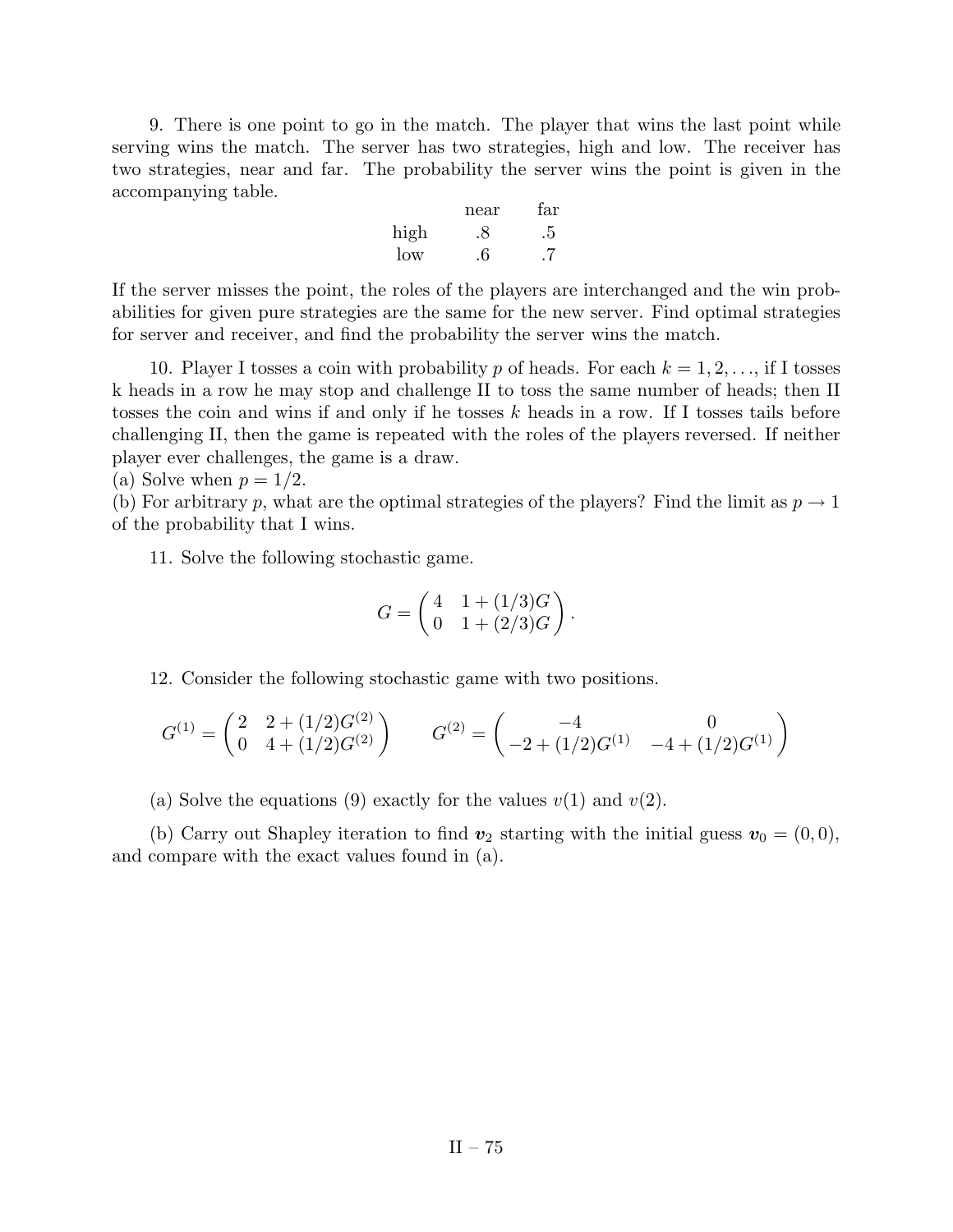9. There is one point to go in the match. The player that wins the last point while serving wins the match. The server has two strategies, high and low. The receiver has two strategies, near and far. The probability the server wins the point is given in the accompanying table.

| | near | far |
|---|---|---|
| high | .8 | .5 |
| low | .6 | .7 |

If the server misses the point, the roles of the players are interchanged and the win probabilities for given pure strategies are the same for the new server. Find optimal strategies for server and receiver, and find the probability the server wins the match.

10. Player I tosses a coin with probability $p$ of heads. For each $k = 1, 2, \ldots$, if I tosses k heads in a row he may stop and challenge II to toss the same number of heads; then II tosses the coin and wins if and only if he tosses $k$ heads in a row. If I tosses tails before challenging II, then the game is repeated with the roles of the players reversed. If neither player ever challenges, the game is a draw.
(a) Solve when $p = 1/2$.
(b) For arbitrary $p$, what are the optimal strategies of the players? Find the limit as $p \to 1$ of the probability that I wins.

11. Solve the following stochastic game.

$$G = \begin{pmatrix} 4 & 1 + (1/3)G \\ 0 & 1 + (2/3)G \end{pmatrix}.$$

12. Consider the following stochastic game with two positions.

$$G^{(1)} = \begin{pmatrix} 2 & 2 + (1/2)G^{(2)} \\ 0 & 4 + (1/2)G^{(2)} \end{pmatrix} \qquad G^{(2)} = \begin{pmatrix} -4 & 0 \\ -2 + (1/2)G^{(1)} & -4 + (1/2)G^{(1)} \end{pmatrix}$$

(a) Solve the equations (9) exactly for the values $v(1)$ and $v(2)$.

(b) Carry out Shapley iteration to find $\boldsymbol{v}_2$ starting with the initial guess $\boldsymbol{v}_0 = (0, 0)$, and compare with the exact values found in (a).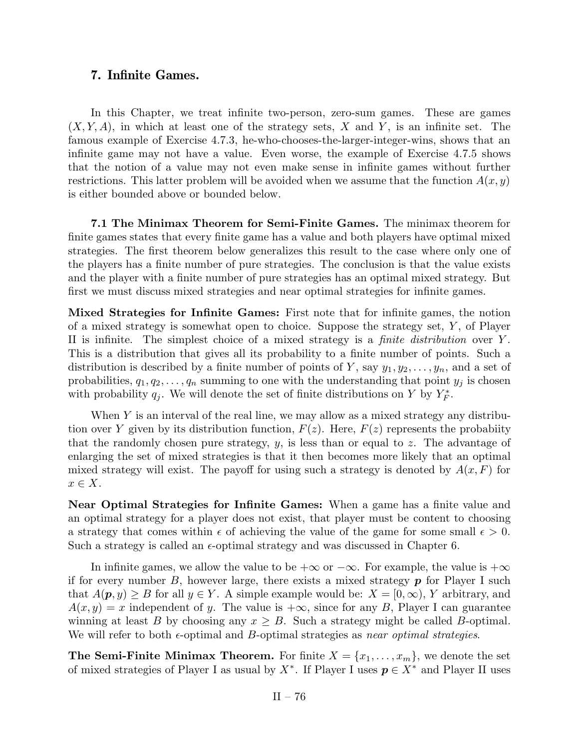## 7. Infinite Games.

In this Chapter, we treat infinite two-person, zero-sum games. These are games $(X, Y, A)$, in which at least one of the strategy sets, $X$ and $Y$, is an infinite set. The famous example of Exercise 4.7.3, he-who-chooses-the-larger-integer-wins, shows that an infinite game may not have a value. Even worse, the example of Exercise 4.7.5 shows that the notion of a value may not even make sense in infinite games without further restrictions. This latter problem will be avoided when we assume that the function $A(x, y)$ is either bounded above or bounded below.

**7.1 The Minimax Theorem for Semi-Finite Games.** The minimax theorem for finite games states that every finite game has a value and both players have optimal mixed strategies. The first theorem below generalizes this result to the case where only one of the players has a finite number of pure strategies. The conclusion is that the value exists and the player with a finite number of pure strategies has an optimal mixed strategy. But first we must discuss mixed strategies and near optimal strategies for infinite games.

**Mixed Strategies for Infinite Games:** First note that for infinite games, the notion of a mixed strategy is somewhat open to choice. Suppose the strategy set, $Y$, of Player II is infinite. The simplest choice of a mixed strategy is a *finite distribution* over $Y$. This is a distribution that gives all its probability to a finite number of points. Such a distribution is described by a finite number of points of $Y$, say $y_1, y_2, \ldots, y_n$, and a set of probabilities, $q_1, q_2, \ldots, q_n$ summing to one with the understanding that point $y_j$ is chosen with probability $q_j$. We will denote the set of finite distributions on $Y$ by $Y_F^*$.

When $Y$ is an interval of the real line, we may allow as a mixed strategy any distribution over $Y$ given by its distribution function, $F(z)$. Here, $F(z)$ represents the probabiity that the randomly chosen pure strategy, $y$, is less than or equal to $z$. The advantage of enlarging the set of mixed strategies is that it then becomes more likely that an optimal mixed strategy will exist. The payoff for using such a strategy is denoted by $A(x, F)$ for $x \in X$.

**Near Optimal Strategies for Infinite Games:** When a game has a finite value and an optimal strategy for a player does not exist, that player must be content to choosing a strategy that comes within $\epsilon$ of achieving the value of the game for some small $\epsilon > 0$. Such a strategy is called an $\epsilon$-optimal strategy and was discussed in Chapter 6.

In infinite games, we allow the value to be $+\infty$ or $-\infty$. For example, the value is $+\infty$ if for every number $B$, however large, there exists a mixed strategy $\boldsymbol{p}$ for Player I such that $A(\boldsymbol{p}, y) \geq B$ for all $y \in Y$. A simple example would be: $X = [0, \infty)$, $Y$ arbitrary, and $A(x, y) = x$ independent of $y$. The value is $+\infty$, since for any $B$, Player I can guarantee winning at least $B$ by choosing any $x \geq B$. Such a strategy might be called $B$-optimal. We will refer to both $\epsilon$-optimal and $B$-optimal strategies as *near optimal strategies*.

**The Semi-Finite Minimax Theorem.** For finite $X = \{x_1, \ldots, x_m\}$, we denote the set of mixed strategies of Player I as usual by $X^*$. If Player I uses $\boldsymbol{p} \in X^*$ and Player II uses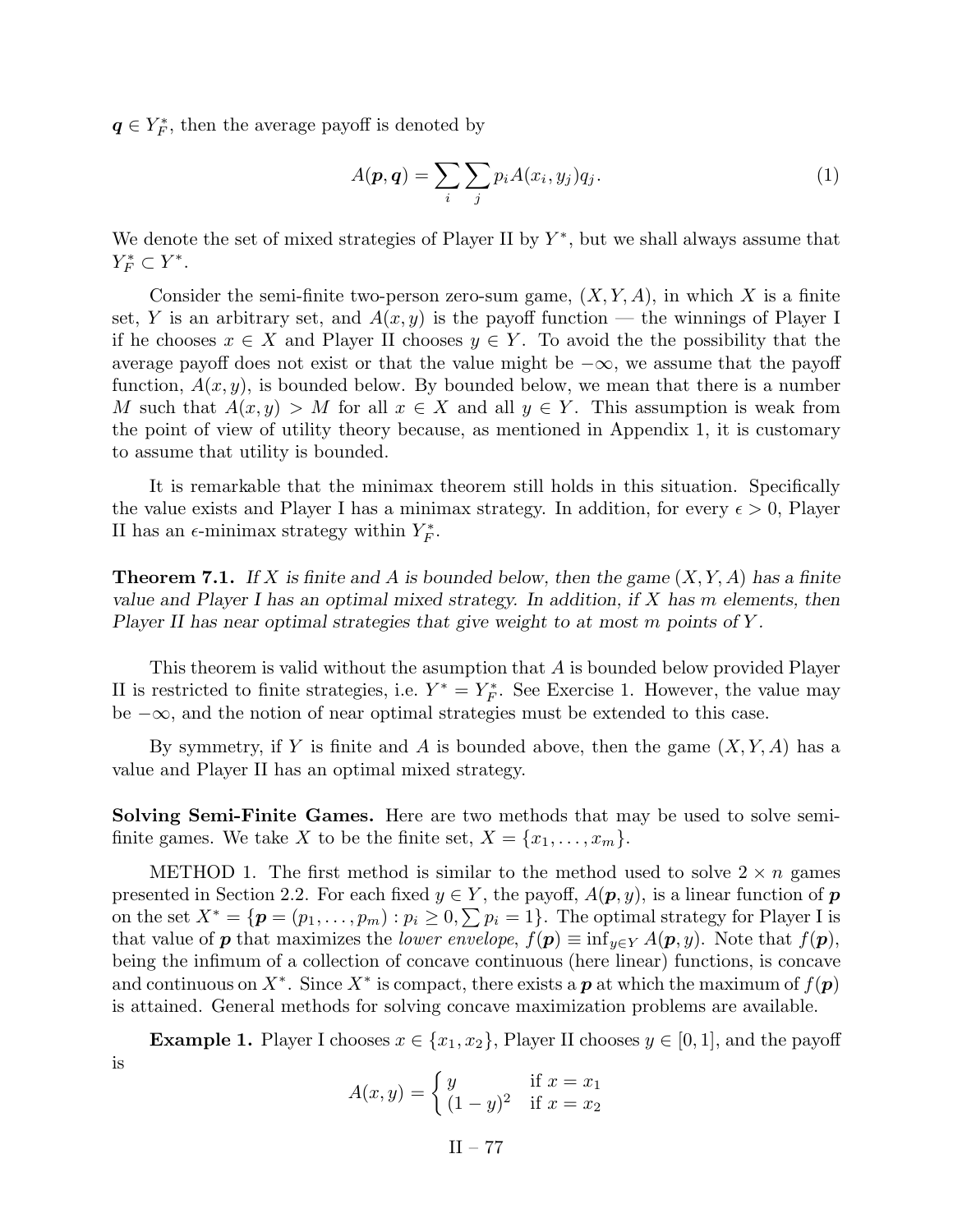$\boldsymbol{q} \in Y_F^*$, then the average payoff is denoted by

$$A(\boldsymbol{p}, \boldsymbol{q}) = \sum_i \sum_j p_i A(x_i, y_j) q_j. \tag{1}$$

We denote the set of mixed strategies of Player II by $Y^*$, but we shall always assume that $Y_F^* \subset Y^*$.

Consider the semi-finite two-person zero-sum game, $(X, Y, A)$, in which $X$ is a finite set, $Y$ is an arbitrary set, and $A(x, y)$ is the payoff function — the winnings of Player I if he chooses $x \in X$ and Player II chooses $y \in Y$. To avoid the the possibility that the average payoff does not exist or that the value might be $-\infty$, we assume that the payoff function, $A(x, y)$, is bounded below. By bounded below, we mean that there is a number $M$ such that $A(x, y) > M$ for all $x \in X$ and all $y \in Y$. This assumption is weak from the point of view of utility theory because, as mentioned in Appendix 1, it is customary to assume that utility is bounded.

It is remarkable that the minimax theorem still holds in this situation. Specifically the value exists and Player I has a minimax strategy. In addition, for every $\epsilon > 0$, Player II has an $\epsilon$-minimax strategy within $Y_F^*$.

**Theorem 7.1.** *If $X$ is finite and $A$ is bounded below, then the game $(X, Y, A)$ has a finite value and Player I has an optimal mixed strategy. In addition, if $X$ has $m$ elements, then Player II has near optimal strategies that give weight to at most $m$ points of $Y$.*

This theorem is valid without the asumption that $A$ is bounded below provided Player II is restricted to finite strategies, i.e. $Y^* = Y_F^*$. See Exercise 1. However, the value may be $-\infty$, and the notion of near optimal strategies must be extended to this case.

By symmetry, if $Y$ is finite and $A$ is bounded above, then the game $(X, Y, A)$ has a value and Player II has an optimal mixed strategy.

**Solving Semi-Finite Games.** Here are two methods that may be used to solve semi-finite games. We take $X$ to be the finite set, $X = \{x_1, \ldots, x_m\}$.

METHOD 1. The first method is similar to the method used to solve $2 \times n$ games presented in Section 2.2. For each fixed $y \in Y$, the payoff, $A(\boldsymbol{p}, y)$, is a linear function of $\boldsymbol{p}$ on the set $X^* = \{\boldsymbol{p} = (p_1, \ldots, p_m) : p_i \geq 0, \sum p_i = 1\}$. The optimal strategy for Player I is that value of $\boldsymbol{p}$ that maximizes the *lower envelope*, $f(\boldsymbol{p}) \equiv \inf_{y \in Y} A(\boldsymbol{p}, y)$. Note that $f(\boldsymbol{p})$, being the infimum of a collection of concave continuous (here linear) functions, is concave and continuous on $X^*$. Since $X^*$ is compact, there exists a $\boldsymbol{p}$ at which the maximum of $f(\boldsymbol{p})$ is attained. General methods for solving concave maximization problems are available.

**Example 1.** Player I chooses $x \in \{x_1, x_2\}$, Player II chooses $y \in [0, 1]$, and the payoff is

$$A(x, y) = \begin{cases} y & \text{if } x = x_1 \\ (1-y)^2 & \text{if } x = x_2 \end{cases}$$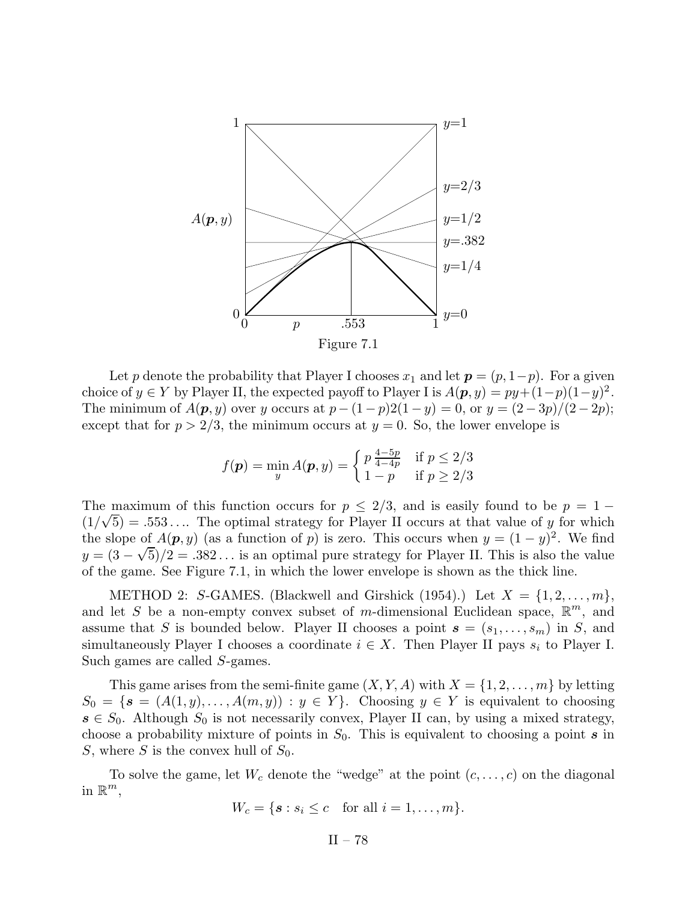Figure 7.1

Let $p$ denote the probability that Player I chooses $x_1$ and let $\boldsymbol{p} = (p, 1-p)$. For a given choice of $y \in Y$ by Player II, the expected payoff to Player I is $A(\boldsymbol{p}, y) = py + (1-p)(1-y)^2$. The minimum of $A(\boldsymbol{p}, y)$ over $y$ occurs at $p - (1-p)2(1-y) = 0$, or $y = (2-3p)/(2-2p)$; except that for $p > 2/3$, the minimum occurs at $y = 0$. So, the lower envelope is

$$f(\boldsymbol{p}) = \min_y A(\boldsymbol{p}, y) = \begin{cases} p\,\frac{4-5p}{4-4p} & \text{if } p \le 2/3 \\ 1-p & \text{if } p \ge 2/3 \end{cases}$$

The maximum of this function occurs for $p \le 2/3$, and is easily found to be $p = 1 - (1/\sqrt{5}) = .553\ldots$. The optimal strategy for Player II occurs at that value of $y$ for which the slope of $A(\boldsymbol{p}, y)$ (as a function of $p$) is zero. This occurs when $y = (1-y)^2$. We find $y = (3-\sqrt{5})/2 = .382\ldots$ is an optimal pure strategy for Player II. This is also the value of the game. See Figure 7.1, in which the lower envelope is shown as the thick line.

METHOD 2: $S$-GAMES. (Blackwell and Girshick (1954).) Let $X = \{1, 2, \ldots, m\}$, and let $S$ be a non-empty convex subset of $m$-dimensional Euclidean space, $\mathbb{R}^m$, and assume that $S$ is bounded below. Player II chooses a point $\boldsymbol{s} = (s_1, \ldots, s_m)$ in $S$, and simultaneously Player I chooses a coordinate $i \in X$. Then Player II pays $s_i$ to Player I. Such games are called $S$-games.

This game arises from the semi-finite game $(X, Y, A)$ with $X = \{1, 2, \ldots, m\}$ by letting $S_0 = \{\boldsymbol{s} = (A(1, y), \ldots, A(m, y)) : y \in Y\}$. Choosing $y \in Y$ is equivalent to choosing $\boldsymbol{s} \in S_0$. Although $S_0$ is not necessarily convex, Player II can, by using a mixed strategy, choose a probability mixture of points in $S_0$. This is equivalent to choosing a point $\boldsymbol{s}$ in $S$, where $S$ is the convex hull of $S_0$.

To solve the game, let $W_c$ denote the "wedge" at the point $(c, \ldots, c)$ on the diagonal in $\mathbb{R}^m$,

$$W_c = \{\boldsymbol{s} : s_i \le c \quad \text{for all } i = 1, \ldots, m\}.$$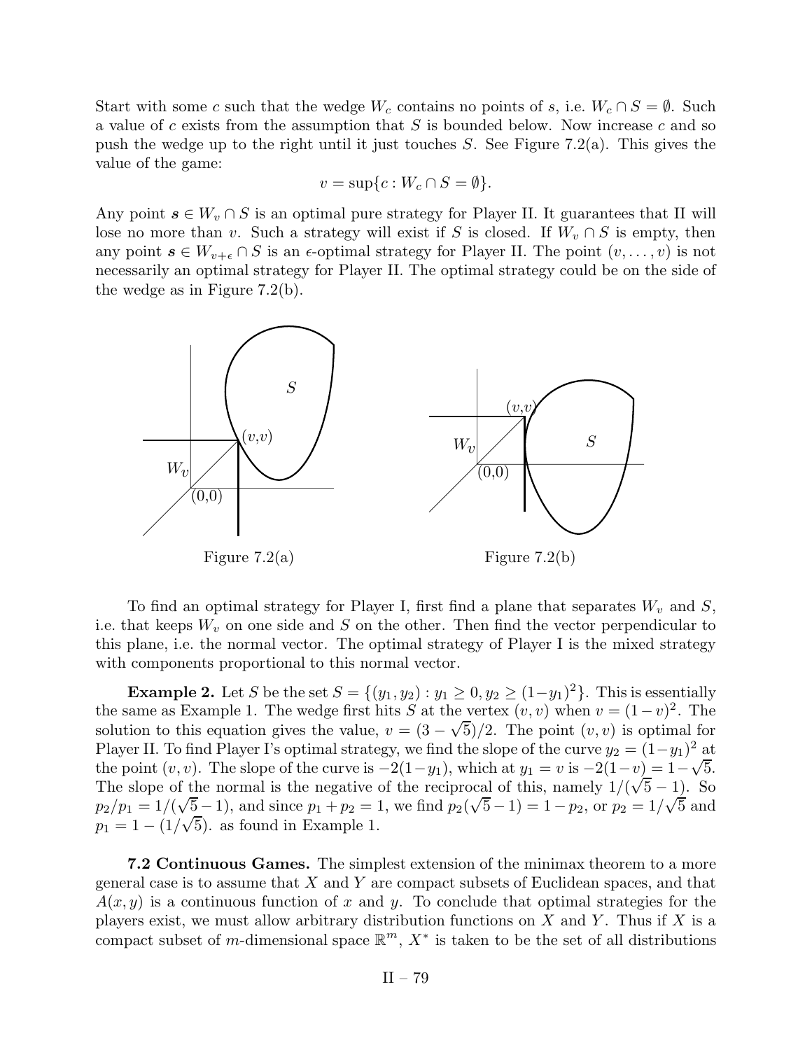Start with some $c$ such that the wedge $W_c$ contains no points of $s$, i.e. $W_c \cap S = \emptyset$. Such a value of $c$ exists from the assumption that $S$ is bounded below. Now increase $c$ and so push the wedge up to the right until it just touches $S$. See Figure 7.2(a). This gives the value of the game:

$$v = \sup\{c : W_c \cap S = \emptyset\}.$$

Any point $\boldsymbol{s} \in W_v \cap S$ is an optimal pure strategy for Player II. It guarantees that II will lose no more than $v$. Such a strategy will exist if $S$ is closed. If $W_v \cap S$ is empty, then any point $\boldsymbol{s} \in W_{v+\epsilon} \cap S$ is an $\epsilon$-optimal strategy for Player II. The point $(v, \ldots, v)$ is not necessarily an optimal strategy for Player II. The optimal strategy could be on the side of the wedge as in Figure 7.2(b).

Figure 7.2(a)

Figure 7.2(b)

To find an optimal strategy for Player I, first find a plane that separates $W_v$ and $S$, i.e. that keeps $W_v$ on one side and $S$ on the other. Then find the vector perpendicular to this plane, i.e. the normal vector. The optimal strategy of Player I is the mixed strategy with components proportional to this normal vector.

**Example 2.** Let $S$ be the set $S = \{(y_1, y_2) : y_1 \geq 0, y_2 \geq (1-y_1)^2\}$. This is essentially the same as Example 1. The wedge first hits $S$ at the vertex $(v, v)$ when $v = (1-v)^2$. The solution to this equation gives the value, $v = (3 - \sqrt{5})/2$. The point $(v, v)$ is optimal for Player II. To find Player I's optimal strategy, we find the slope of the curve $y_2 = (1-y_1)^2$ at the point $(v, v)$. The slope of the curve is $-2(1-y_1)$, which at $y_1 = v$ is $-2(1-v) = 1-\sqrt{5}$. The slope of the normal is the negative of the reciprocal of this, namely $1/(\sqrt{5}-1)$. So $p_2/p_1 = 1/(\sqrt{5}-1)$, and since $p_1 + p_2 = 1$, we find $p_2(\sqrt{5}-1) = 1 - p_2$, or $p_2 = 1/\sqrt{5}$ and $p_1 = 1 - (1/\sqrt{5})$. as found in Example 1.

**7.2 Continuous Games.** The simplest extension of the minimax theorem to a more general case is to assume that $X$ and $Y$ are compact subsets of Euclidean spaces, and that $A(x, y)$ is a continuous function of $x$ and $y$. To conclude that optimal strategies for the players exist, we must allow arbitrary distribution functions on $X$ and $Y$. Thus if $X$ is a compact subset of $m$-dimensional space $\mathbb{R}^m$, $X^*$ is taken to be the set of all distributions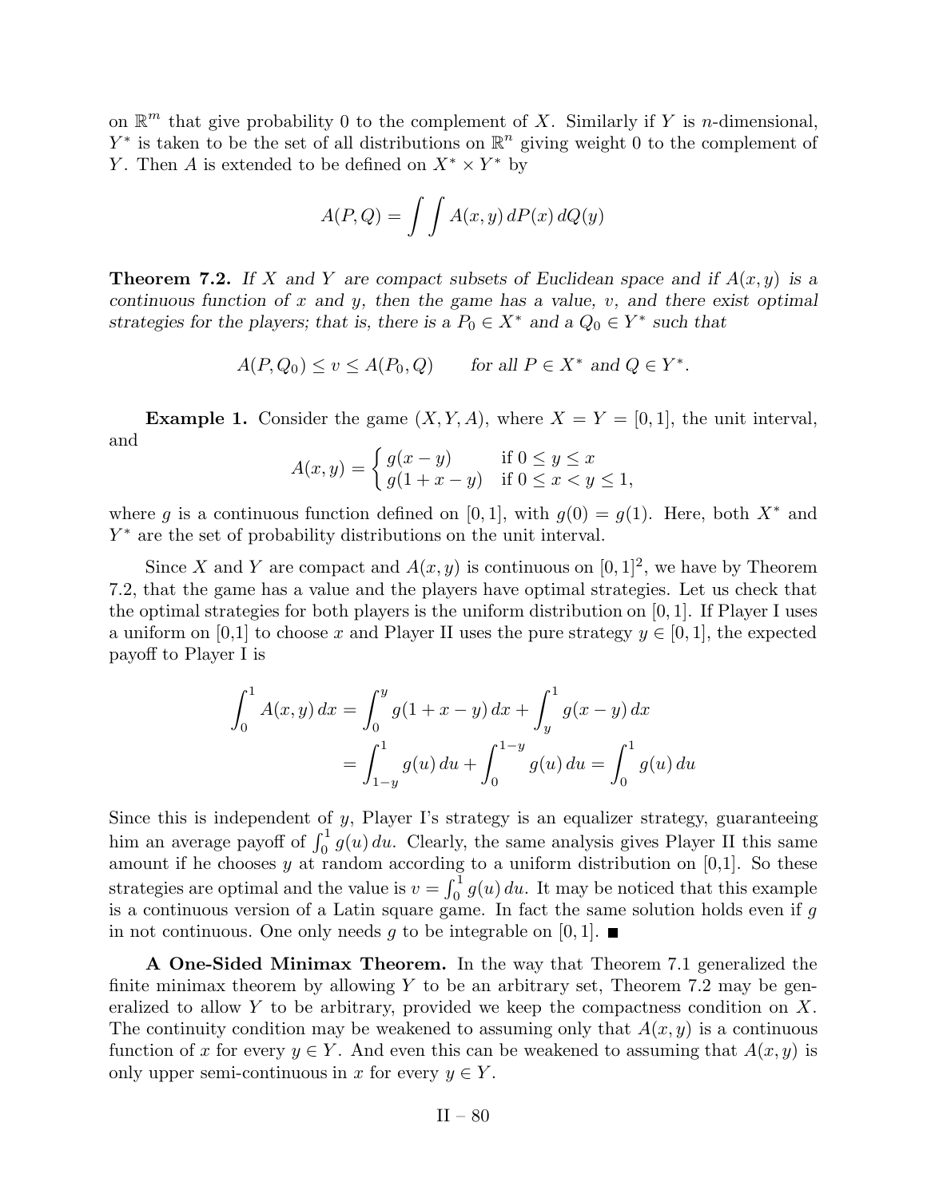on $\mathbb{R}^m$ that give probability 0 to the complement of $X$. Similarly if $Y$ is $n$-dimensional, $Y^*$ is taken to be the set of all distributions on $\mathbb{R}^n$ giving weight 0 to the complement of $Y$. Then $A$ is extended to be defined on $X^* \times Y^*$ by

$$A(P,Q) = \int\int A(x,y)\,dP(x)\,dQ(y)$$

**Theorem 7.2.** *If $X$ and $Y$ are compact subsets of Euclidean space and if $A(x,y)$ is a continuous function of $x$ and $y$, then the game has a value, $v$, and there exist optimal strategies for the players; that is, there is a $P_0 \in X^*$ and a $Q_0 \in Y^*$ such that*

$$A(P,Q_0) \le v \le A(P_0,Q) \qquad \text{for all } P \in X^* \text{ and } Q \in Y^*.$$

**Example 1.** Consider the game $(X,Y,A)$, where $X = Y = [0,1]$, the unit interval, and

$$A(x,y) = \begin{cases} g(x-y) & \text{if } 0 \le y \le x \\ g(1+x-y) & \text{if } 0 \le x < y \le 1, \end{cases}$$

where $g$ is a continuous function defined on $[0,1]$, with $g(0) = g(1)$. Here, both $X^*$ and $Y^*$ are the set of probability distributions on the unit interval.

Since $X$ and $Y$ are compact and $A(x,y)$ is continuous on $[0,1]^2$, we have by Theorem 7.2, that the game has a value and the players have optimal strategies. Let us check that the optimal strategies for both players is the uniform distribution on $[0,1]$. If Player I uses a uniform on [0,1] to choose $x$ and Player II uses the pure strategy $y \in [0,1]$, the expected payoff to Player I is

$$\begin{aligned}\int_0^1 A(x,y)\,dx &= \int_0^y g(1+x-y)\,dx + \int_y^1 g(x-y)\,dx \\ &= \int_{1-y}^1 g(u)\,du + \int_0^{1-y} g(u)\,du = \int_0^1 g(u)\,du\end{aligned}$$

Since this is independent of $y$, Player I's strategy is an equalizer strategy, guaranteeing him an average payoff of $\int_0^1 g(u)\,du$. Clearly, the same analysis gives Player II this same amount if he chooses $y$ at random according to a uniform distribution on [0,1]. So these strategies are optimal and the value is $v = \int_0^1 g(u)\,du$. It may be noticed that this example is a continuous version of a Latin square game. In fact the same solution holds even if $g$ in not continuous. One only needs $g$ to be integrable on $[0,1]$. ∎

**A One-Sided Minimax Theorem.** In the way that Theorem 7.1 generalized the finite minimax theorem by allowing $Y$ to be an arbitrary set, Theorem 7.2 may be generalized to allow $Y$ to be arbitrary, provided we keep the compactness condition on $X$. The continuity condition may be weakened to assuming only that $A(x,y)$ is a continuous function of $x$ for every $y \in Y$. And even this can be weakened to assuming that $A(x,y)$ is only upper semi-continuous in $x$ for every $y \in Y$.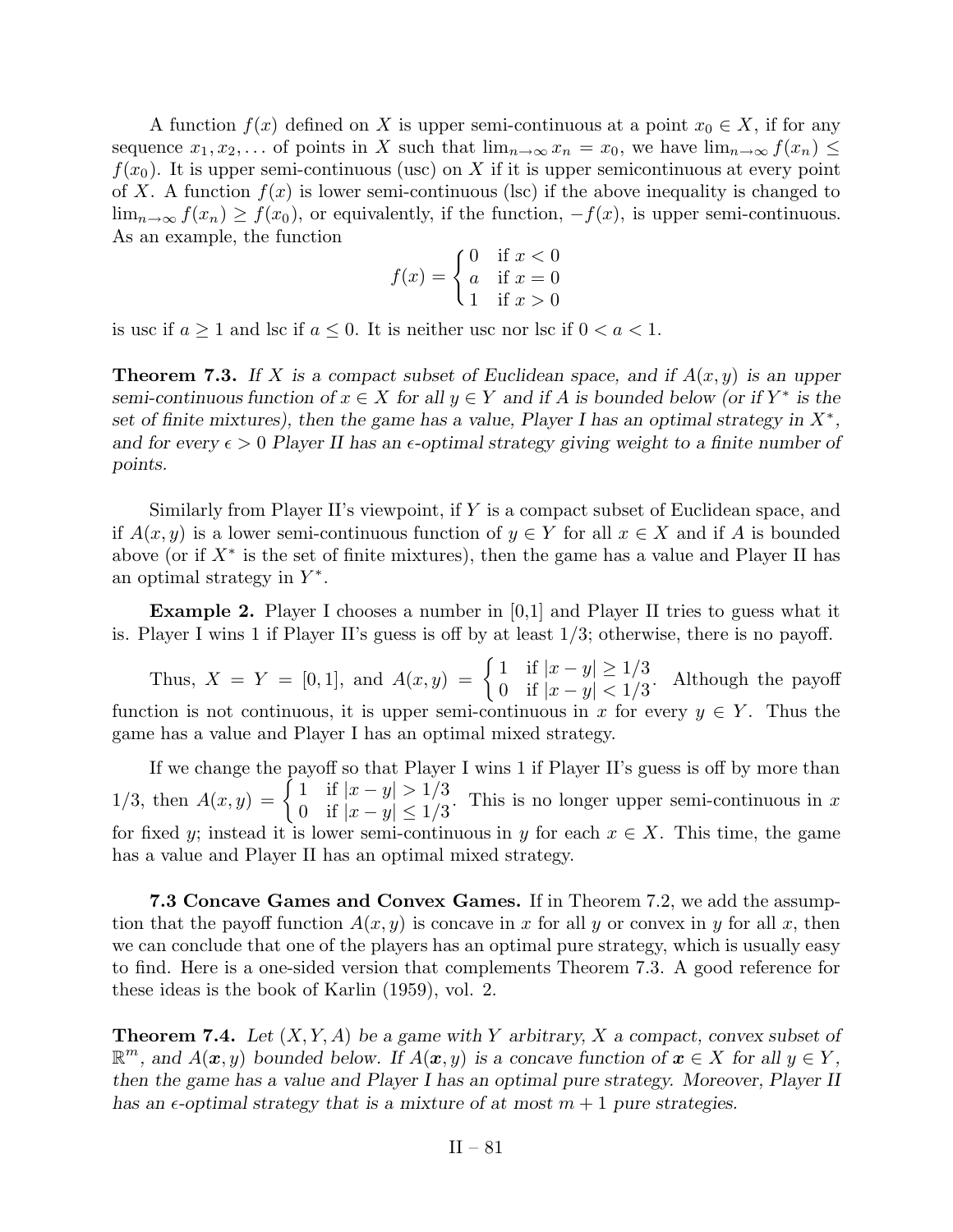A function $f(x)$ defined on $X$ is upper semi-continuous at a point $x_0 \in X$, if for any sequence $x_1, x_2, \ldots$ of points in $X$ such that $\lim_{n\to\infty} x_n = x_0$, we have $\lim_{n\to\infty} f(x_n) \le f(x_0)$. It is upper semi-continuous (usc) on $X$ if it is upper semicontinuous at every point of $X$. A function $f(x)$ is lower semi-continuous (lsc) if the above inequality is changed to $\lim_{n\to\infty} f(x_n) \ge f(x_0)$, or equivalently, if the function, $-f(x)$, is upper semi-continuous. As an example, the function

$$f(x) = \begin{cases} 0 & \text{if } x < 0 \\ a & \text{if } x = 0 \\ 1 & \text{if } x > 0 \end{cases}$$

is usc if $a \ge 1$ and lsc if $a \le 0$. It is neither usc nor lsc if $0 < a < 1$.

**Theorem 7.3.** *If $X$ is a compact subset of Euclidean space, and if $A(x, y)$ is an upper semi-continuous function of $x \in X$ for all $y \in Y$ and if $A$ is bounded below (or if $Y^*$ is the set of finite mixtures), then the game has a value, Player I has an optimal strategy in $X^*$, and for every $\epsilon > 0$ Player II has an $\epsilon$-optimal strategy giving weight to a finite number of points.*

Similarly from Player II's viewpoint, if $Y$ is a compact subset of Euclidean space, and if $A(x, y)$ is a lower semi-continuous function of $y \in Y$ for all $x \in X$ and if $A$ is bounded above (or if $X^*$ is the set of finite mixtures), then the game has a value and Player II has an optimal strategy in $Y^*$.

**Example 2.** Player I chooses a number in [0,1] and Player II tries to guess what it is. Player I wins 1 if Player II's guess is off by at least 1/3; otherwise, there is no payoff.

Thus, $X = Y = [0, 1]$, and $A(x, y) = \begin{cases} 1 & \text{if } |x - y| \ge 1/3 \\ 0 & \text{if } |x - y| < 1/3 \end{cases}$. Although the payoff function is not continuous, it is upper semi-continuous in $x$ for every $y \in Y$. Thus the game has a value and Player I has an optimal mixed strategy.

If we change the payoff so that Player I wins 1 if Player II's guess is off by more than 1/3, then $A(x, y) = \begin{cases} 1 & \text{if } |x - y| > 1/3 \\ 0 & \text{if } |x - y| \le 1/3 \end{cases}$. This is no longer upper semi-continuous in $x$ for fixed $y$; instead it is lower semi-continuous in $y$ for each $x \in X$. This time, the game has a value and Player II has an optimal mixed strategy.

**7.3 Concave Games and Convex Games.** If in Theorem 7.2, we add the assumption that the payoff function $A(x, y)$ is concave in $x$ for all $y$ or convex in $y$ for all $x$, then we can conclude that one of the players has an optimal pure strategy, which is usually easy to find. Here is a one-sided version that complements Theorem 7.3. A good reference for these ideas is the book of Karlin (1959), vol. 2.

**Theorem 7.4.** *Let $(X, Y, A)$ be a game with $Y$ arbitrary, $X$ a compact, convex subset of $\mathbb{R}^m$, and $A(\boldsymbol{x}, y)$ bounded below. If $A(\boldsymbol{x}, y)$ is a concave function of $\boldsymbol{x} \in X$ for all $y \in Y$, then the game has a value and Player I has an optimal pure strategy. Moreover, Player II has an $\epsilon$-optimal strategy that is a mixture of at most $m + 1$ pure strategies.*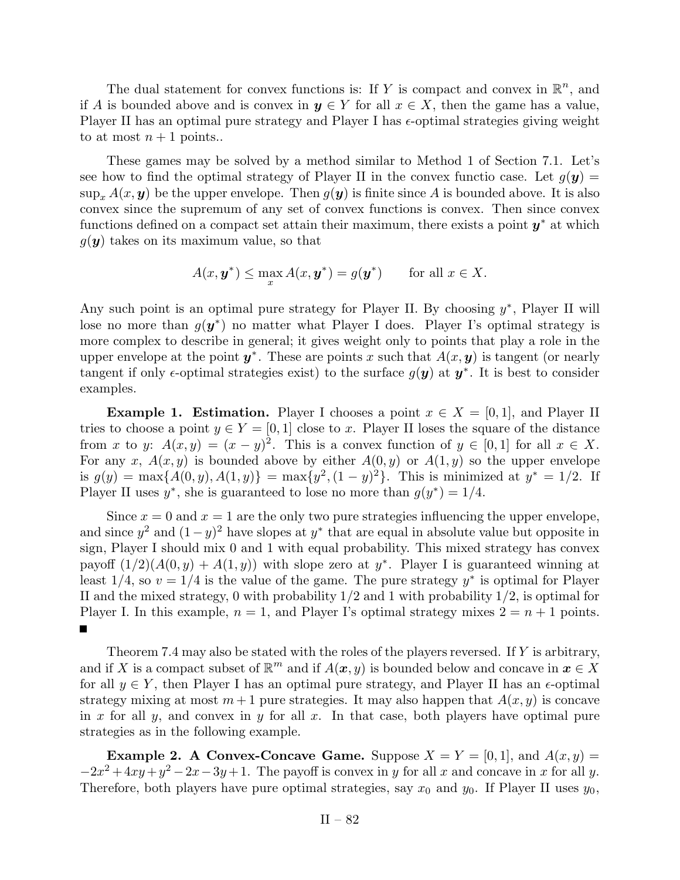The dual statement for convex functions is: If $Y$ is compact and convex in $\mathbb{R}^n$, and if $A$ is bounded above and is convex in $\boldsymbol{y} \in Y$ for all $x \in X$, then the game has a value, Player II has an optimal pure strategy and Player I has $\epsilon$-optimal strategies giving weight to at most $n+1$ points..

These games may be solved by a method similar to Method 1 of Section 7.1. Let's see how to find the optimal strategy of Player II in the convex functio case. Let $g(\boldsymbol{y}) = \sup_x A(x, \boldsymbol{y})$ be the upper envelope. Then $g(\boldsymbol{y})$ is finite since $A$ is bounded above. It is also convex since the supremum of any set of convex functions is convex. Then since convex functions defined on a compact set attain their maximum, there exists a point $\boldsymbol{y}^*$ at which $g(\boldsymbol{y})$ takes on its maximum value, so that

$$A(x, \boldsymbol{y}^*) \le \max_x A(x, \boldsymbol{y}^*) = g(\boldsymbol{y}^*) \qquad \text{for all } x \in X.$$

Any such point is an optimal pure strategy for Player II. By choosing $y^*$, Player II will lose no more than $g(\boldsymbol{y}^*)$ no matter what Player I does. Player I's optimal strategy is more complex to describe in general; it gives weight only to points that play a role in the upper envelope at the point $\boldsymbol{y}^*$. These are points $x$ such that $A(x, \boldsymbol{y})$ is tangent (or nearly tangent if only $\epsilon$-optimal strategies exist) to the surface $g(\boldsymbol{y})$ at $\boldsymbol{y}^*$. It is best to consider examples.

**Example 1. Estimation.** Player I chooses a point $x \in X = [0, 1]$, and Player II tries to choose a point $y \in Y = [0, 1]$ close to $x$. Player II loses the square of the distance from $x$ to $y$: $A(x, y) = (x - y)^2$. This is a convex function of $y \in [0, 1]$ for all $x \in X$. For any $x$, $A(x, y)$ is bounded above by either $A(0, y)$ or $A(1, y)$ so the upper envelope is $g(y) = \max\{A(0, y), A(1, y)\} = \max\{y^2, (1 - y)^2\}$. This is minimized at $y^* = 1/2$. If Player II uses $y^*$, she is guaranteed to lose no more than $g(y^*) = 1/4$.

Since $x = 0$ and $x = 1$ are the only two pure strategies influencing the upper envelope, and since $y^2$ and $(1 - y)^2$ have slopes at $y^*$ that are equal in absolute value but opposite in sign, Player I should mix 0 and 1 with equal probability. This mixed strategy has convex payoff $(1/2)(A(0, y) + A(1, y))$ with slope zero at $y^*$. Player I is guaranteed winning at least $1/4$, so $v = 1/4$ is the value of the game. The pure strategy $y^*$ is optimal for Player II and the mixed strategy, 0 with probability $1/2$ and 1 with probability $1/2$, is optimal for Player I. In this example, $n = 1$, and Player I's optimal strategy mixes $2 = n + 1$ points. ■

Theorem 7.4 may also be stated with the roles of the players reversed. If $Y$ is arbitrary, and if $X$ is a compact subset of $\mathbb{R}^m$ and if $A(\boldsymbol{x}, y)$ is bounded below and concave in $\boldsymbol{x} \in X$ for all $y \in Y$, then Player I has an optimal pure strategy, and Player II has an $\epsilon$-optimal strategy mixing at most $m + 1$ pure strategies. It may also happen that $A(x, y)$ is concave in $x$ for all $y$, and convex in $y$ for all $x$. In that case, both players have optimal pure strategies as in the following example.

**Example 2. A Convex-Concave Game.** Suppose $X = Y = [0, 1]$, and $A(x, y) = -2x^2 + 4xy + y^2 - 2x - 3y + 1$. The payoff is convex in $y$ for all $x$ and concave in $x$ for all $y$. Therefore, both players have pure optimal strategies, say $x_0$ and $y_0$. If Player II uses $y_0$,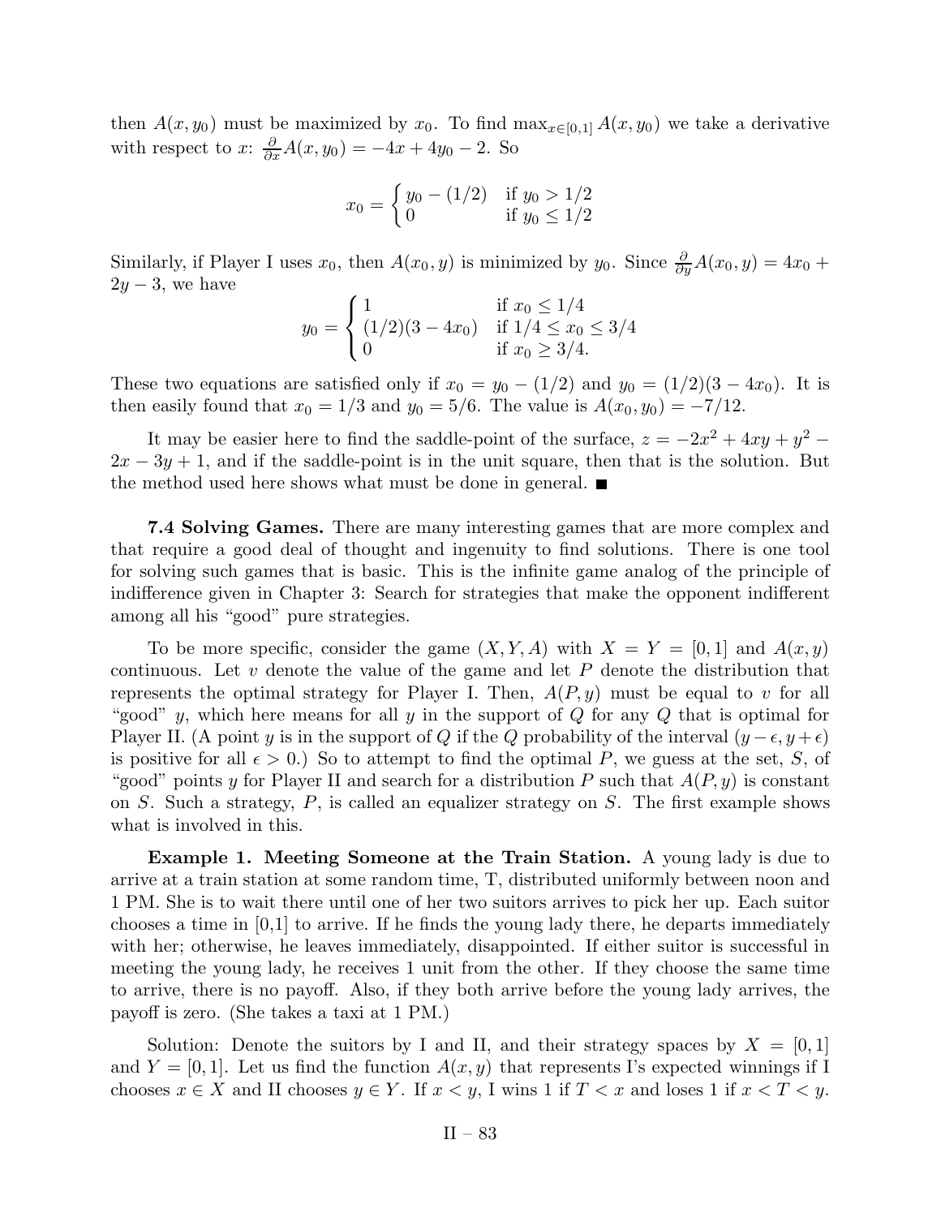then $A(x, y_0)$ must be maximized by $x_0$. To find $\max_{x\in[0,1]} A(x, y_0)$ we take a derivative with respect to $x$: $\frac{\partial}{\partial x}A(x, y_0) = -4x + 4y_0 - 2$. So

$$x_0 = \begin{cases} y_0 - (1/2) & \text{if } y_0 > 1/2 \\ 0 & \text{if } y_0 \le 1/2 \end{cases}$$

Similarly, if Player I uses $x_0$, then $A(x_0, y)$ is minimized by $y_0$. Since $\frac{\partial}{\partial y}A(x_0, y) = 4x_0 + 2y - 3$, we have

$$y_0 = \begin{cases} 1 & \text{if } x_0 \le 1/4 \\ (1/2)(3 - 4x_0) & \text{if } 1/4 \le x_0 \le 3/4 \\ 0 & \text{if } x_0 \ge 3/4. \end{cases}$$

These two equations are satisfied only if $x_0 = y_0 - (1/2)$ and $y_0 = (1/2)(3 - 4x_0)$. It is then easily found that $x_0 = 1/3$ and $y_0 = 5/6$. The value is $A(x_0, y_0) = -7/12$.

It may be easier here to find the saddle-point of the surface, $z = -2x^2 + 4xy + y^2 - 2x - 3y + 1$, and if the saddle-point is in the unit square, then that is the solution. But the method used here shows what must be done in general. ■

**7.4 Solving Games.** There are many interesting games that are more complex and that require a good deal of thought and ingenuity to find solutions. There is one tool for solving such games that is basic. This is the infinite game analog of the principle of indifference given in Chapter 3: Search for strategies that make the opponent indifferent among all his "good" pure strategies.

To be more specific, consider the game $(X, Y, A)$ with $X = Y = [0, 1]$ and $A(x, y)$ continuous. Let $v$ denote the value of the game and let $P$ denote the distribution that represents the optimal strategy for Player I. Then, $A(P, y)$ must be equal to $v$ for all "good" $y$, which here means for all $y$ in the support of $Q$ for any $Q$ that is optimal for Player II. (A point $y$ is in the support of $Q$ if the $Q$ probability of the interval $(y - \epsilon, y + \epsilon)$ is positive for all $\epsilon > 0$.) So to attempt to find the optimal $P$, we guess at the set, $S$, of "good" points $y$ for Player II and search for a distribution $P$ such that $A(P, y)$ is constant on $S$. Such a strategy, $P$, is called an equalizer strategy on $S$. The first example shows what is involved in this.

**Example 1. Meeting Someone at the Train Station.** A young lady is due to arrive at a train station at some random time, T, distributed uniformly between noon and 1 PM. She is to wait there until one of her two suitors arrives to pick her up. Each suitor chooses a time in [0,1] to arrive. If he finds the young lady there, he departs immediately with her; otherwise, he leaves immediately, disappointed. If either suitor is successful in meeting the young lady, he receives 1 unit from the other. If they choose the same time to arrive, there is no payoff. Also, if they both arrive before the young lady arrives, the payoff is zero. (She takes a taxi at 1 PM.)

Solution: Denote the suitors by I and II, and their strategy spaces by $X = [0, 1]$ and $Y = [0, 1]$. Let us find the function $A(x, y)$ that represents I's expected winnings if I chooses $x \in X$ and II chooses $y \in Y$. If $x < y$, I wins 1 if $T < x$ and loses 1 if $x < T < y$.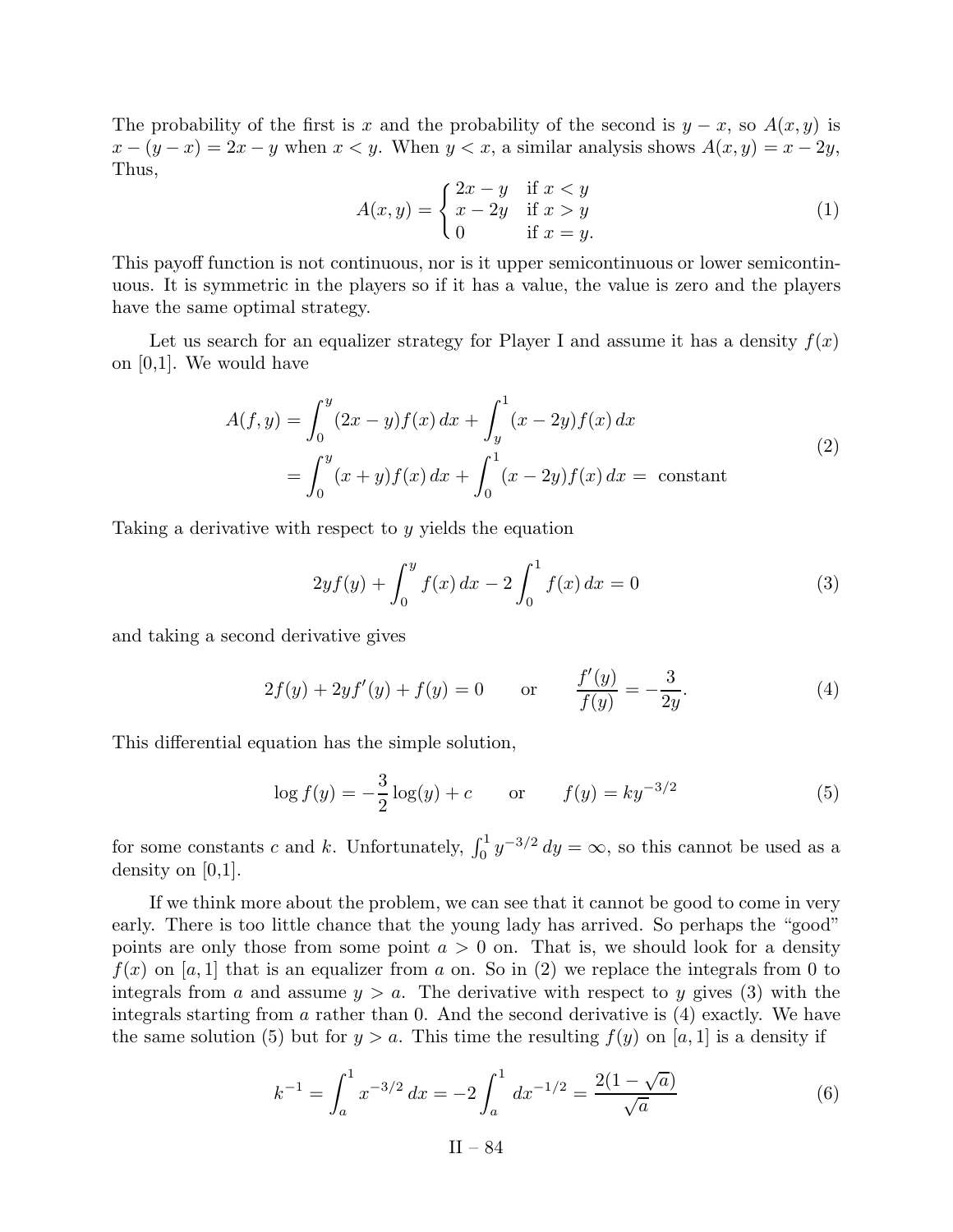The probability of the first is $x$ and the probability of the second is $y - x$, so $A(x, y)$ is $x - (y - x) = 2x - y$ when $x < y$. When $y < x$, a similar analysis shows $A(x, y) = x - 2y$. Thus,

$$A(x, y) = \begin{cases} 2x - y & \text{if } x < y \\ x - 2y & \text{if } x > y \\ 0 & \text{if } x = y. \end{cases} \tag{1}$$

This payoff function is not continuous, nor is it upper semicontinuous or lower semicontinuous. It is symmetric in the players so if it has a value, the value is zero and the players have the same optimal strategy.

Let us search for an equalizer strategy for Player I and assume it has a density $f(x)$ on [0,1]. We would have

$$\begin{aligned} A(f, y) &= \int_0^y (2x - y) f(x)\, dx + \int_y^1 (x - 2y) f(x)\, dx \\ &= \int_0^y (x + y) f(x)\, dx + \int_0^1 (x - 2y) f(x)\, dx = \text{ constant} \end{aligned} \tag{2}$$

Taking a derivative with respect to $y$ yields the equation

$$2y f(y) + \int_0^y f(x)\, dx - 2\int_0^1 f(x)\, dx = 0 \tag{3}$$

and taking a second derivative gives

$$2f(y) + 2y f'(y) + f(y) = 0 \qquad \text{or} \qquad \frac{f'(y)}{f(y)} = -\frac{3}{2y}. \tag{4}$$

This differential equation has the simple solution,

$$\log f(y) = -\frac{3}{2}\log(y) + c \qquad \text{or} \qquad f(y) = k y^{-3/2} \tag{5}$$

for some constants $c$ and $k$. Unfortunately, $\int_0^1 y^{-3/2}\, dy = \infty$, so this cannot be used as a density on [0,1].

If we think more about the problem, we can see that it cannot be good to come in very early. There is too little chance that the young lady has arrived. So perhaps the "good" points are only those from some point $a > 0$ on. That is, we should look for a density $f(x)$ on $[a, 1]$ that is an equalizer from $a$ on. So in (2) we replace the integrals from 0 to integrals from $a$ and assume $y > a$. The derivative with respect to $y$ gives (3) with the integrals starting from $a$ rather than 0. And the second derivative is (4) exactly. We have the same solution (5) but for $y > a$. This time the resulting $f(y)$ on $[a, 1]$ is a density if

$$k^{-1} = \int_a^1 x^{-3/2}\, dx = -2\int_a^1 dx^{-1/2} = \frac{2(1 - \sqrt{a})}{\sqrt{a}} \tag{6}$$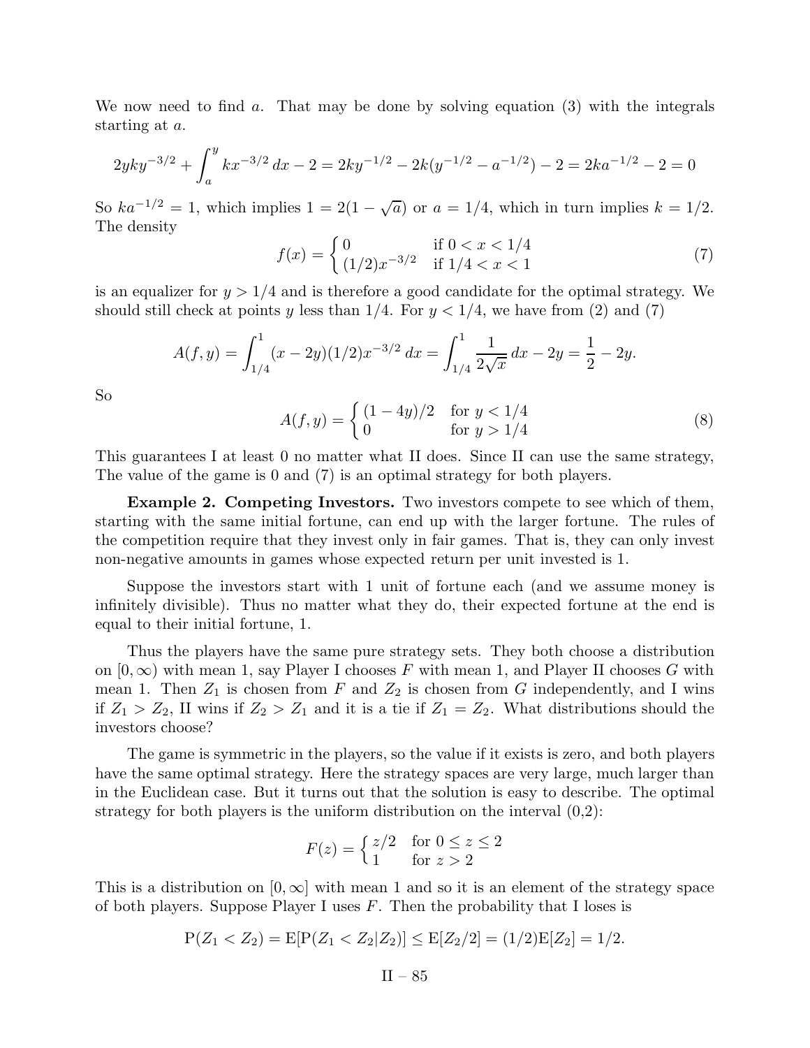We now need to find $a$. That may be done by solving equation (3) with the integrals starting at $a$.

$$2yky^{-3/2} + \int_a^y kx^{-3/2}\,dx - 2 = 2ky^{-1/2} - 2k(y^{-1/2} - a^{-1/2}) - 2 = 2ka^{-1/2} - 2 = 0$$

So $ka^{-1/2} = 1$, which implies $1 = 2(1 - \sqrt{a})$ or $a = 1/4$, which in turn implies $k = 1/2$. The density

$$f(x) = \begin{cases} 0 & \text{if } 0 < x < 1/4 \\ (1/2)x^{-3/2} & \text{if } 1/4 < x < 1 \end{cases} \tag{7}$$

is an equalizer for $y > 1/4$ and is therefore a good candidate for the optimal strategy. We should still check at points $y$ less than $1/4$. For $y < 1/4$, we have from (2) and (7)

$$A(f, y) = \int_{1/4}^1 (x - 2y)(1/2)x^{-3/2}\,dx = \int_{1/4}^1 \frac{1}{2\sqrt{x}}\,dx - 2y = \frac{1}{2} - 2y.$$

So

$$A(f, y) = \begin{cases} (1 - 4y)/2 & \text{for } y < 1/4 \\ 0 & \text{for } y > 1/4 \end{cases} \tag{8}$$

This guarantees I at least 0 no matter what II does. Since II can use the same strategy, The value of the game is 0 and (7) is an optimal strategy for both players.

**Example 2. Competing Investors.** Two investors compete to see which of them, starting with the same initial fortune, can end up with the larger fortune. The rules of the competition require that they invest only in fair games. That is, they can only invest non-negative amounts in games whose expected return per unit invested is 1.

Suppose the investors start with 1 unit of fortune each (and we assume money is infinitely divisible). Thus no matter what they do, their expected fortune at the end is equal to their initial fortune, 1.

Thus the players have the same pure strategy sets. They both choose a distribution on $[0, \infty)$ with mean 1, say Player I chooses $F$ with mean 1, and Player II chooses $G$ with mean 1. Then $Z_1$ is chosen from $F$ and $Z_2$ is chosen from $G$ independently, and I wins if $Z_1 > Z_2$, II wins if $Z_2 > Z_1$ and it is a tie if $Z_1 = Z_2$. What distributions should the investors choose?

The game is symmetric in the players, so the value if it exists is zero, and both players have the same optimal strategy. Here the strategy spaces are very large, much larger than in the Euclidean case. But it turns out that the solution is easy to describe. The optimal strategy for both players is the uniform distribution on the interval (0,2):

$$F(z) = \begin{cases} z/2 & \text{for } 0 \le z \le 2 \\ 1 & \text{for } z > 2 \end{cases}$$

This is a distribution on $[0, \infty]$ with mean 1 and so it is an element of the strategy space of both players. Suppose Player I uses $F$. Then the probability that I loses is

$$\mathrm{P}(Z_1 < Z_2) = \mathrm{E}[\mathrm{P}(Z_1 < Z_2 | Z_2)] \le \mathrm{E}[Z_2/2] = (1/2)\mathrm{E}[Z_2] = 1/2.$$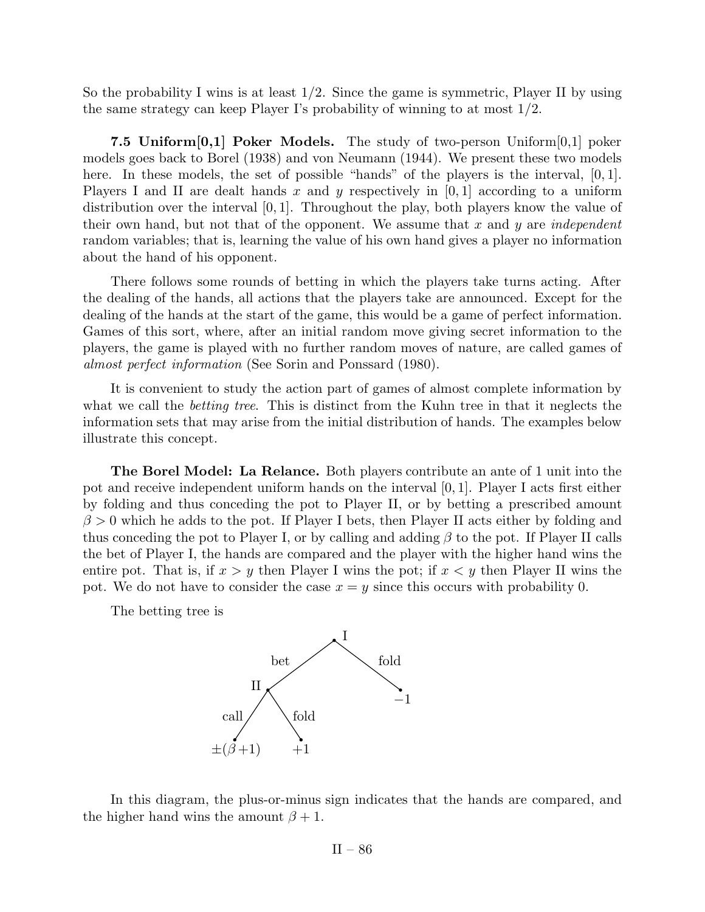So the probability I wins is at least 1/2. Since the game is symmetric, Player II by using the same strategy can keep Player I's probability of winning to at most 1/2.

**7.5 Uniform[0,1] Poker Models.** The study of two-person Uniform[0,1] poker models goes back to Borel (1938) and von Neumann (1944). We present these two models here. In these models, the set of possible "hands" of the players is the interval, $[0,1]$. Players I and II are dealt hands $x$ and $y$ respectively in $[0,1]$ according to a uniform distribution over the interval $[0,1]$. Throughout the play, both players know the value of their own hand, but not that of the opponent. We assume that $x$ and $y$ are *independent* random variables; that is, learning the value of his own hand gives a player no information about the hand of his opponent.

There follows some rounds of betting in which the players take turns acting. After the dealing of the hands, all actions that the players take are announced. Except for the dealing of the hands at the start of the game, this would be a game of perfect information. Games of this sort, where, after an initial random move giving secret information to the players, the game is played with no further random moves of nature, are called games of *almost perfect information* (See Sorin and Ponssard (1980).

It is convenient to study the action part of games of almost complete information by what we call the *betting tree*. This is distinct from the Kuhn tree in that it neglects the information sets that may arise from the initial distribution of hands. The examples below illustrate this concept.

**The Borel Model: La Relance.** Both players contribute an ante of 1 unit into the pot and receive independent uniform hands on the interval $[0,1]$. Player I acts first either by folding and thus conceding the pot to Player II, or by betting a prescribed amount $\beta > 0$ which he adds to the pot. If Player I bets, then Player II acts either by folding and thus conceding the pot to Player I, or by calling and adding $\beta$ to the pot. If Player II calls the bet of Player I, the hands are compared and the player with the higher hand wins the entire pot. That is, if $x > y$ then Player I wins the pot; if $x < y$ then Player II wins the pot. We do not have to consider the case $x = y$ since this occurs with probability 0.

The betting tree is

```
              I
            /   \
        bet       fold
          /         \
        II           -1
       /  \
   call    fold
     /        \
±(β+1)        +1
```

In this diagram, the plus-or-minus sign indicates that the hands are compared, and the higher hand wins the amount $\beta + 1$.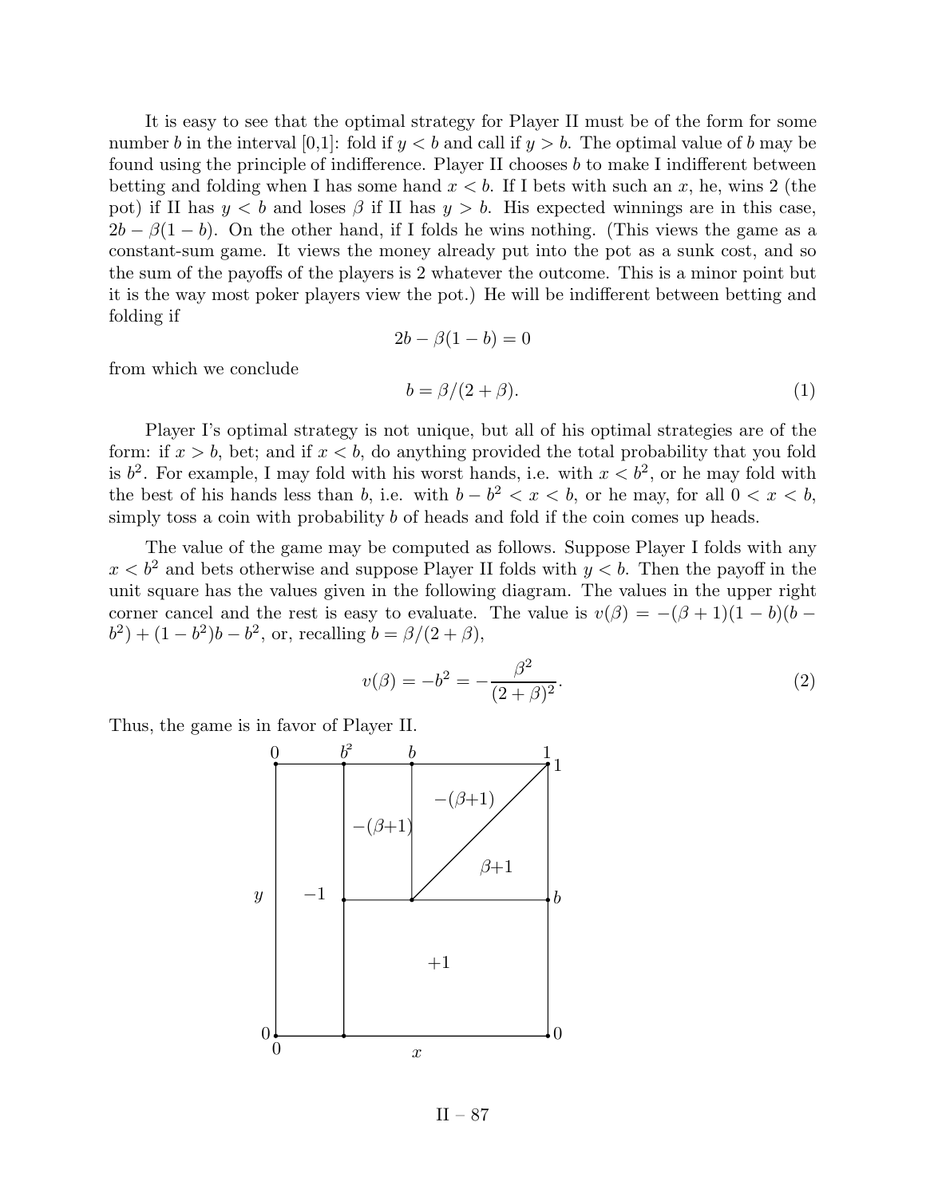It is easy to see that the optimal strategy for Player II must be of the form for some number $b$ in the interval [0,1]: fold if $y < b$ and call if $y > b$. The optimal value of $b$ may be found using the principle of indifference. Player II chooses $b$ to make I indifferent between betting and folding when I has some hand $x < b$. If I bets with such an $x$, he, wins 2 (the pot) if II has $y < b$ and loses $\beta$ if II has $y > b$. His expected winnings are in this case, $2b - \beta(1 - b)$. On the other hand, if I folds he wins nothing. (This views the game as a constant-sum game. It views the money already put into the pot as a sunk cost, and so the sum of the payoffs of the players is 2 whatever the outcome. This is a minor point but it is the way most poker players view the pot.) He will be indifferent between betting and folding if

$$2b - \beta(1 - b) = 0$$

from which we conclude

$$b = \beta/(2 + \beta). \tag{1}$$

Player I's optimal strategy is not unique, but all of his optimal strategies are of the form: if $x > b$, bet; and if $x < b$, do anything provided the total probability that you fold is $b^2$. For example, I may fold with his worst hands, i.e. with $x < b^2$, or he may fold with the best of his hands less than $b$, i.e. with $b - b^2 < x < b$, or he may, for all $0 < x < b$, simply toss a coin with probability $b$ of heads and fold if the coin comes up heads.

The value of the game may be computed as follows. Suppose Player I folds with any $x < b^2$ and bets otherwise and suppose Player II folds with $y < b$. Then the payoff in the unit square has the values given in the following diagram. The values in the upper right corner cancel and the rest is easy to evaluate. The value is $v(\beta) = -(\beta + 1)(1 - b)(b - b^2) + (1 - b^2)b - b^2$, or, recalling $b = \beta/(2 + \beta)$,

$$v(\beta) = -b^2 = -\frac{\beta^2}{(2 + \beta)^2}. \tag{2}$$

Thus, the game is in favor of Player II.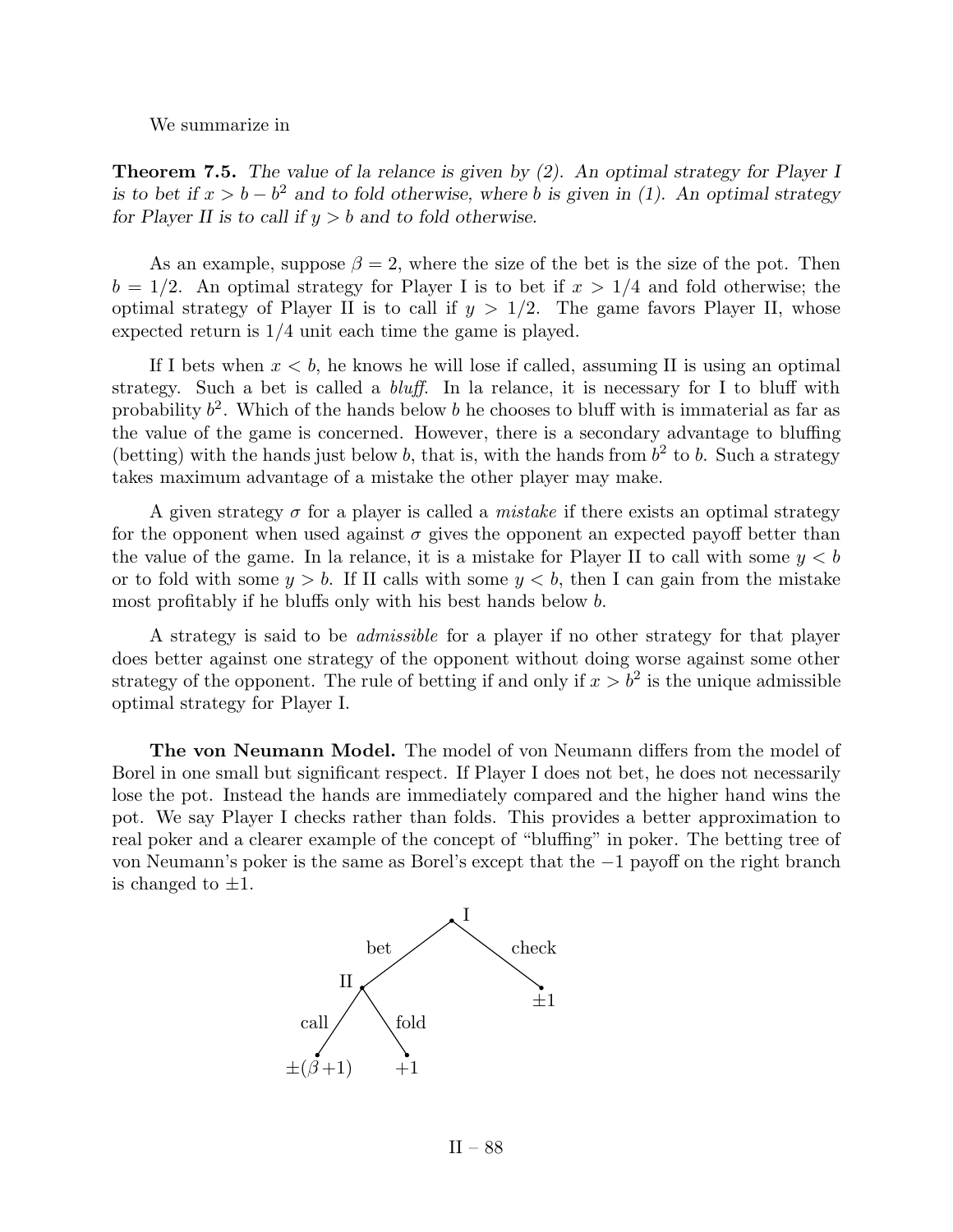We summarize in

**Theorem 7.5.** *The value of la relance is given by (2). An optimal strategy for Player I is to bet if $x > b - b^2$ and to fold otherwise, where $b$ is given in (1). An optimal strategy for Player II is to call if $y > b$ and to fold otherwise.*

As an example, suppose $\beta = 2$, where the size of the bet is the size of the pot. Then $b = 1/2$. An optimal strategy for Player I is to bet if $x > 1/4$ and fold otherwise; the optimal strategy of Player II is to call if $y > 1/2$. The game favors Player II, whose expected return is 1/4 unit each time the game is played.

If I bets when $x < b$, he knows he will lose if called, assuming II is using an optimal strategy. Such a bet is called a *bluff*. In la relance, it is necessary for I to bluff with probability $b^2$. Which of the hands below $b$ he chooses to bluff with is immaterial as far as the value of the game is concerned. However, there is a secondary advantage to bluffing (betting) with the hands just below $b$, that is, with the hands from $b^2$ to $b$. Such a strategy takes maximum advantage of a mistake the other player may make.

A given strategy $\sigma$ for a player is called a *mistake* if there exists an optimal strategy for the opponent when used against $\sigma$ gives the opponent an expected payoff better than the value of the game. In la relance, it is a mistake for Player II to call with some $y < b$ or to fold with some $y > b$. If II calls with some $y < b$, then I can gain from the mistake most profitably if he bluffs only with his best hands below $b$.

A strategy is said to be *admissible* for a player if no other strategy for that player does better against one strategy of the opponent without doing worse against some other strategy of the opponent. The rule of betting if and only if $x > b^2$ is the unique admissible optimal strategy for Player I.

**The von Neumann Model.** The model of von Neumann differs from the model of Borel in one small but significant respect. If Player I does not bet, he does not necessarily lose the pot. Instead the hands are immediately compared and the higher hand wins the pot. We say Player I checks rather than folds. This provides a better approximation to real poker and a clearer example of the concept of "bluffing" in poker. The betting tree of von Neumann's poker is the same as Borel's except that the $-1$ payoff on the right branch is changed to $\pm 1$.

```
              I
        bet  / \  check
            /   \
          II     ±1
    call  / \  fold
         /   \
   ±(β+1)    +1
```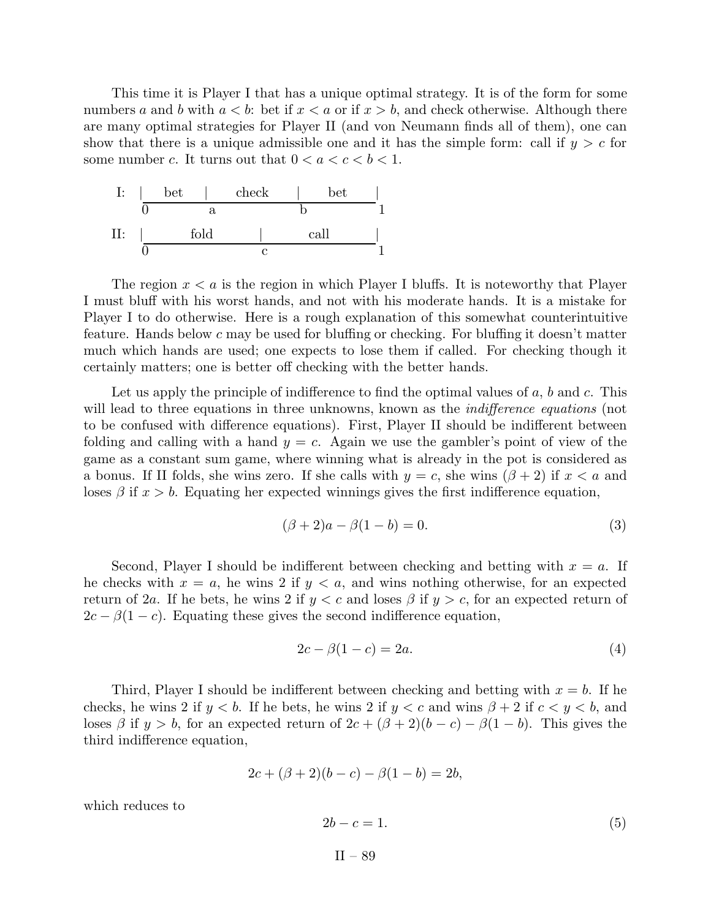This time it is Player I that has a unique optimal strategy. It is of the form for some numbers $a$ and $b$ with $a < b$: bet if $x < a$ or if $x > b$, and check otherwise. Although there are many optimal strategies for Player II (and von Neumann finds all of them), one can show that there is a unique admissible one and it has the simple form: call if $y > c$ for some number $c$. It turns out that $0 < a < c < b < 1$.

```
I:  |   bet    |    check    |    bet    |
    0          a             b           1

II: |       fold       |       call      |
    0                  c                 1
```

The region $x < a$ is the region in which Player I bluffs. It is noteworthy that Player I must bluff with his worst hands, and not with his moderate hands. It is a mistake for Player I to do otherwise. Here is a rough explanation of this somewhat counterintuitive feature. Hands below $c$ may be used for bluffing or checking. For bluffing it doesn't matter much which hands are used; one expects to lose them if called. For checking though it certainly matters; one is better off checking with the better hands.

Let us apply the principle of indifference to find the optimal values of $a$, $b$ and $c$. This will lead to three equations in three unknowns, known as the *indifference equations* (not to be confused with difference equations). First, Player II should be indifferent between folding and calling with a hand $y = c$. Again we use the gambler's point of view of the game as a constant sum game, where winning what is already in the pot is considered as a bonus. If II folds, she wins zero. If she calls with $y = c$, she wins $(\beta + 2)$ if $x < a$ and loses $\beta$ if $x > b$. Equating her expected winnings gives the first indifference equation,

$$(\beta + 2)a - \beta(1 - b) = 0. \tag{3}$$

Second, Player I should be indifferent between checking and betting with $x = a$. If he checks with $x = a$, he wins 2 if $y < a$, and wins nothing otherwise, for an expected return of $2a$. If he bets, he wins 2 if $y < c$ and loses $\beta$ if $y > c$, for an expected return of $2c - \beta(1 - c)$. Equating these gives the second indifference equation,

$$2c - \beta(1 - c) = 2a. \tag{4}$$

Third, Player I should be indifferent between checking and betting with $x = b$. If he checks, he wins 2 if $y < b$. If he bets, he wins 2 if $y < c$ and wins $\beta + 2$ if $c < y < b$, and loses $\beta$ if $y > b$, for an expected return of $2c + (\beta + 2)(b - c) - \beta(1 - b)$. This gives the third indifference equation,

$$2c + (\beta + 2)(b - c) - \beta(1 - b) = 2b,$$

which reduces to

$$2b - c = 1. \tag{5}$$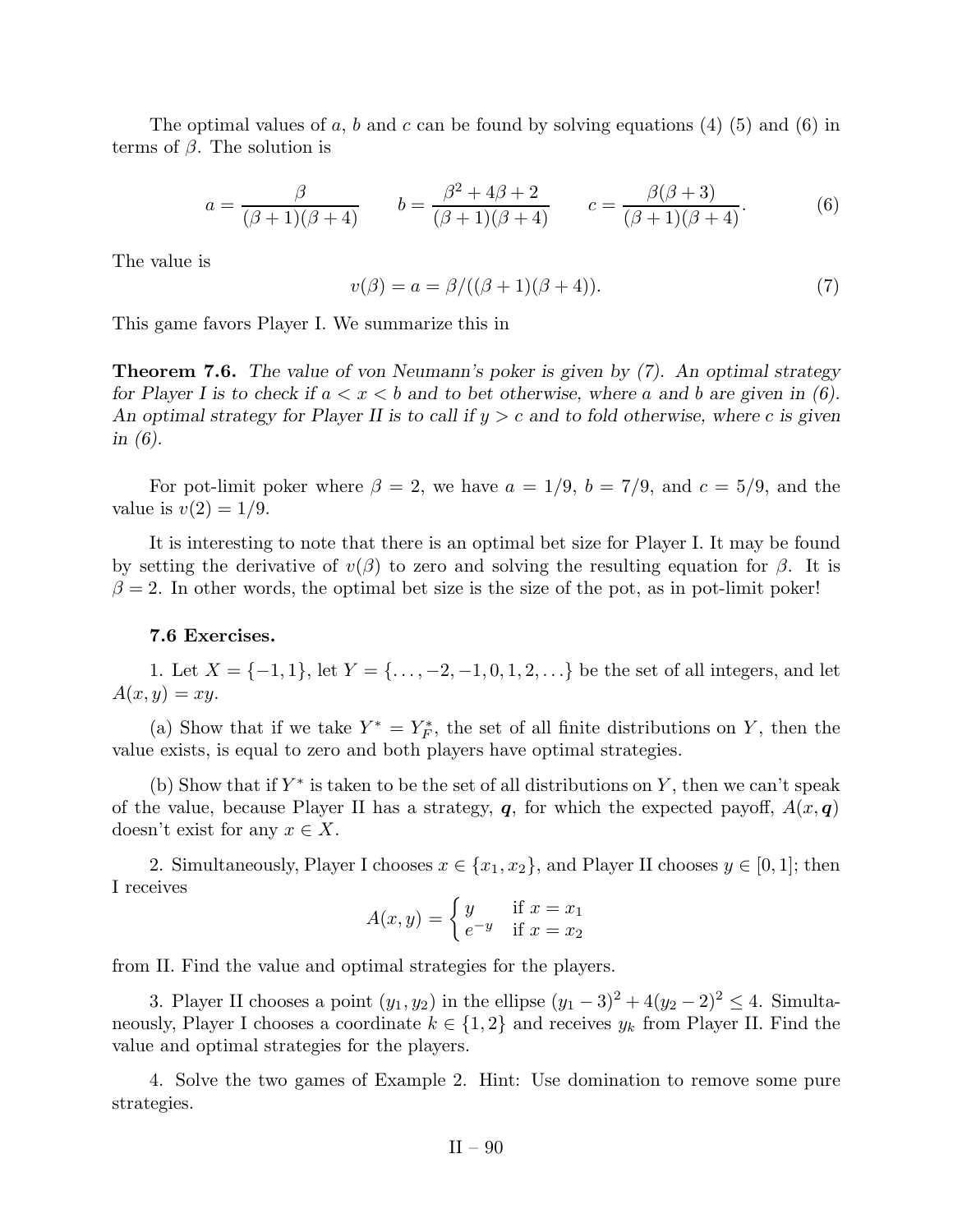The optimal values of $a$, $b$ and $c$ can be found by solving equations (4) (5) and (6) in terms of $\beta$. The solution is

$$a = \frac{\beta}{(\beta+1)(\beta+4)} \qquad b = \frac{\beta^2+4\beta+2}{(\beta+1)(\beta+4)} \qquad c = \frac{\beta(\beta+3)}{(\beta+1)(\beta+4)}. \tag{6}$$

The value is

$$v(\beta) = a = \beta/((\beta+1)(\beta+4)). \tag{7}$$

This game favors Player I. We summarize this in

**Theorem 7.6.** *The value of von Neumann's poker is given by (7). An optimal strategy for Player I is to check if $a < x < b$ and to bet otherwise, where $a$ and $b$ are given in (6). An optimal strategy for Player II is to call if $y > c$ and to fold otherwise, where $c$ is given in (6).*

For pot-limit poker where $\beta = 2$, we have $a = 1/9$, $b = 7/9$, and $c = 5/9$, and the value is $v(2) = 1/9$.

It is interesting to note that there is an optimal bet size for Player I. It may be found by setting the derivative of $v(\beta)$ to zero and solving the resulting equation for $\beta$. It is $\beta = 2$. In other words, the optimal bet size is the size of the pot, as in pot-limit poker!

### 7.6 Exercises.

1. Let $X = \{-1, 1\}$, let $Y = \{\ldots, -2, -1, 0, 1, 2, \ldots\}$ be the set of all integers, and let $A(x, y) = xy$.

(a) Show that if we take $Y^* = Y_F^*$, the set of all finite distributions on $Y$, then the value exists, is equal to zero and both players have optimal strategies.

(b) Show that if $Y^*$ is taken to be the set of all distributions on $Y$, then we can't speak of the value, because Player II has a strategy, $\boldsymbol{q}$, for which the expected payoff, $A(x, \boldsymbol{q})$ doesn't exist for any $x \in X$.

2. Simultaneously, Player I chooses $x \in \{x_1, x_2\}$, and Player II chooses $y \in [0, 1]$; then I receives

$$A(x, y) = \begin{cases} y & \text{if } x = x_1 \\ e^{-y} & \text{if } x = x_2 \end{cases}$$

from II. Find the value and optimal strategies for the players.

3. Player II chooses a point $(y_1, y_2)$ in the ellipse $(y_1 - 3)^2 + 4(y_2 - 2)^2 \le 4$. Simultaneously, Player I chooses a coordinate $k \in \{1, 2\}$ and receives $y_k$ from Player II. Find the value and optimal strategies for the players.

4. Solve the two games of Example 2. Hint: Use domination to remove some pure strategies.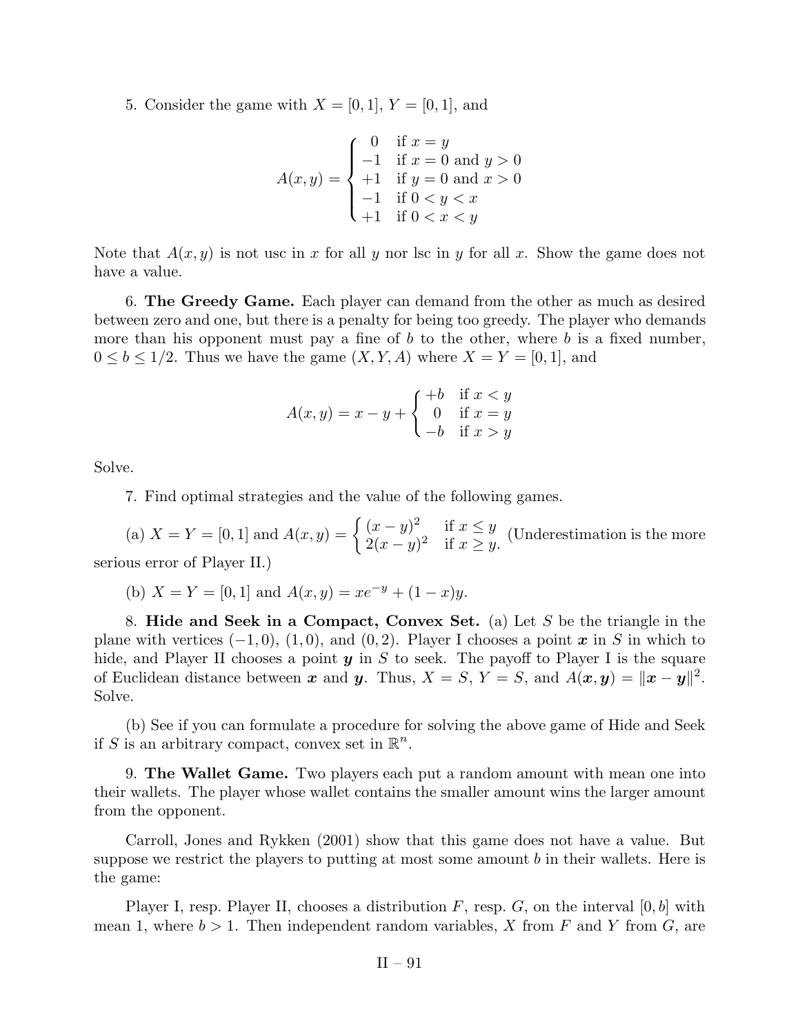5. Consider the game with $X = [0,1]$, $Y = [0,1]$, and

$$A(x,y) = \begin{cases} 0 & \text{if } x = y \\ -1 & \text{if } x = 0 \text{ and } y > 0 \\ +1 & \text{if } y = 0 \text{ and } x > 0 \\ -1 & \text{if } 0 < y < x \\ +1 & \text{if } 0 < x < y \end{cases}$$

Note that $A(x,y)$ is not usc in $x$ for all $y$ nor lsc in $y$ for all $x$. Show the game does not have a value.

6. **The Greedy Game.** Each player can demand from the other as much as desired between zero and one, but there is a penalty for being too greedy. The player who demands more than his opponent must pay a fine of $b$ to the other, where $b$ is a fixed number, $0 \le b \le 1/2$. Thus we have the game $(X, Y, A)$ where $X = Y = [0,1]$, and

$$A(x,y) = x - y + \begin{cases} +b & \text{if } x < y \\ 0 & \text{if } x = y \\ -b & \text{if } x > y \end{cases}$$

Solve.

7. Find optimal strategies and the value of the following games.

(a) $X = Y = [0,1]$ and $A(x,y) = \begin{cases} (x-y)^2 & \text{if } x \le y \\ 2(x-y)^2 & \text{if } x \ge y. \end{cases}$ (Underestimation is the more serious error of Player II.)

(b) $X = Y = [0,1]$ and $A(x,y) = xe^{-y} + (1-x)y$.

8. **Hide and Seek in a Compact, Convex Set.** (a) Let $S$ be the triangle in the plane with vertices $(-1,0)$, $(1,0)$, and $(0,2)$. Player I chooses a point $\boldsymbol{x}$ in $S$ in which to hide, and Player II chooses a point $\boldsymbol{y}$ in $S$ to seek. The payoff to Player I is the square of Euclidean distance between $\boldsymbol{x}$ and $\boldsymbol{y}$. Thus, $X = S$, $Y = S$, and $A(\boldsymbol{x}, \boldsymbol{y}) = \|\boldsymbol{x} - \boldsymbol{y}\|^2$. Solve.

(b) See if you can formulate a procedure for solving the above game of Hide and Seek if $S$ is an arbitrary compact, convex set in $\mathbb{R}^n$.

9. **The Wallet Game.** Two players each put a random amount with mean one into their wallets. The player whose wallet contains the smaller amount wins the larger amount from the opponent.

Carroll, Jones and Rykken (2001) show that this game does not have a value. But suppose we restrict the players to putting at most some amount $b$ in their wallets. Here is the game:

Player I, resp. Player II, chooses a distribution $F$, resp. $G$, on the interval $[0,b]$ with mean 1, where $b > 1$. Then independent random variables, $X$ from $F$ and $Y$ from $G$, are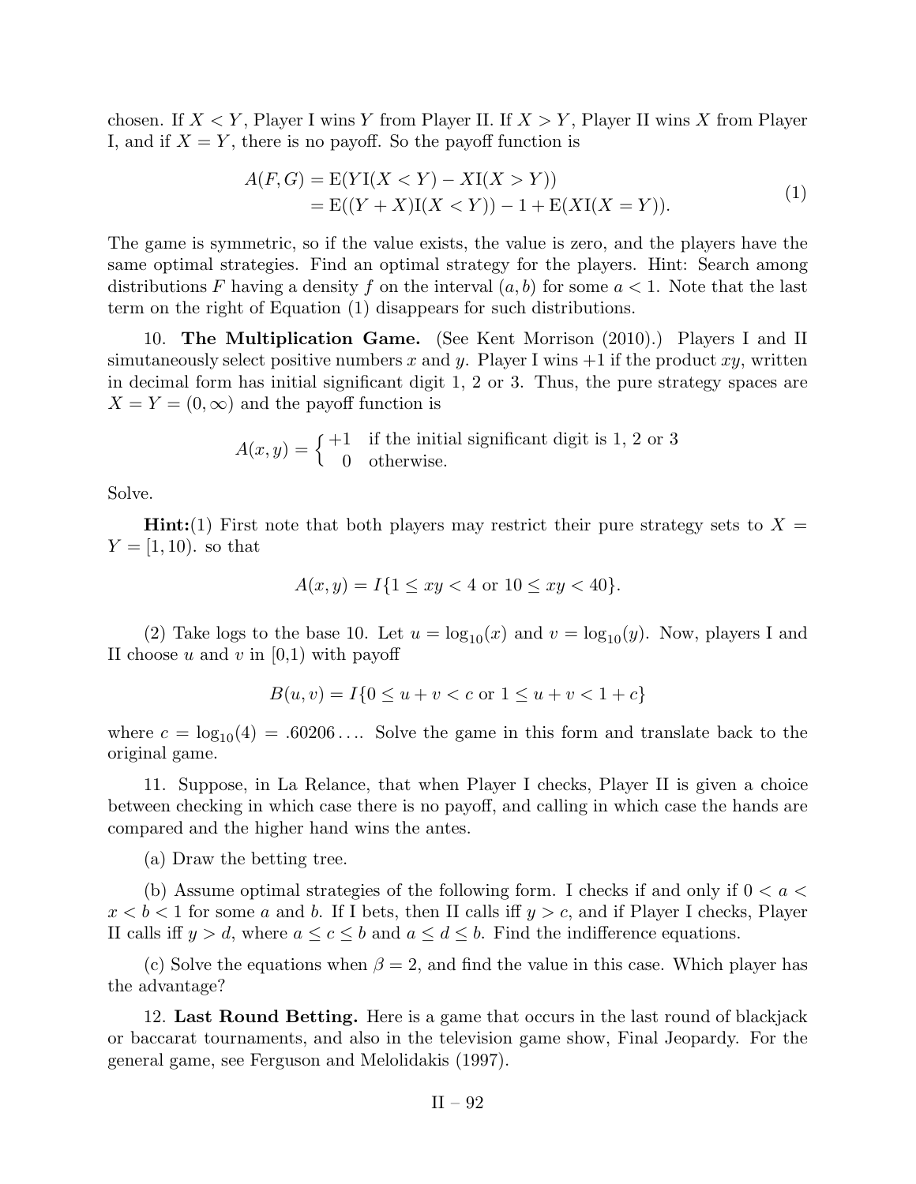chosen. If $X < Y$, Player I wins $Y$ from Player II. If $X > Y$, Player II wins $X$ from Player I, and if $X = Y$, there is no payoff. So the payoff function is

$$
\begin{aligned}
A(F,G) &= \mathrm{E}(Y\mathrm{I}(X < Y) - X\mathrm{I}(X > Y)) \\
&= \mathrm{E}((Y + X)\mathrm{I}(X < Y)) - 1 + \mathrm{E}(X\mathrm{I}(X = Y)).
\end{aligned} \tag{1}
$$

The game is symmetric, so if the value exists, the value is zero, and the players have the same optimal strategies. Find an optimal strategy for the players. Hint: Search among distributions $F$ having a density $f$ on the interval $(a, b)$ for some $a < 1$. Note that the last term on the right of Equation (1) disappears for such distributions.

10. **The Multiplication Game.** (See Kent Morrison (2010).) Players I and II simutaneously select positive numbers $x$ and $y$. Player I wins $+1$ if the product $xy$, written in decimal form has initial significant digit 1, 2 or 3. Thus, the pure strategy spaces are $X = Y = (0, \infty)$ and the payoff function is

$$
A(x,y) = \begin{cases} +1 & \text{if the initial significant digit is 1, 2 or 3} \\ 0 & \text{otherwise.} \end{cases}
$$

Solve.

**Hint:**(1) First note that both players may restrict their pure strategy sets to $X = Y = [1, 10)$. so that

$$
A(x,y) = I\{1 \le xy < 4 \text{ or } 10 \le xy < 40\}.
$$

(2) Take logs to the base 10. Let $u = \log_{10}(x)$ and $v = \log_{10}(y)$. Now, players I and II choose $u$ and $v$ in [0,1) with payoff

$$
B(u,v) = I\{0 \le u + v < c \text{ or } 1 \le u + v < 1 + c\}
$$

where $c = \log_{10}(4) = .60206\ldots$. Solve the game in this form and translate back to the original game.

11. Suppose, in La Relance, that when Player I checks, Player II is given a choice between checking in which case there is no payoff, and calling in which case the hands are compared and the higher hand wins the antes.

(a) Draw the betting tree.

(b) Assume optimal strategies of the following form. I checks if and only if $0 < a < x < b < 1$ for some $a$ and $b$. If I bets, then II calls iff $y > c$, and if Player I checks, Player II calls iff $y > d$, where $a \le c \le b$ and $a \le d \le b$. Find the indifference equations.

(c) Solve the equations when $\beta = 2$, and find the value in this case. Which player has the advantage?

12. **Last Round Betting.** Here is a game that occurs in the last round of blackjack or baccarat tournaments, and also in the television game show, Final Jeopardy. For the general game, see Ferguson and Melolidakis (1997).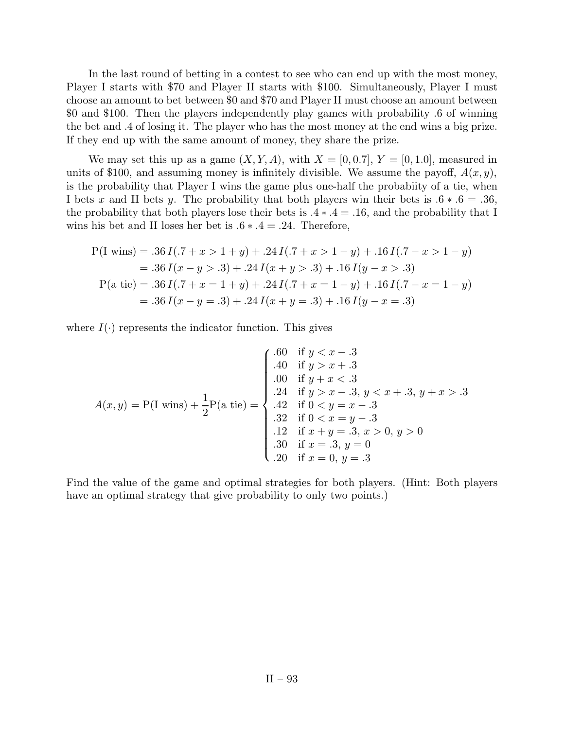In the last round of betting in a contest to see who can end up with the most money, Player I starts with \$70 and Player II starts with \$100. Simultaneously, Player I must choose an amount to bet between \$0 and \$70 and Player II must choose an amount between \$0 and \$100. Then the players independently play games with probability .6 of winning the bet and .4 of losing it. The player who has the most money at the end wins a big prize. If they end up with the same amount of money, they share the prize.

We may set this up as a game $(X, Y, A)$, with $X = [0, 0.7]$, $Y = [0, 1.0]$, measured in units of \$100, and assuming money is infinitely divisible. We assume the payoff, $A(x, y)$, is the probability that Player I wins the game plus one-half the probabiity of a tie, when I bets $x$ and II bets $y$. The probability that both players win their bets is $.6 * .6 = .36$, the probability that both players lose their bets is $.4 * .4 = .16$, and the probability that I wins his bet and II loses her bet is $.6 * .4 = .24$. Therefore,

$$
\begin{aligned}
\text{P(I wins)} &= .36\, I(.7 + x > 1 + y) + .24\, I(.7 + x > 1 - y) + .16\, I(.7 - x > 1 - y) \\
&= .36\, I(x - y > .3) + .24\, I(x + y > .3) + .16\, I(y - x > .3) \\
\text{P(a tie)} &= .36\, I(.7 + x = 1 + y) + .24\, I(.7 + x = 1 - y) + .16\, I(.7 - x = 1 - y) \\
&= .36\, I(x - y = .3) + .24\, I(x + y = .3) + .16\, I(y - x = .3)
\end{aligned}
$$

where $I(\cdot)$ represents the indicator function. This gives

$$
A(x, y) = \text{P(I wins)} + \frac{1}{2}\text{P(a tie)} =
\begin{cases}
.60 & \text{if } y < x - .3 \\
.40 & \text{if } y > x + .3 \\
.00 & \text{if } y + x < .3 \\
.24 & \text{if } y > x - .3,\ y < x + .3,\ y + x > .3 \\
.42 & \text{if } 0 < y = x - .3 \\
.32 & \text{if } 0 < x = y - .3 \\
.12 & \text{if } x + y = .3,\ x > 0,\ y > 0 \\
.30 & \text{if } x = .3,\ y = 0 \\
.20 & \text{if } x = 0,\ y = .3
\end{cases}
$$

Find the value of the game and optimal strategies for both players. (Hint: Both players have an optimal strategy that give probability to only two points.)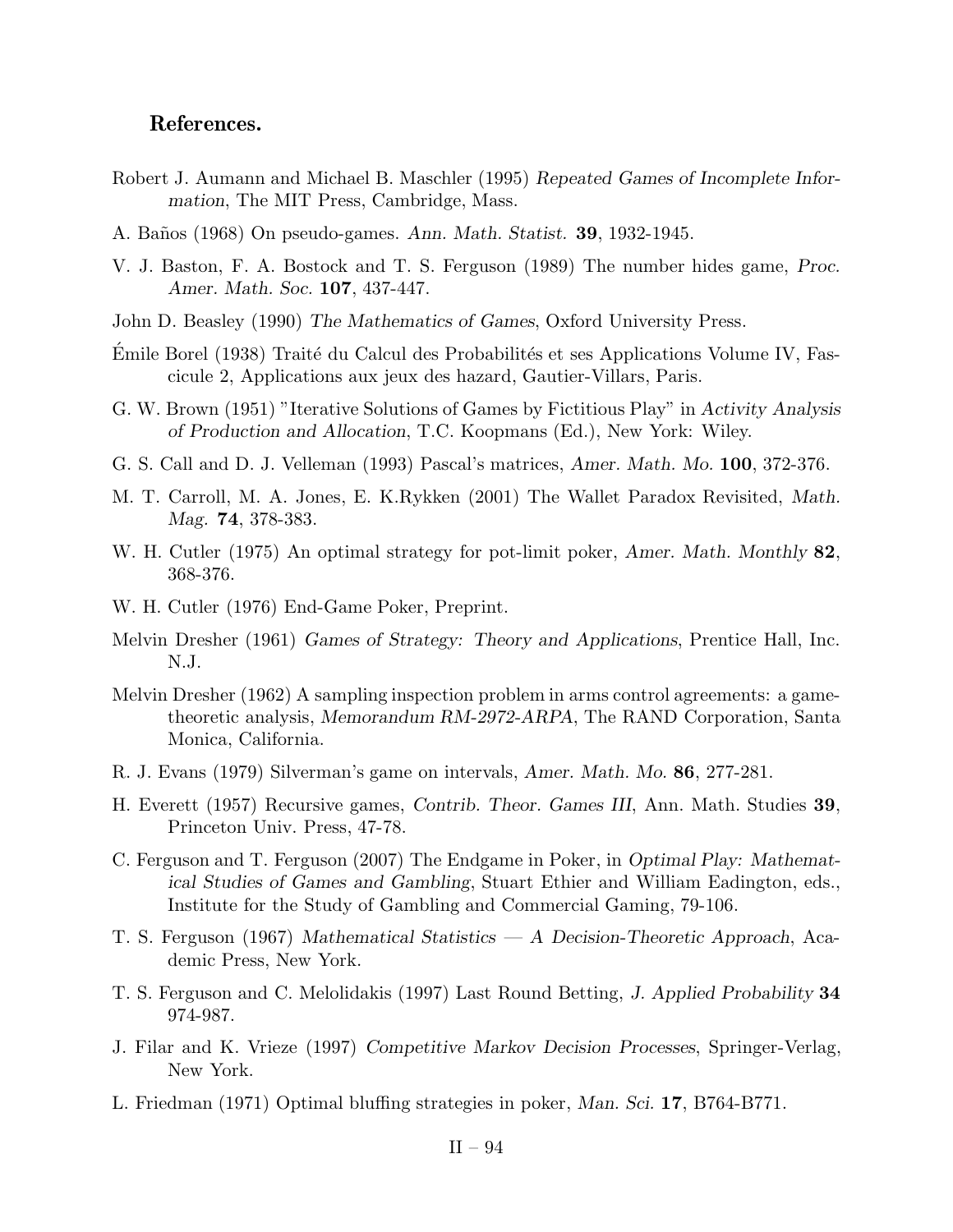### References.

Robert J. Aumann and Michael B. Maschler (1995) *Repeated Games of Incomplete Information*, The MIT Press, Cambridge, Mass.

A. Baños (1968) On pseudo-games. *Ann. Math. Statist.* **39**, 1932-1945.

V. J. Baston, F. A. Bostock and T. S. Ferguson (1989) The number hides game, *Proc. Amer. Math. Soc.* **107**, 437-447.

John D. Beasley (1990) *The Mathematics of Games*, Oxford University Press.

Émile Borel (1938) Traité du Calcul des Probabilités et ses Applications Volume IV, Fascicule 2, Applications aux jeux des hazard, Gautier-Villars, Paris.

G. W. Brown (1951) "Iterative Solutions of Games by Fictitious Play" in *Activity Analysis of Production and Allocation*, T.C. Koopmans (Ed.), New York: Wiley.

G. S. Call and D. J. Velleman (1993) Pascal's matrices, *Amer. Math. Mo.* **100**, 372-376.

M. T. Carroll, M. A. Jones, E. K.Rykken (2001) The Wallet Paradox Revisited, *Math. Mag.* **74**, 378-383.

W. H. Cutler (1975) An optimal strategy for pot-limit poker, *Amer. Math. Monthly* **82**, 368-376.

W. H. Cutler (1976) End-Game Poker, Preprint.

Melvin Dresher (1961) *Games of Strategy: Theory and Applications*, Prentice Hall, Inc. N.J.

Melvin Dresher (1962) A sampling inspection problem in arms control agreements: a game-theoretic analysis, *Memorandum RM-2972-ARPA*, The RAND Corporation, Santa Monica, California.

R. J. Evans (1979) Silverman's game on intervals, *Amer. Math. Mo.* **86**, 277-281.

H. Everett (1957) Recursive games, *Contrib. Theor. Games III*, Ann. Math. Studies **39**, Princeton Univ. Press, 47-78.

C. Ferguson and T. Ferguson (2007) The Endgame in Poker, in *Optimal Play: Mathematical Studies of Games and Gambling*, Stuart Ethier and William Eadington, eds., Institute for the Study of Gambling and Commercial Gaming, 79-106.

T. S. Ferguson (1967) *Mathematical Statistics — A Decision-Theoretic Approach*, Academic Press, New York.

T. S. Ferguson and C. Melolidakis (1997) Last Round Betting, *J. Applied Probability* **34** 974-987.

J. Filar and K. Vrieze (1997) *Competitive Markov Decision Processes*, Springer-Verlag, New York.

L. Friedman (1971) Optimal bluffing strategies in poker, *Man. Sci.* **17**, B764-B771.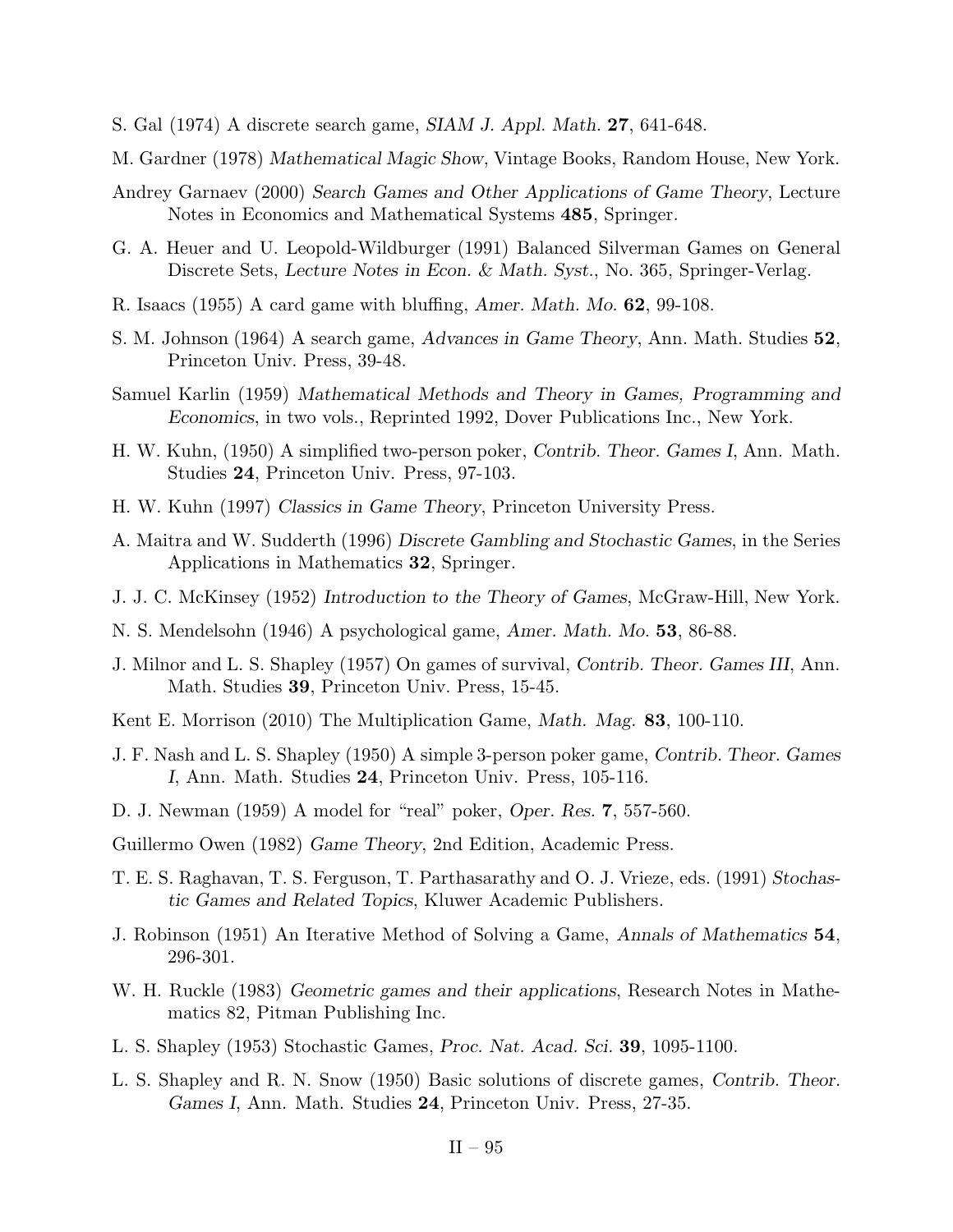S. Gal (1974) A discrete search game, *SIAM J. Appl. Math.* **27**, 641-648.

M. Gardner (1978) *Mathematical Magic Show*, Vintage Books, Random House, New York.

Andrey Garnaev (2000) *Search Games and Other Applications of Game Theory*, Lecture Notes in Economics and Mathematical Systems **485**, Springer.

G. A. Heuer and U. Leopold-Wildburger (1991) Balanced Silverman Games on General Discrete Sets, *Lecture Notes in Econ. & Math. Syst.*, No. 365, Springer-Verlag.

R. Isaacs (1955) A card game with bluffing, *Amer. Math. Mo.* **62**, 99-108.

S. M. Johnson (1964) A search game, *Advances in Game Theory*, Ann. Math. Studies **52**, Princeton Univ. Press, 39-48.

Samuel Karlin (1959) *Mathematical Methods and Theory in Games, Programming and Economics*, in two vols., Reprinted 1992, Dover Publications Inc., New York.

H. W. Kuhn, (1950) A simplified two-person poker, *Contrib. Theor. Games I*, Ann. Math. Studies **24**, Princeton Univ. Press, 97-103.

H. W. Kuhn (1997) *Classics in Game Theory*, Princeton University Press.

A. Maitra and W. Sudderth (1996) *Discrete Gambling and Stochastic Games*, in the Series Applications in Mathematics **32**, Springer.

J. J. C. McKinsey (1952) *Introduction to the Theory of Games*, McGraw-Hill, New York.

N. S. Mendelsohn (1946) A psychological game, *Amer. Math. Mo.* **53**, 86-88.

J. Milnor and L. S. Shapley (1957) On games of survival, *Contrib. Theor. Games III*, Ann. Math. Studies **39**, Princeton Univ. Press, 15-45.

Kent E. Morrison (2010) The Multiplication Game, *Math. Mag.* **83**, 100-110.

J. F. Nash and L. S. Shapley (1950) A simple 3-person poker game, *Contrib. Theor. Games I*, Ann. Math. Studies **24**, Princeton Univ. Press, 105-116.

D. J. Newman (1959) A model for "real" poker, *Oper. Res.* **7**, 557-560.

Guillermo Owen (1982) *Game Theory*, 2nd Edition, Academic Press.

T. E. S. Raghavan, T. S. Ferguson, T. Parthasarathy and O. J. Vrieze, eds. (1991) *Stochastic Games and Related Topics*, Kluwer Academic Publishers.

J. Robinson (1951) An Iterative Method of Solving a Game, *Annals of Mathematics* **54**, 296-301.

W. H. Ruckle (1983) *Geometric games and their applications*, Research Notes in Mathematics 82, Pitman Publishing Inc.

L. S. Shapley (1953) Stochastic Games, *Proc. Nat. Acad. Sci.* **39**, 1095-1100.

L. S. Shapley and R. N. Snow (1950) Basic solutions of discrete games, *Contrib. Theor. Games I*, Ann. Math. Studies **24**, Princeton Univ. Press, 27-35.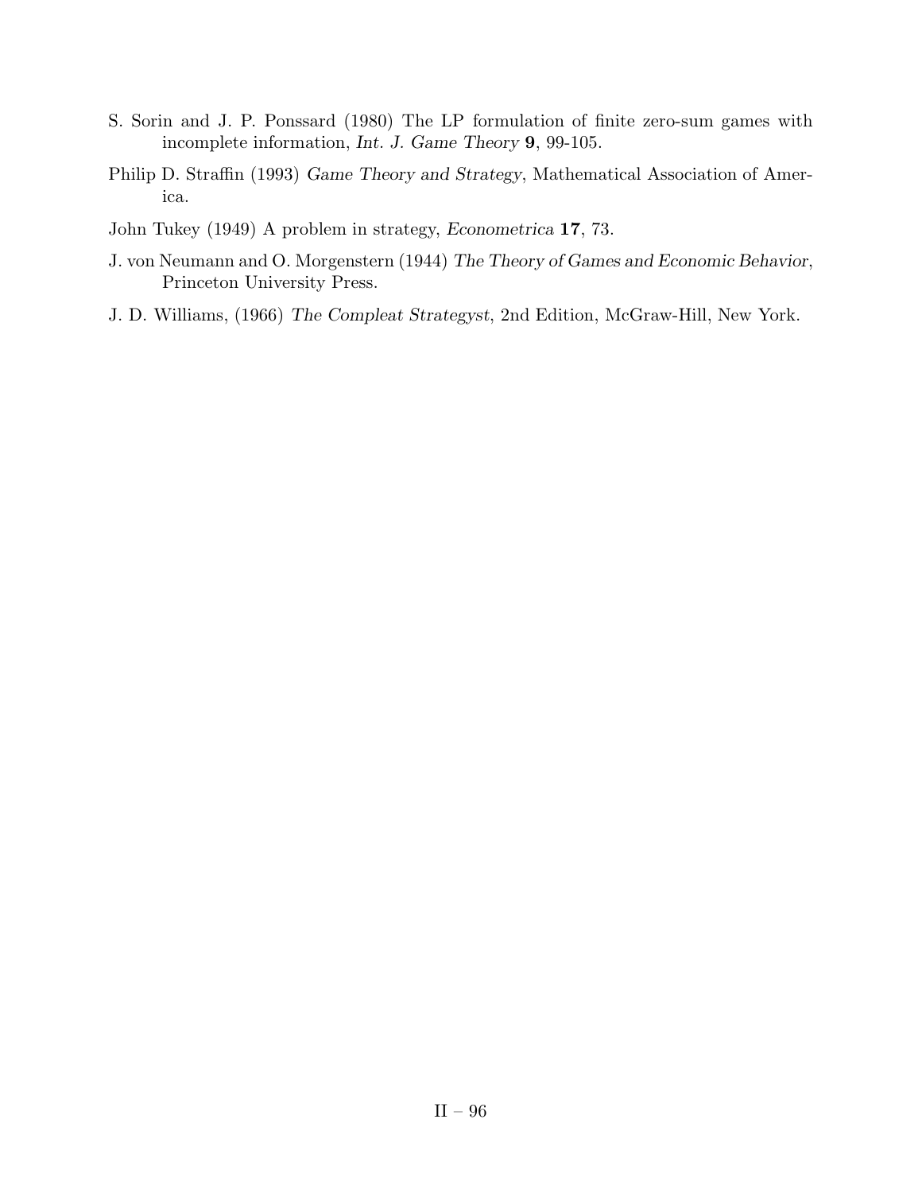S. Sorin and J. P. Ponssard (1980) The LP formulation of finite zero-sum games with incomplete information, *Int. J. Game Theory* **9**, 99-105.

Philip D. Straffin (1993) *Game Theory and Strategy*, Mathematical Association of America.

John Tukey (1949) A problem in strategy, *Econometrica* **17**, 73.

J. von Neumann and O. Morgenstern (1944) *The Theory of Games and Economic Behavior*, Princeton University Press.

J. D. Williams, (1966) *The Compleat Strategyst*, 2nd Edition, McGraw-Hill, New York.